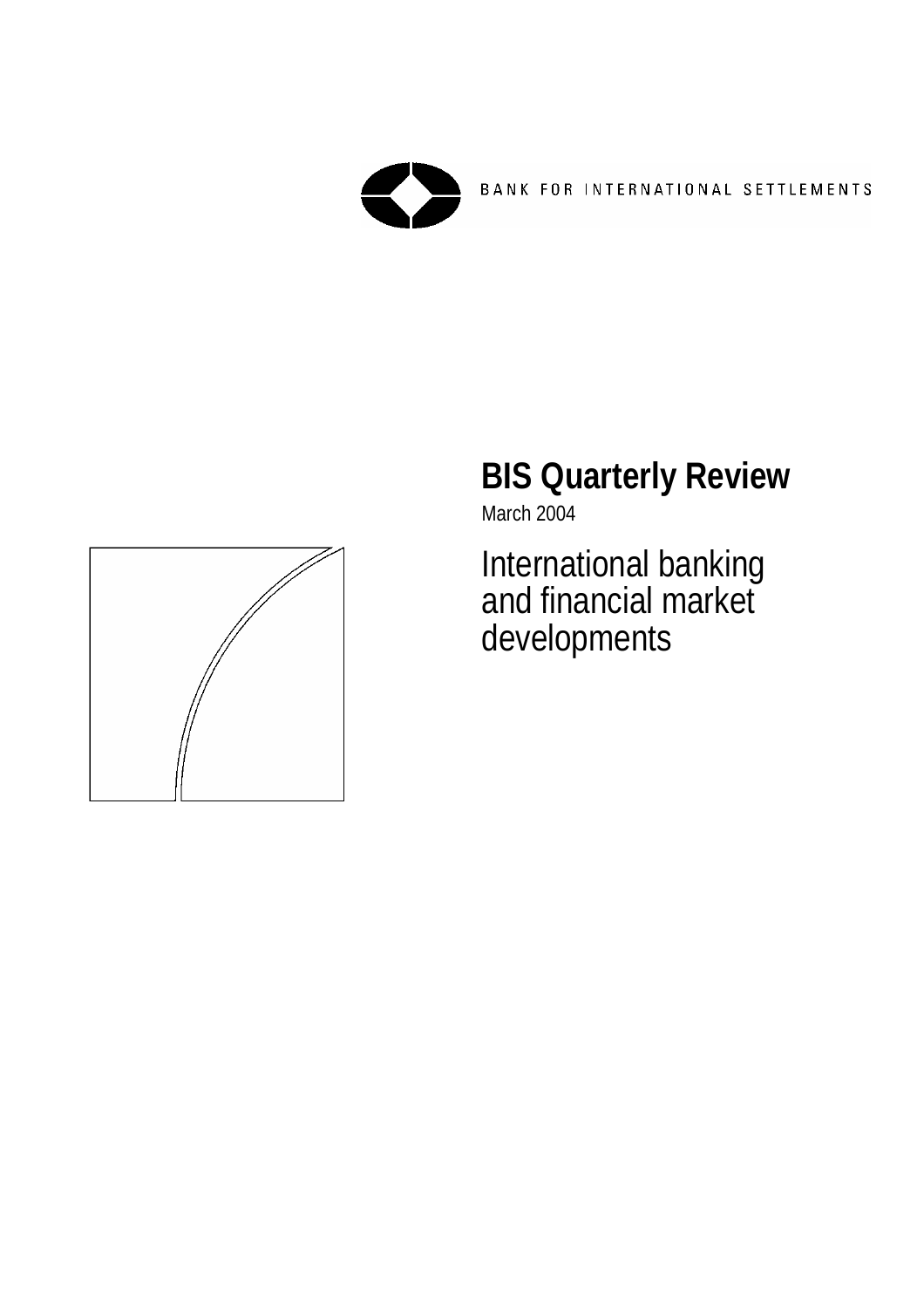BANK FOR INTERNATIONAL SETTLEMENTS

# BIS Quarterly Review

March 2004

## International banking and financial market developments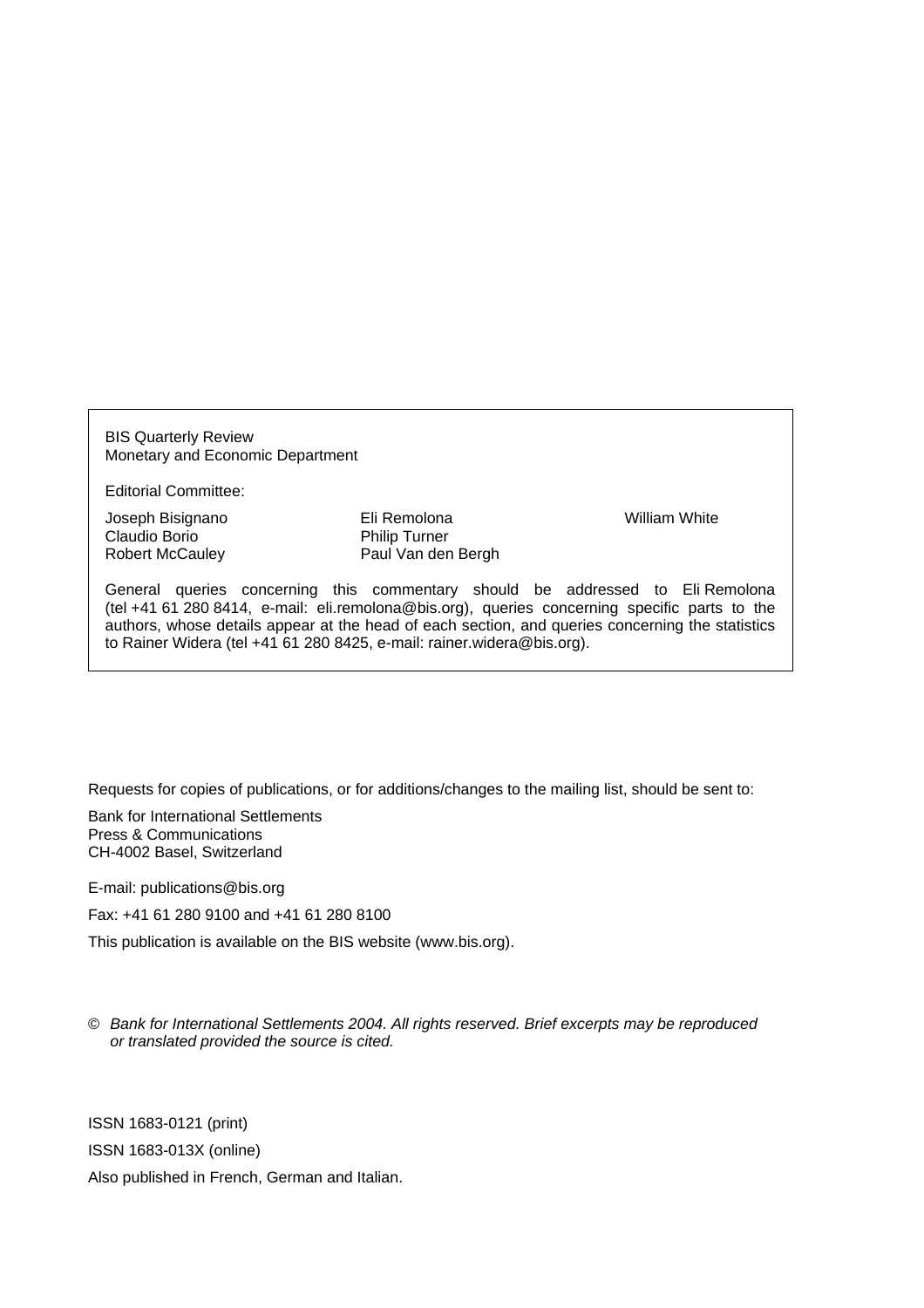BIS Quarterly Review
Monetary and Economic Department

Editorial Committee:

| | | |
|---|---|---|
| Joseph Bisignano | Eli Remolona | William White |
| Claudio Borio | Philip Turner | |
| Robert McCauley | Paul Van den Bergh | |

General queries concerning this commentary should be addressed to Eli Remolona (tel +41 61 280 8414, e-mail: eli.remolona@bis.org), queries concerning specific parts to the authors, whose details appear at the head of each section, and queries concerning the statistics to Rainer Widera (tel +41 61 280 8425, e-mail: rainer.widera@bis.org).

Requests for copies of publications, or for additions/changes to the mailing list, should be sent to:

Bank for International Settlements
Press & Communications
CH-4002 Basel, Switzerland

E-mail: publications@bis.org

Fax: +41 61 280 9100 and +41 61 280 8100

This publication is available on the BIS website (www.bis.org).

© *Bank for International Settlements 2004. All rights reserved. Brief excerpts may be reproduced or translated provided the source is cited.*

ISSN 1683-0121 (print)

ISSN 1683-013X (online)

Also published in French, German and Italian.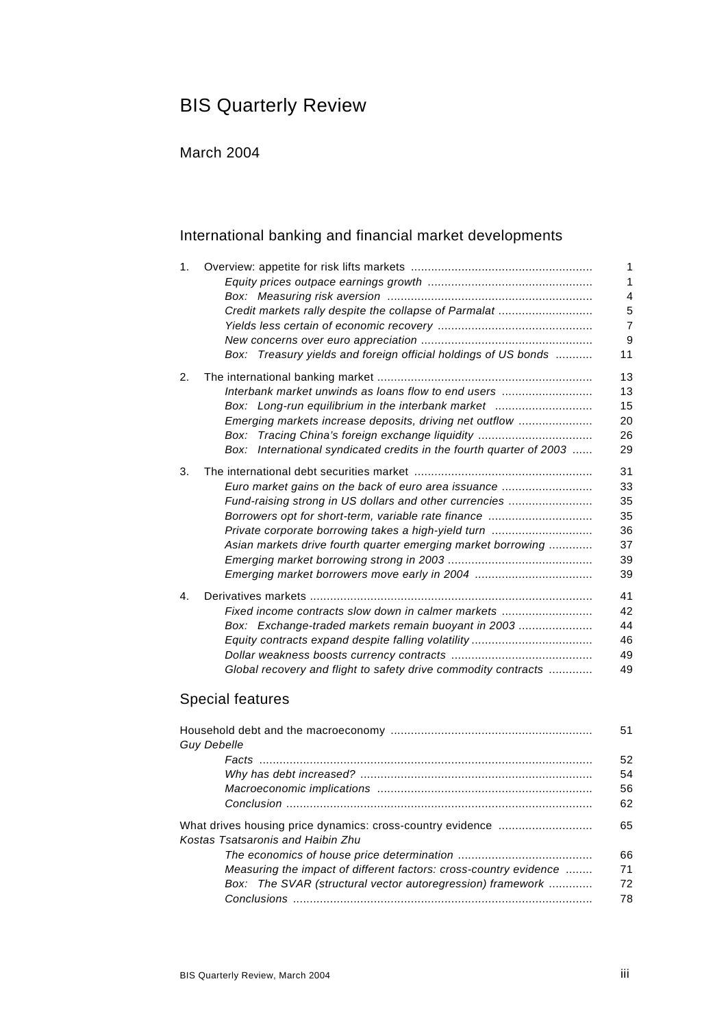# BIS Quarterly Review

## March 2004

## International banking and financial market developments

| | | |
|---|---|---|
| 1. | Overview: appetite for risk lifts markets | 1 |
| | *Equity prices outpace earnings growth* | 1 |
| | *Box: Measuring risk aversion* | 4 |
| | *Credit markets rally despite the collapse of Parmalat* | 5 |
| | *Yields less certain of economic recovery* | 7 |
| | *New concerns over euro appreciation* | 9 |
| | *Box: Treasury yields and foreign official holdings of US bonds* | 11 |
| 2. | The international banking market | 13 |
| | *Interbank market unwinds as loans flow to end users* | 13 |
| | *Box: Long-run equilibrium in the interbank market* | 15 |
| | *Emerging markets increase deposits, driving net outflow* | 20 |
| | *Box: Tracing China's foreign exchange liquidity* | 26 |
| | *Box: International syndicated credits in the fourth quarter of 2003* | 29 |
| 3. | The international debt securities market | 31 |
| | *Euro market gains on the back of euro area issuance* | 33 |
| | *Fund-raising strong in US dollars and other currencies* | 35 |
| | *Borrowers opt for short-term, variable rate finance* | 35 |
| | *Private corporate borrowing takes a high-yield turn* | 36 |
| | *Asian markets drive fourth quarter emerging market borrowing* | 37 |
| | *Emerging market borrowing strong in 2003* | 39 |
| | *Emerging market borrowers move early in 2004* | 39 |
| 4. | Derivatives markets | 41 |
| | *Fixed income contracts slow down in calmer markets* | 42 |
| | *Box: Exchange-traded markets remain buoyant in 2003* | 44 |
| | *Equity contracts expand despite falling volatility* | 46 |
| | *Dollar weakness boosts currency contracts* | 49 |
| | *Global recovery and flight to safety drive commodity contracts* | 49 |

## Special features

| | |
|---|---|
| Household debt and the macroeconomy | 51 |
| *Guy Debelle* | |
| *Facts* | 52 |
| *Why has debt increased?* | 54 |
| *Macroeconomic implications* | 56 |
| *Conclusion* | 62 |
| What drives housing price dynamics: cross-country evidence | 65 |
| *Kostas Tsatsaronis and Haibin Zhu* | |
| *The economics of house price determination* | 66 |
| *Measuring the impact of different factors: cross-country evidence* | 71 |
| *Box: The SVAR (structural vector autoregression) framework* | 72 |
| *Conclusions* | 78 |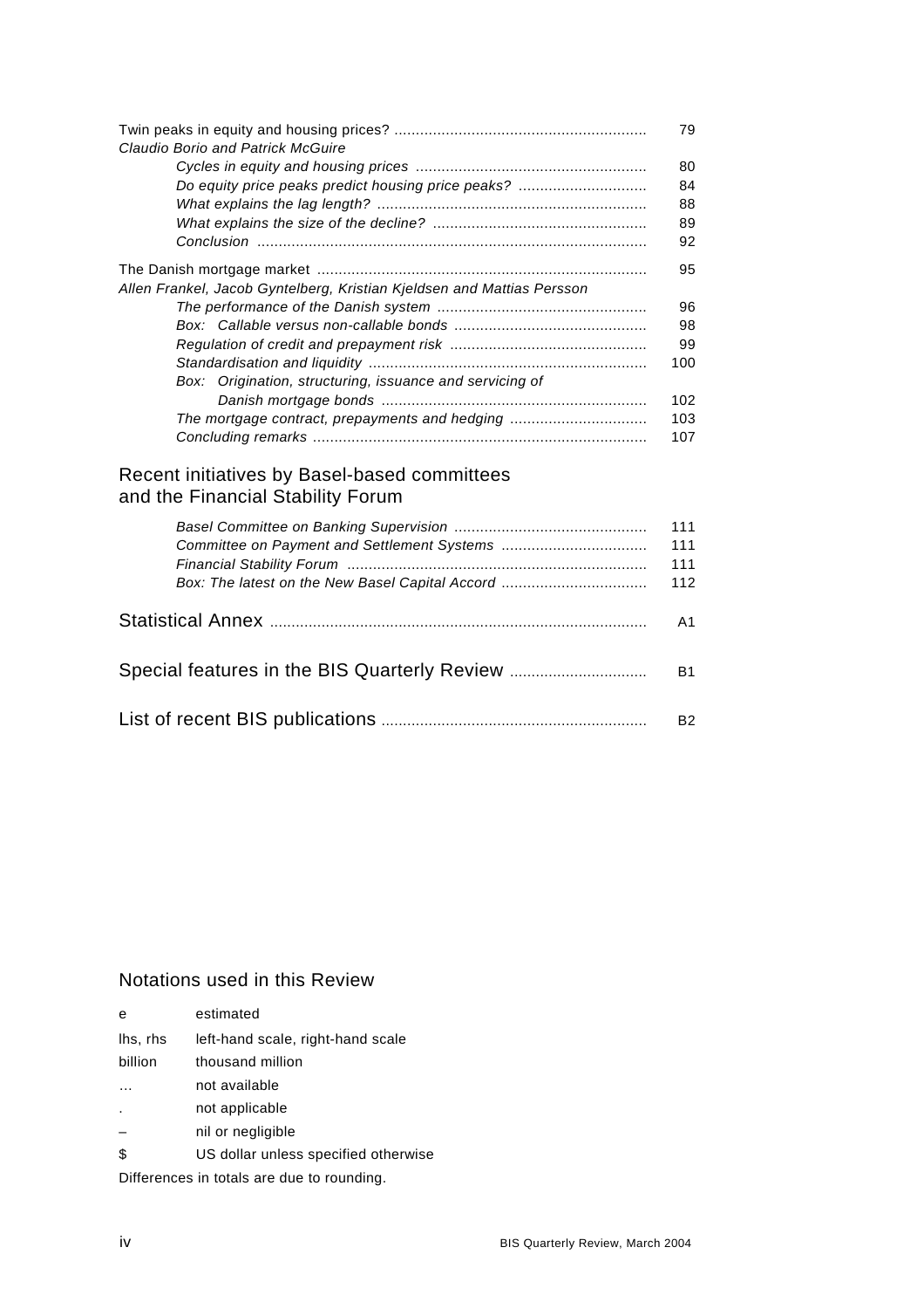Twin peaks in equity and housing prices? ........................................................ 79
*Claudio Borio and Patrick McGuire*

- *Cycles in equity and housing prices* ........................................................ 80
- *Do equity price peaks predict housing price peaks?* ................................ 84
- *What explains the lag length?* ................................................................. 88
- *What explains the size of the decline?* .................................................... 89
- *Conclusion* ................................................................................................ 92

The Danish mortgage market ............................................................................ 95
*Allen Frankel, Jacob Gyntelberg, Kristian Kjeldsen and Mattias Persson*

- *The performance of the Danish system* ..................................................... 96
- *Box: Callable versus non-callable bonds* .................................................. 98
- *Regulation of credit and prepayment risk* ................................................ 99
- *Standardisation and liquidity* .................................................................. 100
- *Box: Origination, structuring, issuance and servicing of Danish mortgage bonds* ........ 102
- *The mortgage contract, prepayments and hedging* ................................. 103
- *Concluding remarks* ................................................................................ 107

## Recent initiatives by Basel-based committees and the Financial Stability Forum

- *Basel Committee on Banking Supervision* ................................................ 111
- *Committee on Payment and Settlement Systems* ..................................... 111
- *Financial Stability Forum* ......................................................................... 111
- *Box: The latest on the New Basel Capital Accord* .................................... 112

## Statistical Annex ........................................................................ A1

## Special features in the BIS Quarterly Review ........................... B1

## List of recent BIS publications ................................................. B2

## Notations used in this Review

| | |
|---|---|
| e | estimated |
| lhs, rhs | left-hand scale, right-hand scale |
| billion | thousand million |
| … | not available |
| . | not applicable |
| – | nil or negligible |
| $ | US dollar unless specified otherwise |

Differences in totals are due to rounding.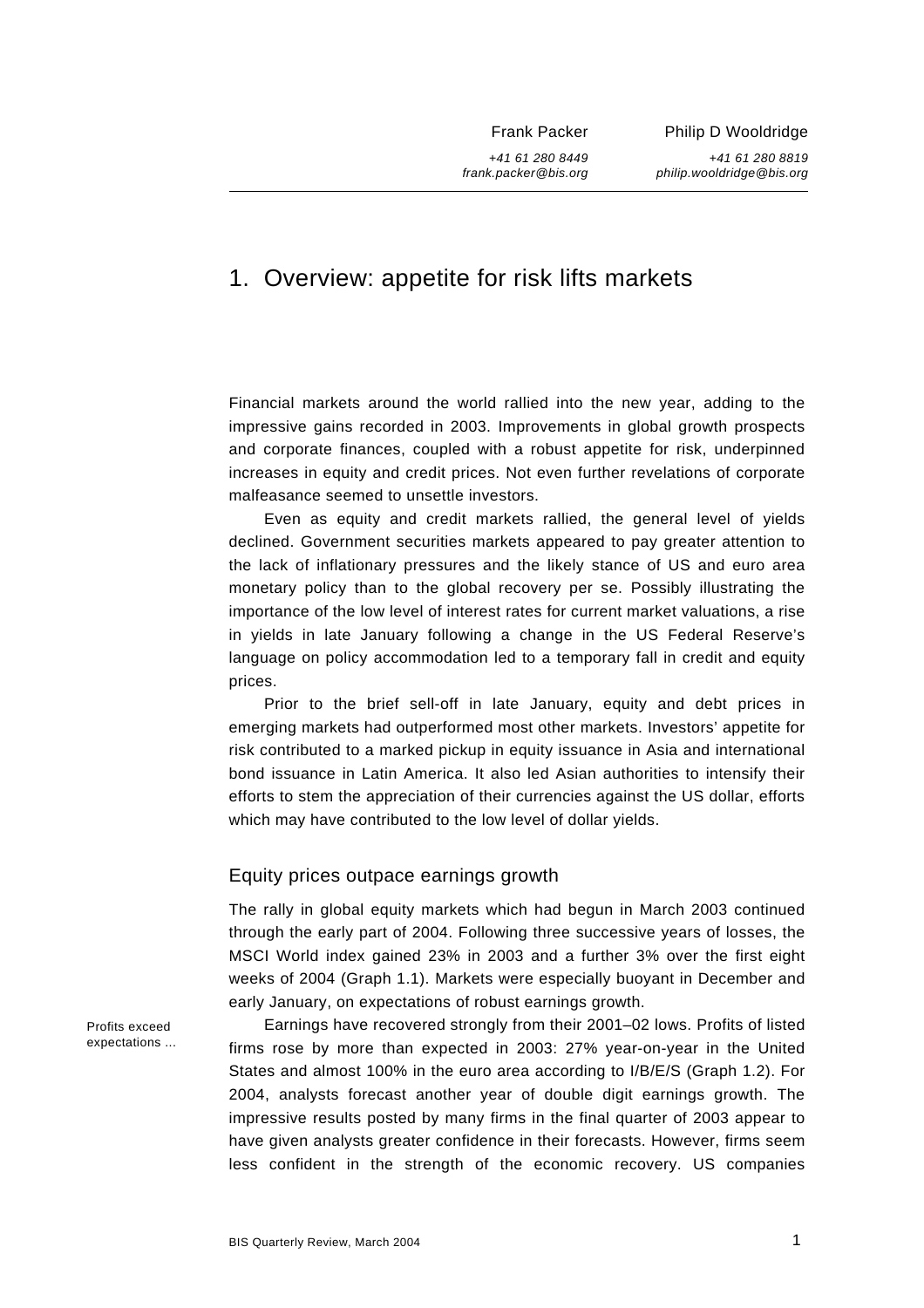Frank Packer
+41 61 280 8449
frank.packer@bis.org

Philip D Wooldridge
+41 61 280 8819
philip.wooldridge@bis.org

# 1. Overview: appetite for risk lifts markets

Financial markets around the world rallied into the new year, adding to the impressive gains recorded in 2003. Improvements in global growth prospects and corporate finances, coupled with a robust appetite for risk, underpinned increases in equity and credit prices. Not even further revelations of corporate malfeasance seemed to unsettle investors.

Even as equity and credit markets rallied, the general level of yields declined. Government securities markets appeared to pay greater attention to the lack of inflationary pressures and the likely stance of US and euro area monetary policy than to the global recovery per se. Possibly illustrating the importance of the low level of interest rates for current market valuations, a rise in yields in late January following a change in the US Federal Reserve's language on policy accommodation led to a temporary fall in credit and equity prices.

Prior to the brief sell-off in late January, equity and debt prices in emerging markets had outperformed most other markets. Investors' appetite for risk contributed to a marked pickup in equity issuance in Asia and international bond issuance in Latin America. It also led Asian authorities to intensify their efforts to stem the appreciation of their currencies against the US dollar, efforts which may have contributed to the low level of dollar yields.

## Equity prices outpace earnings growth

The rally in global equity markets which had begun in March 2003 continued through the early part of 2004. Following three successive years of losses, the MSCI World index gained 23% in 2003 and a further 3% over the first eight weeks of 2004 (Graph 1.1). Markets were especially buoyant in December and early January, on expectations of robust earnings growth.

*Profits exceed expectations ...*

Earnings have recovered strongly from their 2001–02 lows. Profits of listed firms rose by more than expected in 2003: 27% year-on-year in the United States and almost 100% in the euro area according to I/B/E/S (Graph 1.2). For 2004, analysts forecast another year of double digit earnings growth. The impressive results posted by many firms in the final quarter of 2003 appear to have given analysts greater confidence in their forecasts. However, firms seem less confident in the strength of the economic recovery. US companies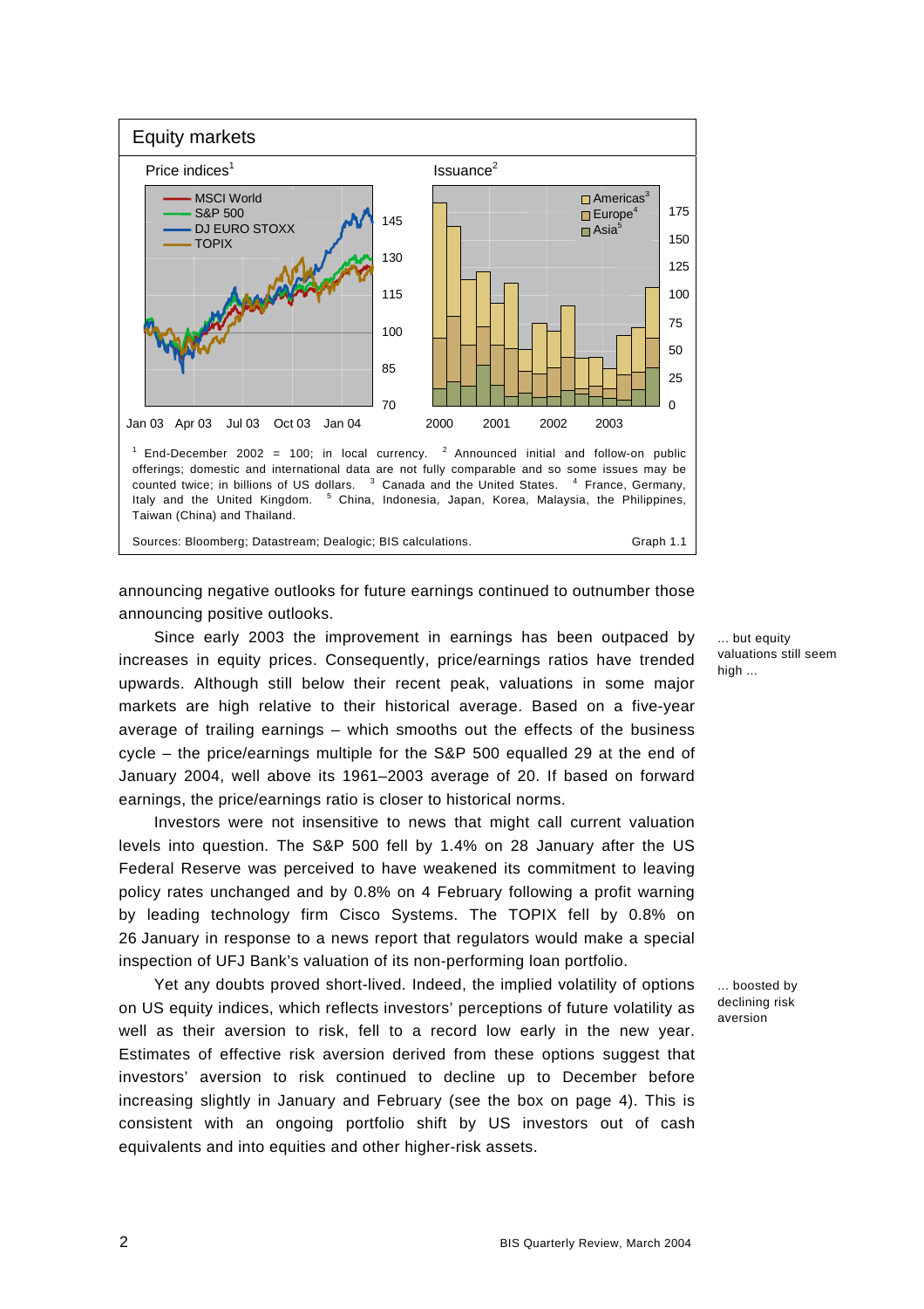**Equity markets**

Price indices[1] | Issuance[2]

[1] End-December 2002 = 100; in local currency. [2] Announced initial and follow-on public offerings; domestic and international data are not fully comparable and so some issues may be counted twice; in billions of US dollars. [3] Canada and the United States. [4] France, Germany, Italy and the United Kingdom. [5] China, Indonesia, Japan, Korea, Malaysia, the Philippines, Taiwan (China) and Thailand.

Sources: Bloomberg; Datastream; Dealogic; BIS calculations. Graph 1.1

announcing negative outlooks for future earnings continued to outnumber those announcing positive outlooks.

*... but equity valuations still seem high ...*

Since early 2003 the improvement in earnings has been outpaced by increases in equity prices. Consequently, price/earnings ratios have trended upwards. Although still below their recent peak, valuations in some major markets are high relative to their historical average. Based on a five-year average of trailing earnings – which smooths out the effects of the business cycle – the price/earnings multiple for the S&P 500 equalled 29 at the end of January 2004, well above its 1961–2003 average of 20. If based on forward earnings, the price/earnings ratio is closer to historical norms.

Investors were not insensitive to news that might call current valuation levels into question. The S&P 500 fell by 1.4% on 28 January after the US Federal Reserve was perceived to have weakened its commitment to leaving policy rates unchanged and by 0.8% on 4 February following a profit warning by leading technology firm Cisco Systems. The TOPIX fell by 0.8% on 26 January in response to a news report that regulators would make a special inspection of UFJ Bank's valuation of its non-performing loan portfolio.

*... boosted by declining risk aversion*

Yet any doubts proved short-lived. Indeed, the implied volatility of options on US equity indices, which reflects investors' perceptions of future volatility as well as their aversion to risk, fell to a record low early in the new year. Estimates of effective risk aversion derived from these options suggest that investors' aversion to risk continued to decline up to December before increasing slightly in January and February (see the box on page 4). This is consistent with an ongoing portfolio shift by US investors out of cash equivalents and into equities and other higher-risk assets.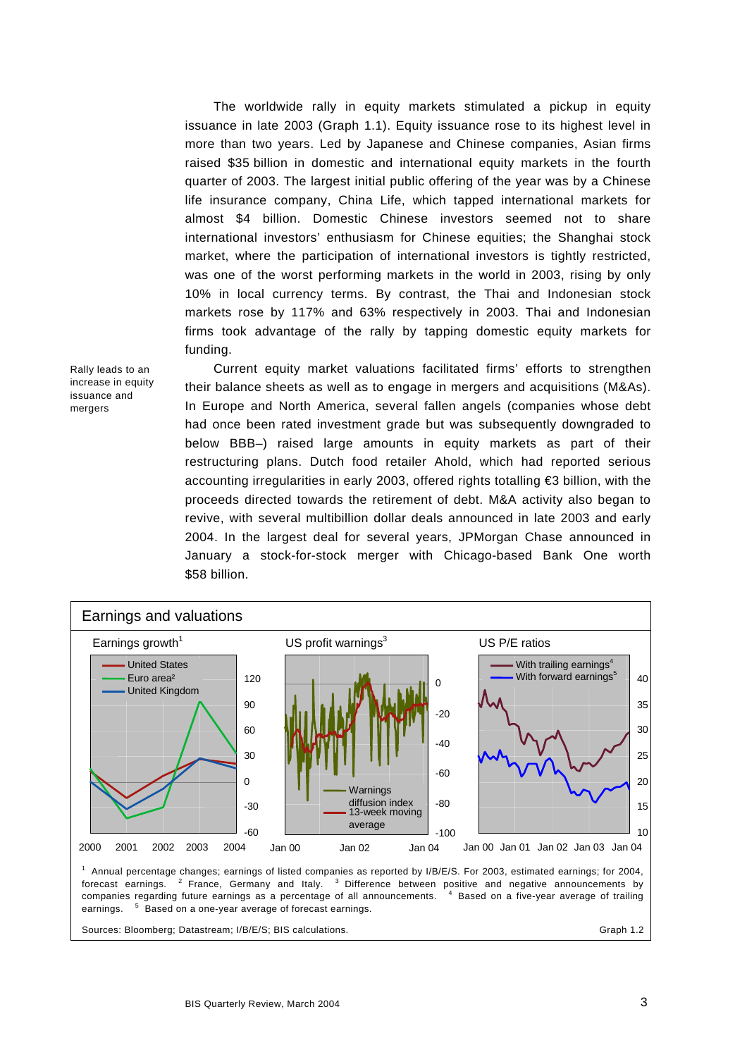The worldwide rally in equity markets stimulated a pickup in equity issuance in late 2003 (Graph 1.1). Equity issuance rose to its highest level in more than two years. Led by Japanese and Chinese companies, Asian firms raised \$35 billion in domestic and international equity markets in the fourth quarter of 2003. The largest initial public offering of the year was by a Chinese life insurance company, China Life, which tapped international markets for almost \$4 billion. Domestic Chinese investors seemed not to share international investors' enthusiasm for Chinese equities; the Shanghai stock market, where the participation of international investors is tightly restricted, was one of the worst performing markets in the world in 2003, rising by only 10% in local currency terms. By contrast, the Thai and Indonesian stock markets rose by 117% and 63% respectively in 2003. Thai and Indonesian firms took advantage of the rally by tapping domestic equity markets for funding.

*Rally leads to an increase in equity issuance and mergers*

Current equity market valuations facilitated firms' efforts to strengthen their balance sheets as well as to engage in mergers and acquisitions (M&As). In Europe and North America, several fallen angels (companies whose debt had once been rated investment grade but was subsequently downgraded to below BBB–) raised large amounts in equity markets as part of their restructuring plans. Dutch food retailer Ahold, which had reported serious accounting irregularities in early 2003, offered rights totalling €3 billion, with the proceeds directed towards the retirement of debt. M&A activity also began to revive, with several multibillion dollar deals announced in late 2003 and early 2004. In the largest deal for several years, JPMorgan Chase announced in January a stock-for-stock merger with Chicago-based Bank One worth \$58 billion.

**Earnings and valuations**

Earnings growth[1] | US profit warnings[3] | US P/E ratios

[1] Annual percentage changes; earnings of listed companies as reported by I/B/E/S. For 2003, estimated earnings; for 2004, forecast earnings. [2] France, Germany and Italy. [3] Difference between positive and negative announcements by companies regarding future earnings as a percentage of all announcements. [4] Based on a five-year average of trailing earnings. [5] Based on a one-year average of forecast earnings.

Sources: Bloomberg; Datastream; I/B/E/S; BIS calculations.

Graph 1.2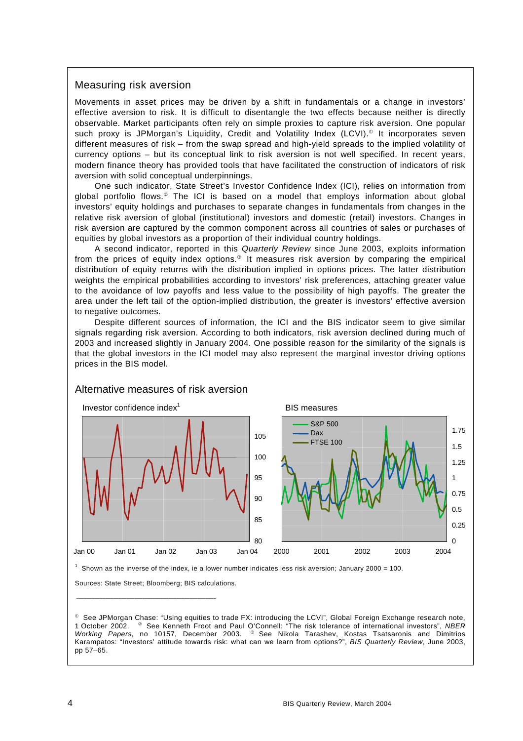## Measuring risk aversion

Movements in asset prices may be driven by a shift in fundamentals or a change in investors' effective aversion to risk. It is difficult to disentangle the two effects because neither is directly observable. Market participants often rely on simple proxies to capture risk aversion. One popular such proxy is JPMorgan's Liquidity, Credit and Volatility Index (LCVI).[①] It incorporates seven different measures of risk – from the swap spread and high-yield spreads to the implied volatility of currency options – but its conceptual link to risk aversion is not well specified. In recent years, modern finance theory has provided tools that have facilitated the construction of indicators of risk aversion with solid conceptual underpinnings.

One such indicator, State Street's Investor Confidence Index (ICI), relies on information from global portfolio flows.[②] The ICI is based on a model that employs information about global investors' equity holdings and purchases to separate changes in fundamentals from changes in the relative risk aversion of global (institutional) investors and domestic (retail) investors. Changes in risk aversion are captured by the common component across all countries of sales or purchases of equities by global investors as a proportion of their individual country holdings.

A second indicator, reported in this *Quarterly Review* since June 2003, exploits information from the prices of equity index options.[③] It measures risk aversion by comparing the empirical distribution of equity returns with the distribution implied in options prices. The latter distribution weights the empirical probabilities according to investors' risk preferences, attaching greater value to the avoidance of low payoffs and less value to the possibility of high payoffs. The greater the area under the left tail of the option-implied distribution, the greater is investors' effective aversion to negative outcomes.

Despite different sources of information, the ICI and the BIS indicator seem to give similar signals regarding risk aversion. According to both indicators, risk aversion declined during much of 2003 and increased slightly in January 2004. One possible reason for the similarity of the signals is that the global investors in the ICI model may also represent the marginal investor driving options prices in the BIS model.

### Alternative measures of risk aversion

Investor confidence index[1] | BIS measures (S&P 500, Dax, FTSE 100)

[1] Shown as the inverse of the index, ie a lower number indicates less risk aversion; January 2000 = 100.

Sources: State Street; Bloomberg; BIS calculations.

---

① See JPMorgan Chase: "Using equities to trade FX: introducing the LCVI", Global Foreign Exchange research note, 1 October 2002. ② See Kenneth Froot and Paul O'Connell: "The risk tolerance of international investors", *NBER Working Papers*, no 10157, December 2003. ③ See Nikola Tarashev, Kostas Tsatsaronis and Dimitrios Karampatos: "Investors' attitude towards risk: what can we learn from options?", *BIS Quarterly Review*, June 2003, pp 57–65.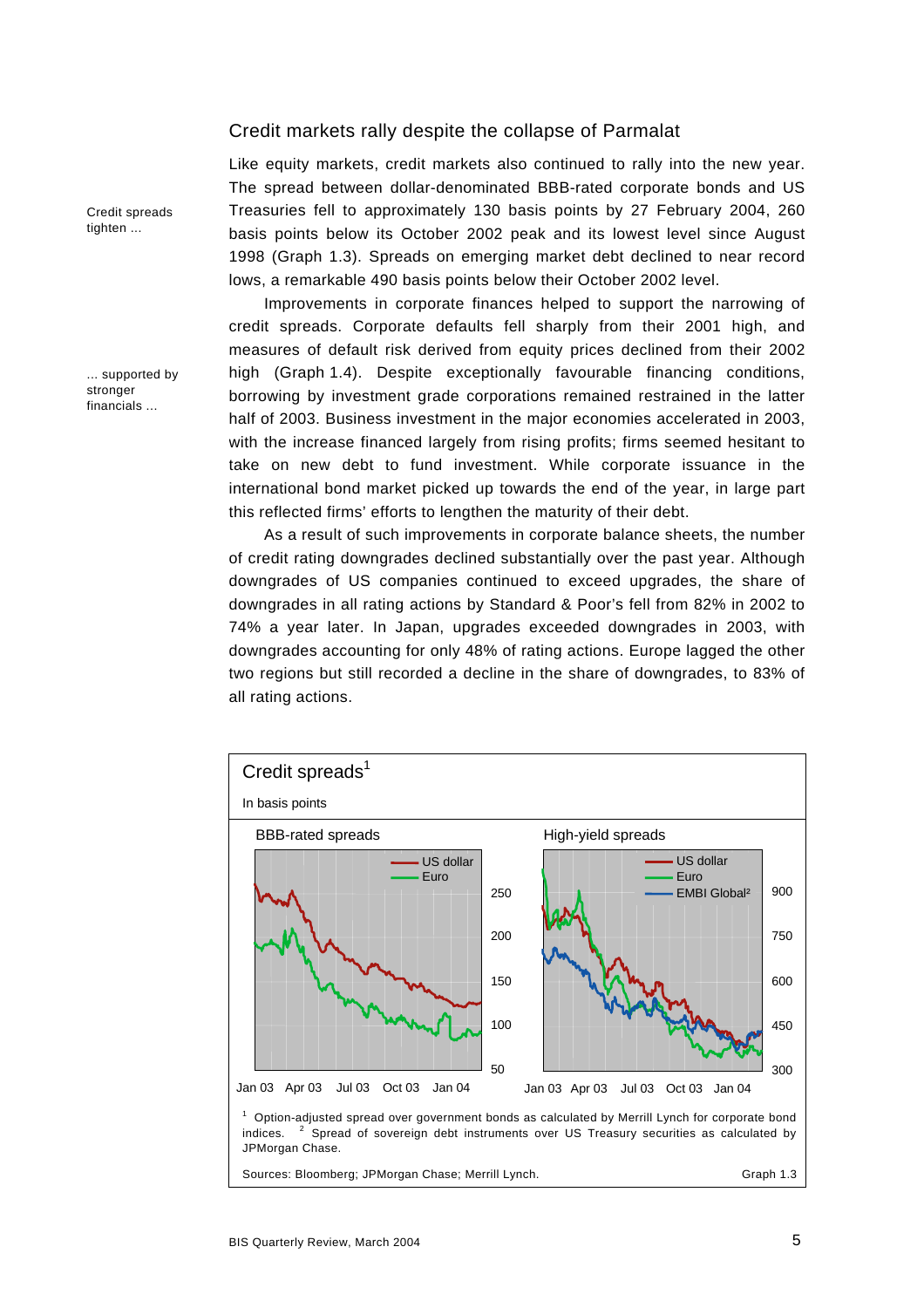## Credit markets rally despite the collapse of Parmalat

Credit spreads tighten ...

Like equity markets, credit markets also continued to rally into the new year. The spread between dollar-denominated BBB-rated corporate bonds and US Treasuries fell to approximately 130 basis points by 27 February 2004, 260 basis points below its October 2002 peak and its lowest level since August 1998 (Graph 1.3). Spreads on emerging market debt declined to near record lows, a remarkable 490 basis points below their October 2002 level.

... supported by stronger financials ...

Improvements in corporate finances helped to support the narrowing of credit spreads. Corporate defaults fell sharply from their 2001 high, and measures of default risk derived from equity prices declined from their 2002 high (Graph 1.4). Despite exceptionally favourable financing conditions, borrowing by investment grade corporations remained restrained in the latter half of 2003. Business investment in the major economies accelerated in 2003, with the increase financed largely from rising profits; firms seemed hesitant to take on new debt to fund investment. While corporate issuance in the international bond market picked up towards the end of the year, in large part this reflected firms' efforts to lengthen the maturity of their debt.

As a result of such improvements in corporate balance sheets, the number of credit rating downgrades declined substantially over the past year. Although downgrades of US companies continued to exceed upgrades, the share of downgrades in all rating actions by Standard & Poor's fell from 82% in 2002 to 74% a year later. In Japan, upgrades exceeded downgrades in 2003, with downgrades accounting for only 48% of rating actions. Europe lagged the other two regions but still recorded a decline in the share of downgrades, to 83% of all rating actions.

**Credit spreads**[1]

In basis points

BBB-rated spreads — US dollar; Euro

High-yield spreads — US dollar; Euro; EMBI Global[2]

[1] Option-adjusted spread over government bonds as calculated by Merrill Lynch for corporate bond indices. [2] Spread of sovereign debt instruments over US Treasury securities as calculated by JPMorgan Chase.

Sources: Bloomberg; JPMorgan Chase; Merrill Lynch. Graph 1.3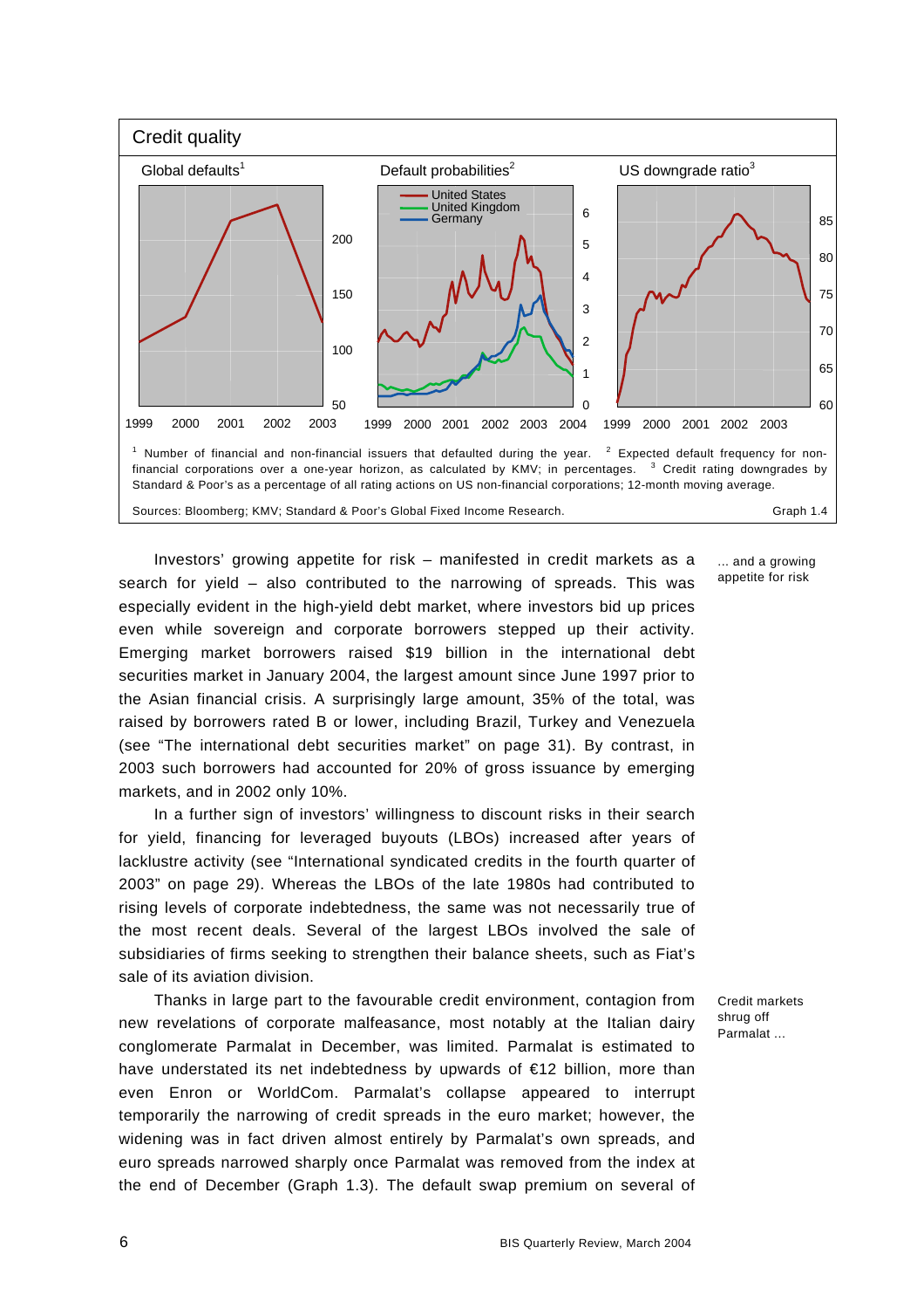**Credit quality**

Global defaults[1] | Default probabilities[2] | US downgrade ratio[3]

[1] Number of financial and non-financial issuers that defaulted during the year. [2] Expected default frequency for non-financial corporations over a one-year horizon, as calculated by KMV; in percentages. [3] Credit rating downgrades by Standard & Poor's as a percentage of all rating actions on US non-financial corporations; 12-month moving average.

Sources: Bloomberg; KMV; Standard & Poor's Global Fixed Income Research.

Graph 1.4

*... and a growing appetite for risk*

Investors' growing appetite for risk – manifested in credit markets as a search for yield – also contributed to the narrowing of spreads. This was especially evident in the high-yield debt market, where investors bid up prices even while sovereign and corporate borrowers stepped up their activity. Emerging market borrowers raised $19 billion in the international debt securities market in January 2004, the largest amount since June 1997 prior to the Asian financial crisis. A surprisingly large amount, 35% of the total, was raised by borrowers rated B or lower, including Brazil, Turkey and Venezuela (see "The international debt securities market" on page 31). By contrast, in 2003 such borrowers had accounted for 20% of gross issuance by emerging markets, and in 2002 only 10%.

In a further sign of investors' willingness to discount risks in their search for yield, financing for leveraged buyouts (LBOs) increased after years of lacklustre activity (see "International syndicated credits in the fourth quarter of 2003" on page 29). Whereas the LBOs of the late 1980s had contributed to rising levels of corporate indebtedness, the same was not necessarily true of the most recent deals. Several of the largest LBOs involved the sale of subsidiaries of firms seeking to strengthen their balance sheets, such as Fiat's sale of its aviation division.

*Credit markets shrug off Parmalat ...*

Thanks in large part to the favourable credit environment, contagion from new revelations of corporate malfeasance, most notably at the Italian dairy conglomerate Parmalat in December, was limited. Parmalat is estimated to have understated its net indebtedness by upwards of €12 billion, more than even Enron or WorldCom. Parmalat's collapse appeared to interrupt temporarily the narrowing of credit spreads in the euro market; however, the widening was in fact driven almost entirely by Parmalat's own spreads, and euro spreads narrowed sharply once Parmalat was removed from the index at the end of December (Graph 1.3). The default swap premium on several of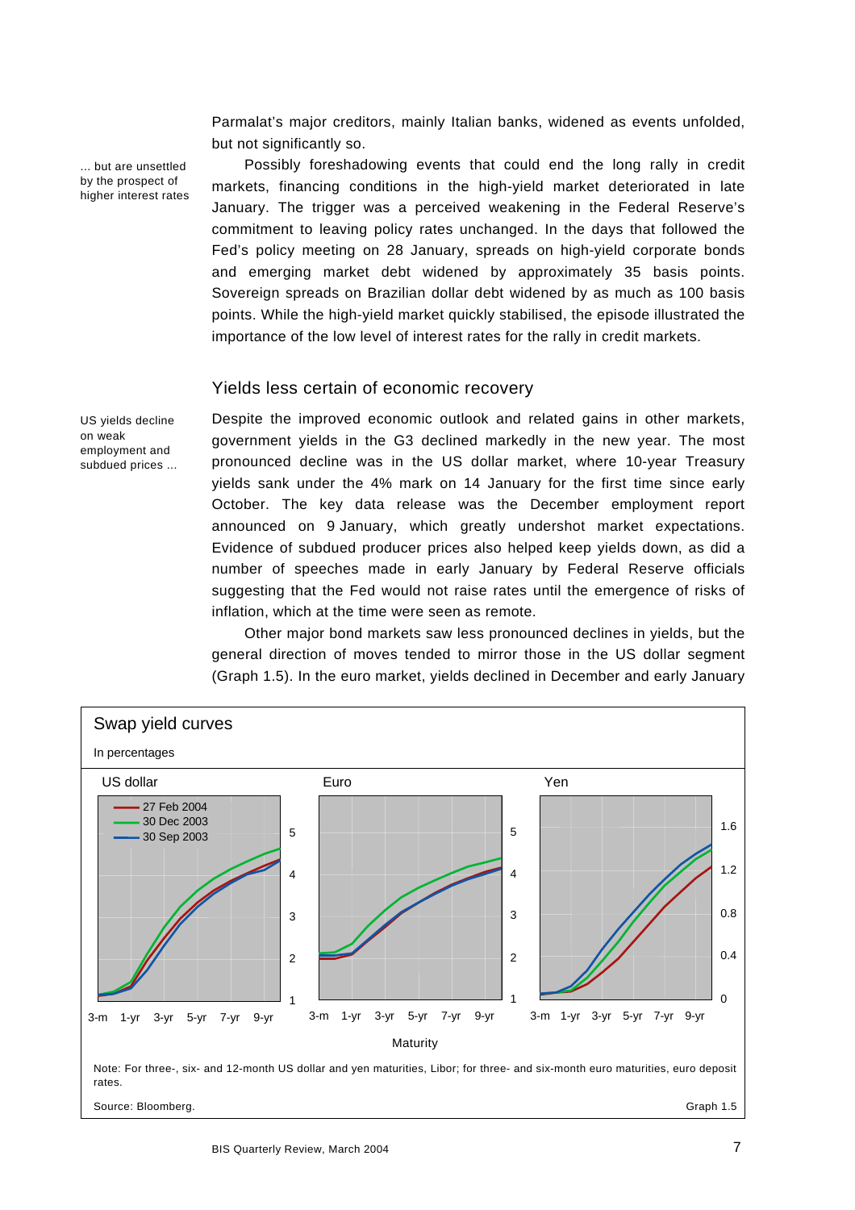Parmalat's major creditors, mainly Italian banks, widened as events unfolded, but not significantly so.

... but are unsettled by the prospect of higher interest rates

Possibly foreshadowing events that could end the long rally in credit markets, financing conditions in the high-yield market deteriorated in late January. The trigger was a perceived weakening in the Federal Reserve's commitment to leaving policy rates unchanged. In the days that followed the Fed's policy meeting on 28 January, spreads on high-yield corporate bonds and emerging market debt widened by approximately 35 basis points. Sovereign spreads on Brazilian dollar debt widened by as much as 100 basis points. While the high-yield market quickly stabilised, the episode illustrated the importance of the low level of interest rates for the rally in credit markets.

## Yields less certain of economic recovery

US yields decline on weak employment and subdued prices ...

Despite the improved economic outlook and related gains in other markets, government yields in the G3 declined markedly in the new year. The most pronounced decline was in the US dollar market, where 10-year Treasury yields sank under the 4% mark on 14 January for the first time since early October. The key data release was the December employment report announced on 9 January, which greatly undershot market expectations. Evidence of subdued producer prices also helped keep yields down, as did a number of speeches made in early January by Federal Reserve officials suggesting that the Fed would not raise rates until the emergence of risks of inflation, which at the time were seen as remote.

Other major bond markets saw less pronounced declines in yields, but the general direction of moves tended to mirror those in the US dollar segment (Graph 1.5). In the euro market, yields declined in December and early January

**Swap yield curves**

In percentages

Note: For three-, six- and 12-month US dollar and yen maturities, Libor; for three- and six-month euro maturities, euro deposit rates.

Source: Bloomberg.

Graph 1.5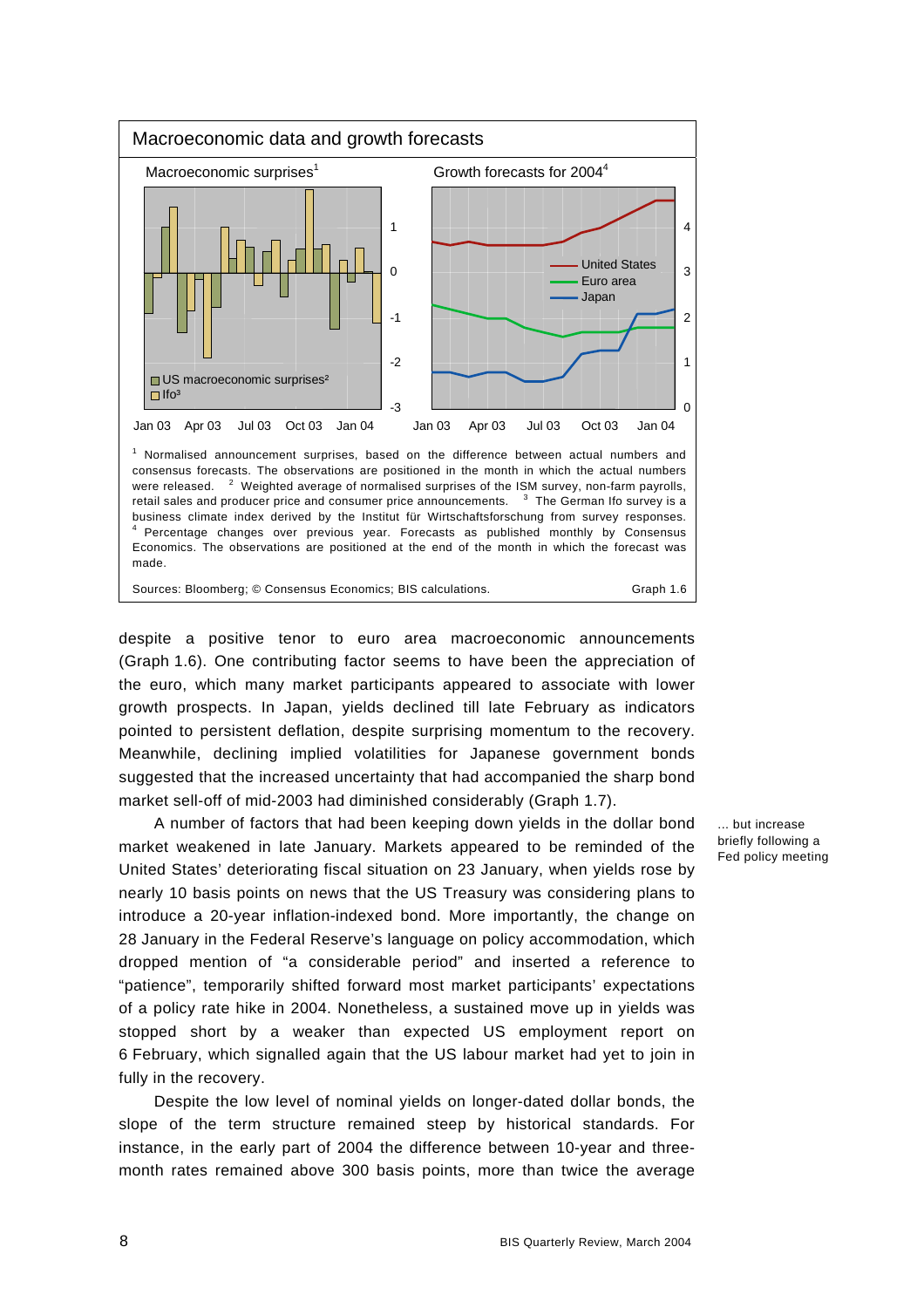**Macroeconomic data and growth forecasts**

Macroeconomic surprises[1] | Growth forecasts for 2004[4]

[1] Normalised announcement surprises, based on the difference between actual numbers and consensus forecasts. The observations are positioned in the month in which the actual numbers were released. [2] Weighted average of normalised surprises of the ISM survey, non-farm payrolls, retail sales and producer price and consumer price announcements. [3] The German Ifo survey is a business climate index derived by the Institut für Wirtschaftsforschung from survey responses. [4] Percentage changes over previous year. Forecasts as published monthly by Consensus Economics. The observations are positioned at the end of the month in which the forecast was made.

Sources: Bloomberg; © Consensus Economics; BIS calculations. Graph 1.6

despite a positive tenor to euro area macroeconomic announcements (Graph 1.6). One contributing factor seems to have been the appreciation of the euro, which many market participants appeared to associate with lower growth prospects. In Japan, yields declined till late February as indicators pointed to persistent deflation, despite surprising momentum to the recovery. Meanwhile, declining implied volatilities for Japanese government bonds suggested that the increased uncertainty that had accompanied the sharp bond market sell-off of mid-2003 had diminished considerably (Graph 1.7).

*... but increase briefly following a Fed policy meeting*

A number of factors that had been keeping down yields in the dollar bond market weakened in late January. Markets appeared to be reminded of the United States' deteriorating fiscal situation on 23 January, when yields rose by nearly 10 basis points on news that the US Treasury was considering plans to introduce a 20-year inflation-indexed bond. More importantly, the change on 28 January in the Federal Reserve's language on policy accommodation, which dropped mention of "a considerable period" and inserted a reference to "patience", temporarily shifted forward most market participants' expectations of a policy rate hike in 2004. Nonetheless, a sustained move up in yields was stopped short by a weaker than expected US employment report on 6 February, which signalled again that the US labour market had yet to join in fully in the recovery.

Despite the low level of nominal yields on longer-dated dollar bonds, the slope of the term structure remained steep by historical standards. For instance, in the early part of 2004 the difference between 10-year and three-month rates remained above 300 basis points, more than twice the average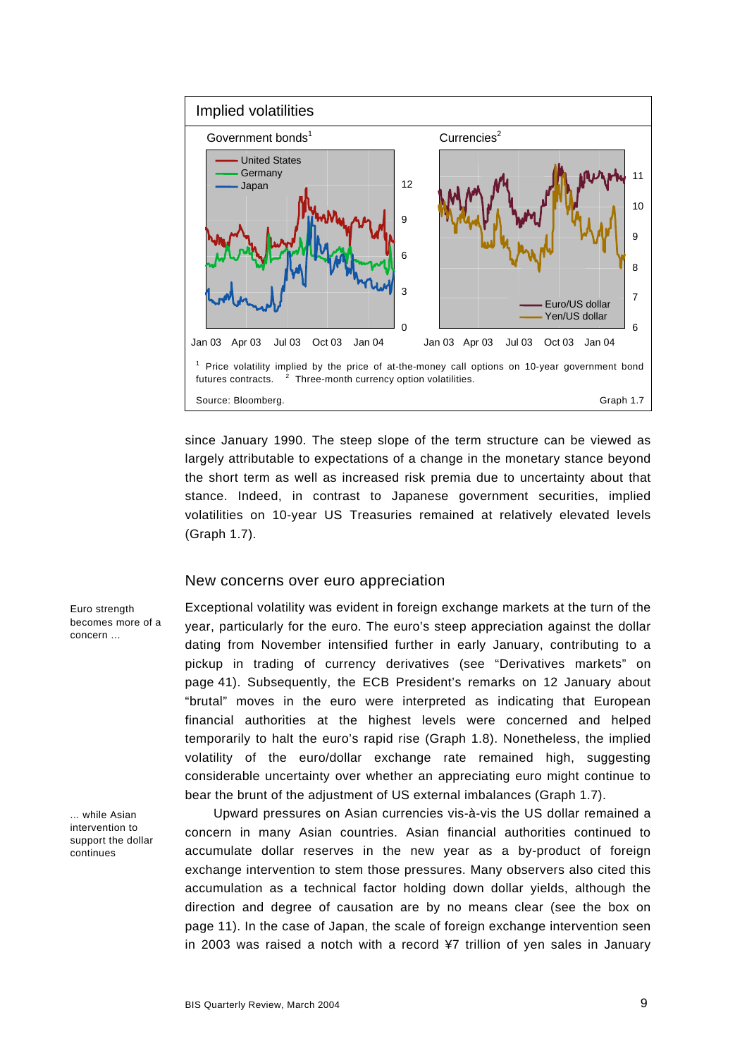**Implied volatilities**

Government bonds[1] | Currencies[2]

[1] Price volatility implied by the price of at-the-money call options on 10-year government bond futures contracts. [2] Three-month currency option volatilities.

Source: Bloomberg. Graph 1.7

since January 1990. The steep slope of the term structure can be viewed as largely attributable to expectations of a change in the monetary stance beyond the short term as well as increased risk premia due to uncertainty about that stance. Indeed, in contrast to Japanese government securities, implied volatilities on 10-year US Treasuries remained at relatively elevated levels (Graph 1.7).

## New concerns over euro appreciation

*Euro strength becomes more of a concern ...*

Exceptional volatility was evident in foreign exchange markets at the turn of the year, particularly for the euro. The euro's steep appreciation against the dollar dating from November intensified further in early January, contributing to a pickup in trading of currency derivatives (see "Derivatives markets" on page 41). Subsequently, the ECB President's remarks on 12 January about "brutal" moves in the euro were interpreted as indicating that European financial authorities at the highest levels were concerned and helped temporarily to halt the euro's rapid rise (Graph 1.8). Nonetheless, the implied volatility of the euro/dollar exchange rate remained high, suggesting considerable uncertainty over whether an appreciating euro might continue to bear the brunt of the adjustment of US external imbalances (Graph 1.7).

*... while Asian intervention to support the dollar continues*

Upward pressures on Asian currencies vis-à-vis the US dollar remained a concern in many Asian countries. Asian financial authorities continued to accumulate dollar reserves in the new year as a by-product of foreign exchange intervention to stem those pressures. Many observers also cited this accumulation as a technical factor holding down dollar yields, although the direction and degree of causation are by no means clear (see the box on page 11). In the case of Japan, the scale of foreign exchange intervention seen in 2003 was raised a notch with a record ¥7 trillion of yen sales in January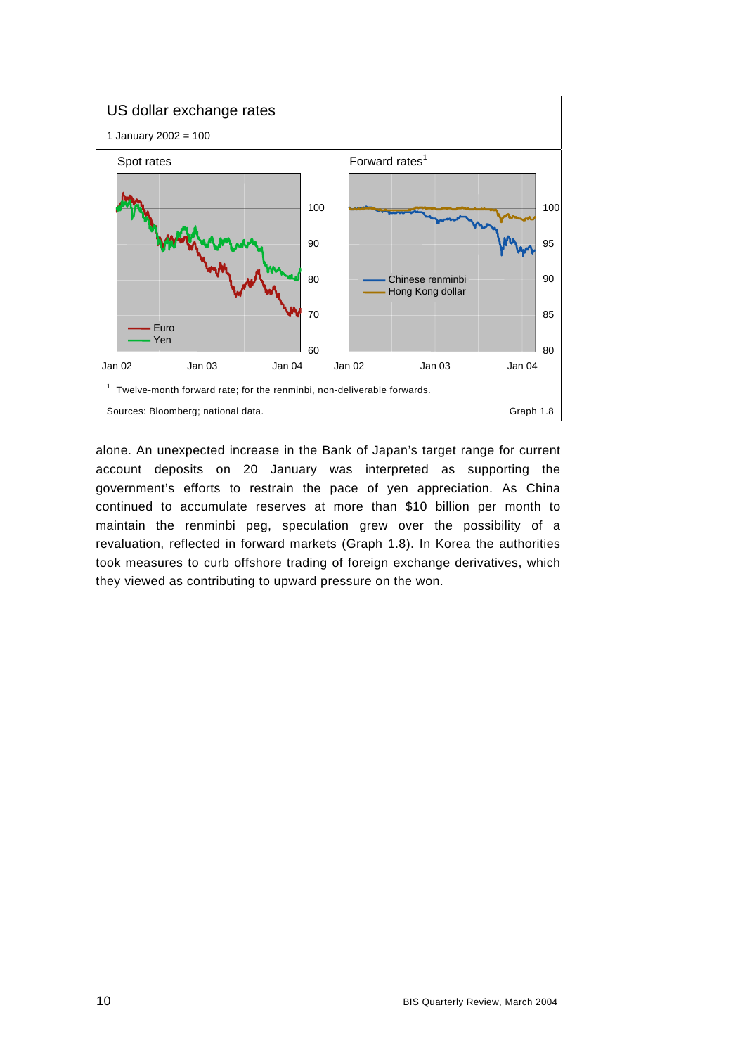**US dollar exchange rates**

1 January 2002 = 100

Spot rates | Forward rates[1]

[1] Twelve-month forward rate; for the renminbi, non-deliverable forwards.

Sources: Bloomberg; national data. Graph 1.8

alone. An unexpected increase in the Bank of Japan's target range for current account deposits on 20 January was interpreted as supporting the government's efforts to restrain the pace of yen appreciation. As China continued to accumulate reserves at more than $10 billion per month to maintain the renminbi peg, speculation grew over the possibility of a revaluation, reflected in forward markets (Graph 1.8). In Korea the authorities took measures to curb offshore trading of foreign exchange derivatives, which they viewed as contributing to upward pressure on the won.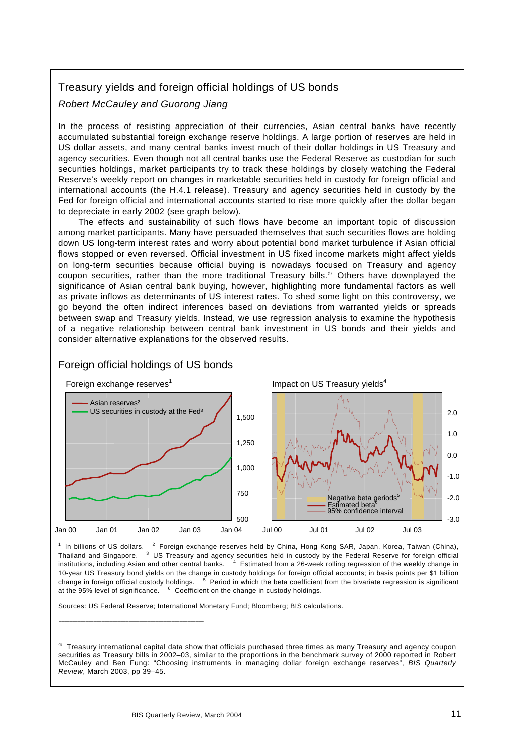## Treasury yields and foreign official holdings of US bonds

*Robert McCauley and Guorong Jiang*

In the process of resisting appreciation of their currencies, Asian central banks have recently accumulated substantial foreign exchange reserve holdings. A large portion of reserves are held in US dollar assets, and many central banks invest much of their dollar holdings in US Treasury and agency securities. Even though not all central banks use the Federal Reserve as custodian for such securities holdings, market participants try to track these holdings by closely watching the Federal Reserve's weekly report on changes in marketable securities held in custody for foreign official and international accounts (the H.4.1 release). Treasury and agency securities held in custody by the Fed for foreign official and international accounts started to rise more quickly after the dollar began to depreciate in early 2002 (see graph below).

The effects and sustainability of such flows have become an important topic of discussion among market participants. Many have persuaded themselves that such securities flows are holding down US long-term interest rates and worry about potential bond market turbulence if Asian official flows stopped or even reversed. Official investment in US fixed income markets might affect yields on long-term securities because official buying is nowadays focused on Treasury and agency coupon securities, rather than the more traditional Treasury bills.[①] Others have downplayed the significance of Asian central bank buying, however, highlighting more fundamental factors as well as private inflows as determinants of US interest rates. To shed some light on this controversy, we go beyond the often indirect inferences based on deviations from warranted yields or spreads between swap and Treasury yields. Instead, we use regression analysis to examine the hypothesis of a negative relationship between central bank investment in US bonds and their yields and consider alternative explanations for the observed results.

### Foreign official holdings of US bonds

Foreign exchange reserves[1]

Impact on US Treasury yields[4]

[1] In billions of US dollars. [2] Foreign exchange reserves held by China, Hong Kong SAR, Japan, Korea, Taiwan (China), Thailand and Singapore. [3] US Treasury and agency securities held in custody by the Federal Reserve for foreign official institutions, including Asian and other central banks. [4] Estimated from a 26-week rolling regression of the weekly change in 10-year US Treasury bond yields on the change in custody holdings for foreign official accounts; in basis points per $1 billion change in foreign official custody holdings. [5] Period in which the beta coefficient from the bivariate regression is significant at the 95% level of significance. [6] Coefficient on the change in custody holdings.

Sources: US Federal Reserve; International Monetary Fund; Bloomberg; BIS calculations.

---

[①] Treasury international capital data show that officials purchased three times as many Treasury and agency coupon securities as Treasury bills in 2002–03, similar to the proportions in the benchmark survey of 2000 reported in Robert McCauley and Ben Fung: "Choosing instruments in managing dollar foreign exchange reserves", *BIS Quarterly Review*, March 2003, pp 39–45.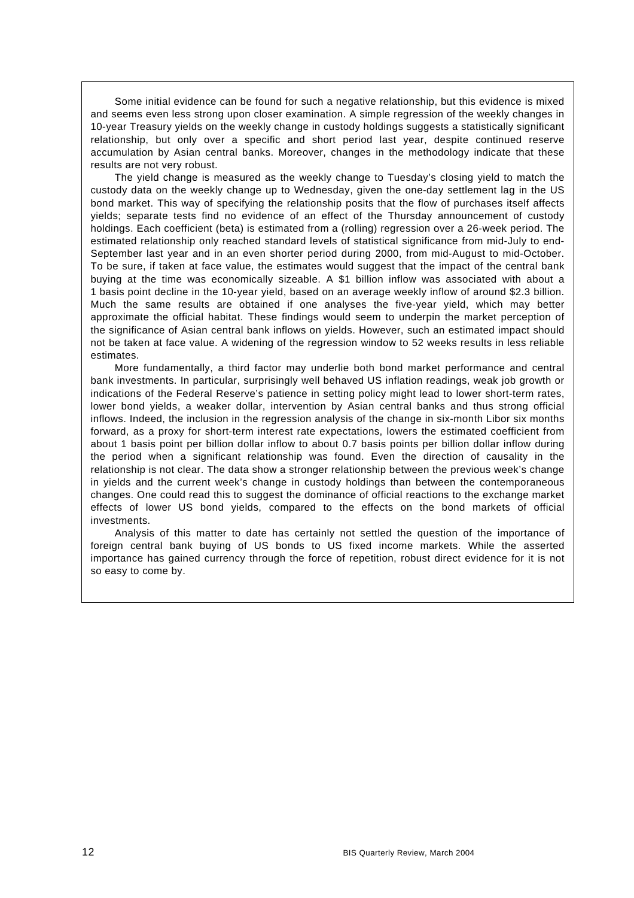Some initial evidence can be found for such a negative relationship, but this evidence is mixed and seems even less strong upon closer examination. A simple regression of the weekly changes in 10-year Treasury yields on the weekly change in custody holdings suggests a statistically significant relationship, but only over a specific and short period last year, despite continued reserve accumulation by Asian central banks. Moreover, changes in the methodology indicate that these results are not very robust.

The yield change is measured as the weekly change to Tuesday's closing yield to match the custody data on the weekly change up to Wednesday, given the one-day settlement lag in the US bond market. This way of specifying the relationship posits that the flow of purchases itself affects yields; separate tests find no evidence of an effect of the Thursday announcement of custody holdings. Each coefficient (beta) is estimated from a (rolling) regression over a 26-week period. The estimated relationship only reached standard levels of statistical significance from mid-July to end-September last year and in an even shorter period during 2000, from mid-August to mid-October. To be sure, if taken at face value, the estimates would suggest that the impact of the central bank buying at the time was economically sizeable. A $1 billion inflow was associated with about a 1 basis point decline in the 10-year yield, based on an average weekly inflow of around $2.3 billion. Much the same results are obtained if one analyses the five-year yield, which may better approximate the official habitat. These findings would seem to underpin the market perception of the significance of Asian central bank inflows on yields. However, such an estimated impact should not be taken at face value. A widening of the regression window to 52 weeks results in less reliable estimates.

More fundamentally, a third factor may underlie both bond market performance and central bank investments. In particular, surprisingly well behaved US inflation readings, weak job growth or indications of the Federal Reserve's patience in setting policy might lead to lower short-term rates, lower bond yields, a weaker dollar, intervention by Asian central banks and thus strong official inflows. Indeed, the inclusion in the regression analysis of the change in six-month Libor six months forward, as a proxy for short-term interest rate expectations, lowers the estimated coefficient from about 1 basis point per billion dollar inflow to about 0.7 basis points per billion dollar inflow during the period when a significant relationship was found. Even the direction of causality in the relationship is not clear. The data show a stronger relationship between the previous week's change in yields and the current week's change in custody holdings than between the contemporaneous changes. One could read this to suggest the dominance of official reactions to the exchange market effects of lower US bond yields, compared to the effects on the bond markets of official investments.

Analysis of this matter to date has certainly not settled the question of the importance of foreign central bank buying of US bonds to US fixed income markets. While the asserted importance has gained currency through the force of repetition, robust direct evidence for it is not so easy to come by.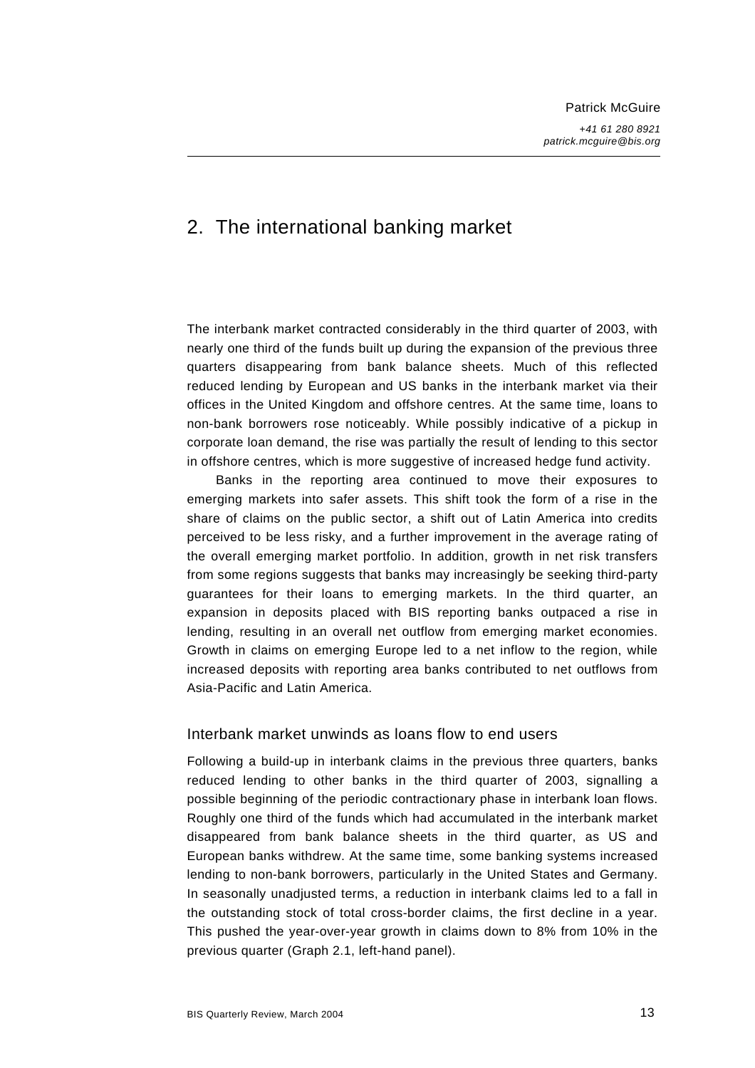Patrick McGuire

*+41 61 280 8921*
*patrick.mcguire@bis.org*

# 2. The international banking market

The interbank market contracted considerably in the third quarter of 2003, with nearly one third of the funds built up during the expansion of the previous three quarters disappearing from bank balance sheets. Much of this reflected reduced lending by European and US banks in the interbank market via their offices in the United Kingdom and offshore centres. At the same time, loans to non-bank borrowers rose noticeably. While possibly indicative of a pickup in corporate loan demand, the rise was partially the result of lending to this sector in offshore centres, which is more suggestive of increased hedge fund activity.

Banks in the reporting area continued to move their exposures to emerging markets into safer assets. This shift took the form of a rise in the share of claims on the public sector, a shift out of Latin America into credits perceived to be less risky, and a further improvement in the average rating of the overall emerging market portfolio. In addition, growth in net risk transfers from some regions suggests that banks may increasingly be seeking third-party guarantees for their loans to emerging markets. In the third quarter, an expansion in deposits placed with BIS reporting banks outpaced a rise in lending, resulting in an overall net outflow from emerging market economies. Growth in claims on emerging Europe led to a net inflow to the region, while increased deposits with reporting area banks contributed to net outflows from Asia-Pacific and Latin America.

## Interbank market unwinds as loans flow to end users

Following a build-up in interbank claims in the previous three quarters, banks reduced lending to other banks in the third quarter of 2003, signalling a possible beginning of the periodic contractionary phase in interbank loan flows. Roughly one third of the funds which had accumulated in the interbank market disappeared from bank balance sheets in the third quarter, as US and European banks withdrew. At the same time, some banking systems increased lending to non-bank borrowers, particularly in the United States and Germany. In seasonally unadjusted terms, a reduction in interbank claims led to a fall in the outstanding stock of total cross-border claims, the first decline in a year. This pushed the year-over-year growth in claims down to 8% from 10% in the previous quarter (Graph 2.1, left-hand panel).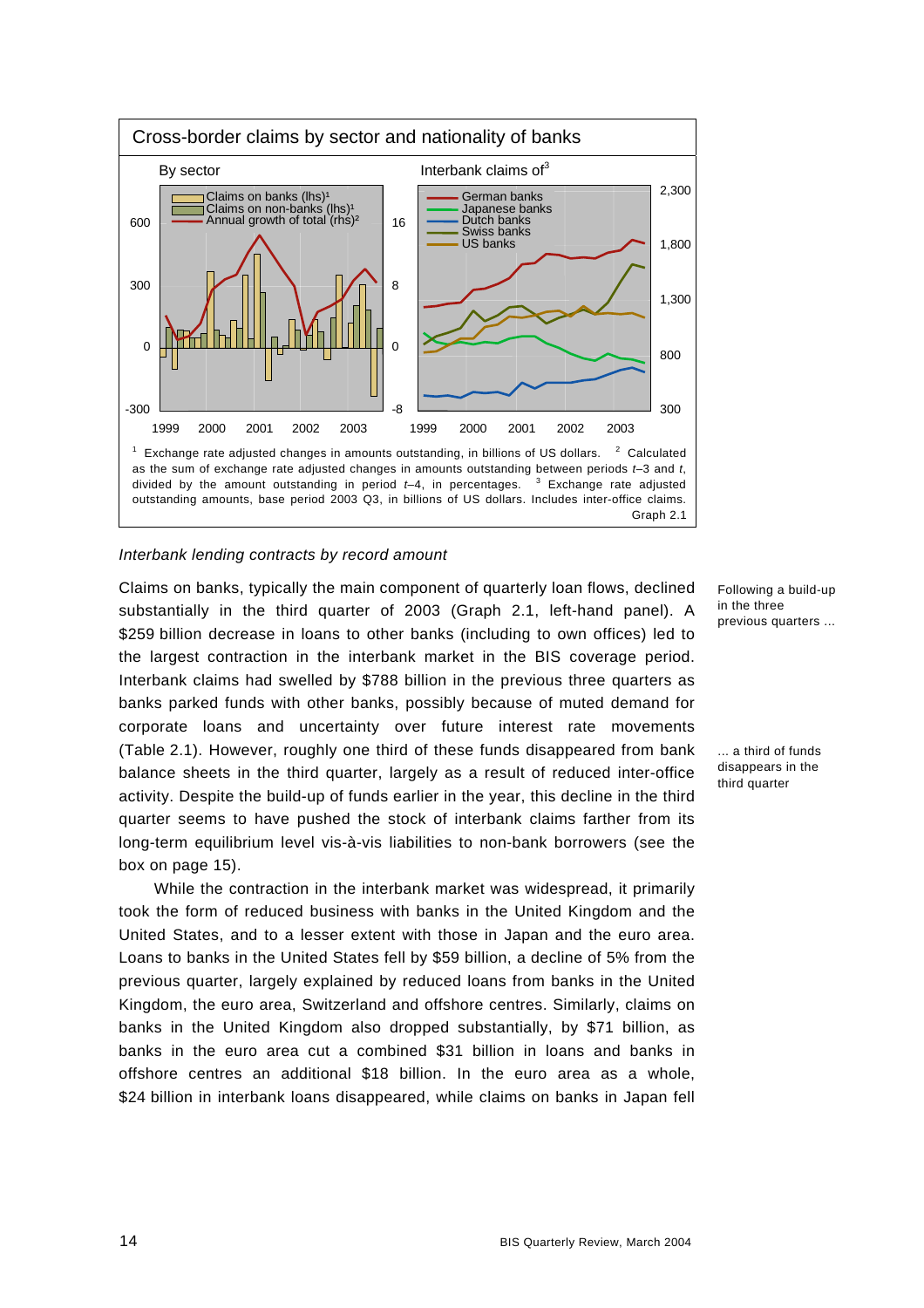## Cross-border claims by sector and nationality of banks

By sector

Claims on banks (lhs)[1]
Claims on non-banks (lhs)[1]
Annual growth of total (rhs)[2]

Interbank claims of[3]

German banks
Japanese banks
Dutch banks
Swiss banks
US banks

[1] Exchange rate adjusted changes in amounts outstanding, in billions of US dollars. [2] Calculated as the sum of exchange rate adjusted changes in amounts outstanding between periods $t$–3 and $t$, divided by the amount outstanding in period $t$–4, in percentages. [3] Exchange rate adjusted outstanding amounts, base period 2003 Q3, in billions of US dollars. Includes inter-office claims.

Graph 2.1

*Interbank lending contracts by record amount*

Following a build-up in the three previous quarters ...

Claims on banks, typically the main component of quarterly loan flows, declined substantially in the third quarter of 2003 (Graph 2.1, left-hand panel). A $259 billion decrease in loans to other banks (including to own offices) led to the largest contraction in the interbank market in the BIS coverage period. Interbank claims had swelled by $788 billion in the previous three quarters as banks parked funds with other banks, possibly because of muted demand for corporate loans and uncertainty over future interest rate movements (Table 2.1). However, roughly one third of these funds disappeared from bank balance sheets in the third quarter, largely as a result of reduced inter-office activity. Despite the build-up of funds earlier in the year, this decline in the third quarter seems to have pushed the stock of interbank claims farther from its long-term equilibrium level vis-à-vis liabilities to non-bank borrowers (see the box on page 15).

... a third of funds disappears in the third quarter

While the contraction in the interbank market was widespread, it primarily took the form of reduced business with banks in the United Kingdom and the United States, and to a lesser extent with those in Japan and the euro area. Loans to banks in the United States fell by $59 billion, a decline of 5% from the previous quarter, largely explained by reduced loans from banks in the United Kingdom, the euro area, Switzerland and offshore centres. Similarly, claims on banks in the United Kingdom also dropped substantially, by $71 billion, as banks in the euro area cut a combined $31 billion in loans and banks in offshore centres an additional $18 billion. In the euro area as a whole, $24 billion in interbank loans disappeared, while claims on banks in Japan fell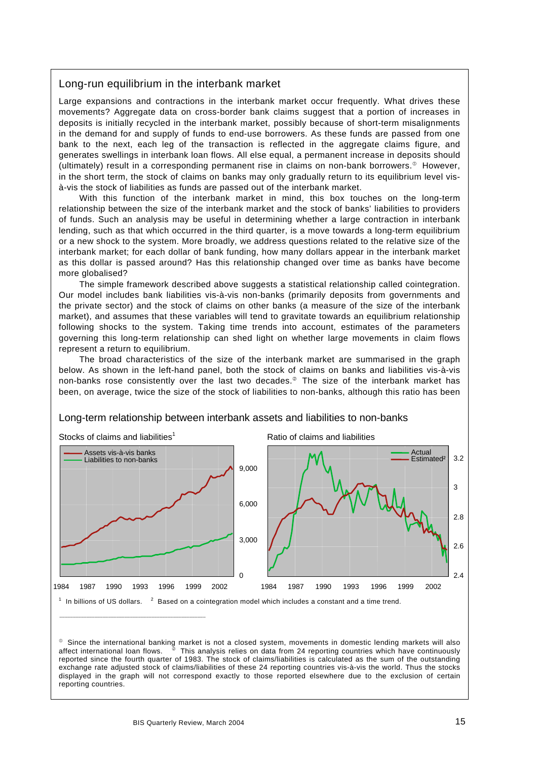## Long-run equilibrium in the interbank market

Large expansions and contractions in the interbank market occur frequently. What drives these movements? Aggregate data on cross-border bank claims suggest that a portion of increases in deposits is initially recycled in the interbank market, possibly because of short-term misalignments in the demand for and supply of funds to end-use borrowers. As these funds are passed from one bank to the next, each leg of the transaction is reflected in the aggregate claims figure, and generates swellings in interbank loan flows. All else equal, a permanent increase in deposits should (ultimately) result in a corresponding permanent rise in claims on non-bank borrowers.[①] However, in the short term, the stock of claims on banks may only gradually return to its equilibrium level vis-à-vis the stock of liabilities as funds are passed out of the interbank market.

With this function of the interbank market in mind, this box touches on the long-term relationship between the size of the interbank market and the stock of banks' liabilities to providers of funds. Such an analysis may be useful in determining whether a large contraction in interbank lending, such as that which occurred in the third quarter, is a move towards a long-term equilibrium or a new shock to the system. More broadly, we address questions related to the relative size of the interbank market; for each dollar of bank funding, how many dollars appear in the interbank market as this dollar is passed around? Has this relationship changed over time as banks have become more globalised?

The simple framework described above suggests a statistical relationship called cointegration. Our model includes bank liabilities vis-à-vis non-banks (primarily deposits from governments and the private sector) and the stock of claims on other banks (a measure of the size of the interbank market), and assumes that these variables will tend to gravitate towards an equilibrium relationship following shocks to the system. Taking time trends into account, estimates of the parameters governing this long-term relationship can shed light on whether large movements in claim flows represent a return to equilibrium.

The broad characteristics of the size of the interbank market are summarised in the graph below. As shown in the left-hand panel, both the stock of claims on banks and liabilities vis-à-vis non-banks rose consistently over the last two decades.[②] The size of the interbank market has been, on average, twice the size of the stock of liabilities to non-banks, although this ratio has been

### Long-term relationship between interbank assets and liabilities to non-banks

Stocks of claims and liabilities[1] | Ratio of claims and liabilities

[1] In billions of US dollars. [2] Based on a cointegration model which includes a constant and a time trend.

---

① Since the international banking market is not a closed system, movements in domestic lending markets will also affect international loan flows. ② This analysis relies on data from 24 reporting countries which have continuously reported since the fourth quarter of 1983. The stock of claims/liabilities is calculated as the sum of the outstanding exchange rate adjusted stock of claims/liabilities of these 24 reporting countries vis-à-vis the world. Thus the stocks displayed in the graph will not correspond exactly to those reported elsewhere due to the exclusion of certain reporting countries.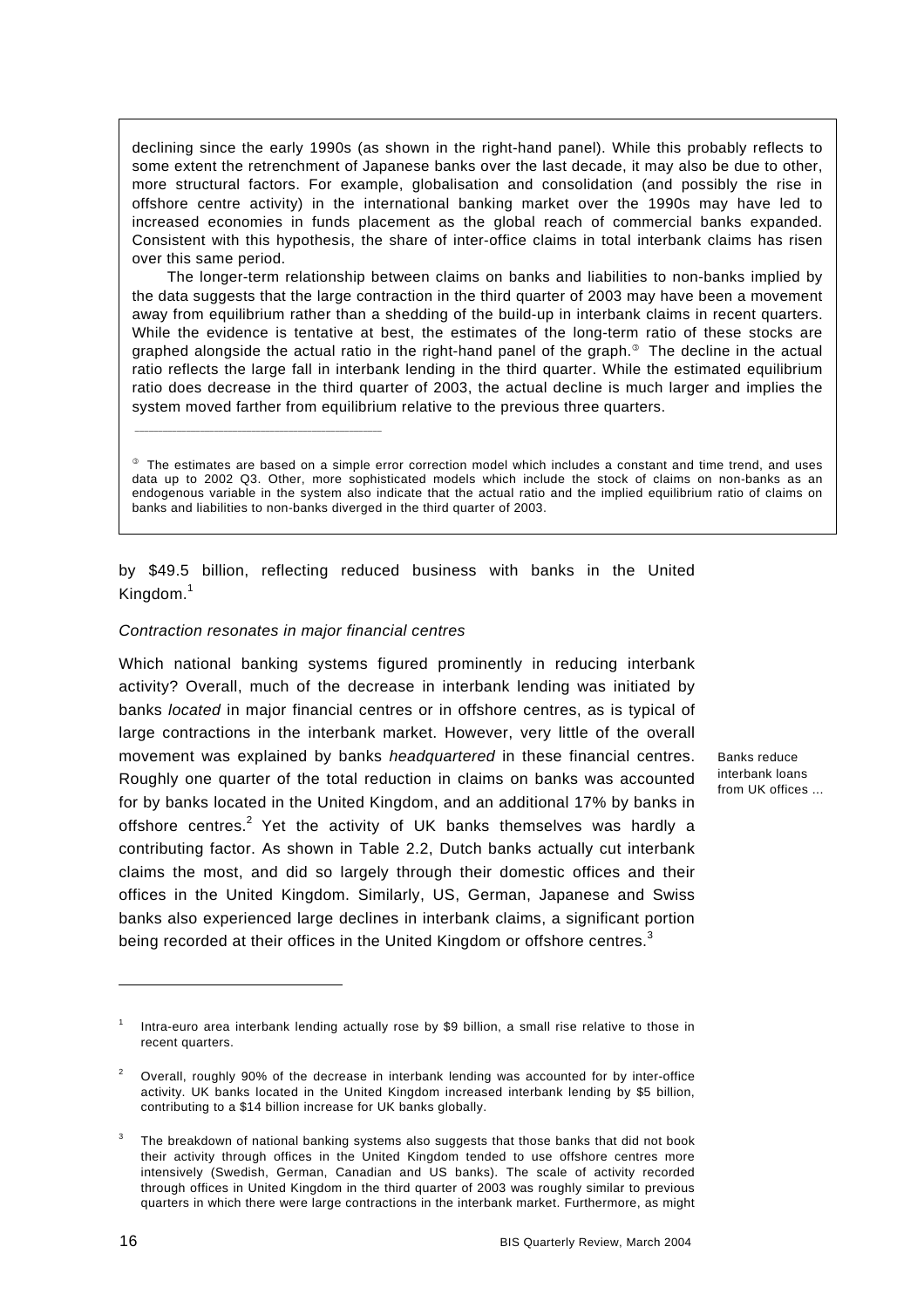declining since the early 1990s (as shown in the right-hand panel). While this probably reflects to some extent the retrenchment of Japanese banks over the last decade, it may also be due to other, more structural factors. For example, globalisation and consolidation (and possibly the rise in offshore centre activity) in the international banking market over the 1990s may have led to increased economies in funds placement as the global reach of commercial banks expanded. Consistent with this hypothesis, the share of inter-office claims in total interbank claims has risen over this same period.

The longer-term relationship between claims on banks and liabilities to non-banks implied by the data suggests that the large contraction in the third quarter of 2003 may have been a movement away from equilibrium rather than a shedding of the build-up in interbank claims in recent quarters. While the evidence is tentative at best, the estimates of the long-term ratio of these stocks are graphed alongside the actual ratio in the right-hand panel of the graph.[③] The decline in the actual ratio reflects the large fall in interbank lending in the third quarter. While the estimated equilibrium ratio does decrease in the third quarter of 2003, the actual decline is much larger and implies the system moved farther from equilibrium relative to the previous three quarters.

[③] The estimates are based on a simple error correction model which includes a constant and time trend, and uses data up to 2002 Q3. Other, more sophisticated models which include the stock of claims on non-banks as an endogenous variable in the system also indicate that the actual ratio and the implied equilibrium ratio of claims on banks and liabilities to non-banks diverged in the third quarter of 2003.

by \$49.5 billion, reflecting reduced business with banks in the United Kingdom.[1]

*Contraction resonates in major financial centres*

Which national banking systems figured prominently in reducing interbank activity? Overall, much of the decrease in interbank lending was initiated by banks *located* in major financial centres or in offshore centres, as is typical of large contractions in the interbank market. However, very little of the overall movement was explained by banks *headquartered* in these financial centres. Roughly one quarter of the total reduction in claims on banks was accounted for by banks located in the United Kingdom, and an additional 17% by banks in offshore centres.[2] Yet the activity of UK banks themselves was hardly a contributing factor. As shown in Table 2.2, Dutch banks actually cut interbank claims the most, and did so largely through their domestic offices and their offices in the United Kingdom. Similarly, US, German, Japanese and Swiss banks also experienced large declines in interbank claims, a significant portion being recorded at their offices in the United Kingdom or offshore centres.[3]

Banks reduce interbank loans from UK offices ...

[1] Intra-euro area interbank lending actually rose by \$9 billion, a small rise relative to those in recent quarters.

[2] Overall, roughly 90% of the decrease in interbank lending was accounted for by inter-office activity. UK banks located in the United Kingdom increased interbank lending by \$5 billion, contributing to a \$14 billion increase for UK banks globally.

[3] The breakdown of national banking systems also suggests that those banks that did not book their activity through offices in the United Kingdom tended to use offshore centres more intensively (Swedish, German, Canadian and US banks). The scale of activity recorded through offices in United Kingdom in the third quarter of 2003 was roughly similar to previous quarters in which there were large contractions in the interbank market. Furthermore, as might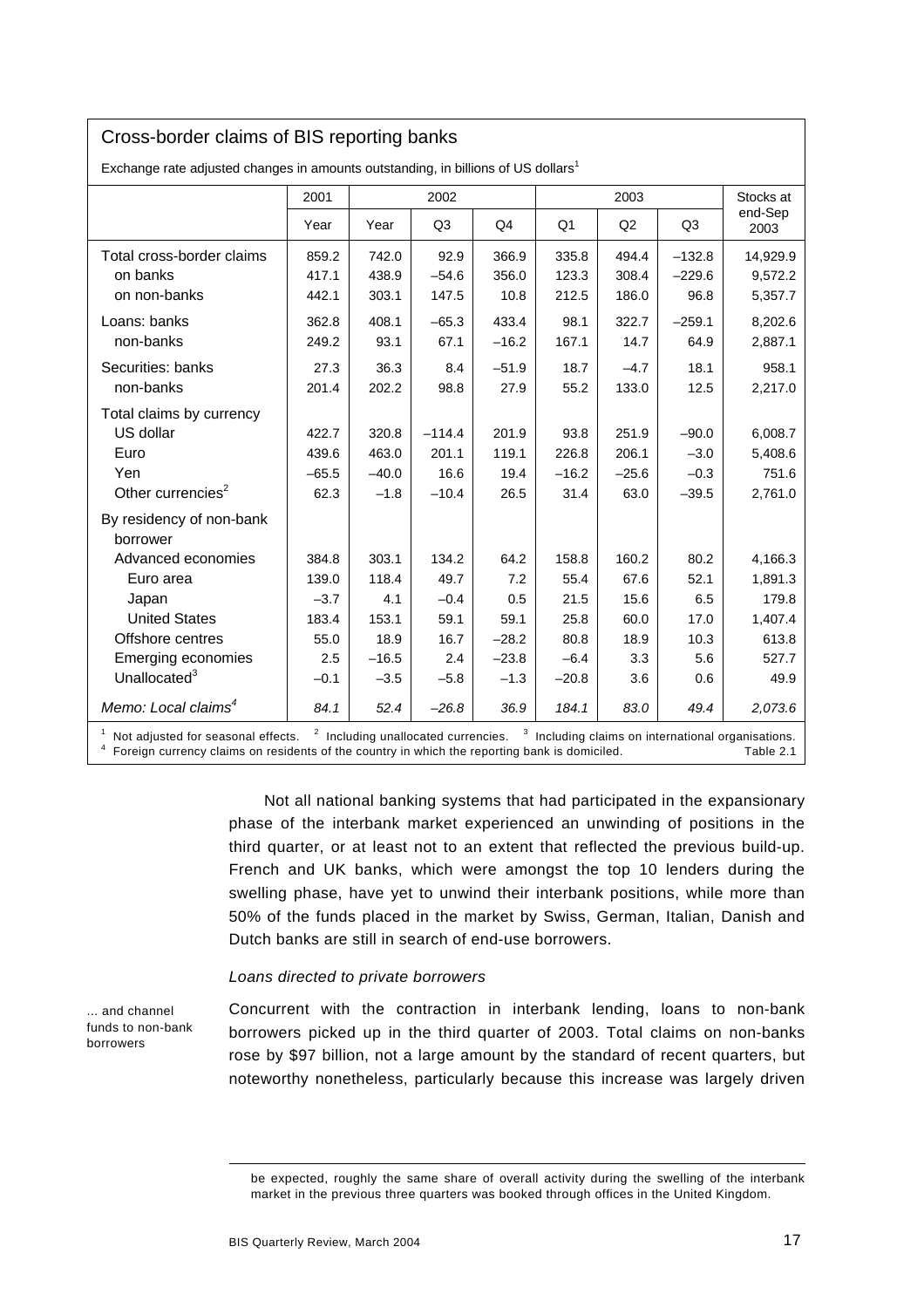**Cross-border claims of BIS reporting banks**

Exchange rate adjusted changes in amounts outstanding, in billions of US dollars[1]

| | 2001 | 2002 | | | 2003 | | | Stocks at end-Sep 2003 |
|---|---|---|---|---|---|---|---|---|
| | Year | Year | Q3 | Q4 | Q1 | Q2 | Q3 | |
| Total cross-border claims | 859.2 | 742.0 | 92.9 | 366.9 | 335.8 | 494.4 | –132.8 | 14,929.9 |
| on banks | 417.1 | 438.9 | –54.6 | 356.0 | 123.3 | 308.4 | –229.6 | 9,572.2 |
| on non-banks | 442.1 | 303.1 | 147.5 | 10.8 | 212.5 | 186.0 | 96.8 | 5,357.7 |
| Loans: banks | 362.8 | 408.1 | –65.3 | 433.4 | 98.1 | 322.7 | –259.1 | 8,202.6 |
| non-banks | 249.2 | 93.1 | 67.1 | –16.2 | 167.1 | 14.7 | 64.9 | 2,887.1 |
| Securities: banks | 27.3 | 36.3 | 8.4 | –51.9 | 18.7 | –4.7 | 18.1 | 958.1 |
| non-banks | 201.4 | 202.2 | 98.8 | 27.9 | 55.2 | 133.0 | 12.5 | 2,217.0 |
| Total claims by currency | | | | | | | | |
| US dollar | 422.7 | 320.8 | –114.4 | 201.9 | 93.8 | 251.9 | –90.0 | 6,008.7 |
| Euro | 439.6 | 463.0 | 201.1 | 119.1 | 226.8 | 206.1 | –3.0 | 5,408.6 |
| Yen | –65.5 | –40.0 | 16.6 | 19.4 | –16.2 | –25.6 | –0.3 | 751.6 |
| Other currencies[2] | 62.3 | –1.8 | –10.4 | 26.5 | 31.4 | 63.0 | –39.5 | 2,761.0 |
| By residency of non-bank borrower | | | | | | | | |
| Advanced economies | 384.8 | 303.1 | 134.2 | 64.2 | 158.8 | 160.2 | 80.2 | 4,166.3 |
| Euro area | 139.0 | 118.4 | 49.7 | 7.2 | 55.4 | 67.6 | 52.1 | 1,891.3 |
| Japan | –3.7 | 4.1 | –0.4 | 0.5 | 21.5 | 15.6 | 6.5 | 179.8 |
| United States | 183.4 | 153.1 | 59.1 | 59.1 | 25.8 | 60.0 | 17.0 | 1,407.4 |
| Offshore centres | 55.0 | 18.9 | 16.7 | –28.2 | 80.8 | 18.9 | 10.3 | 613.8 |
| Emerging economies | 2.5 | –16.5 | 2.4 | –23.8 | –6.4 | 3.3 | 5.6 | 527.7 |
| Unallocated[3] | –0.1 | –3.5 | –5.8 | –1.3 | –20.8 | 3.6 | 0.6 | 49.9 |
| *Memo: Local claims*[4] | *84.1* | *52.4* | *–26.8* | *36.9* | *184.1* | *83.0* | *49.4* | *2,073.6* |

[1] Not adjusted for seasonal effects. [2] Including unallocated currencies. [3] Including claims on international organisations. [4] Foreign currency claims on residents of the country in which the reporting bank is domiciled. Table 2.1

Not all national banking systems that had participated in the expansionary phase of the interbank market experienced an unwinding of positions in the third quarter, or at least not to an extent that reflected the previous build-up. French and UK banks, which were amongst the top 10 lenders during the swelling phase, have yet to unwind their interbank positions, while more than 50% of the funds placed in the market by Swiss, German, Italian, Danish and Dutch banks are still in search of end-use borrowers.

*Loans directed to private borrowers*

... and channel funds to non-bank borrowers

Concurrent with the contraction in interbank lending, loans to non-bank borrowers picked up in the third quarter of 2003. Total claims on non-banks rose by $97 billion, not a large amount by the standard of recent quarters, but noteworthy nonetheless, particularly because this increase was largely driven

be expected, roughly the same share of overall activity during the swelling of the interbank market in the previous three quarters was booked through offices in the United Kingdom.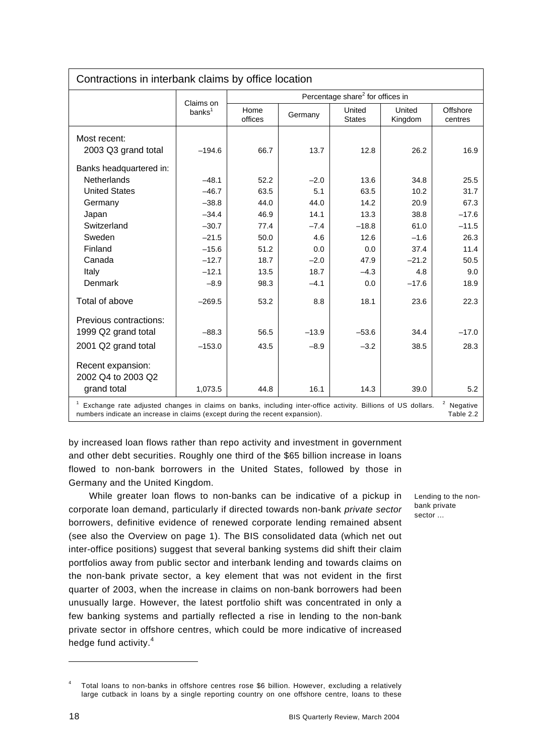**Contractions in interbank claims by office location**

| | Claims on banks[1] | Percentage share[2] for offices in | | | | |
|---|---|---|---|---|---|---|
| | | Home offices | Germany | United States | United Kingdom | Offshore centres |
| Most recent: | | | | | | |
| 2003 Q3 grand total | –194.6 | 66.7 | 13.7 | 12.8 | 26.2 | 16.9 |
| Banks headquartered in: | | | | | | |
| Netherlands | –48.1 | 52.2 | –2.0 | 13.6 | 34.8 | 25.5 |
| United States | –46.7 | 63.5 | 5.1 | 63.5 | 10.2 | 31.7 |
| Germany | –38.8 | 44.0 | 44.0 | 14.2 | 20.9 | 67.3 |
| Japan | –34.4 | 46.9 | 14.1 | 13.3 | 38.8 | –17.6 |
| Switzerland | –30.7 | 77.4 | –7.4 | –18.8 | 61.0 | –11.5 |
| Sweden | –21.5 | 50.0 | 4.6 | 12.6 | –1.6 | 26.3 |
| Finland | –15.6 | 51.2 | 0.0 | 0.0 | 37.4 | 11.4 |
| Canada | –12.7 | 18.7 | –2.0 | 47.9 | –21.2 | 50.5 |
| Italy | –12.1 | 13.5 | 18.7 | –4.3 | 4.8 | 9.0 |
| Denmark | –8.9 | 98.3 | –4.1 | 0.0 | –17.6 | 18.9 |
| Total of above | –269.5 | 53.2 | 8.8 | 18.1 | 23.6 | 22.3 |
| Previous contractions: | | | | | | |
| 1999 Q2 grand total | –88.3 | 56.5 | –13.9 | –53.6 | 34.4 | –17.0 |
| 2001 Q2 grand total | –153.0 | 43.5 | –8.9 | –3.2 | 38.5 | 28.3 |
| Recent expansion: 2002 Q4 to 2003 Q2 | | | | | | |
| grand total | 1,073.5 | 44.8 | 16.1 | 14.3 | 39.0 | 5.2 |

[1] Exchange rate adjusted changes in claims on banks, including inter-office activity. Billions of US dollars. [2] Negative numbers indicate an increase in claims (except during the recent expansion).

Table 2.2

by increased loan flows rather than repo activity and investment in government and other debt securities. Roughly one third of the $65 billion increase in loans flowed to non-bank borrowers in the United States, followed by those in Germany and the United Kingdom.

*Lending to the non-bank private sector …*

While greater loan flows to non-banks can be indicative of a pickup in corporate loan demand, particularly if directed towards non-bank *private sector* borrowers, definitive evidence of renewed corporate lending remained absent (see also the Overview on page 1). The BIS consolidated data (which net out inter-office positions) suggest that several banking systems did shift their claim portfolios away from public sector and interbank lending and towards claims on the non-bank private sector, a key element that was not evident in the first quarter of 2003, when the increase in claims on non-bank borrowers had been unusually large. However, the latest portfolio shift was concentrated in only a few banking systems and partially reflected a rise in lending to the non-bank private sector in offshore centres, which could be more indicative of increased hedge fund activity.[4]

[4] Total loans to non-banks in offshore centres rose $6 billion. However, excluding a relatively large cutback in loans by a single reporting country on one offshore centre, loans to these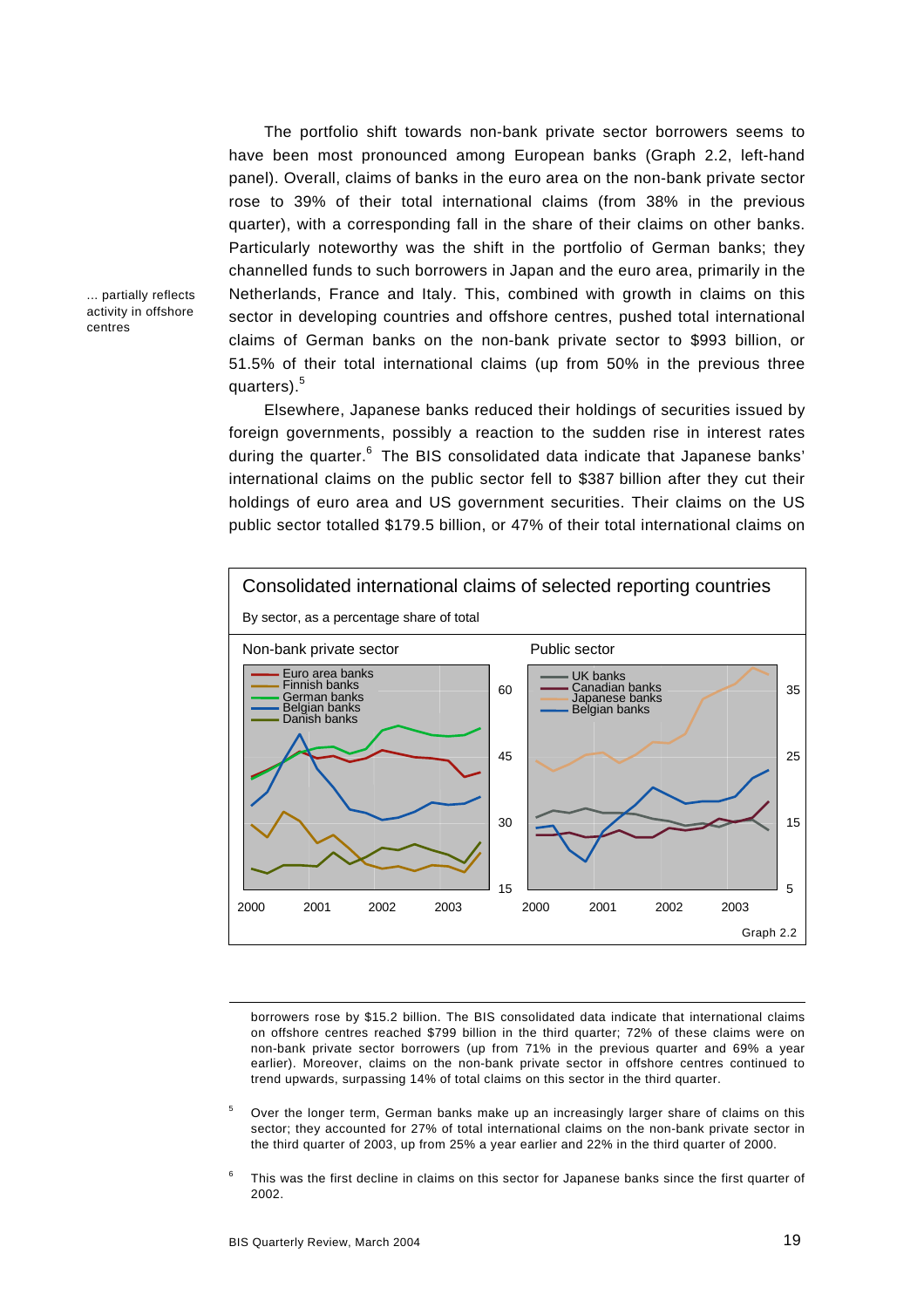The portfolio shift towards non-bank private sector borrowers seems to have been most pronounced among European banks (Graph 2.2, left-hand panel). Overall, claims of banks in the euro area on the non-bank private sector rose to 39% of their total international claims (from 38% in the previous quarter), with a corresponding fall in the share of their claims on other banks. Particularly noteworthy was the shift in the portfolio of German banks; they channelled funds to such borrowers in Japan and the euro area, primarily in the Netherlands, France and Italy. This, combined with growth in claims on this sector in developing countries and offshore centres, pushed total international claims of German banks on the non-bank private sector to $993 billion, or 51.5% of their total international claims (up from 50% in the previous three quarters).[5]

*... partially reflects activity in offshore centres*

Elsewhere, Japanese banks reduced their holdings of securities issued by foreign governments, possibly a reaction to the sudden rise in interest rates during the quarter.[6] The BIS consolidated data indicate that Japanese banks' international claims on the public sector fell to $387 billion after they cut their holdings of euro area and US government securities. Their claims on the US public sector totalled $179.5 billion, or 47% of their total international claims on borrowers rose by $15.2 billion. The BIS consolidated data indicate that international claims on offshore centres reached $799 billion in the third quarter; 72% of these claims were on non-bank private sector borrowers (up from 71% in the previous quarter and 69% a year earlier). Moreover, claims on the non-bank private sector in offshore centres continued to trend upwards, surpassing 14% of total claims on this sector in the third quarter.

**Consolidated international claims of selected reporting countries**

By sector, as a percentage share of total

Non-bank private sector: Euro area banks, Finnish banks, German banks, Belgian banks, Danish banks

Public sector: UK banks, Canadian banks, Japanese banks, Belgian banks

Graph 2.2

---

[5] Over the longer term, German banks make up an increasingly larger share of claims on this sector; they accounted for 27% of total international claims on the non-bank private sector in the third quarter of 2003, up from 25% a year earlier and 22% in the third quarter of 2000.

[6] This was the first decline in claims on this sector for Japanese banks since the first quarter of 2002.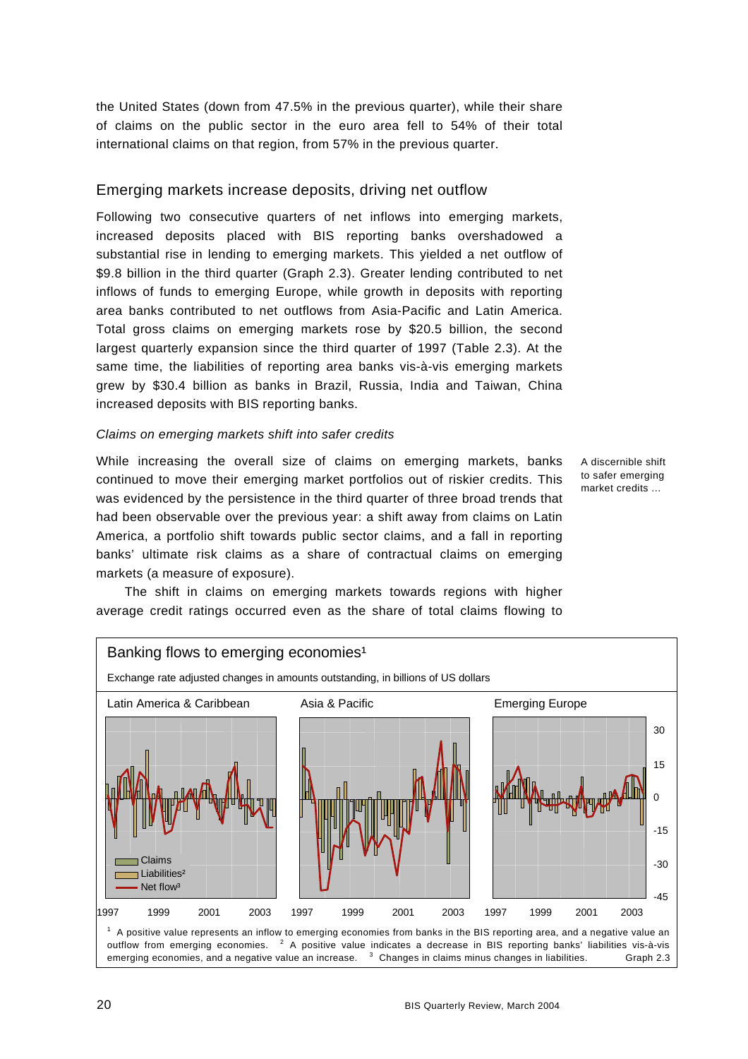the United States (down from 47.5% in the previous quarter), while their share of claims on the public sector in the euro area fell to 54% of their total international claims on that region, from 57% in the previous quarter.

## Emerging markets increase deposits, driving net outflow

Following two consecutive quarters of net inflows into emerging markets, increased deposits placed with BIS reporting banks overshadowed a substantial rise in lending to emerging markets. This yielded a net outflow of $9.8 billion in the third quarter (Graph 2.3). Greater lending contributed to net inflows of funds to emerging Europe, while growth in deposits with reporting area banks contributed to net outflows from Asia-Pacific and Latin America. Total gross claims on emerging markets rose by $20.5 billion, the second largest quarterly expansion since the third quarter of 1997 (Table 2.3). At the same time, the liabilities of reporting area banks vis-à-vis emerging markets grew by $30.4 billion as banks in Brazil, Russia, India and Taiwan, China increased deposits with BIS reporting banks.

### *Claims on emerging markets shift into safer credits*

A discernible shift to safer emerging market credits ...

While increasing the overall size of claims on emerging markets, banks continued to move their emerging market portfolios out of riskier credits. This was evidenced by the persistence in the third quarter of three broad trends that had been observable over the previous year: a shift away from claims on Latin America, a portfolio shift towards public sector claims, and a fall in reporting banks' ultimate risk claims as a share of contractual claims on emerging markets (a measure of exposure).

The shift in claims on emerging markets towards regions with higher average credit ratings occurred even as the share of total claims flowing to

**Banking flows to emerging economies[1]**

Exchange rate adjusted changes in amounts outstanding, in billions of US dollars

Latin America & Caribbean | Asia & Pacific | Emerging Europe

Claims | Liabilities[2] | Net flow[3]

[1] A positive value represents an inflow to emerging economies from banks in the BIS reporting area, and a negative value an outflow from emerging economies. [2] A positive value indicates a decrease in BIS reporting banks' liabilities vis-à-vis emerging economies, and a negative value an increase. [3] Changes in claims minus changes in liabilities.

Graph 2.3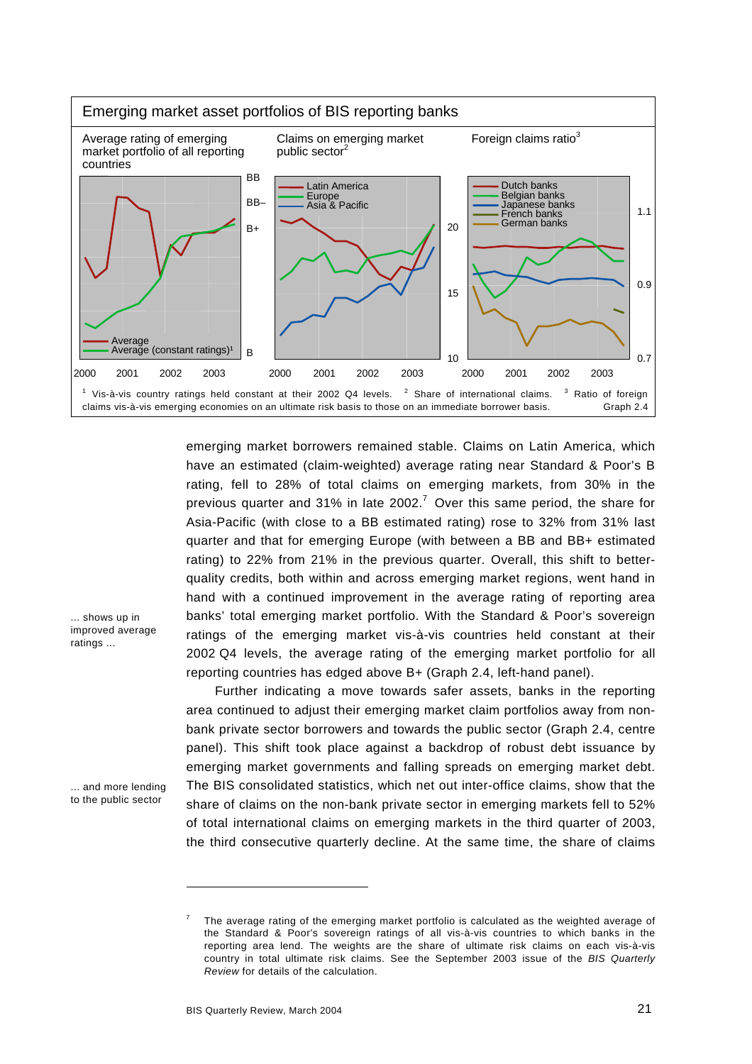**Emerging market asset portfolios of BIS reporting banks**

| Average rating of emerging market portfolio of all reporting countries | Claims on emerging market public sector[2] | Foreign claims ratio[3] |
|---|---|---|
| Average; Average (constant ratings)[1] | Latin America; Europe; Asia & Pacific | Dutch banks; Belgian banks; Japanese banks; French banks; German banks |

[1] Vis-à-vis country ratings held constant at their 2002 Q4 levels. [2] Share of international claims. [3] Ratio of foreign claims vis-à-vis emerging economies on an ultimate risk basis to those on an immediate borrower basis.

Graph 2.4

emerging market borrowers remained stable. Claims on Latin America, which have an estimated (claim-weighted) average rating near Standard & Poor's B rating, fell to 28% of total claims on emerging markets, from 30% in the previous quarter and 31% in late 2002.[7] Over this same period, the share for Asia-Pacific (with close to a BB estimated rating) rose to 32% from 31% last quarter and that for emerging Europe (with between a BB and BB+ estimated rating) to 22% from 21% in the previous quarter. Overall, this shift to better-quality credits, both within and across emerging market regions, went hand in hand with a continued improvement in the average rating of reporting area banks' total emerging market portfolio. With the Standard & Poor's sovereign ratings of the emerging market vis-à-vis countries held constant at their 2002 Q4 levels, the average rating of the emerging market portfolio for all reporting countries has edged above B+ (Graph 2.4, left-hand panel).

*... shows up in improved average ratings ...*

Further indicating a move towards safer assets, banks in the reporting area continued to adjust their emerging market claim portfolios away from non-bank private sector borrowers and towards the public sector (Graph 2.4, centre panel). This shift took place against a backdrop of robust debt issuance by emerging market governments and falling spreads on emerging market debt. The BIS consolidated statistics, which net out inter-office claims, show that the share of claims on the non-bank private sector in emerging markets fell to 52% of total international claims on emerging markets in the third quarter of 2003, the third consecutive quarterly decline. At the same time, the share of claims

*... and more lending to the public sector*

---

[7] The average rating of the emerging market portfolio is calculated as the weighted average of the Standard & Poor's sovereign ratings of all vis-à-vis countries to which banks in the reporting area lend. The weights are the share of ultimate risk claims on each vis-à-vis country in total ultimate risk claims. See the September 2003 issue of the *BIS Quarterly Review* for details of the calculation.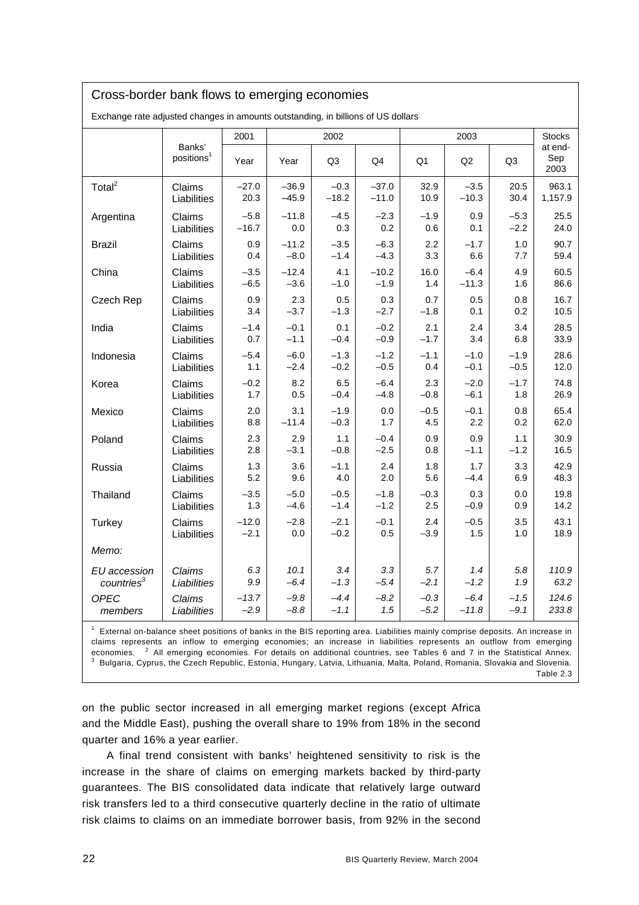## Cross-border bank flows to emerging economies

Exchange rate adjusted changes in amounts outstanding, in billions of US dollars

| | Banks' positions[1] | 2001 | 2002 | | | 2003 | | | Stocks at end-Sep 2003 |
|---|---|---|---|---|---|---|---|---|---|
| | | Year | Year | Q3 | Q4 | Q1 | Q2 | Q3 | |
| Total[2] | Claims | –27.0 | –36.9 | –0.3 | –37.0 | 32.9 | –3.5 | 20.5 | 963.1 |
| | Liabilities | 20.3 | –45.9 | –18.2 | –11.0 | 10.9 | –10.3 | 30.4 | 1,157.9 |
| Argentina | Claims | –5.8 | –11.8 | –4.5 | –2.3 | –1.9 | 0.9 | –5.3 | 25.5 |
| | Liabilities | –16.7 | 0.0 | 0.3 | 0.2 | 0.6 | 0.1 | –2.2 | 24.0 |
| Brazil | Claims | 0.9 | –11.2 | –3.5 | –6.3 | 2.2 | –1.7 | 1.0 | 90.7 |
| | Liabilities | 0.4 | –8.0 | –1.4 | –4.3 | 3.3 | 6.6 | 7.7 | 59.4 |
| China | Claims | –3.5 | –12.4 | 4.1 | –10.2 | 16.0 | –6.4 | 4.9 | 60.5 |
| | Liabilities | –6.5 | –3.6 | –1.0 | –1.9 | 1.4 | –11.3 | 1.6 | 86.6 |
| Czech Rep | Claims | 0.9 | 2.3 | 0.5 | 0.3 | 0.7 | 0.5 | 0.8 | 16.7 |
| | Liabilities | 3.4 | –3.7 | –1.3 | –2.7 | –1.8 | 0.1 | 0.2 | 10.5 |
| India | Claims | –1.4 | –0.1 | 0.1 | –0.2 | 2.1 | 2.4 | 3.4 | 28.5 |
| | Liabilities | 0.7 | –1.1 | –0.4 | –0.9 | –1.7 | 3.4 | 6.8 | 33.9 |
| Indonesia | Claims | –5.4 | –6.0 | –1.3 | –1.2 | –1.1 | –1.0 | –1.9 | 28.6 |
| | Liabilities | 1.1 | –2.4 | –0.2 | –0.5 | 0.4 | –0.1 | –0.5 | 12.0 |
| Korea | Claims | –0.2 | 8.2 | 6.5 | –6.4 | 2.3 | –2.0 | –1.7 | 74.8 |
| | Liabilities | 1.7 | 0.5 | –0.4 | –4.8 | –0.8 | –6.1 | 1.8 | 26.9 |
| Mexico | Claims | 2.0 | 3.1 | –1.9 | 0.0 | –0.5 | –0.1 | 0.8 | 65.4 |
| | Liabilities | 8.8 | –11.4 | –0.3 | 1.7 | 4.5 | 2.2 | 0.2 | 62.0 |
| Poland | Claims | 2.3 | 2.9 | 1.1 | –0.4 | 0.9 | 0.9 | 1.1 | 30.9 |
| | Liabilities | 2.8 | –3.1 | –0.8 | –2.5 | 0.8 | –1.1 | –1.2 | 16.5 |
| Russia | Claims | 1.3 | 3.6 | –1.1 | 2.4 | 1.8 | 1.7 | 3.3 | 42.9 |
| | Liabilities | 5.2 | 9.6 | 4.0 | 2.0 | 5.6 | –4.4 | 6.9 | 48.3 |
| Thailand | Claims | –3.5 | –5.0 | –0.5 | –1.8 | –0.3 | 0.3 | 0.0 | 19.8 |
| | Liabilities | 1.3 | –4.6 | –1.4 | –1.2 | 2.5 | –0.9 | 0.9 | 14.2 |
| Turkey | Claims | –12.0 | –2.8 | –2.1 | –0.1 | 2.4 | –0.5 | 3.5 | 43.1 |
| | Liabilities | –2.1 | 0.0 | –0.2 | 0.5 | –3.9 | 1.5 | 1.0 | 18.9 |
| *Memo:* | | | | | | | | | |
| *EU accession countries*[3] | *Claims* | *6.3* | *10.1* | *3.4* | *3.3* | *5.7* | *1.4* | *5.8* | *110.9* |
| | *Liabilities* | *9.9* | *–6.4* | *–1.3* | *–5.4* | *–2.1* | *–1.2* | *1.9* | *63.2* |
| *OPEC members* | *Claims* | *–13.7* | *–9.8* | *–4.4* | *–8.2* | *–0.3* | *–6.4* | *–1.5* | *124.6* |
| | *Liabilities* | *–2.9* | *–8.8* | *–1.1* | *1.5* | *–5.2* | *–11.8* | *–9.1* | *233.8* |

[1] External on-balance sheet positions of banks in the BIS reporting area. Liabilities mainly comprise deposits. An increase in claims represents an inflow to emerging economies; an increase in liabilities represents an outflow from emerging economies. [2] All emerging economies. For details on additional countries, see Tables 6 and 7 in the Statistical Annex. [3] Bulgaria, Cyprus, the Czech Republic, Estonia, Hungary, Latvia, Lithuania, Malta, Poland, Romania, Slovakia and Slovenia.

Table 2.3

on the public sector increased in all emerging market regions (except Africa and the Middle East), pushing the overall share to 19% from 18% in the second quarter and 16% a year earlier.

A final trend consistent with banks' heightened sensitivity to risk is the increase in the share of claims on emerging markets backed by third-party guarantees. The BIS consolidated data indicate that relatively large outward risk transfers led to a third consecutive quarterly decline in the ratio of ultimate risk claims to claims on an immediate borrower basis, from 92% in the second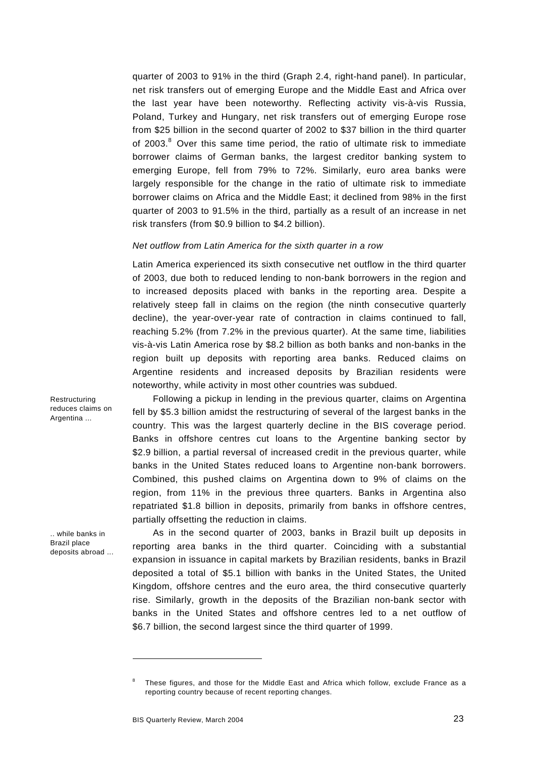quarter of 2003 to 91% in the third (Graph 2.4, right-hand panel). In particular, net risk transfers out of emerging Europe and the Middle East and Africa over the last year have been noteworthy. Reflecting activity vis-à-vis Russia, Poland, Turkey and Hungary, net risk transfers out of emerging Europe rose from \$25 billion in the second quarter of 2002 to \$37 billion in the third quarter of 2003.[8] Over this same time period, the ratio of ultimate risk to immediate borrower claims of German banks, the largest creditor banking system to emerging Europe, fell from 79% to 72%. Similarly, euro area banks were largely responsible for the change in the ratio of ultimate risk to immediate borrower claims on Africa and the Middle East; it declined from 98% in the first quarter of 2003 to 91.5% in the third, partially as a result of an increase in net risk transfers (from \$0.9 billion to \$4.2 billion).

*Net outflow from Latin America for the sixth quarter in a row*

Latin America experienced its sixth consecutive net outflow in the third quarter of 2003, due both to reduced lending to non-bank borrowers in the region and to increased deposits placed with banks in the reporting area. Despite a relatively steep fall in claims on the region (the ninth consecutive quarterly decline), the year-over-year rate of contraction in claims continued to fall, reaching 5.2% (from 7.2% in the previous quarter). At the same time, liabilities vis-à-vis Latin America rose by \$8.2 billion as both banks and non-banks in the region built up deposits with reporting area banks. Reduced claims on Argentine residents and increased deposits by Brazilian residents were noteworthy, while activity in most other countries was subdued.

Restructuring reduces claims on Argentina ...

Following a pickup in lending in the previous quarter, claims on Argentina fell by \$5.3 billion amidst the restructuring of several of the largest banks in the country. This was the largest quarterly decline in the BIS coverage period. Banks in offshore centres cut loans to the Argentine banking sector by \$2.9 billion, a partial reversal of increased credit in the previous quarter, while banks in the United States reduced loans to Argentine non-bank borrowers. Combined, this pushed claims on Argentina down to 9% of claims on the region, from 11% in the previous three quarters. Banks in Argentina also repatriated \$1.8 billion in deposits, primarily from banks in offshore centres, partially offsetting the reduction in claims.

.. while banks in Brazil place deposits abroad ...

As in the second quarter of 2003, banks in Brazil built up deposits in reporting area banks in the third quarter. Coinciding with a substantial expansion in issuance in capital markets by Brazilian residents, banks in Brazil deposited a total of \$5.1 billion with banks in the United States, the United Kingdom, offshore centres and the euro area, the third consecutive quarterly rise. Similarly, growth in the deposits of the Brazilian non-bank sector with banks in the United States and offshore centres led to a net outflow of \$6.7 billion, the second largest since the third quarter of 1999.

---

[8] These figures, and those for the Middle East and Africa which follow, exclude France as a reporting country because of recent reporting changes.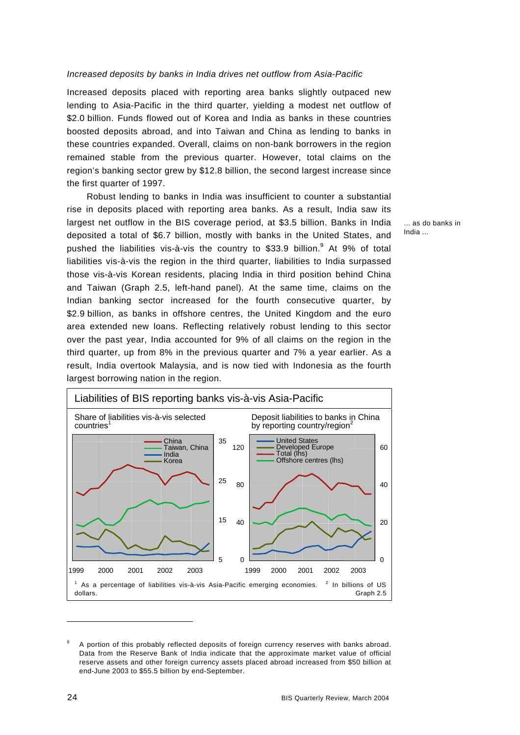*Increased deposits by banks in India drives net outflow from Asia-Pacific*

Increased deposits placed with reporting area banks slightly outpaced new lending to Asia-Pacific in the third quarter, yielding a modest net outflow of $2.0 billion. Funds flowed out of Korea and India as banks in these countries boosted deposits abroad, and into Taiwan and China as lending to banks in these countries expanded. Overall, claims on non-bank borrowers in the region remained stable from the previous quarter. However, total claims on the region's banking sector grew by $12.8 billion, the second largest increase since the first quarter of 1997.

... as do banks in India ...

Robust lending to banks in India was insufficient to counter a substantial rise in deposits placed with reporting area banks. As a result, India saw its largest net outflow in the BIS coverage period, at $3.5 billion. Banks in India deposited a total of $6.7 billion, mostly with banks in the United States, and pushed the liabilities vis-à-vis the country to $33.9 billion.[9] At 9% of total liabilities vis-à-vis the region in the third quarter, liabilities to India surpassed those vis-à-vis Korean residents, placing India in third position behind China and Taiwan (Graph 2.5, left-hand panel). At the same time, claims on the Indian banking sector increased for the fourth consecutive quarter, by $2.9 billion, as banks in offshore centres, the United Kingdom and the euro area extended new loans. Reflecting relatively robust lending to this sector over the past year, India accounted for 9% of all claims on the region in the third quarter, up from 8% in the previous quarter and 7% a year earlier. As a result, India overtook Malaysia, and is now tied with Indonesia as the fourth largest borrowing nation in the region.

**Liabilities of BIS reporting banks vis-à-vis Asia-Pacific**

Share of liabilities vis-à-vis selected countries[1] — China; Taiwan, China; India; Korea

Deposit liabilities to banks in China by reporting country/region[2] — United States; Developed Europe; Total (lhs); Offshore centres (lhs)

[1] As a percentage of liabilities vis-à-vis Asia-Pacific emerging economies. [2] In billions of US dollars.

Graph 2.5

[9] A portion of this probably reflected deposits of foreign currency reserves with banks abroad. Data from the Reserve Bank of India indicate that the approximate market value of official reserve assets and other foreign currency assets placed abroad increased from $50 billion at end-June 2003 to $55.5 billion by end-September.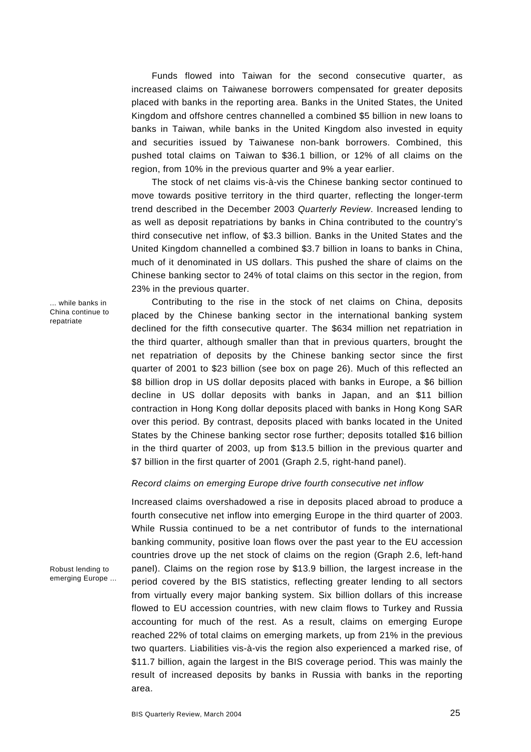Funds flowed into Taiwan for the second consecutive quarter, as increased claims on Taiwanese borrowers compensated for greater deposits placed with banks in the reporting area. Banks in the United States, the United Kingdom and offshore centres channelled a combined $5 billion in new loans to banks in Taiwan, while banks in the United Kingdom also invested in equity and securities issued by Taiwanese non-bank borrowers. Combined, this pushed total claims on Taiwan to $36.1 billion, or 12% of all claims on the region, from 10% in the previous quarter and 9% a year earlier.

The stock of net claims vis-à-vis the Chinese banking sector continued to move towards positive territory in the third quarter, reflecting the longer-term trend described in the December 2003 *Quarterly Review*. Increased lending to as well as deposit repatriations by banks in China contributed to the country's third consecutive net inflow, of $3.3 billion. Banks in the United States and the United Kingdom channelled a combined $3.7 billion in loans to banks in China, much of it denominated in US dollars. This pushed the share of claims on the Chinese banking sector to 24% of total claims on this sector in the region, from 23% in the previous quarter.

... while banks in China continue to repatriate

Contributing to the rise in the stock of net claims on China, deposits placed by the Chinese banking sector in the international banking system declined for the fifth consecutive quarter. The $634 million net repatriation in the third quarter, although smaller than that in previous quarters, brought the net repatriation of deposits by the Chinese banking sector since the first quarter of 2001 to $23 billion (see box on page 26). Much of this reflected an $8 billion drop in US dollar deposits placed with banks in Europe, a $6 billion decline in US dollar deposits with banks in Japan, and an $11 billion contraction in Hong Kong dollar deposits placed with banks in Hong Kong SAR over this period. By contrast, deposits placed with banks located in the United States by the Chinese banking sector rose further; deposits totalled $16 billion in the third quarter of 2003, up from $13.5 billion in the previous quarter and $7 billion in the first quarter of 2001 (Graph 2.5, right-hand panel).

### *Record claims on emerging Europe drive fourth consecutive net inflow*

Robust lending to emerging Europe ...

Increased claims overshadowed a rise in deposits placed abroad to produce a fourth consecutive net inflow into emerging Europe in the third quarter of 2003. While Russia continued to be a net contributor of funds to the international banking community, positive loan flows over the past year to the EU accession countries drove up the net stock of claims on the region (Graph 2.6, left-hand panel). Claims on the region rose by $13.9 billion, the largest increase in the period covered by the BIS statistics, reflecting greater lending to all sectors from virtually every major banking system. Six billion dollars of this increase flowed to EU accession countries, with new claim flows to Turkey and Russia accounting for much of the rest. As a result, claims on emerging Europe reached 22% of total claims on emerging markets, up from 21% in the previous two quarters. Liabilities vis-à-vis the region also experienced a marked rise, of $11.7 billion, again the largest in the BIS coverage period. This was mainly the result of increased deposits by banks in Russia with banks in the reporting area.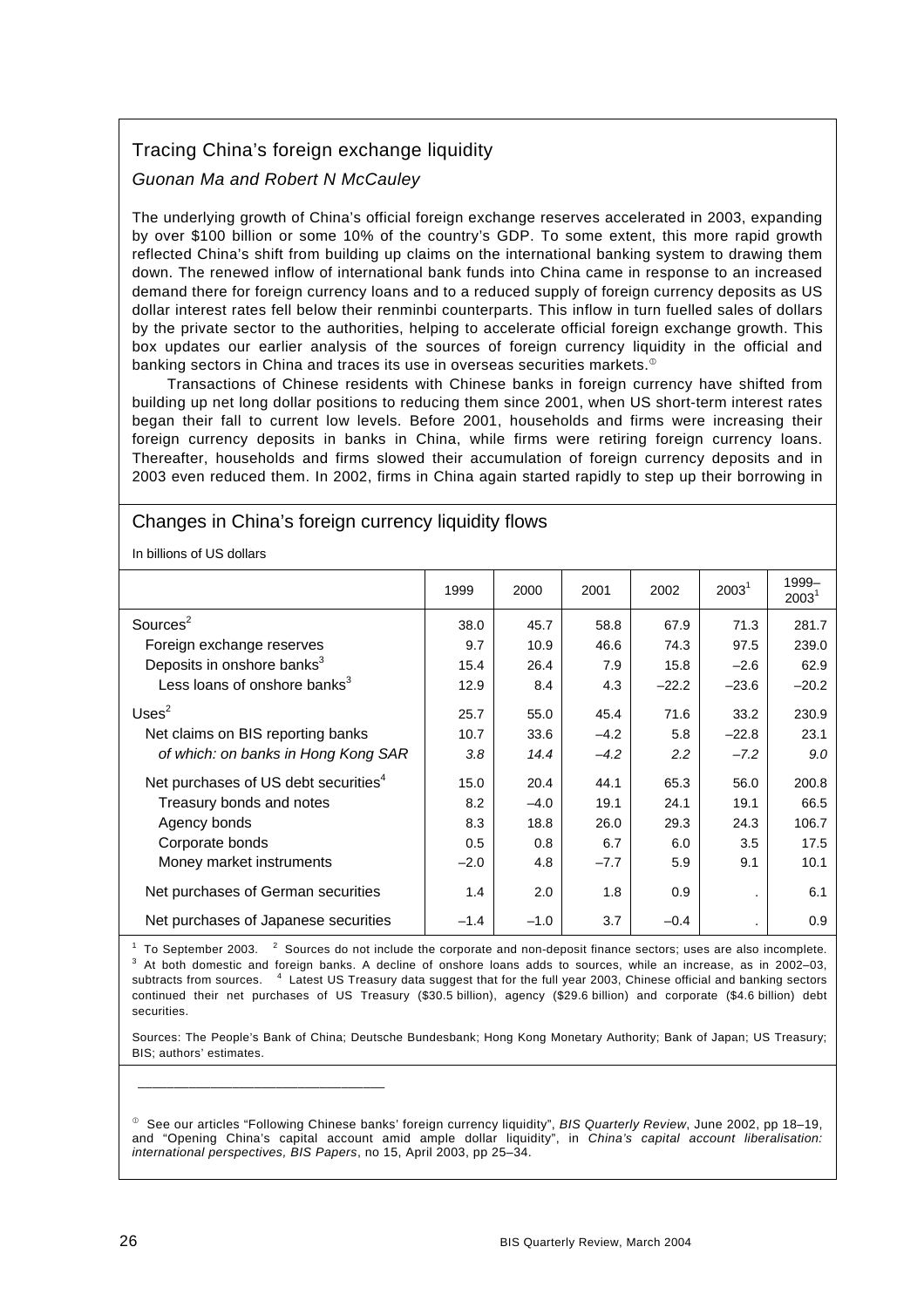## Tracing China's foreign exchange liquidity

*Guonan Ma and Robert N McCauley*

The underlying growth of China's official foreign exchange reserves accelerated in 2003, expanding by over $100 billion or some 10% of the country's GDP. To some extent, this more rapid growth reflected China's shift from building up claims on the international banking system to drawing them down. The renewed inflow of international bank funds into China came in response to an increased demand there for foreign currency loans and to a reduced supply of foreign currency deposits as US dollar interest rates fell below their renminbi counterparts. This inflow in turn fuelled sales of dollars by the private sector to the authorities, helping to accelerate official foreign exchange growth. This box updates our earlier analysis of the sources of foreign currency liquidity in the official and banking sectors in China and traces its use in overseas securities markets.[①]

Transactions of Chinese residents with Chinese banks in foreign currency have shifted from building up net long dollar positions to reducing them since 2001, when US short-term interest rates began their fall to current low levels. Before 2001, households and firms were increasing their foreign currency deposits in banks in China, while firms were retiring foreign currency loans. Thereafter, households and firms slowed their accumulation of foreign currency deposits and in 2003 even reduced them. In 2002, firms in China again started rapidly to step up their borrowing in

### Changes in China's foreign currency liquidity flows

In billions of US dollars

| | 1999 | 2000 | 2001 | 2002 | 2003[1] | 1999–2003[1] |
|---|---|---|---|---|---|---|
| Sources[2] | 38.0 | 45.7 | 58.8 | 67.9 | 71.3 | 281.7 |
| Foreign exchange reserves | 9.7 | 10.9 | 46.6 | 74.3 | 97.5 | 239.0 |
| Deposits in onshore banks[3] | 15.4 | 26.4 | 7.9 | 15.8 | –2.6 | 62.9 |
| Less loans of onshore banks[3] | 12.9 | 8.4 | 4.3 | –22.2 | –23.6 | –20.2 |
| Uses[2] | 25.7 | 55.0 | 45.4 | 71.6 | 33.2 | 230.9 |
| Net claims on BIS reporting banks | 10.7 | 33.6 | –4.2 | 5.8 | –22.8 | 23.1 |
| *of which: on banks in Hong Kong SAR* | *3.8* | *14.4* | *–4.2* | *2.2* | *–7.2* | *9.0* |
| Net purchases of US debt securities[4] | 15.0 | 20.4 | 44.1 | 65.3 | 56.0 | 200.8 |
| Treasury bonds and notes | 8.2 | –4.0 | 19.1 | 24.1 | 19.1 | 66.5 |
| Agency bonds | 8.3 | 18.8 | 26.0 | 29.3 | 24.3 | 106.7 |
| Corporate bonds | 0.5 | 0.8 | 6.7 | 6.0 | 3.5 | 17.5 |
| Money market instruments | –2.0 | 4.8 | –7.7 | 5.9 | 9.1 | 10.1 |
| Net purchases of German securities | 1.4 | 2.0 | 1.8 | 0.9 | . | 6.1 |
| Net purchases of Japanese securities | –1.4 | –1.0 | 3.7 | –0.4 | . | 0.9 |

[1] To September 2003. [2] Sources do not include the corporate and non-deposit finance sectors; uses are also incomplete. [3] At both domestic and foreign banks. A decline of onshore loans adds to sources, while an increase, as in 2002–03, subtracts from sources. [4] Latest US Treasury data suggest that for the full year 2003, Chinese official and banking sectors continued their net purchases of US Treasury ($30.5 billion), agency ($29.6 billion) and corporate ($4.6 billion) debt securities.

Sources: The People's Bank of China; Deutsche Bundesbank; Hong Kong Monetary Authority; Bank of Japan; US Treasury; BIS; authors' estimates.

---

[①] See our articles "Following Chinese banks' foreign currency liquidity", *BIS Quarterly Review*, June 2002, pp 18–19, and "Opening China's capital account amid ample dollar liquidity", in *China's capital account liberalisation: international perspectives, BIS Papers*, no 15, April 2003, pp 25–34.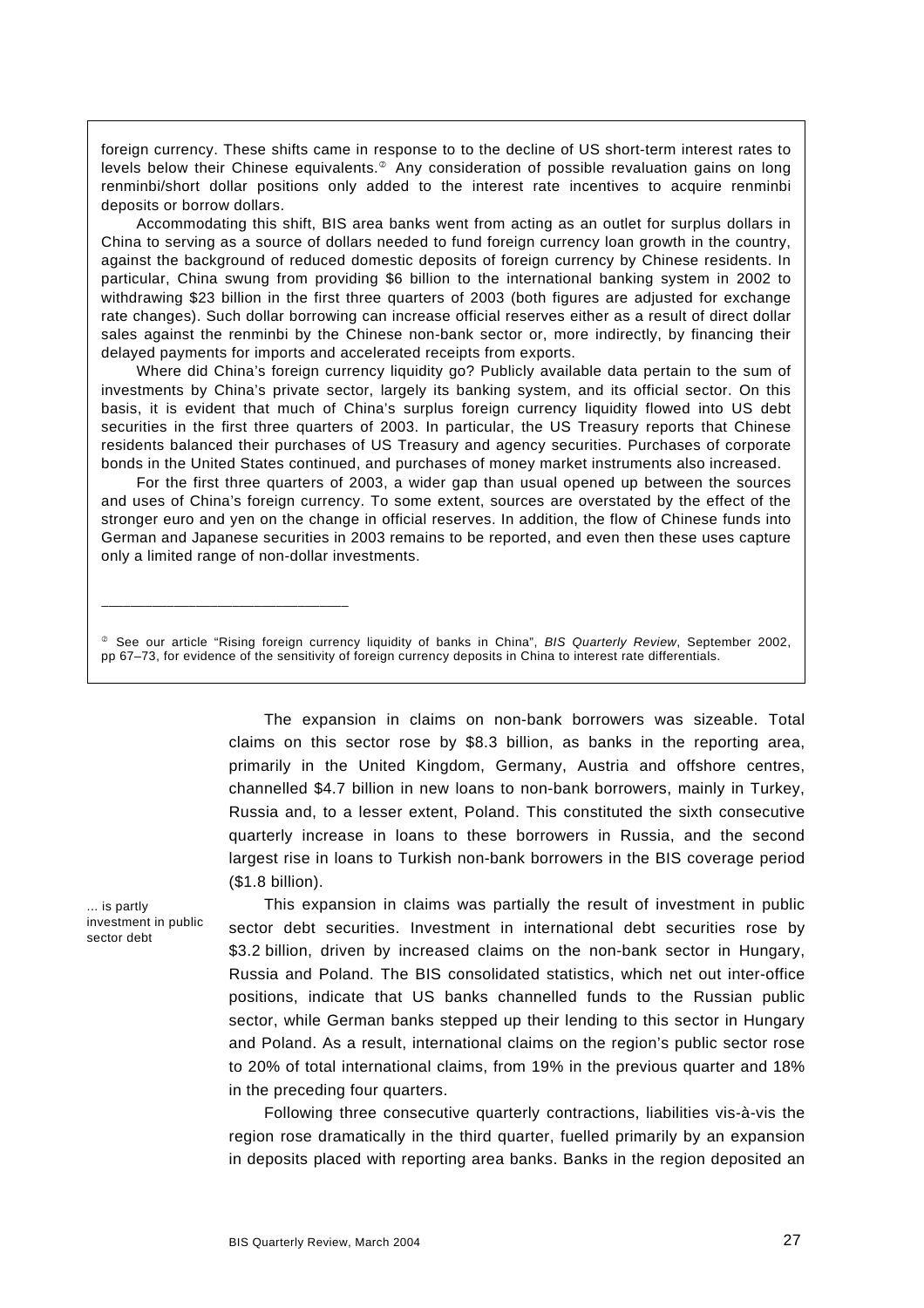foreign currency. These shifts came in response to to the decline of US short-term interest rates to levels below their Chinese equivalents.[②] Any consideration of possible revaluation gains on long renminbi/short dollar positions only added to the interest rate incentives to acquire renminbi deposits or borrow dollars.

Accommodating this shift, BIS area banks went from acting as an outlet for surplus dollars in China to serving as a source of dollars needed to fund foreign currency loan growth in the country, against the background of reduced domestic deposits of foreign currency by Chinese residents. In particular, China swung from providing \$6 billion to the international banking system in 2002 to withdrawing \$23 billion in the first three quarters of 2003 (both figures are adjusted for exchange rate changes). Such dollar borrowing can increase official reserves either as a result of direct dollar sales against the renminbi by the Chinese non-bank sector or, more indirectly, by financing their delayed payments for imports and accelerated receipts from exports.

Where did China's foreign currency liquidity go? Publicly available data pertain to the sum of investments by China's private sector, largely its banking system, and its official sector. On this basis, it is evident that much of China's surplus foreign currency liquidity flowed into US debt securities in the first three quarters of 2003. In particular, the US Treasury reports that Chinese residents balanced their purchases of US Treasury and agency securities. Purchases of corporate bonds in the United States continued, and purchases of money market instruments also increased.

For the first three quarters of 2003, a wider gap than usual opened up between the sources and uses of China's foreign currency. To some extent, sources are overstated by the effect of the stronger euro and yen on the change in official reserves. In addition, the flow of Chinese funds into German and Japanese securities in 2003 remains to be reported, and even then these uses capture only a limited range of non-dollar investments.

---

[②] See our article "Rising foreign currency liquidity of banks in China", *BIS Quarterly Review*, September 2002, pp 67–73, for evidence of the sensitivity of foreign currency deposits in China to interest rate differentials.

The expansion in claims on non-bank borrowers was sizeable. Total claims on this sector rose by \$8.3 billion, as banks in the reporting area, primarily in the United Kingdom, Germany, Austria and offshore centres, channelled \$4.7 billion in new loans to non-bank borrowers, mainly in Turkey, Russia and, to a lesser extent, Poland. This constituted the sixth consecutive quarterly increase in loans to these borrowers in Russia, and the second largest rise in loans to Turkish non-bank borrowers in the BIS coverage period (\$1.8 billion).

*... is partly investment in public sector debt*

This expansion in claims was partially the result of investment in public sector debt securities. Investment in international debt securities rose by \$3.2 billion, driven by increased claims on the non-bank sector in Hungary, Russia and Poland. The BIS consolidated statistics, which net out inter-office positions, indicate that US banks channelled funds to the Russian public sector, while German banks stepped up their lending to this sector in Hungary and Poland. As a result, international claims on the region's public sector rose to 20% of total international claims, from 19% in the previous quarter and 18% in the preceding four quarters.

Following three consecutive quarterly contractions, liabilities vis-à-vis the region rose dramatically in the third quarter, fuelled primarily by an expansion in deposits placed with reporting area banks. Banks in the region deposited an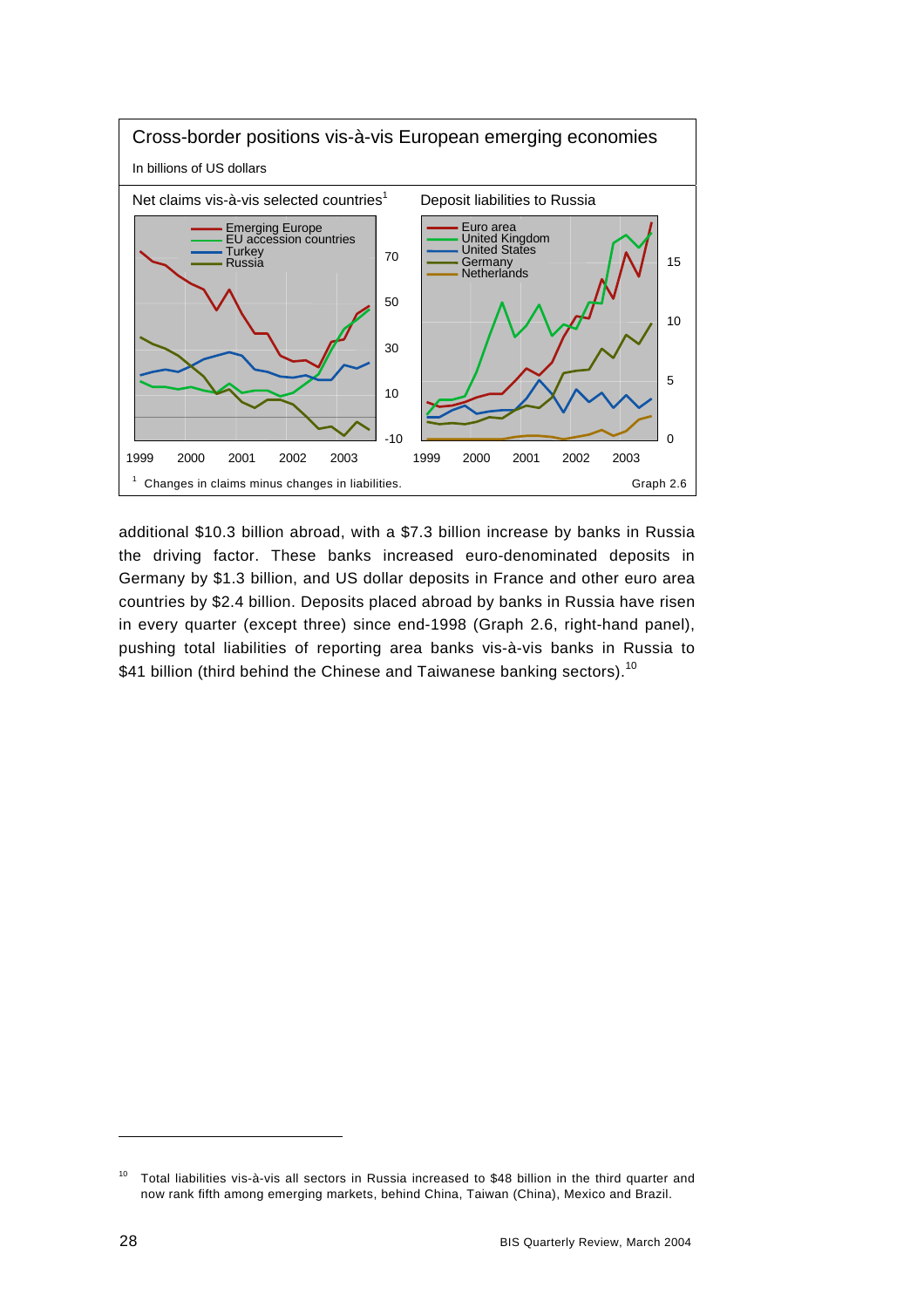**Cross-border positions vis-à-vis European emerging economies**

In billions of US dollars

Net claims vis-à-vis selected countries[1] | Deposit liabilities to Russia

[1] Changes in claims minus changes in liabilities.

Graph 2.6

additional $10.3 billion abroad, with a $7.3 billion increase by banks in Russia the driving factor. These banks increased euro-denominated deposits in Germany by $1.3 billion, and US dollar deposits in France and other euro area countries by $2.4 billion. Deposits placed abroad by banks in Russia have risen in every quarter (except three) since end-1998 (Graph 2.6, right-hand panel), pushing total liabilities of reporting area banks vis-à-vis banks in Russia to $41 billion (third behind the Chinese and Taiwanese banking sectors).[10]

---

[10] Total liabilities vis-à-vis all sectors in Russia increased to $48 billion in the third quarter and now rank fifth among emerging markets, behind China, Taiwan (China), Mexico and Brazil.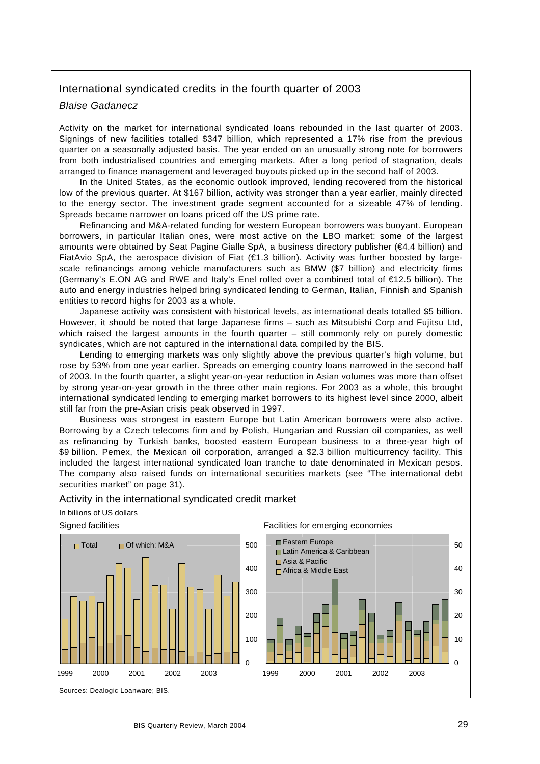## International syndicated credits in the fourth quarter of 2003

*Blaise Gadanecz*

Activity on the market for international syndicated loans rebounded in the last quarter of 2003. Signings of new facilities totalled $347 billion, which represented a 17% rise from the previous quarter on a seasonally adjusted basis. The year ended on an unusually strong note for borrowers from both industrialised countries and emerging markets. After a long period of stagnation, deals arranged to finance management and leveraged buyouts picked up in the second half of 2003.

In the United States, as the economic outlook improved, lending recovered from the historical low of the previous quarter. At $167 billion, activity was stronger than a year earlier, mainly directed to the energy sector. The investment grade segment accounted for a sizeable 47% of lending. Spreads became narrower on loans priced off the US prime rate.

Refinancing and M&A-related funding for western European borrowers was buoyant. European borrowers, in particular Italian ones, were most active on the LBO market: some of the largest amounts were obtained by Seat Pagine Gialle SpA, a business directory publisher (€4.4 billion) and FiatAvio SpA, the aerospace division of Fiat (€1.3 billion). Activity was further boosted by large-scale refinancings among vehicle manufacturers such as BMW ($7 billion) and electricity firms (Germany's E.ON AG and RWE and Italy's Enel rolled over a combined total of €12.5 billion). The auto and energy industries helped bring syndicated lending to German, Italian, Finnish and Spanish entities to record highs for 2003 as a whole.

Japanese activity was consistent with historical levels, as international deals totalled $5 billion. However, it should be noted that large Japanese firms – such as Mitsubishi Corp and Fujitsu Ltd, which raised the largest amounts in the fourth quarter – still commonly rely on purely domestic syndicates, which are not captured in the international data compiled by the BIS.

Lending to emerging markets was only slightly above the previous quarter's high volume, but rose by 53% from one year earlier. Spreads on emerging country loans narrowed in the second half of 2003. In the fourth quarter, a slight year-on-year reduction in Asian volumes was more than offset by strong year-on-year growth in the three other main regions. For 2003 as a whole, this brought international syndicated lending to emerging market borrowers to its highest level since 2000, albeit still far from the pre-Asian crisis peak observed in 1997.

Business was strongest in eastern Europe but Latin American borrowers were also active. Borrowing by a Czech telecoms firm and by Polish, Hungarian and Russian oil companies, as well as refinancing by Turkish banks, boosted eastern European business to a three-year high of $9 billion. Pemex, the Mexican oil corporation, arranged a $2.3 billion multicurrency facility. This included the largest international syndicated loan tranche to date denominated in Mexican pesos. The company also raised funds on international securities markets (see "The international debt securities market" on page 31).

### Activity in the international syndicated credit market

In billions of US dollars

Signed facilities | Facilities for emerging economies

Sources: Dealogic Loanware; BIS.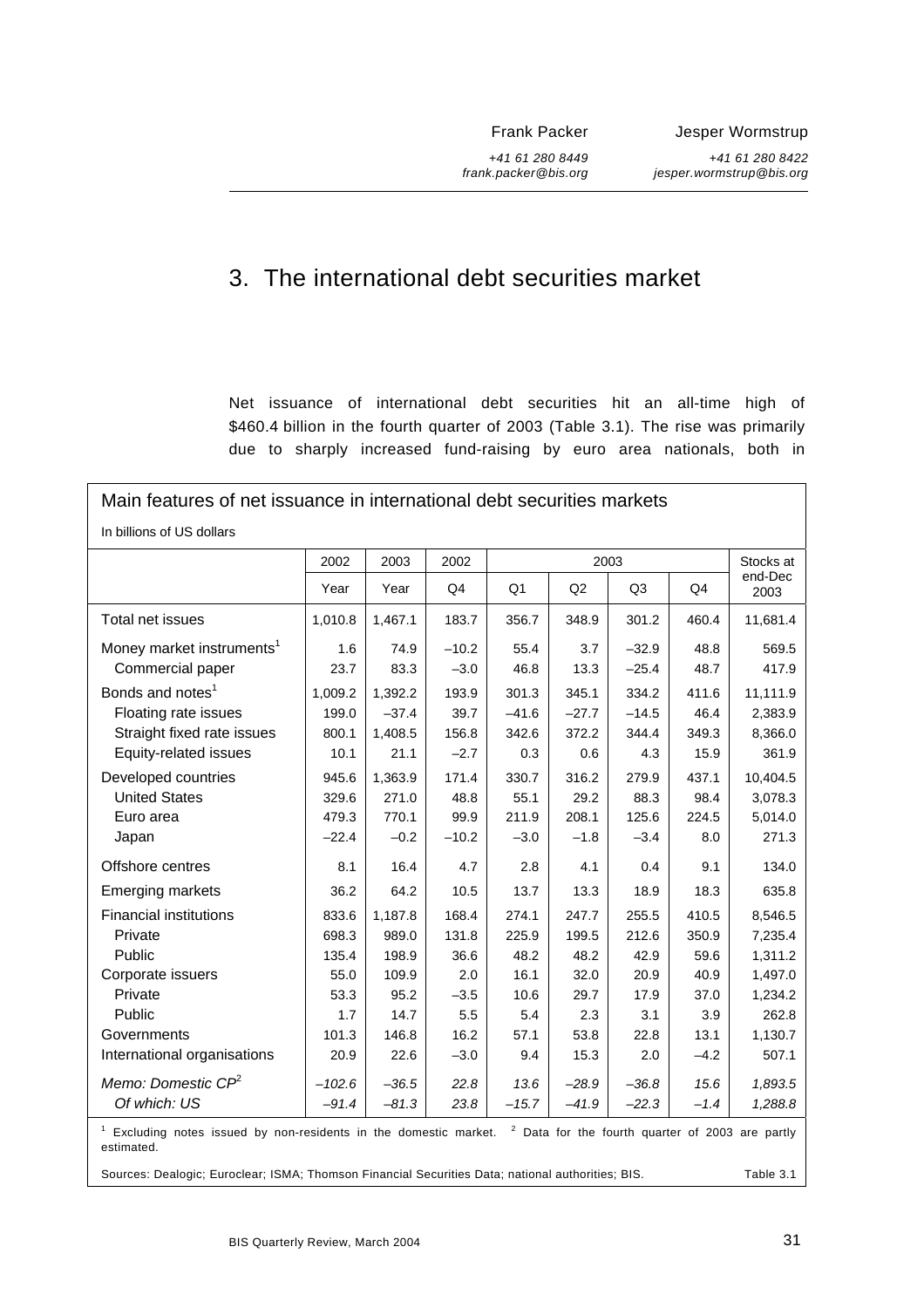Frank Packer
+41 61 280 8449
frank.packer@bis.org

Jesper Wormstrup
+41 61 280 8422
jesper.wormstrup@bis.org

# 3. The international debt securities market

Net issuance of international debt securities hit an all-time high of $460.4 billion in the fourth quarter of 2003 (Table 3.1). The rise was primarily due to sharply increased fund-raising by euro area nationals, both in

**Main features of net issuance in international debt securities markets**

In billions of US dollars

| | 2002 | 2003 | 2002 | 2003 | | | | Stocks at end-Dec 2003 |
|---|---|---|---|---|---|---|---|---|
| | Year | Year | Q4 | Q1 | Q2 | Q3 | Q4 | |
| Total net issues | 1,010.8 | 1,467.1 | 183.7 | 356.7 | 348.9 | 301.2 | 460.4 | 11,681.4 |
| Money market instruments[1] | 1.6 | 74.9 | –10.2 | 55.4 | 3.7 | –32.9 | 48.8 | 569.5 |
| Commercial paper | 23.7 | 83.3 | –3.0 | 46.8 | 13.3 | –25.4 | 48.7 | 417.9 |
| Bonds and notes[1] | 1,009.2 | 1,392.2 | 193.9 | 301.3 | 345.1 | 334.2 | 411.6 | 11,111.9 |
| Floating rate issues | 199.0 | –37.4 | 39.7 | –41.6 | –27.7 | –14.5 | 46.4 | 2,383.9 |
| Straight fixed rate issues | 800.1 | 1,408.5 | 156.8 | 342.6 | 372.2 | 344.4 | 349.3 | 8,366.0 |
| Equity-related issues | 10.1 | 21.1 | –2.7 | 0.3 | 0.6 | 4.3 | 15.9 | 361.9 |
| Developed countries | 945.6 | 1,363.9 | 171.4 | 330.7 | 316.2 | 279.9 | 437.1 | 10,404.5 |
| United States | 329.6 | 271.0 | 48.8 | 55.1 | 29.2 | 88.3 | 98.4 | 3,078.3 |
| Euro area | 479.3 | 770.1 | 99.9 | 211.9 | 208.1 | 125.6 | 224.5 | 5,014.0 |
| Japan | –22.4 | –0.2 | –10.2 | –3.0 | –1.8 | –3.4 | 8.0 | 271.3 |
| Offshore centres | 8.1 | 16.4 | 4.7 | 2.8 | 4.1 | 0.4 | 9.1 | 134.0 |
| Emerging markets | 36.2 | 64.2 | 10.5 | 13.7 | 13.3 | 18.9 | 18.3 | 635.8 |
| Financial institutions | 833.6 | 1,187.8 | 168.4 | 274.1 | 247.7 | 255.5 | 410.5 | 8,546.5 |
| Private | 698.3 | 989.0 | 131.8 | 225.9 | 199.5 | 212.6 | 350.9 | 7,235.4 |
| Public | 135.4 | 198.9 | 36.6 | 48.2 | 48.2 | 42.9 | 59.6 | 1,311.2 |
| Corporate issuers | 55.0 | 109.9 | 2.0 | 16.1 | 32.0 | 20.9 | 40.9 | 1,497.0 |
| Private | 53.3 | 95.2 | –3.5 | 10.6 | 29.7 | 17.9 | 37.0 | 1,234.2 |
| Public | 1.7 | 14.7 | 5.5 | 5.4 | 2.3 | 3.1 | 3.9 | 262.8 |
| Governments | 101.3 | 146.8 | 16.2 | 57.1 | 53.8 | 22.8 | 13.1 | 1,130.7 |
| International organisations | 20.9 | 22.6 | –3.0 | 9.4 | 15.3 | 2.0 | –4.2 | 507.1 |
| *Memo: Domestic CP*[2] | *–102.6* | *–36.5* | *22.8* | *13.6* | *–28.9* | *–36.8* | *15.6* | *1,893.5* |
| *Of which: US* | *–91.4* | *–81.3* | *23.8* | *–15.7* | *–41.9* | *–22.3* | *–1.4* | *1,288.8* |

[1] Excluding notes issued by non-residents in the domestic market. [2] Data for the fourth quarter of 2003 are partly estimated.

Sources: Dealogic; Euroclear; ISMA; Thomson Financial Securities Data; national authorities; BIS. Table 3.1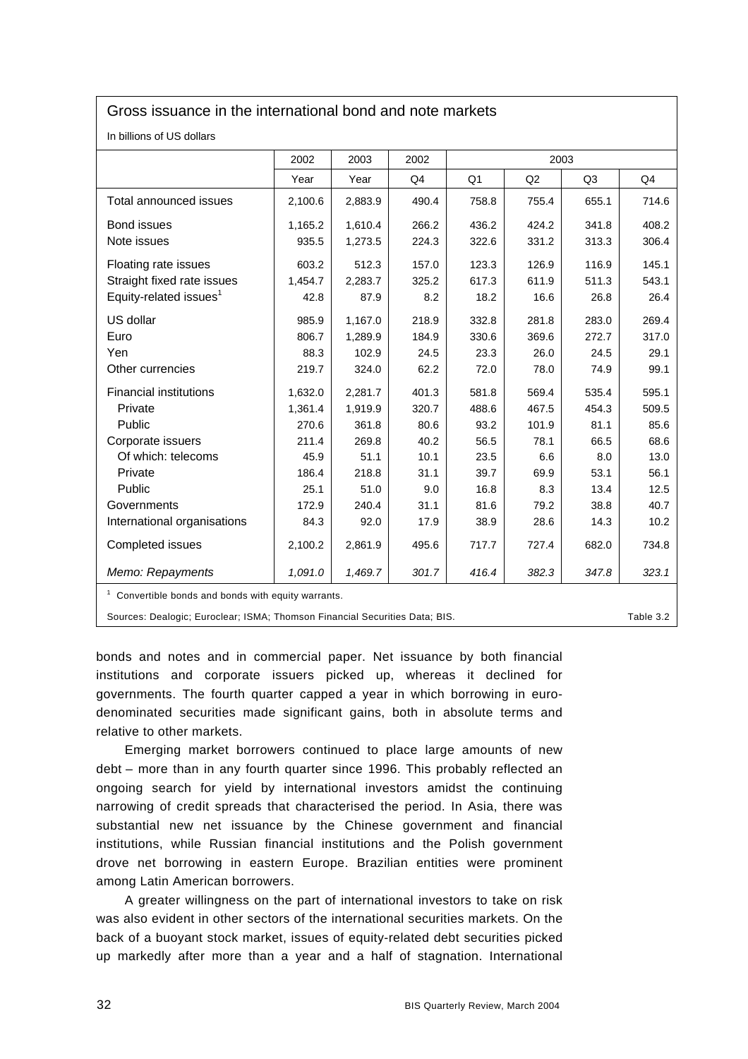**Gross issuance in the international bond and note markets**

In billions of US dollars

| | 2002 | 2003 | 2002 | 2003 | | | |
|---|---|---|---|---|---|---|---|
| | Year | Year | Q4 | Q1 | Q2 | Q3 | Q4 |
| Total announced issues | 2,100.6 | 2,883.9 | 490.4 | 758.8 | 755.4 | 655.1 | 714.6 |
| Bond issues | 1,165.2 | 1,610.4 | 266.2 | 436.2 | 424.2 | 341.8 | 408.2 |
| Note issues | 935.5 | 1,273.5 | 224.3 | 322.6 | 331.2 | 313.3 | 306.4 |
| Floating rate issues | 603.2 | 512.3 | 157.0 | 123.3 | 126.9 | 116.9 | 145.1 |
| Straight fixed rate issues | 1,454.7 | 2,283.7 | 325.2 | 617.3 | 611.9 | 511.3 | 543.1 |
| Equity-related issues[1] | 42.8 | 87.9 | 8.2 | 18.2 | 16.6 | 26.8 | 26.4 |
| US dollar | 985.9 | 1,167.0 | 218.9 | 332.8 | 281.8 | 283.0 | 269.4 |
| Euro | 806.7 | 1,289.9 | 184.9 | 330.6 | 369.6 | 272.7 | 317.0 |
| Yen | 88.3 | 102.9 | 24.5 | 23.3 | 26.0 | 24.5 | 29.1 |
| Other currencies | 219.7 | 324.0 | 62.2 | 72.0 | 78.0 | 74.9 | 99.1 |
| Financial institutions | 1,632.0 | 2,281.7 | 401.3 | 581.8 | 569.4 | 535.4 | 595.1 |
| Private | 1,361.4 | 1,919.9 | 320.7 | 488.6 | 467.5 | 454.3 | 509.5 |
| Public | 270.6 | 361.8 | 80.6 | 93.2 | 101.9 | 81.1 | 85.6 |
| Corporate issuers | 211.4 | 269.8 | 40.2 | 56.5 | 78.1 | 66.5 | 68.6 |
| Of which: telecoms | 45.9 | 51.1 | 10.1 | 23.5 | 6.6 | 8.0 | 13.0 |
| Private | 186.4 | 218.8 | 31.1 | 39.7 | 69.9 | 53.1 | 56.1 |
| Public | 25.1 | 51.0 | 9.0 | 16.8 | 8.3 | 13.4 | 12.5 |
| Governments | 172.9 | 240.4 | 31.1 | 81.6 | 79.2 | 38.8 | 40.7 |
| International organisations | 84.3 | 92.0 | 17.9 | 38.9 | 28.6 | 14.3 | 10.2 |
| Completed issues | 2,100.2 | 2,861.9 | 495.6 | 717.7 | 727.4 | 682.0 | 734.8 |
| *Memo: Repayments* | *1,091.0* | *1,469.7* | *301.7* | *416.4* | *382.3* | *347.8* | *323.1* |

[1] Convertible bonds and bonds with equity warrants.

Sources: Dealogic; Euroclear; ISMA; Thomson Financial Securities Data; BIS. Table 3.2

bonds and notes and in commercial paper. Net issuance by both financial institutions and corporate issuers picked up, whereas it declined for governments. The fourth quarter capped a year in which borrowing in euro-denominated securities made significant gains, both in absolute terms and relative to other markets.

Emerging market borrowers continued to place large amounts of new debt – more than in any fourth quarter since 1996. This probably reflected an ongoing search for yield by international investors amidst the continuing narrowing of credit spreads that characterised the period. In Asia, there was substantial new net issuance by the Chinese government and financial institutions, while Russian financial institutions and the Polish government drove net borrowing in eastern Europe. Brazilian entities were prominent among Latin American borrowers.

A greater willingness on the part of international investors to take on risk was also evident in other sectors of the international securities markets. On the back of a buoyant stock market, issues of equity-related debt securities picked up markedly after more than a year and a half of stagnation. International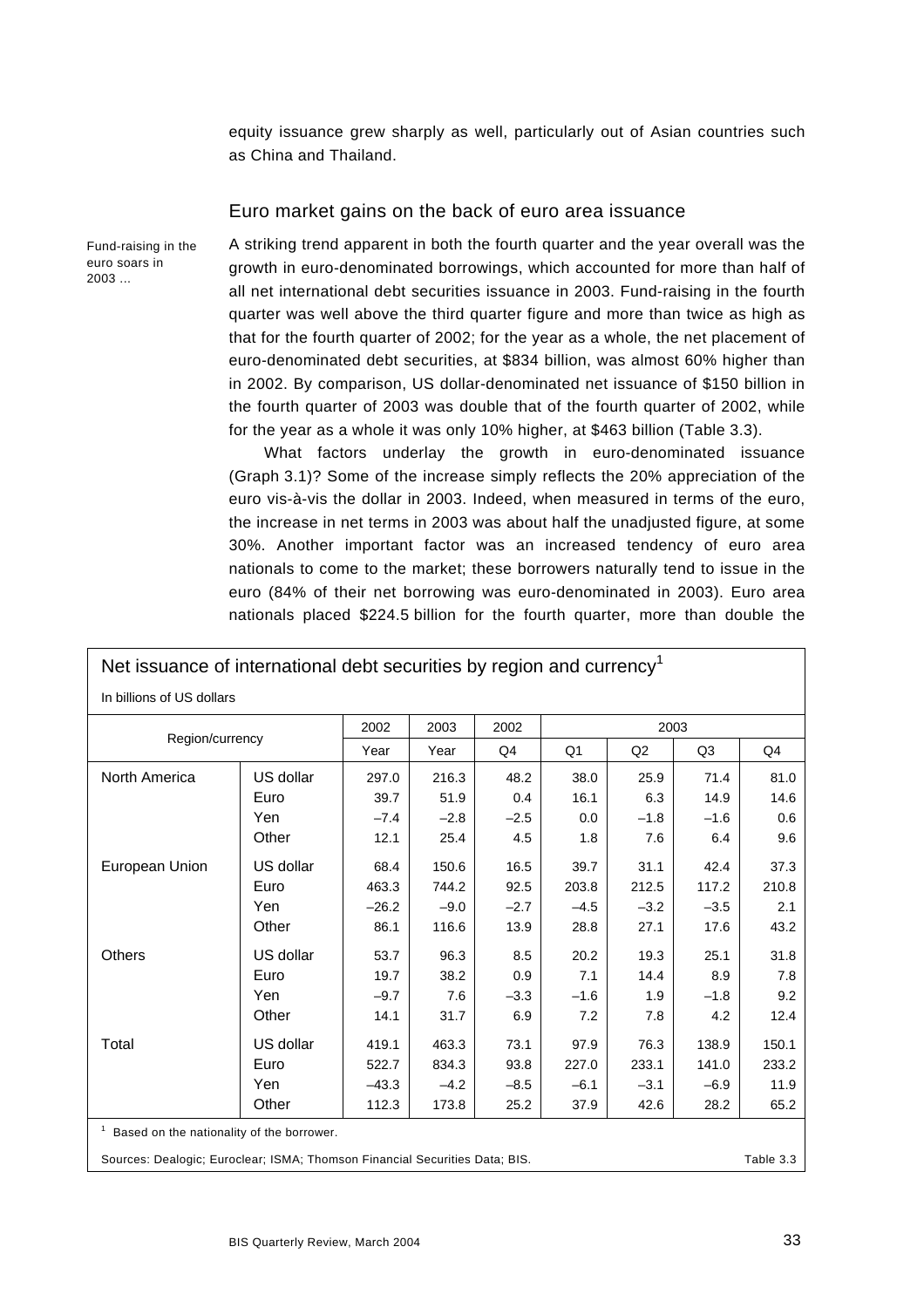equity issuance grew sharply as well, particularly out of Asian countries such as China and Thailand.

## Euro market gains on the back of euro area issuance

Fund-raising in the euro soars in 2003 ...

A striking trend apparent in both the fourth quarter and the year overall was the growth in euro-denominated borrowings, which accounted for more than half of all net international debt securities issuance in 2003. Fund-raising in the fourth quarter was well above the third quarter figure and more than twice as high as that for the fourth quarter of 2002; for the year as a whole, the net placement of euro-denominated debt securities, at $834 billion, was almost 60% higher than in 2002. By comparison, US dollar-denominated net issuance of $150 billion in the fourth quarter of 2003 was double that of the fourth quarter of 2002, while for the year as a whole it was only 10% higher, at $463 billion (Table 3.3).

What factors underlay the growth in euro-denominated issuance (Graph 3.1)? Some of the increase simply reflects the 20% appreciation of the euro vis-à-vis the dollar in 2003. Indeed, when measured in terms of the euro, the increase in net terms in 2003 was about half the unadjusted figure, at some 30%. Another important factor was an increased tendency of euro area nationals to come to the market; these borrowers naturally tend to issue in the euro (84% of their net borrowing was euro-denominated in 2003). Euro area nationals placed $224.5 billion for the fourth quarter, more than double the

**Net issuance of international debt securities by region and currency[1]**

In billions of US dollars

| Region/currency | | 2002 | 2003 | 2002 | 2003 | | | |
|---|---|---|---|---|---|---|---|---|
| | | Year | Year | Q4 | Q1 | Q2 | Q3 | Q4 |
| North America | US dollar | 297.0 | 216.3 | 48.2 | 38.0 | 25.9 | 71.4 | 81.0 |
| | Euro | 39.7 | 51.9 | 0.4 | 16.1 | 6.3 | 14.9 | 14.6 |
| | Yen | –7.4 | –2.8 | –2.5 | 0.0 | –1.8 | –1.6 | 0.6 |
| | Other | 12.1 | 25.4 | 4.5 | 1.8 | 7.6 | 6.4 | 9.6 |
| European Union | US dollar | 68.4 | 150.6 | 16.5 | 39.7 | 31.1 | 42.4 | 37.3 |
| | Euro | 463.3 | 744.2 | 92.5 | 203.8 | 212.5 | 117.2 | 210.8 |
| | Yen | –26.2 | –9.0 | –2.7 | –4.5 | –3.2 | –3.5 | 2.1 |
| | Other | 86.1 | 116.6 | 13.9 | 28.8 | 27.1 | 17.6 | 43.2 |
| Others | US dollar | 53.7 | 96.3 | 8.5 | 20.2 | 19.3 | 25.1 | 31.8 |
| | Euro | 19.7 | 38.2 | 0.9 | 7.1 | 14.4 | 8.9 | 7.8 |
| | Yen | –9.7 | 7.6 | –3.3 | –1.6 | 1.9 | –1.8 | 9.2 |
| | Other | 14.1 | 31.7 | 6.9 | 7.2 | 7.8 | 4.2 | 12.4 |
| Total | US dollar | 419.1 | 463.3 | 73.1 | 97.9 | 76.3 | 138.9 | 150.1 |
| | Euro | 522.7 | 834.3 | 93.8 | 227.0 | 233.1 | 141.0 | 233.2 |
| | Yen | –43.3 | –4.2 | –8.5 | –6.1 | –3.1 | –6.9 | 11.9 |
| | Other | 112.3 | 173.8 | 25.2 | 37.9 | 42.6 | 28.2 | 65.2 |

[1] Based on the nationality of the borrower.

Sources: Dealogic; Euroclear; ISMA; Thomson Financial Securities Data; BIS. Table 3.3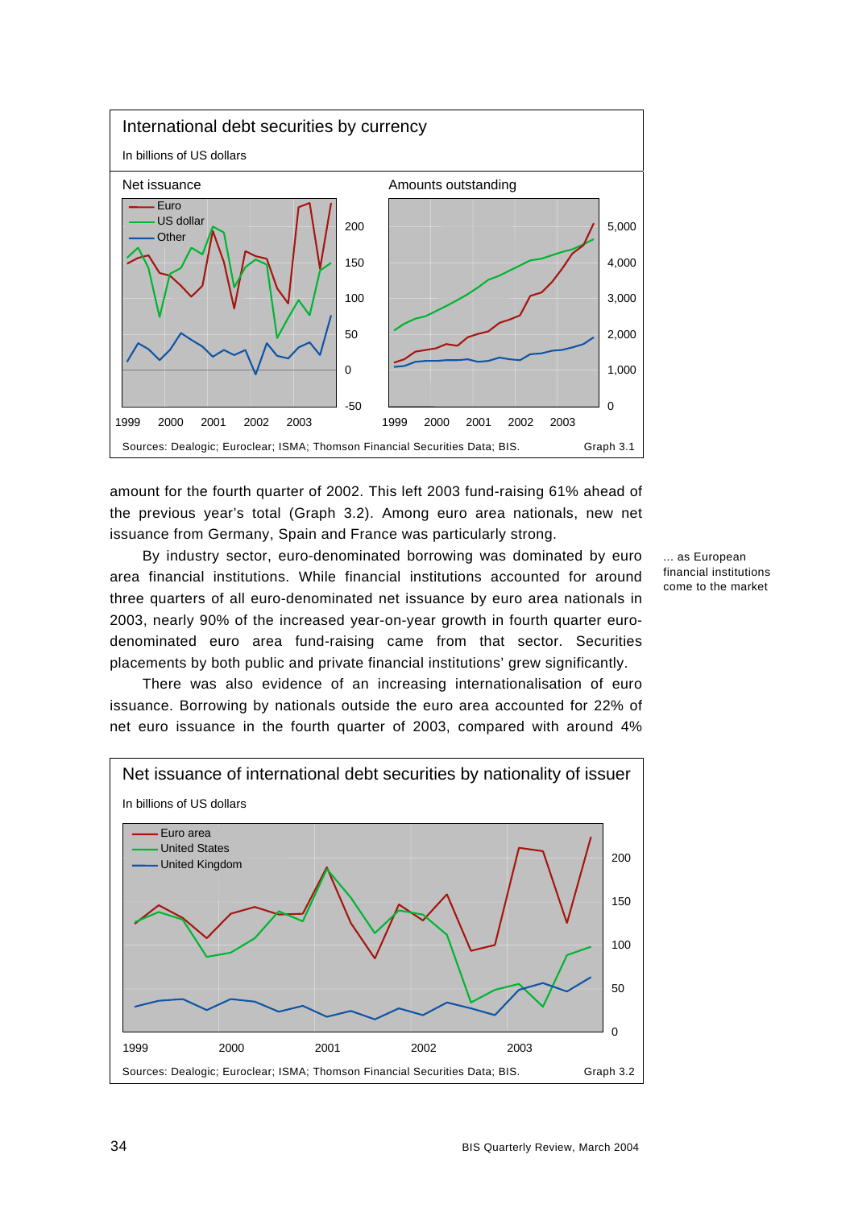**International debt securities by currency**

In billions of US dollars

Net issuance | Amounts outstanding

Sources: Dealogic; Euroclear; ISMA; Thomson Financial Securities Data; BIS. Graph 3.1

amount for the fourth quarter of 2002. This left 2003 fund-raising 61% ahead of the previous year's total (Graph 3.2). Among euro area nationals, new net issuance from Germany, Spain and France was particularly strong.

*... as European financial institutions come to the market*

By industry sector, euro-denominated borrowing was dominated by euro area financial institutions. While financial institutions accounted for around three quarters of all euro-denominated net issuance by euro area nationals in 2003, nearly 90% of the increased year-on-year growth in fourth quarter euro-denominated euro area fund-raising came from that sector. Securities placements by both public and private financial institutions' grew significantly.

There was also evidence of an increasing internationalisation of euro issuance. Borrowing by nationals outside the euro area accounted for 22% of net euro issuance in the fourth quarter of 2003, compared with around 4%

**Net issuance of international debt securities by nationality of issuer**

In billions of US dollars

Sources: Dealogic; Euroclear; ISMA; Thomson Financial Securities Data; BIS. Graph 3.2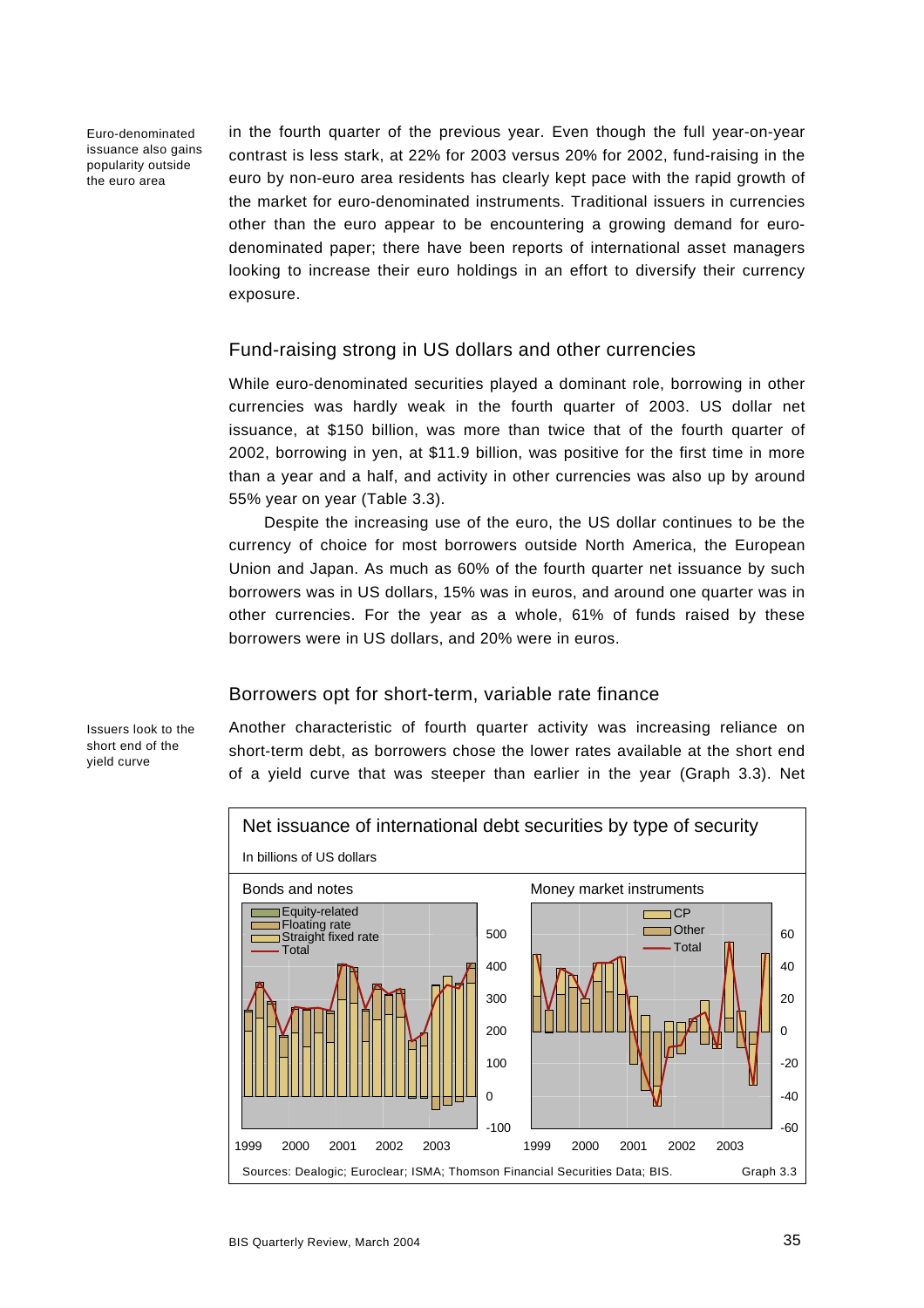Euro-denominated issuance also gains popularity outside the euro area

in the fourth quarter of the previous year. Even though the full year-on-year contrast is less stark, at 22% for 2003 versus 20% for 2002, fund-raising in the euro by non-euro area residents has clearly kept pace with the rapid growth of the market for euro-denominated instruments. Traditional issuers in currencies other than the euro appear to be encountering a growing demand for euro-denominated paper; there have been reports of international asset managers looking to increase their euro holdings in an effort to diversify their currency exposure.

## Fund-raising strong in US dollars and other currencies

While euro-denominated securities played a dominant role, borrowing in other currencies was hardly weak in the fourth quarter of 2003. US dollar net issuance, at $150 billion, was more than twice that of the fourth quarter of 2002, borrowing in yen, at $11.9 billion, was positive for the first time in more than a year and a half, and activity in other currencies was also up by around 55% year on year (Table 3.3).

Despite the increasing use of the euro, the US dollar continues to be the currency of choice for most borrowers outside North America, the European Union and Japan. As much as 60% of the fourth quarter net issuance by such borrowers was in US dollars, 15% was in euros, and around one quarter was in other currencies. For the year as a whole, 61% of funds raised by these borrowers were in US dollars, and 20% were in euros.

## Borrowers opt for short-term, variable rate finance

Issuers look to the short end of the yield curve

Another characteristic of fourth quarter activity was increasing reliance on short-term debt, as borrowers chose the lower rates available at the short end of a yield curve that was steeper than earlier in the year (Graph 3.3). Net

**Net issuance of international debt securities by type of security**

In billions of US dollars

Bonds and notes: Equity-related; Floating rate; Straight fixed rate; Total

Money market instruments: CP; Other; Total

Sources: Dealogic; Euroclear; ISMA; Thomson Financial Securities Data; BIS.

Graph 3.3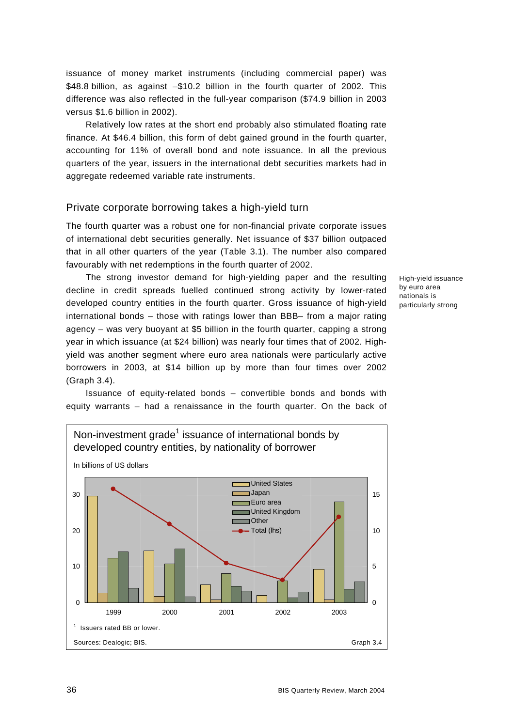issuance of money market instruments (including commercial paper) was $48.8 billion, as against –$10.2 billion in the fourth quarter of 2002. This difference was also reflected in the full-year comparison ($74.9 billion in 2003 versus $1.6 billion in 2002).

Relatively low rates at the short end probably also stimulated floating rate finance. At $46.4 billion, this form of debt gained ground in the fourth quarter, accounting for 11% of overall bond and note issuance. In all the previous quarters of the year, issuers in the international debt securities markets had in aggregate redeemed variable rate instruments.

## Private corporate borrowing takes a high-yield turn

The fourth quarter was a robust one for non-financial private corporate issues of international debt securities generally. Net issuance of $37 billion outpaced that in all other quarters of the year (Table 3.1). The number also compared favourably with net redemptions in the fourth quarter of 2002.

*High-yield issuance by euro area nationals is particularly strong*

The strong investor demand for high-yielding paper and the resulting decline in credit spreads fuelled continued strong activity by lower-rated developed country entities in the fourth quarter. Gross issuance of high-yield international bonds – those with ratings lower than BBB– from a major rating agency – was very buoyant at $5 billion in the fourth quarter, capping a strong year in which issuance (at $24 billion) was nearly four times that of 2002. High-yield was another segment where euro area nationals were particularly active borrowers in 2003, at $14 billion up by more than four times over 2002 (Graph 3.4).

Issuance of equity-related bonds – convertible bonds and bonds with equity warrants – had a renaissance in the fourth quarter. On the back of

**Non-investment grade[1] issuance of international bonds by developed country entities, by nationality of borrower**

In billions of US dollars

Legend: United States; Japan; Euro area; United Kingdom; Other; Total (lhs)

[1] Issuers rated BB or lower.

Sources: Dealogic; BIS. Graph 3.4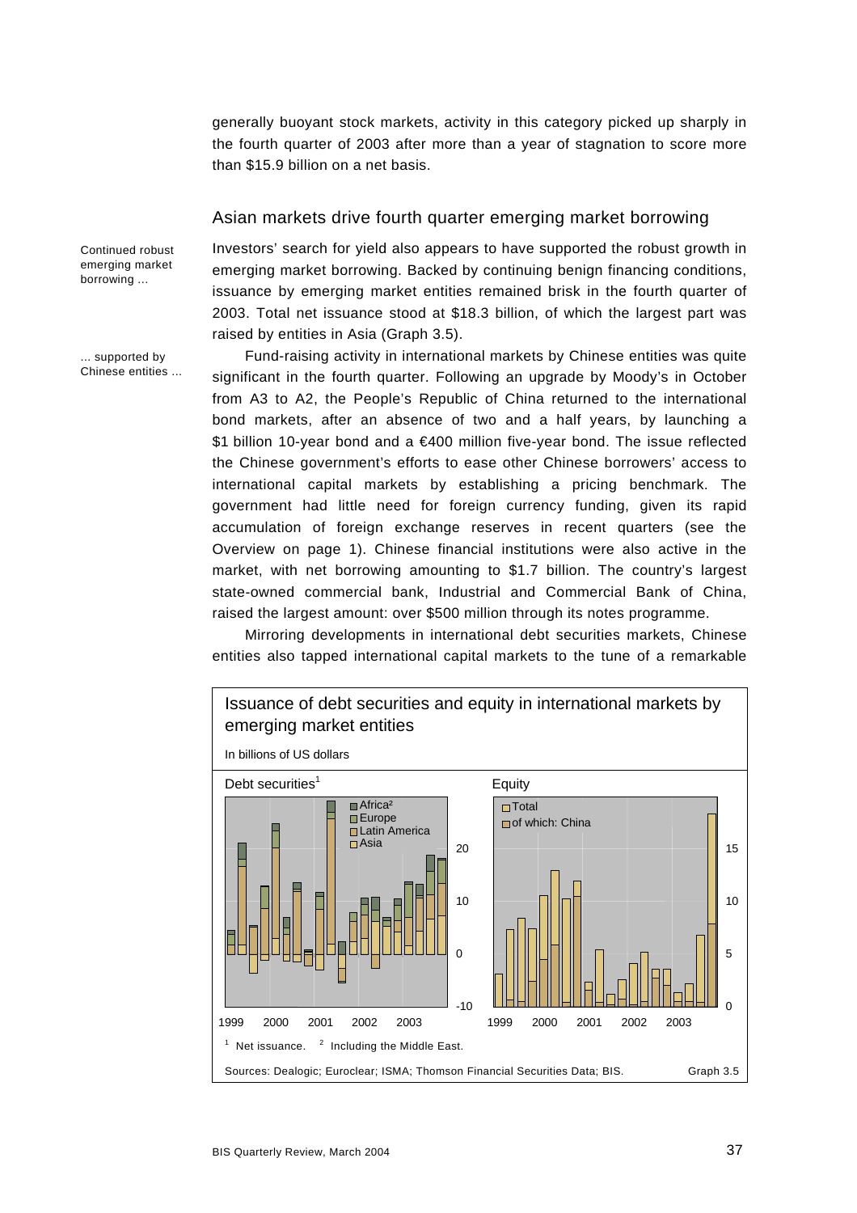generally buoyant stock markets, activity in this category picked up sharply in the fourth quarter of 2003 after more than a year of stagnation to score more than $15.9 billion on a net basis.

## Asian markets drive fourth quarter emerging market borrowing

*Continued robust emerging market borrowing ...*

Investors' search for yield also appears to have supported the robust growth in emerging market borrowing. Backed by continuing benign financing conditions, issuance by emerging market entities remained brisk in the fourth quarter of 2003. Total net issuance stood at $18.3 billion, of which the largest part was raised by entities in Asia (Graph 3.5).

*... supported by Chinese entities ...*

Fund-raising activity in international markets by Chinese entities was quite significant in the fourth quarter. Following an upgrade by Moody's in October from A3 to A2, the People's Republic of China returned to the international bond markets, after an absence of two and a half years, by launching a $1 billion 10-year bond and a €400 million five-year bond. The issue reflected the Chinese government's efforts to ease other Chinese borrowers' access to international capital markets by establishing a pricing benchmark. The government had little need for foreign currency funding, given its rapid accumulation of foreign exchange reserves in recent quarters (see the Overview on page 1). Chinese financial institutions were also active in the market, with net borrowing amounting to $1.7 billion. The country's largest state-owned commercial bank, Industrial and Commercial Bank of China, raised the largest amount: over $500 million through its notes programme.

Mirroring developments in international debt securities markets, Chinese entities also tapped international capital markets to the tune of a remarkable

**Issuance of debt securities and equity in international markets by emerging market entities**

In billions of US dollars

Debt securities[1] (Africa[2], Europe, Latin America, Asia) — Equity (Total, of which: China)

[1] Net issuance. [2] Including the Middle East.

Sources: Dealogic; Euroclear; ISMA; Thomson Financial Securities Data; BIS. Graph 3.5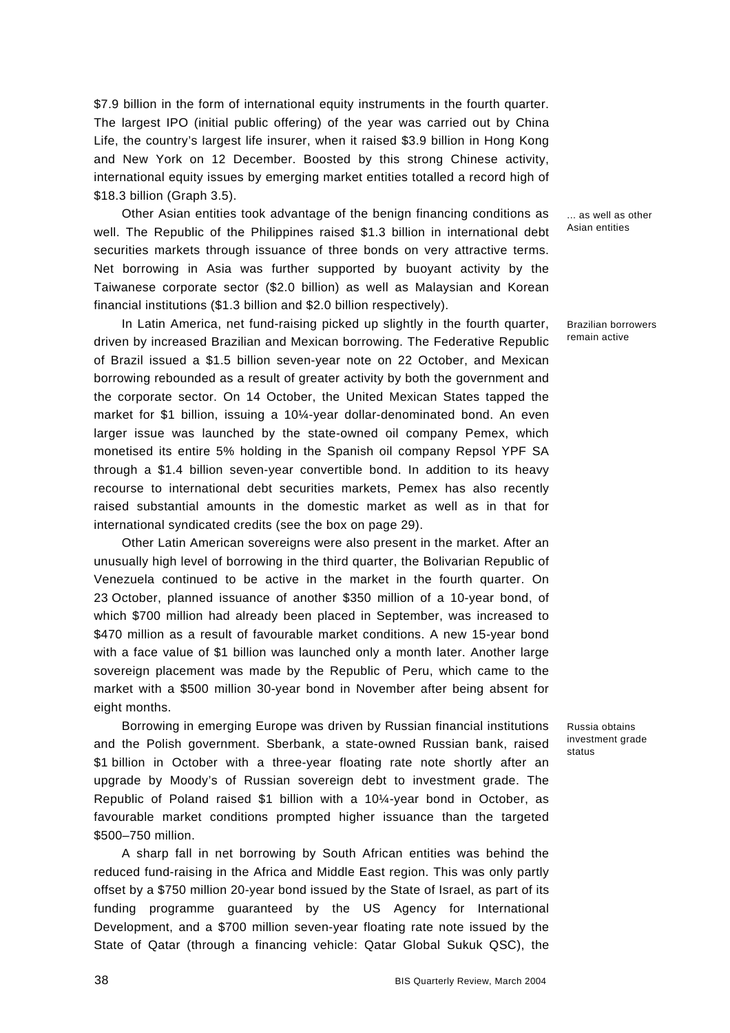$7.9 billion in the form of international equity instruments in the fourth quarter. The largest IPO (initial public offering) of the year was carried out by China Life, the country's largest life insurer, when it raised $3.9 billion in Hong Kong and New York on 12 December. Boosted by this strong Chinese activity, international equity issues by emerging market entities totalled a record high of $18.3 billion (Graph 3.5).

*... as well as other Asian entities*

Other Asian entities took advantage of the benign financing conditions as well. The Republic of the Philippines raised $1.3 billion in international debt securities markets through issuance of three bonds on very attractive terms. Net borrowing in Asia was further supported by buoyant activity by the Taiwanese corporate sector ($2.0 billion) as well as Malaysian and Korean financial institutions ($1.3 billion and $2.0 billion respectively).

*Brazilian borrowers remain active*

In Latin America, net fund-raising picked up slightly in the fourth quarter, driven by increased Brazilian and Mexican borrowing. The Federative Republic of Brazil issued a $1.5 billion seven-year note on 22 October, and Mexican borrowing rebounded as a result of greater activity by both the government and the corporate sector. On 14 October, the United Mexican States tapped the market for $1 billion, issuing a 10¼-year dollar-denominated bond. An even larger issue was launched by the state-owned oil company Pemex, which monetised its entire 5% holding in the Spanish oil company Repsol YPF SA through a $1.4 billion seven-year convertible bond. In addition to its heavy recourse to international debt securities markets, Pemex has also recently raised substantial amounts in the domestic market as well as in that for international syndicated credits (see the box on page 29).

Other Latin American sovereigns were also present in the market. After an unusually high level of borrowing in the third quarter, the Bolivarian Republic of Venezuela continued to be active in the market in the fourth quarter. On 23 October, planned issuance of another $350 million of a 10-year bond, of which $700 million had already been placed in September, was increased to $470 million as a result of favourable market conditions. A new 15-year bond with a face value of $1 billion was launched only a month later. Another large sovereign placement was made by the Republic of Peru, which came to the market with a $500 million 30-year bond in November after being absent for eight months.

*Russia obtains investment grade status*

Borrowing in emerging Europe was driven by Russian financial institutions and the Polish government. Sberbank, a state-owned Russian bank, raised $1 billion in October with a three-year floating rate note shortly after an upgrade by Moody's of Russian sovereign debt to investment grade. The Republic of Poland raised $1 billion with a 10¼-year bond in October, as favourable market conditions prompted higher issuance than the targeted $500–750 million.

A sharp fall in net borrowing by South African entities was behind the reduced fund-raising in the Africa and Middle East region. This was only partly offset by a $750 million 20-year bond issued by the State of Israel, as part of its funding programme guaranteed by the US Agency for International Development, and a $700 million seven-year floating rate note issued by the State of Qatar (through a financing vehicle: Qatar Global Sukuk QSC), the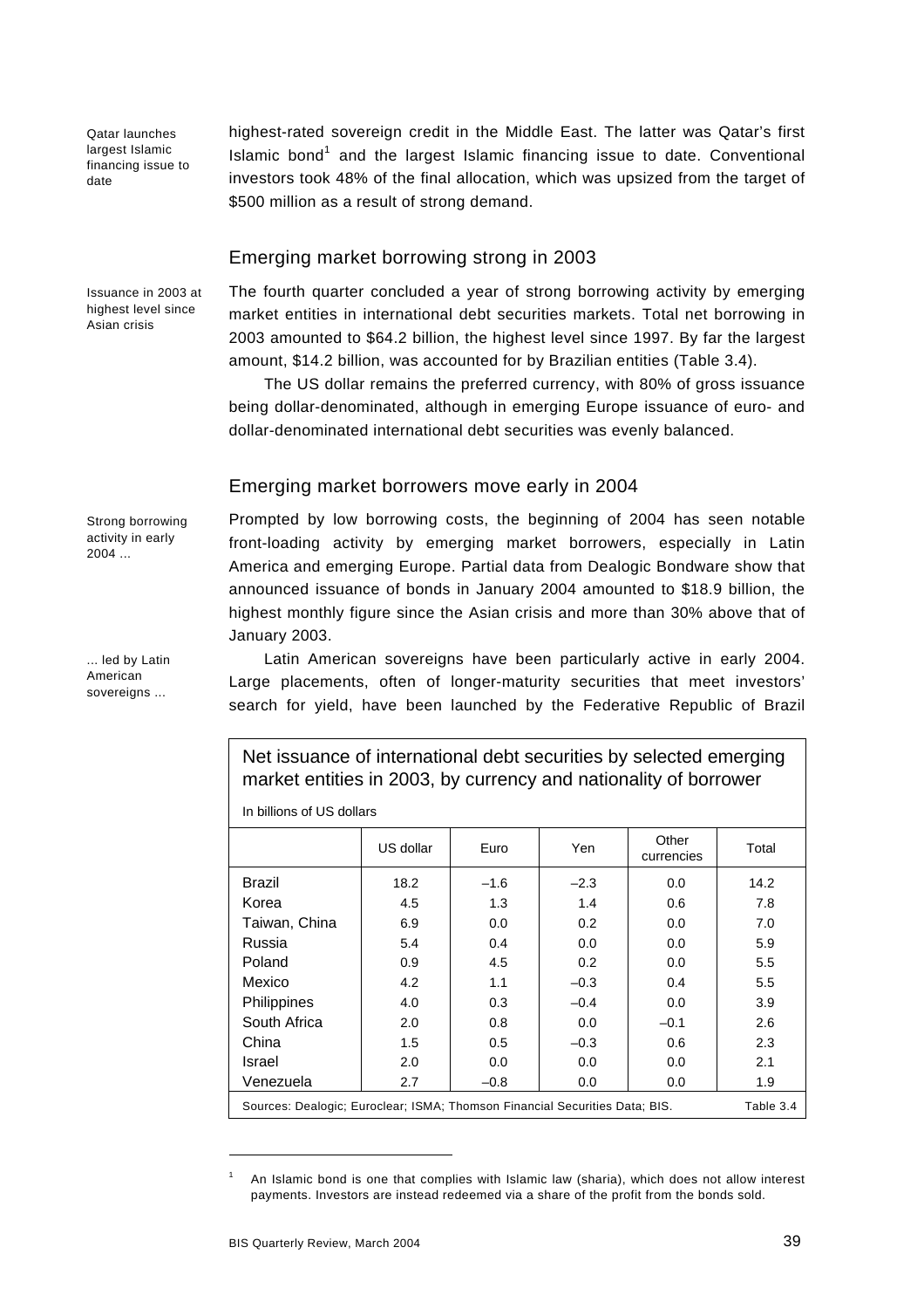Qatar launches largest Islamic financing issue to date

highest-rated sovereign credit in the Middle East. The latter was Qatar's first Islamic bond[1] and the largest Islamic financing issue to date. Conventional investors took 48% of the final allocation, which was upsized from the target of $500 million as a result of strong demand.

## Emerging market borrowing strong in 2003

Issuance in 2003 at highest level since Asian crisis

The fourth quarter concluded a year of strong borrowing activity by emerging market entities in international debt securities markets. Total net borrowing in 2003 amounted to $64.2 billion, the highest level since 1997. By far the largest amount, $14.2 billion, was accounted for by Brazilian entities (Table 3.4).

The US dollar remains the preferred currency, with 80% of gross issuance being dollar-denominated, although in emerging Europe issuance of euro- and dollar-denominated international debt securities was evenly balanced.

## Emerging market borrowers move early in 2004

Strong borrowing activity in early 2004 ...

Prompted by low borrowing costs, the beginning of 2004 has seen notable front-loading activity by emerging market borrowers, especially in Latin America and emerging Europe. Partial data from Dealogic Bondware show that announced issuance of bonds in January 2004 amounted to $18.9 billion, the highest monthly figure since the Asian crisis and more than 30% above that of January 2003.

... led by Latin American sovereigns ...

Latin American sovereigns have been particularly active in early 2004. Large placements, often of longer-maturity securities that meet investors' search for yield, have been launched by the Federative Republic of Brazil

**Net issuance of international debt securities by selected emerging market entities in 2003, by currency and nationality of borrower**

In billions of US dollars

| | US dollar | Euro | Yen | Other currencies | Total |
|---|---|---|---|---|---|
| Brazil | 18.2 | –1.6 | –2.3 | 0.0 | 14.2 |
| Korea | 4.5 | 1.3 | 1.4 | 0.6 | 7.8 |
| Taiwan, China | 6.9 | 0.0 | 0.2 | 0.0 | 7.0 |
| Russia | 5.4 | 0.4 | 0.0 | 0.0 | 5.9 |
| Poland | 0.9 | 4.5 | 0.2 | 0.0 | 5.5 |
| Mexico | 4.2 | 1.1 | –0.3 | 0.4 | 5.5 |
| Philippines | 4.0 | 0.3 | –0.4 | 0.0 | 3.9 |
| South Africa | 2.0 | 0.8 | 0.0 | –0.1 | 2.6 |
| China | 1.5 | 0.5 | –0.3 | 0.6 | 2.3 |
| Israel | 2.0 | 0.0 | 0.0 | 0.0 | 2.1 |
| Venezuela | 2.7 | –0.8 | 0.0 | 0.0 | 1.9 |

Sources: Dealogic; Euroclear; ISMA; Thomson Financial Securities Data; BIS. Table 3.4

[1] An Islamic bond is one that complies with Islamic law (sharia), which does not allow interest payments. Investors are instead redeemed via a share of the profit from the bonds sold.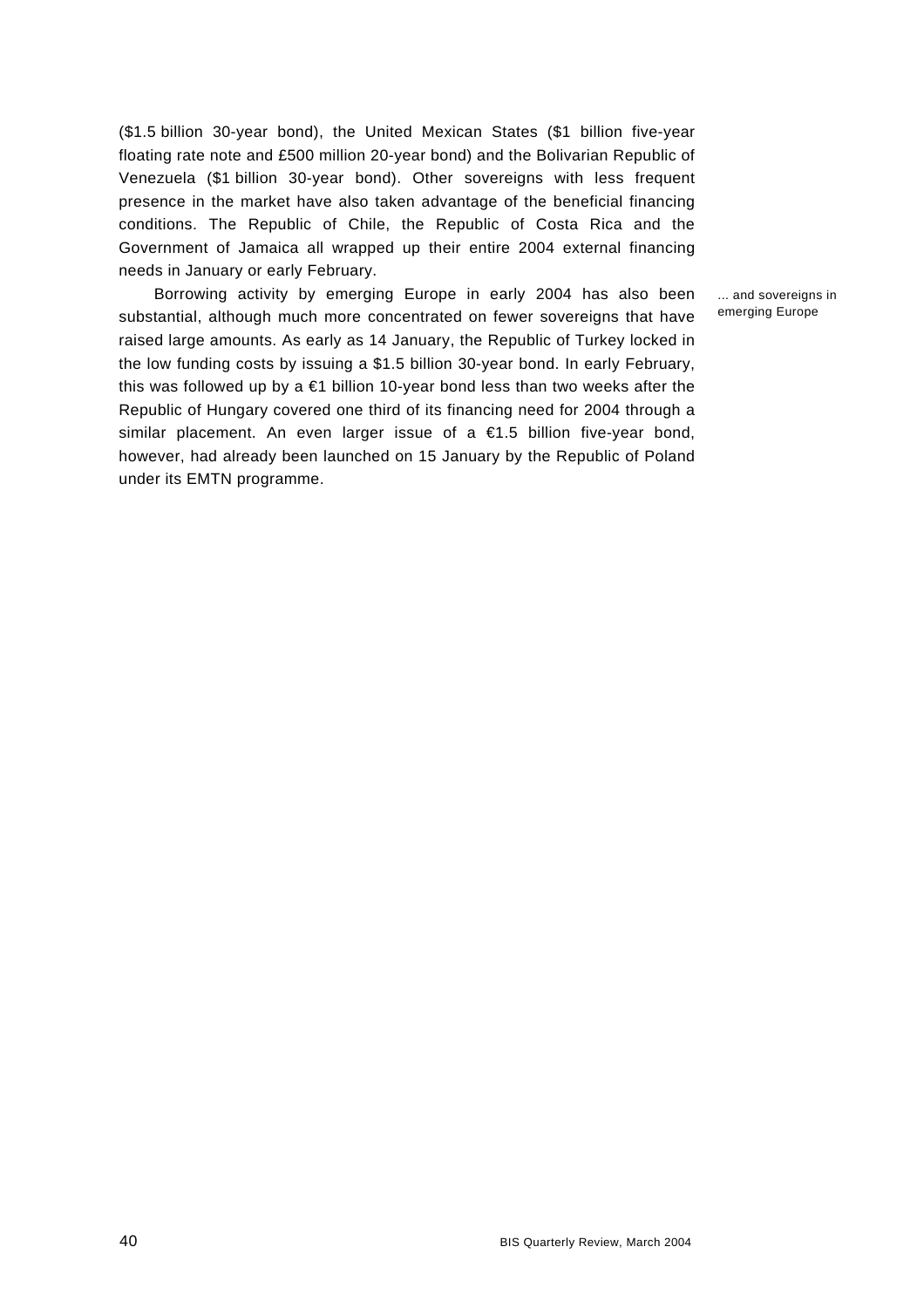($1.5 billion 30-year bond), the United Mexican States ($1 billion five-year floating rate note and £500 million 20-year bond) and the Bolivarian Republic of Venezuela ($1 billion 30-year bond). Other sovereigns with less frequent presence in the market have also taken advantage of the beneficial financing conditions. The Republic of Chile, the Republic of Costa Rica and the Government of Jamaica all wrapped up their entire 2004 external financing needs in January or early February.

*... and sovereigns in emerging Europe*

Borrowing activity by emerging Europe in early 2004 has also been substantial, although much more concentrated on fewer sovereigns that have raised large amounts. As early as 14 January, the Republic of Turkey locked in the low funding costs by issuing a $1.5 billion 30-year bond. In early February, this was followed up by a €1 billion 10-year bond less than two weeks after the Republic of Hungary covered one third of its financing need for 2004 through a similar placement. An even larger issue of a €1.5 billion five-year bond, however, had already been launched on 15 January by the Republic of Poland under its EMTN programme.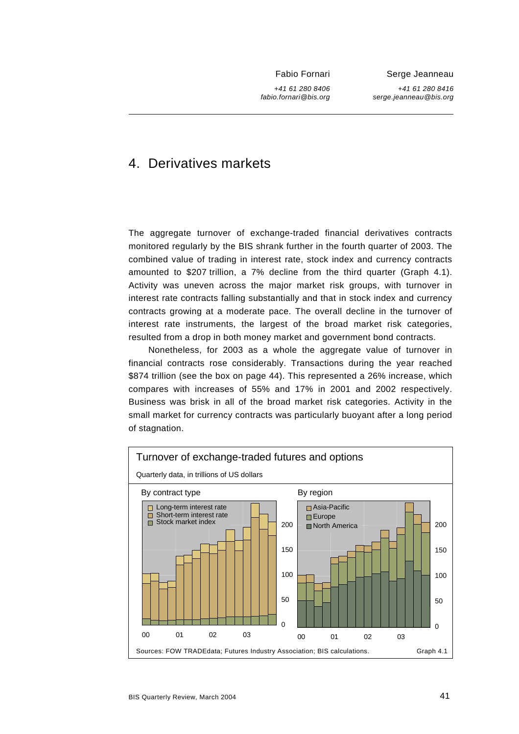Fabio Fornari

+41 61 280 8406
fabio.fornari@bis.org

Serge Jeanneau

+41 61 280 8416
serge.jeanneau@bis.org

# 4. Derivatives markets

The aggregate turnover of exchange-traded financial derivatives contracts monitored regularly by the BIS shrank further in the fourth quarter of 2003. The combined value of trading in interest rate, stock index and currency contracts amounted to $207 trillion, a 7% decline from the third quarter (Graph 4.1). Activity was uneven across the major market risk groups, with turnover in interest rate contracts falling substantially and that in stock index and currency contracts growing at a moderate pace. The overall decline in the turnover of interest rate instruments, the largest of the broad market risk categories, resulted from a drop in both money market and government bond contracts.

Nonetheless, for 2003 as a whole the aggregate value of turnover in financial contracts rose considerably. Transactions during the year reached $874 trillion (see the box on page 44). This represented a 26% increase, which compares with increases of 55% and 17% in 2001 and 2002 respectively. Business was brisk in all of the broad market risk categories. Activity in the small market for currency contracts was particularly buoyant after a long period of stagnation.

**Turnover of exchange-traded futures and options**

Quarterly data, in trillions of US dollars

By contract type: Long-term interest rate; Short-term interest rate; Stock market index

By region: Asia-Pacific; Europe; North America

Sources: FOW TRADEdata; Futures Industry Association; BIS calculations.

Graph 4.1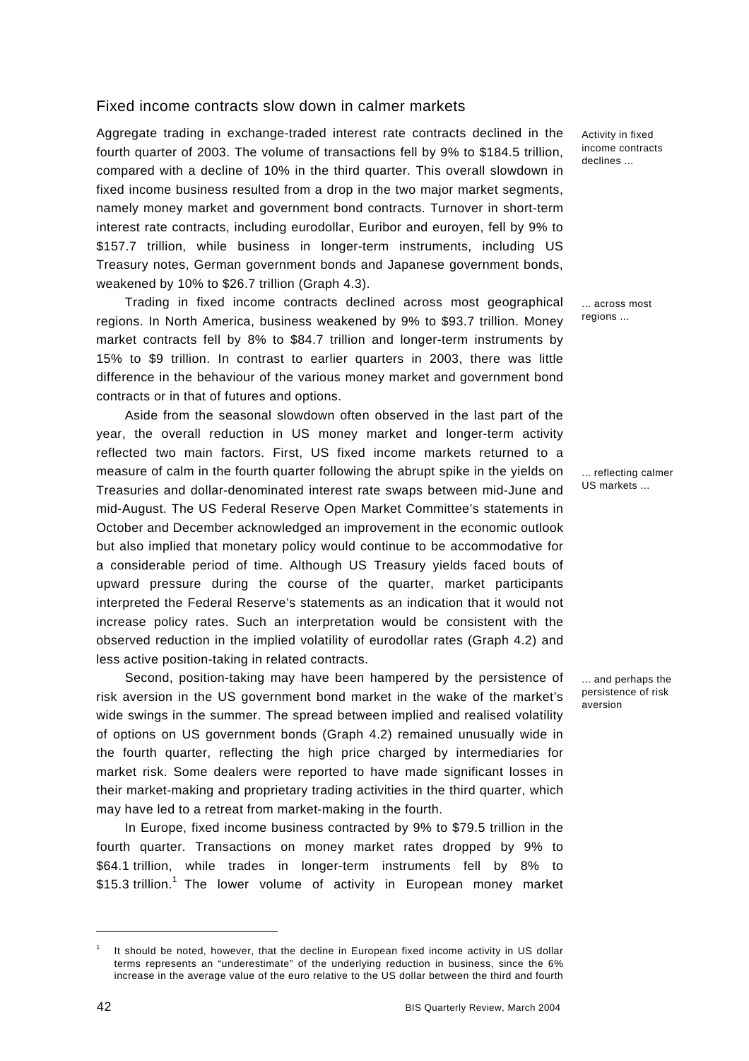## Fixed income contracts slow down in calmer markets

Activity in fixed income contracts declines ...

Aggregate trading in exchange-traded interest rate contracts declined in the fourth quarter of 2003. The volume of transactions fell by 9% to \$184.5 trillion, compared with a decline of 10% in the third quarter. This overall slowdown in fixed income business resulted from a drop in the two major market segments, namely money market and government bond contracts. Turnover in short-term interest rate contracts, including eurodollar, Euribor and euroyen, fell by 9% to \$157.7 trillion, while business in longer-term instruments, including US Treasury notes, German government bonds and Japanese government bonds, weakened by 10% to \$26.7 trillion (Graph 4.3).

... across most regions ...

Trading in fixed income contracts declined across most geographical regions. In North America, business weakened by 9% to \$93.7 trillion. Money market contracts fell by 8% to \$84.7 trillion and longer-term instruments by 15% to \$9 trillion. In contrast to earlier quarters in 2003, there was little difference in the behaviour of the various money market and government bond contracts or in that of futures and options.

... reflecting calmer US markets ...

Aside from the seasonal slowdown often observed in the last part of the year, the overall reduction in US money market and longer-term activity reflected two main factors. First, US fixed income markets returned to a measure of calm in the fourth quarter following the abrupt spike in the yields on Treasuries and dollar-denominated interest rate swaps between mid-June and mid-August. The US Federal Reserve Open Market Committee's statements in October and December acknowledged an improvement in the economic outlook but also implied that monetary policy would continue to be accommodative for a considerable period of time. Although US Treasury yields faced bouts of upward pressure during the course of the quarter, market participants interpreted the Federal Reserve's statements as an indication that it would not increase policy rates. Such an interpretation would be consistent with the observed reduction in the implied volatility of eurodollar rates (Graph 4.2) and less active position-taking in related contracts.

... and perhaps the persistence of risk aversion

Second, position-taking may have been hampered by the persistence of risk aversion in the US government bond market in the wake of the market's wide swings in the summer. The spread between implied and realised volatility of options on US government bonds (Graph 4.2) remained unusually wide in the fourth quarter, reflecting the high price charged by intermediaries for market risk. Some dealers were reported to have made significant losses in their market-making and proprietary trading activities in the third quarter, which may have led to a retreat from market-making in the fourth.

In Europe, fixed income business contracted by 9% to \$79.5 trillion in the fourth quarter. Transactions on money market rates dropped by 9% to \$64.1 trillion, while trades in longer-term instruments fell by 8% to \$15.3 trillion.[1] The lower volume of activity in European money market

[1] It should be noted, however, that the decline in European fixed income activity in US dollar terms represents an "underestimate" of the underlying reduction in business, since the 6% increase in the average value of the euro relative to the US dollar between the third and fourth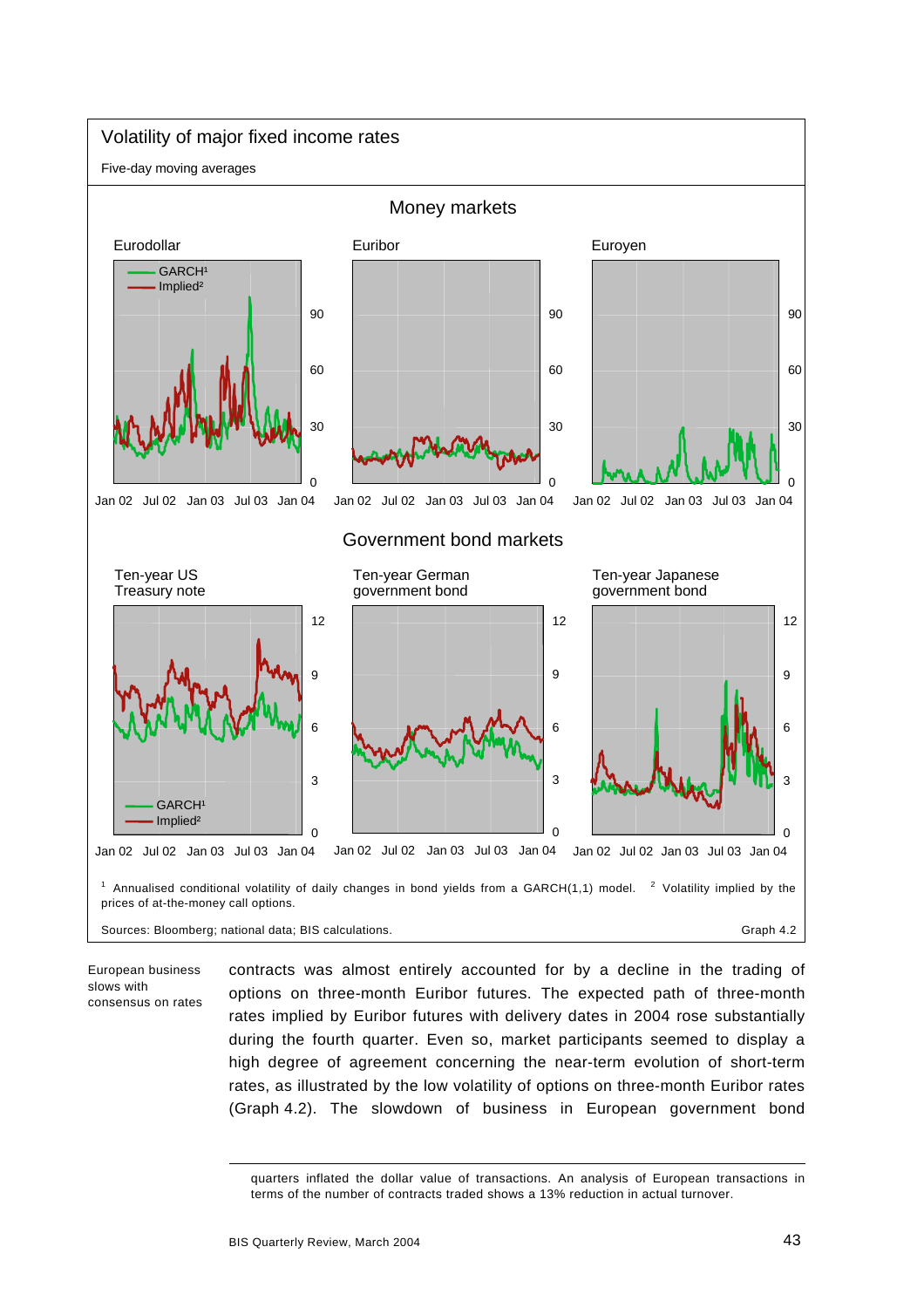**Volatility of major fixed income rates**

Five-day moving averages

Money markets

Eurodollar | Euribor | Euroyen

Government bond markets

Ten-year US Treasury note | Ten-year German government bond | Ten-year Japanese government bond

[1] Annualised conditional volatility of daily changes in bond yields from a GARCH(1,1) model. [2] Volatility implied by the prices of at-the-money call options.

Sources: Bloomberg; national data; BIS calculations. Graph 4.2

*European business slows with consensus on rates*

contracts was almost entirely accounted for by a decline in the trading of options on three-month Euribor futures. The expected path of three-month rates implied by Euribor futures with delivery dates in 2004 rose substantially during the fourth quarter. Even so, market participants seemed to display a high degree of agreement concerning the near-term evolution of short-term rates, as illustrated by the low volatility of options on three-month Euribor rates (Graph 4.2). The slowdown of business in European government bond

---

quarters inflated the dollar value of transactions. An analysis of European transactions in terms of the number of contracts traded shows a 13% reduction in actual turnover.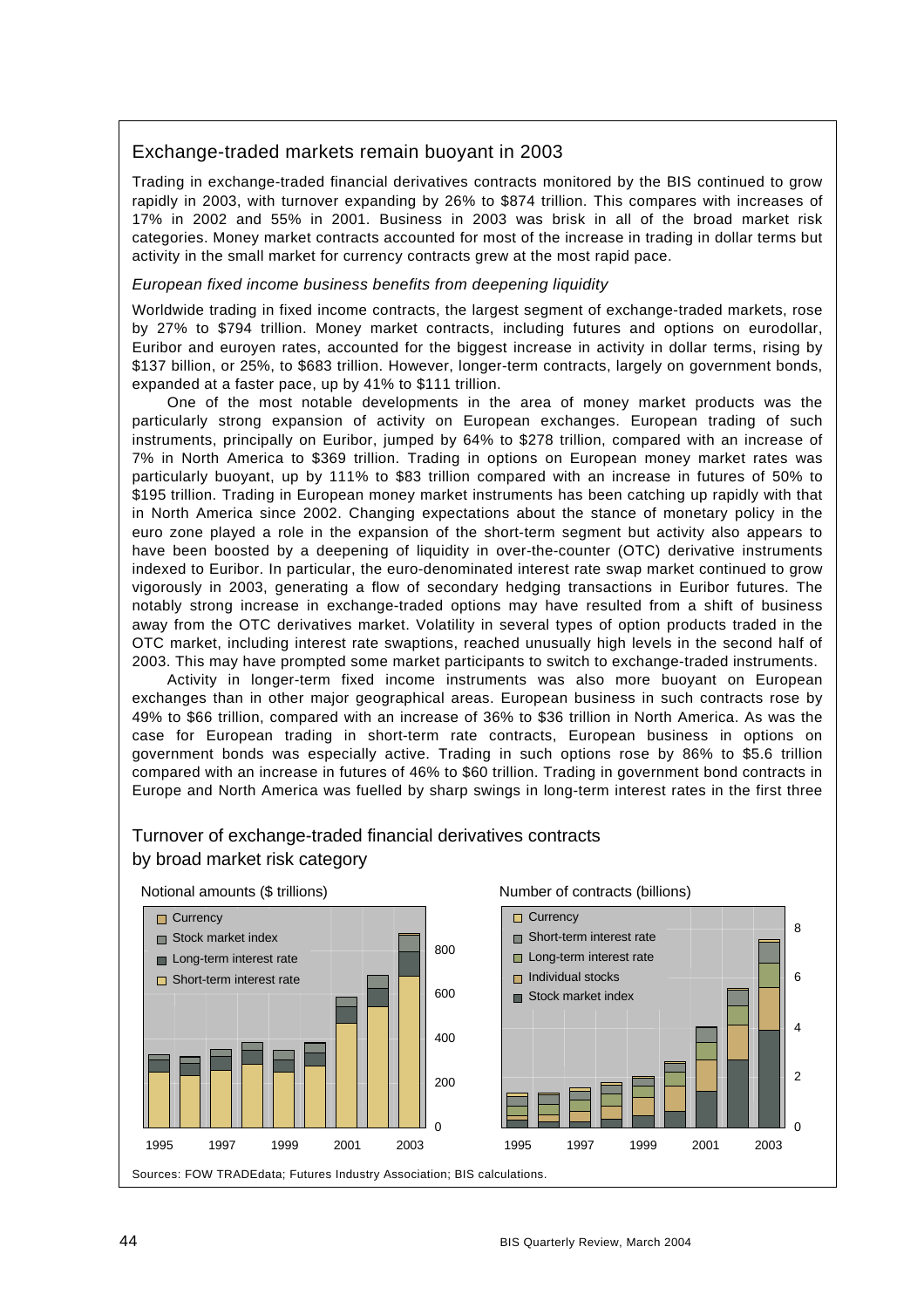## Exchange-traded markets remain buoyant in 2003

Trading in exchange-traded financial derivatives contracts monitored by the BIS continued to grow rapidly in 2003, with turnover expanding by 26% to $874 trillion. This compares with increases of 17% in 2002 and 55% in 2001. Business in 2003 was brisk in all of the broad market risk categories. Money market contracts accounted for most of the increase in trading in dollar terms but activity in the small market for currency contracts grew at the most rapid pace.

### *European fixed income business benefits from deepening liquidity*

Worldwide trading in fixed income contracts, the largest segment of exchange-traded markets, rose by 27% to $794 trillion. Money market contracts, including futures and options on eurodollar, Euribor and euroyen rates, accounted for the biggest increase in activity in dollar terms, rising by $137 billion, or 25%, to $683 trillion. However, longer-term contracts, largely on government bonds, expanded at a faster pace, up by 41% to $111 trillion.

One of the most notable developments in the area of money market products was the particularly strong expansion of activity on European exchanges. European trading of such instruments, principally on Euribor, jumped by 64% to $278 trillion, compared with an increase of 7% in North America to $369 trillion. Trading in options on European money market rates was particularly buoyant, up by 111% to $83 trillion compared with an increase in futures of 50% to $195 trillion. Trading in European money market instruments has been catching up rapidly with that in North America since 2002. Changing expectations about the stance of monetary policy in the euro zone played a role in the expansion of the short-term segment but activity also appears to have been boosted by a deepening of liquidity in over-the-counter (OTC) derivative instruments indexed to Euribor. In particular, the euro-denominated interest rate swap market continued to grow vigorously in 2003, generating a flow of secondary hedging transactions in Euribor futures. The notably strong increase in exchange-traded options may have resulted from a shift of business away from the OTC derivatives market. Volatility in several types of option products traded in the OTC market, including interest rate swaptions, reached unusually high levels in the second half of 2003. This may have prompted some market participants to switch to exchange-traded instruments.

Activity in longer-term fixed income instruments was also more buoyant on European exchanges than in other major geographical areas. European business in such contracts rose by 49% to $66 trillion, compared with an increase of 36% to $36 trillion in North America. As was the case for European trading in short-term rate contracts, European business in options on government bonds was especially active. Trading in such options rose by 86% to $5.6 trillion compared with an increase in futures of 46% to $60 trillion. Trading in government bond contracts in Europe and North America was fuelled by sharp swings in long-term interest rates in the first three

### Turnover of exchange-traded financial derivatives contracts by broad market risk category

Notional amounts ($ trillions) — Number of contracts (billions)

Sources: FOW TRADEdata; Futures Industry Association; BIS calculations.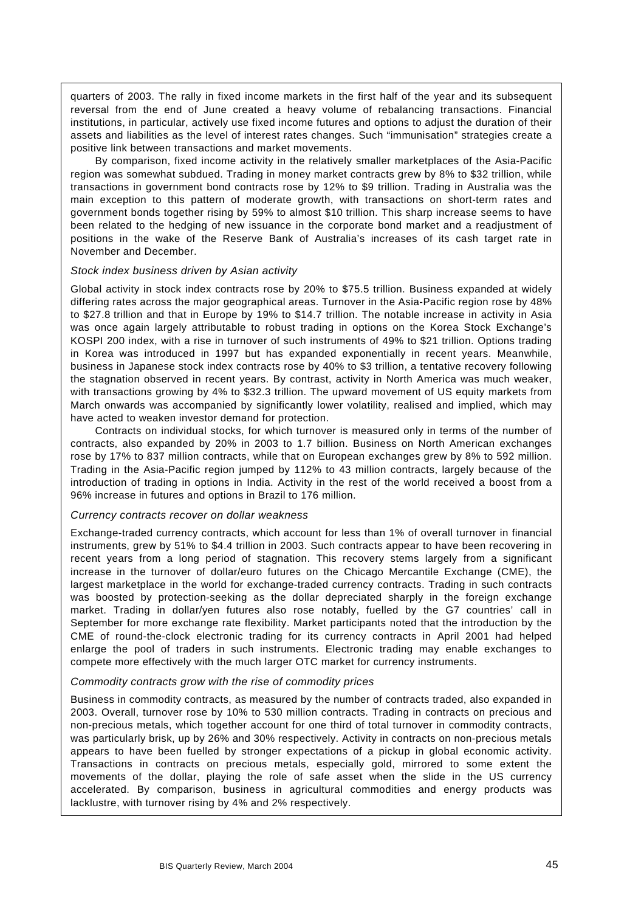quarters of 2003. The rally in fixed income markets in the first half of the year and its subsequent reversal from the end of June created a heavy volume of rebalancing transactions. Financial institutions, in particular, actively use fixed income futures and options to adjust the duration of their assets and liabilities as the level of interest rates changes. Such "immunisation" strategies create a positive link between transactions and market movements.

By comparison, fixed income activity in the relatively smaller marketplaces of the Asia-Pacific region was somewhat subdued. Trading in money market contracts grew by 8% to $32 trillion, while transactions in government bond contracts rose by 12% to $9 trillion. Trading in Australia was the main exception to this pattern of moderate growth, with transactions on short-term rates and government bonds together rising by 59% to almost $10 trillion. This sharp increase seems to have been related to the hedging of new issuance in the corporate bond market and a readjustment of positions in the wake of the Reserve Bank of Australia's increases of its cash target rate in November and December.

*Stock index business driven by Asian activity*

Global activity in stock index contracts rose by 20% to $75.5 trillion. Business expanded at widely differing rates across the major geographical areas. Turnover in the Asia-Pacific region rose by 48% to $27.8 trillion and that in Europe by 19% to $14.7 trillion. The notable increase in activity in Asia was once again largely attributable to robust trading in options on the Korea Stock Exchange's KOSPI 200 index, with a rise in turnover of such instruments of 49% to $21 trillion. Options trading in Korea was introduced in 1997 but has expanded exponentially in recent years. Meanwhile, business in Japanese stock index contracts rose by 40% to $3 trillion, a tentative recovery following the stagnation observed in recent years. By contrast, activity in North America was much weaker, with transactions growing by 4% to $32.3 trillion. The upward movement of US equity markets from March onwards was accompanied by significantly lower volatility, realised and implied, which may have acted to weaken investor demand for protection.

Contracts on individual stocks, for which turnover is measured only in terms of the number of contracts, also expanded by 20% in 2003 to 1.7 billion. Business on North American exchanges rose by 17% to 837 million contracts, while that on European exchanges grew by 8% to 592 million. Trading in the Asia-Pacific region jumped by 112% to 43 million contracts, largely because of the introduction of trading in options in India. Activity in the rest of the world received a boost from a 96% increase in futures and options in Brazil to 176 million.

*Currency contracts recover on dollar weakness*

Exchange-traded currency contracts, which account for less than 1% of overall turnover in financial instruments, grew by 51% to $4.4 trillion in 2003. Such contracts appear to have been recovering in recent years from a long period of stagnation. This recovery stems largely from a significant increase in the turnover of dollar/euro futures on the Chicago Mercantile Exchange (CME), the largest marketplace in the world for exchange-traded currency contracts. Trading in such contracts was boosted by protection-seeking as the dollar depreciated sharply in the foreign exchange market. Trading in dollar/yen futures also rose notably, fuelled by the G7 countries' call in September for more exchange rate flexibility. Market participants noted that the introduction by the CME of round-the-clock electronic trading for its currency contracts in April 2001 had helped enlarge the pool of traders in such instruments. Electronic trading may enable exchanges to compete more effectively with the much larger OTC market for currency instruments.

*Commodity contracts grow with the rise of commodity prices*

Business in commodity contracts, as measured by the number of contracts traded, also expanded in 2003. Overall, turnover rose by 10% to 530 million contracts. Trading in contracts on precious and non-precious metals, which together account for one third of total turnover in commodity contracts, was particularly brisk, up by 26% and 30% respectively. Activity in contracts on non-precious metals appears to have been fuelled by stronger expectations of a pickup in global economic activity. Transactions in contracts on precious metals, especially gold, mirrored to some extent the movements of the dollar, playing the role of safe asset when the slide in the US currency accelerated. By comparison, business in agricultural commodities and energy products was lacklustre, with turnover rising by 4% and 2% respectively.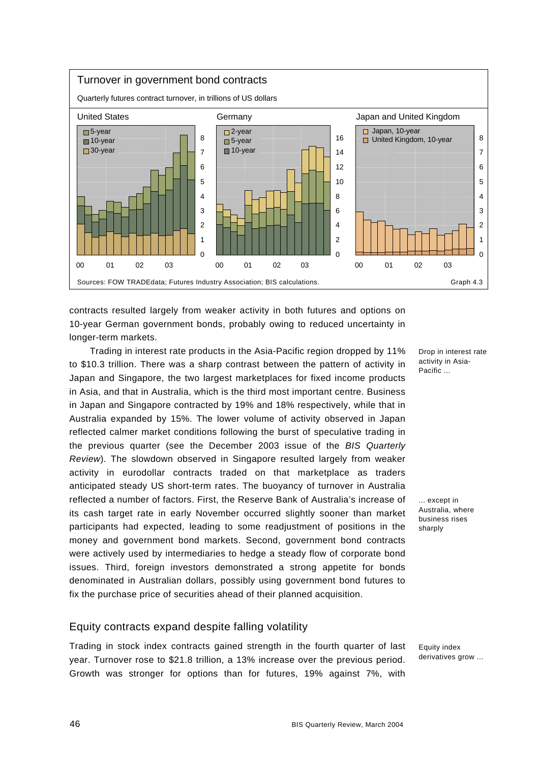**Turnover in government bond contracts**

Quarterly futures contract turnover, in trillions of US dollars

Sources: FOW TRADEdata; Futures Industry Association; BIS calculations. Graph 4.3

contracts resulted largely from weaker activity in both futures and options on 10-year German government bonds, probably owing to reduced uncertainty in longer-term markets.

*Drop in interest rate activity in Asia-Pacific ...*

Trading in interest rate products in the Asia-Pacific region dropped by 11% to \$10.3 trillion. There was a sharp contrast between the pattern of activity in Japan and Singapore, the two largest marketplaces for fixed income products in Asia, and that in Australia, which is the third most important centre. Business in Japan and Singapore contracted by 19% and 18% respectively, while that in Australia expanded by 15%. The lower volume of activity observed in Japan reflected calmer market conditions following the burst of speculative trading in the previous quarter (see the December 2003 issue of the *BIS Quarterly Review*). The slowdown observed in Singapore resulted largely from weaker activity in eurodollar contracts traded on that marketplace as traders anticipated steady US short-term rates. The buoyancy of turnover in Australia reflected a number of factors. First, the Reserve Bank of Australia's increase of its cash target rate in early November occurred slightly sooner than market participants had expected, leading to some readjustment of positions in the money and government bond markets. Second, government bond contracts were actively used by intermediaries to hedge a steady flow of corporate bond issues. Third, foreign investors demonstrated a strong appetite for bonds denominated in Australian dollars, possibly using government bond futures to fix the purchase price of securities ahead of their planned acquisition.

*... except in Australia, where business rises sharply*

## Equity contracts expand despite falling volatility

*Equity index derivatives grow ...*

Trading in stock index contracts gained strength in the fourth quarter of last year. Turnover rose to \$21.8 trillion, a 13% increase over the previous period. Growth was stronger for options than for futures, 19% against 7%, with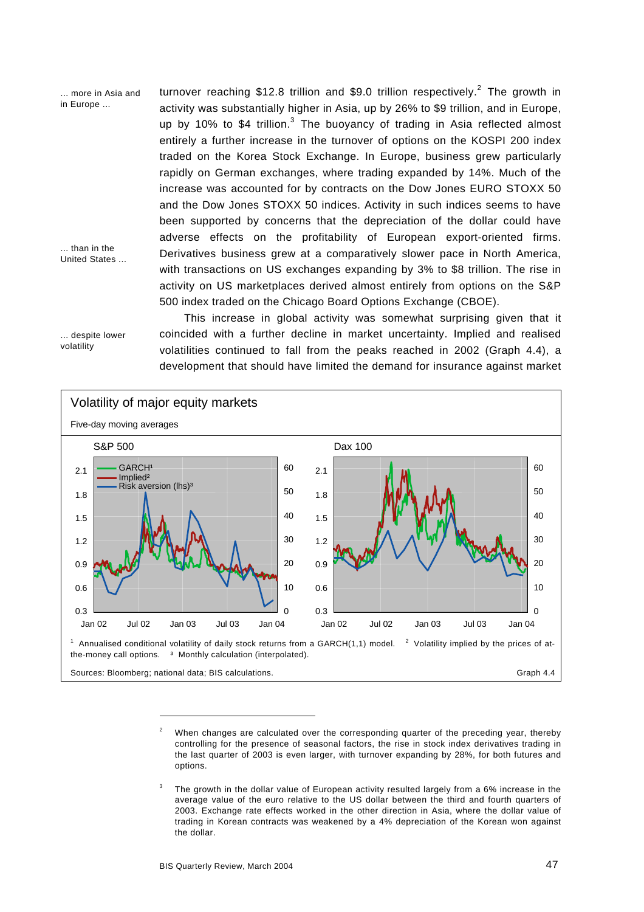*... more in Asia and in Europe ...*

turnover reaching \$12.8 trillion and \$9.0 trillion respectively.[2] The growth in activity was substantially higher in Asia, up by 26% to \$9 trillion, and in Europe, up by 10% to \$4 trillion.[3] The buoyancy of trading in Asia reflected almost entirely a further increase in the turnover of options on the KOSPI 200 index traded on the Korea Stock Exchange. In Europe, business grew particularly rapidly on German exchanges, where trading expanded by 14%. Much of the increase was accounted for by contracts on the Dow Jones EURO STOXX 50 and the Dow Jones STOXX 50 indices. Activity in such indices seems to have been supported by concerns that the depreciation of the dollar could have adverse effects on the profitability of European export-oriented firms.

*... than in the United States ...*

Derivatives business grew at a comparatively slower pace in North America, with transactions on US exchanges expanding by 3% to \$8 trillion. The rise in activity on US marketplaces derived almost entirely from options on the S&P 500 index traded on the Chicago Board Options Exchange (CBOE).

*... despite lower volatility*

This increase in global activity was somewhat surprising given that it coincided with a further decline in market uncertainty. Implied and realised volatilities continued to fall from the peaks reached in 2002 (Graph 4.4), a development that should have limited the demand for insurance against market

**Volatility of major equity markets**

Five-day moving averages

Panels: S&P 500; Dax 100. Series: GARCH[1]; Implied[2]; Risk aversion (lhs)[3]

[1] Annualised conditional volatility of daily stock returns from a GARCH(1,1) model. [2] Volatility implied by the prices of at-the-money call options. [3] Monthly calculation (interpolated).

Sources: Bloomberg; national data; BIS calculations. Graph 4.4

---

[2] When changes are calculated over the corresponding quarter of the preceding year, thereby controlling for the presence of seasonal factors, the rise in stock index derivatives trading in the last quarter of 2003 is even larger, with turnover expanding by 28%, for both futures and options.

[3] The growth in the dollar value of European activity resulted largely from a 6% increase in the average value of the euro relative to the US dollar between the third and fourth quarters of 2003. Exchange rate effects worked in the other direction in Asia, where the dollar value of trading in Korean contracts was weakened by a 4% depreciation of the Korean won against the dollar.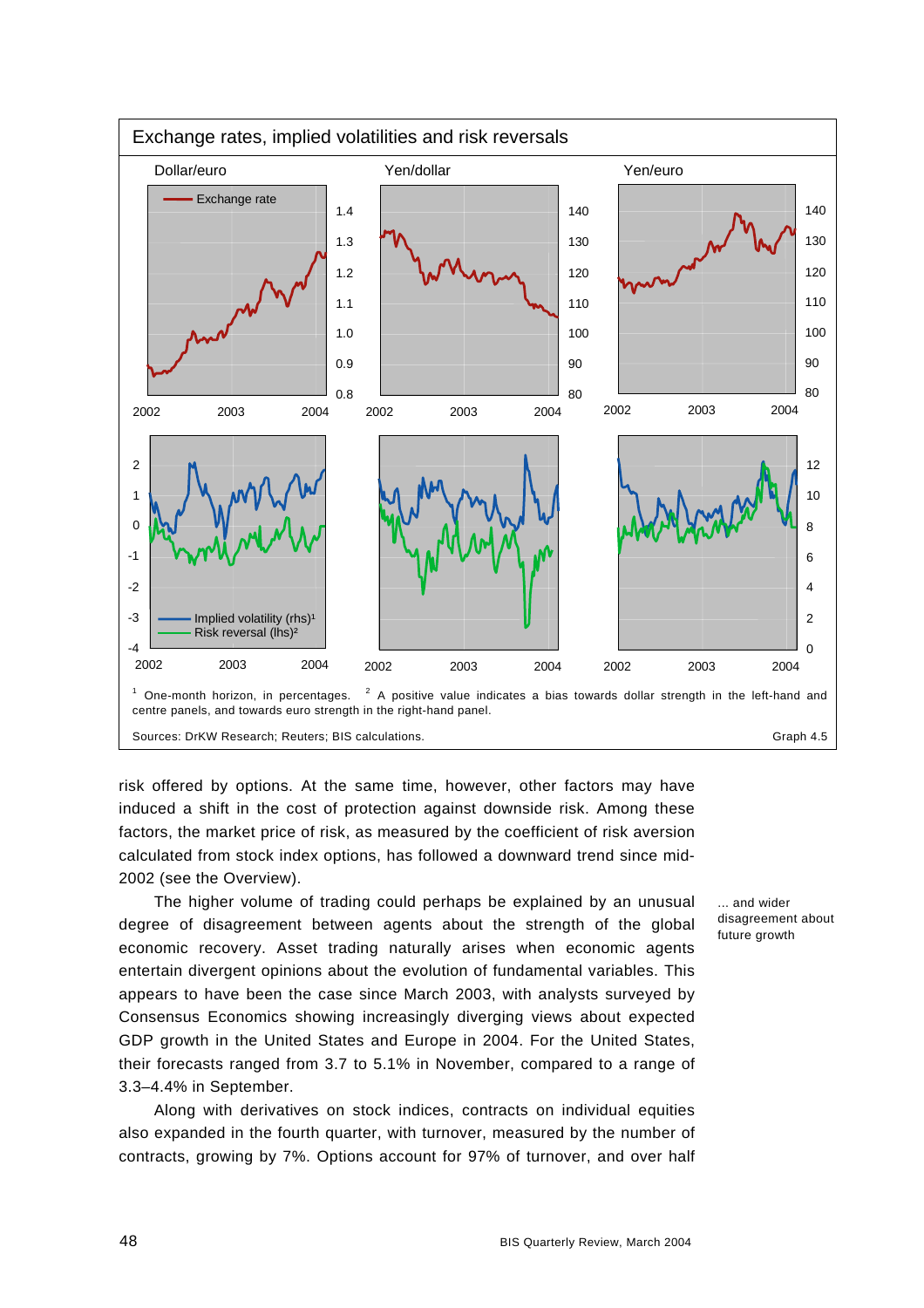Exchange rates, implied volatilities and risk reversals

[1] One-month horizon, in percentages. [2] A positive value indicates a bias towards dollar strength in the left-hand and centre panels, and towards euro strength in the right-hand panel.

Sources: DrKW Research; Reuters; BIS calculations. Graph 4.5

risk offered by options. At the same time, however, other factors may have induced a shift in the cost of protection against downside risk. Among these factors, the market price of risk, as measured by the coefficient of risk aversion calculated from stock index options, has followed a downward trend since mid-2002 (see the Overview).

*... and wider disagreement about future growth*

The higher volume of trading could perhaps be explained by an unusual degree of disagreement between agents about the strength of the global economic recovery. Asset trading naturally arises when economic agents entertain divergent opinions about the evolution of fundamental variables. This appears to have been the case since March 2003, with analysts surveyed by Consensus Economics showing increasingly diverging views about expected GDP growth in the United States and Europe in 2004. For the United States, their forecasts ranged from 3.7 to 5.1% in November, compared to a range of 3.3–4.4% in September.

Along with derivatives on stock indices, contracts on individual equities also expanded in the fourth quarter, with turnover, measured by the number of contracts, growing by 7%. Options account for 97% of turnover, and over half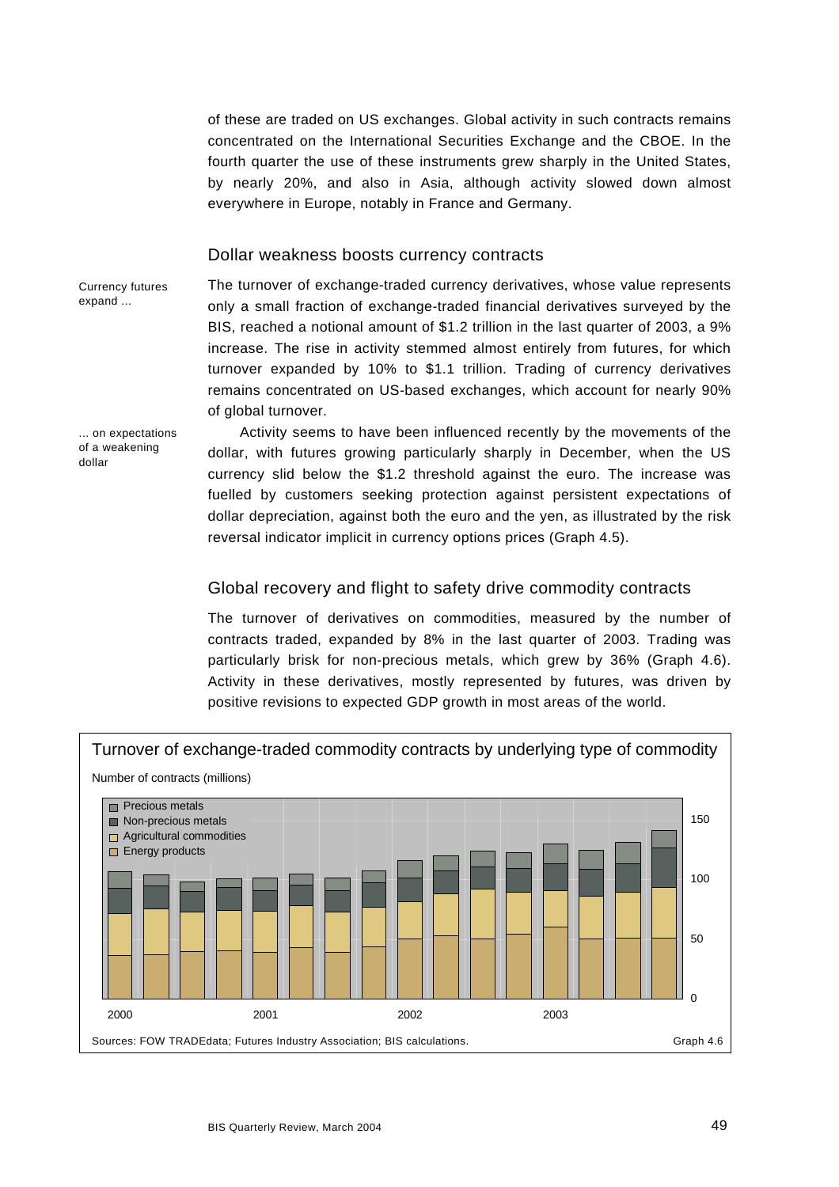of these are traded on US exchanges. Global activity in such contracts remains concentrated on the International Securities Exchange and the CBOE. In the fourth quarter the use of these instruments grew sharply in the United States, by nearly 20%, and also in Asia, although activity slowed down almost everywhere in Europe, notably in France and Germany.

## Dollar weakness boosts currency contracts

*Currency futures expand ...*

The turnover of exchange-traded currency derivatives, whose value represents only a small fraction of exchange-traded financial derivatives surveyed by the BIS, reached a notional amount of $1.2 trillion in the last quarter of 2003, a 9% increase. The rise in activity stemmed almost entirely from futures, for which turnover expanded by 10% to $1.1 trillion. Trading of currency derivatives remains concentrated on US-based exchanges, which account for nearly 90% of global turnover.

*... on expectations of a weakening dollar*

Activity seems to have been influenced recently by the movements of the dollar, with futures growing particularly sharply in December, when the US currency slid below the $1.2 threshold against the euro. The increase was fuelled by customers seeking protection against persistent expectations of dollar depreciation, against both the euro and the yen, as illustrated by the risk reversal indicator implicit in currency options prices (Graph 4.5).

## Global recovery and flight to safety drive commodity contracts

The turnover of derivatives on commodities, measured by the number of contracts traded, expanded by 8% in the last quarter of 2003. Trading was particularly brisk for non-precious metals, which grew by 36% (Graph 4.6). Activity in these derivatives, mostly represented by futures, was driven by positive revisions to expected GDP growth in most areas of the world.

**Turnover of exchange-traded commodity contracts by underlying type of commodity**

Number of contracts (millions)

Legend: Precious metals; Non-precious metals; Agricultural commodities; Energy products

Sources: FOW TRADEdata; Futures Industry Association; BIS calculations. Graph 4.6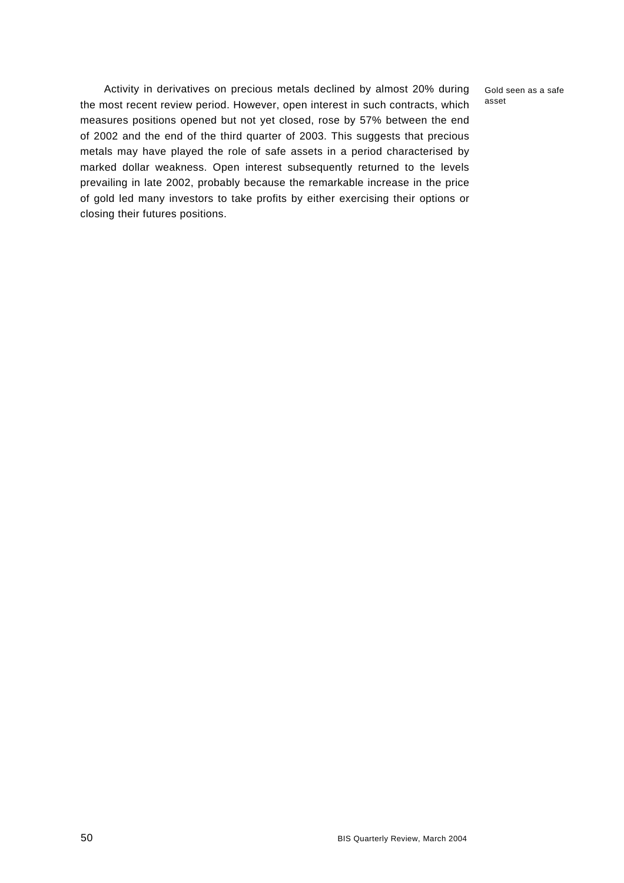Activity in derivatives on precious metals declined by almost 20% during the most recent review period. However, open interest in such contracts, which measures positions opened but not yet closed, rose by 57% between the end of 2002 and the end of the third quarter of 2003. This suggests that precious metals may have played the role of safe assets in a period characterised by marked dollar weakness. Open interest subsequently returned to the levels prevailing in late 2002, probably because the remarkable increase in the price of gold led many investors to take profits by either exercising their options or closing their futures positions.

Gold seen as a safe asset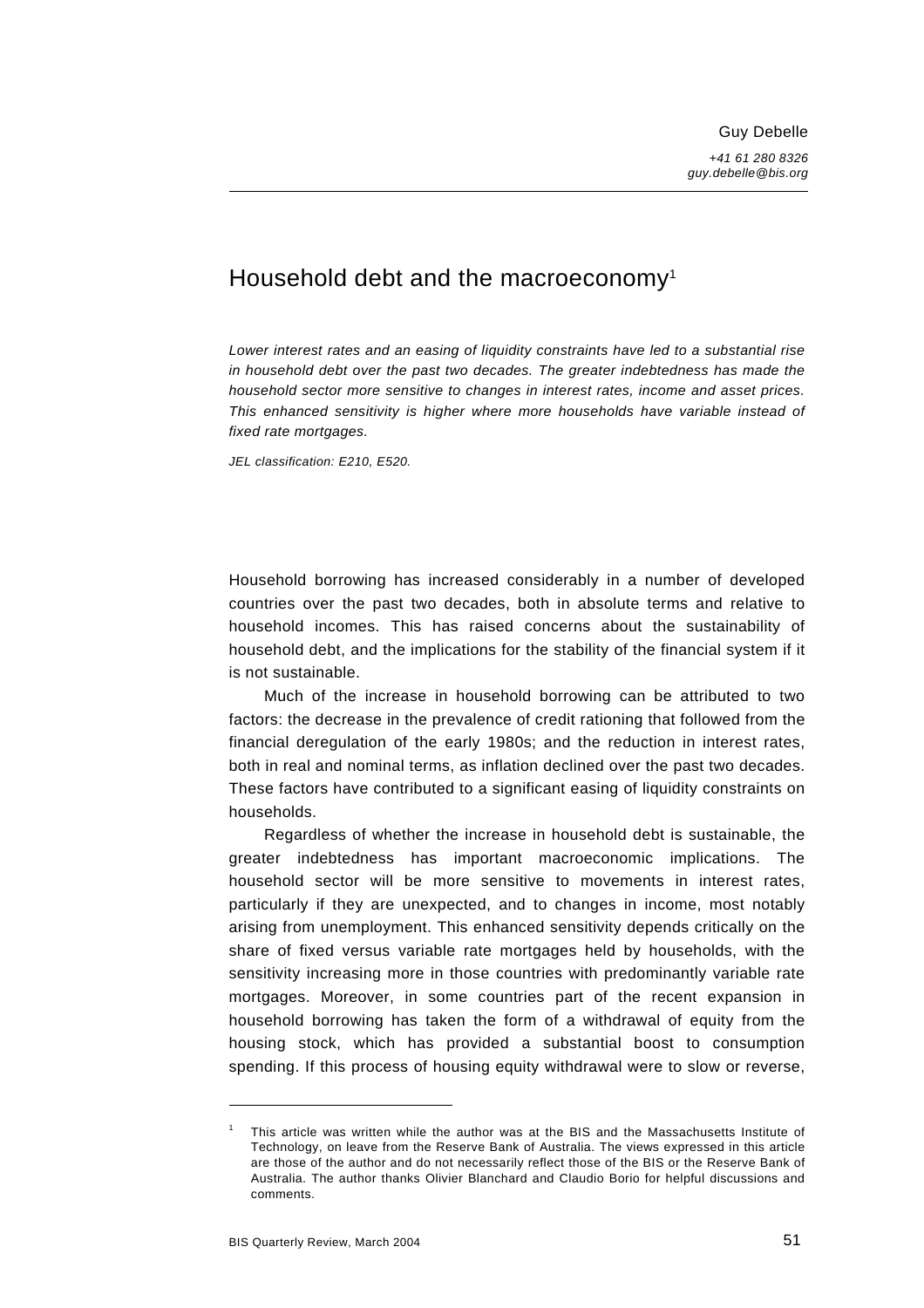Guy Debelle

*+41 61 280 8326*
*guy.debelle@bis.org*

# Household debt and the macroeconomy[1]

*Lower interest rates and an easing of liquidity constraints have led to a substantial rise in household debt over the past two decades. The greater indebtedness has made the household sector more sensitive to changes in interest rates, income and asset prices. This enhanced sensitivity is higher where more households have variable instead of fixed rate mortgages.*

*JEL classification: E210, E520.*

Household borrowing has increased considerably in a number of developed countries over the past two decades, both in absolute terms and relative to household incomes. This has raised concerns about the sustainability of household debt, and the implications for the stability of the financial system if it is not sustainable.

Much of the increase in household borrowing can be attributed to two factors: the decrease in the prevalence of credit rationing that followed from the financial deregulation of the early 1980s; and the reduction in interest rates, both in real and nominal terms, as inflation declined over the past two decades. These factors have contributed to a significant easing of liquidity constraints on households.

Regardless of whether the increase in household debt is sustainable, the greater indebtedness has important macroeconomic implications. The household sector will be more sensitive to movements in interest rates, particularly if they are unexpected, and to changes in income, most notably arising from unemployment. This enhanced sensitivity depends critically on the share of fixed versus variable rate mortgages held by households, with the sensitivity increasing more in those countries with predominantly variable rate mortgages. Moreover, in some countries part of the recent expansion in household borrowing has taken the form of a withdrawal of equity from the housing stock, which has provided a substantial boost to consumption spending. If this process of housing equity withdrawal were to slow or reverse,

---

[1] This article was written while the author was at the BIS and the Massachusetts Institute of Technology, on leave from the Reserve Bank of Australia. The views expressed in this article are those of the author and do not necessarily reflect those of the BIS or the Reserve Bank of Australia. The author thanks Olivier Blanchard and Claudio Borio for helpful discussions and comments.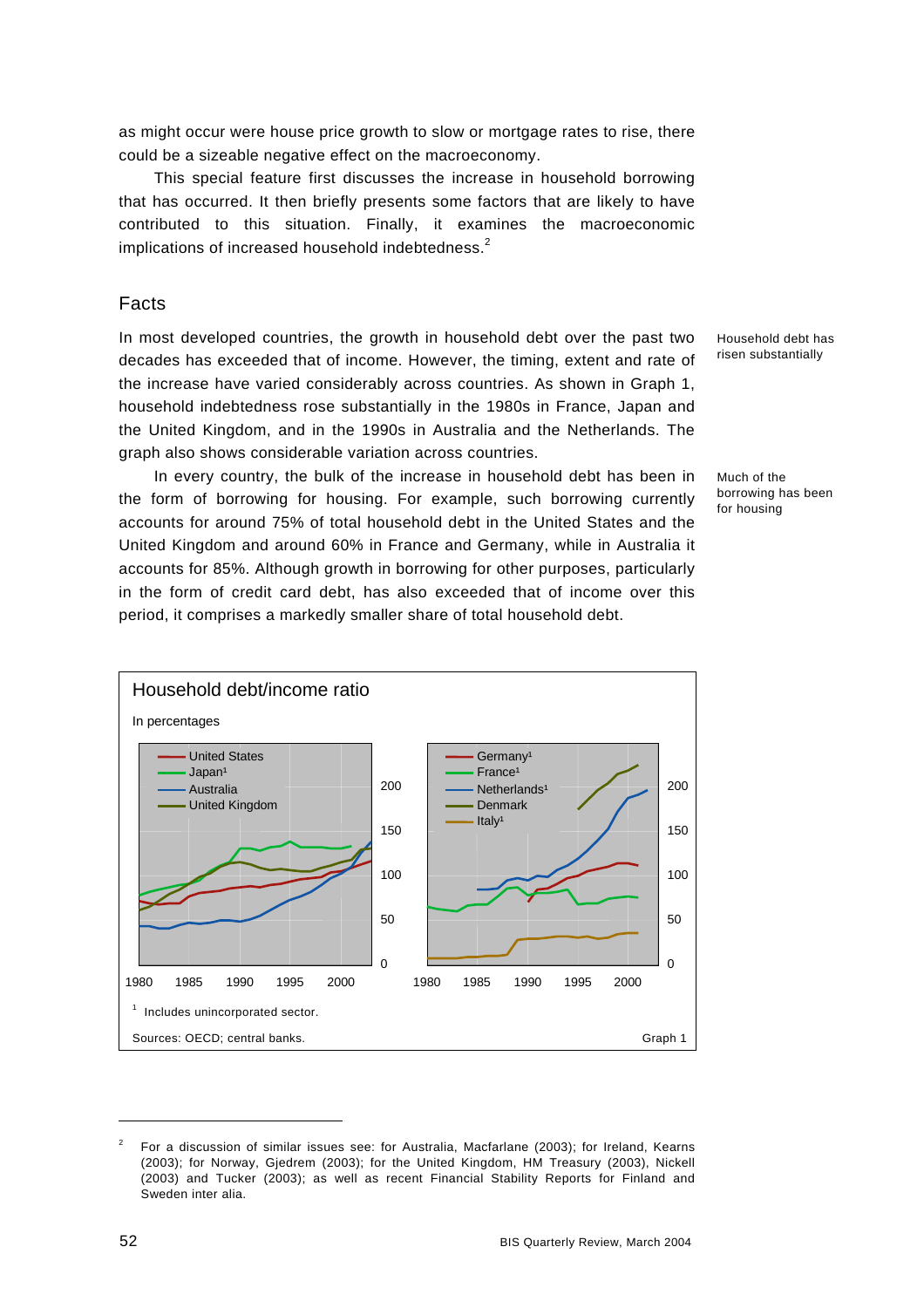as might occur were house price growth to slow or mortgage rates to rise, there could be a sizeable negative effect on the macroeconomy.

This special feature first discusses the increase in household borrowing that has occurred. It then briefly presents some factors that are likely to have contributed to this situation. Finally, it examines the macroeconomic implications of increased household indebtedness.[2]

## Facts

*Household debt has risen substantially*

In most developed countries, the growth in household debt over the past two decades has exceeded that of income. However, the timing, extent and rate of the increase have varied considerably across countries. As shown in Graph 1, household indebtedness rose substantially in the 1980s in France, Japan and the United Kingdom, and in the 1990s in Australia and the Netherlands. The graph also shows considerable variation across countries.

*Much of the borrowing has been for housing*

In every country, the bulk of the increase in household debt has been in the form of borrowing for housing. For example, such borrowing currently accounts for around 75% of total household debt in the United States and the United Kingdom and around 60% in France and Germany, while in Australia it accounts for 85%. Although growth in borrowing for other purposes, particularly in the form of credit card debt, has also exceeded that of income over this period, it comprises a markedly smaller share of total household debt.

**Household debt/income ratio**

In percentages

Left panel: United States; Japan[1]; Australia; United Kingdom. Right panel: Germany[1]; France[1]; Netherlands[1]; Denmark; Italy[1]. (Axes: 1980–2000; 0–200)

[1] Includes unincorporated sector.

Sources: OECD; central banks.

Graph 1

---

[2] For a discussion of similar issues see: for Australia, Macfarlane (2003); for Ireland, Kearns (2003); for Norway, Gjedrem (2003); for the United Kingdom, HM Treasury (2003), Nickell (2003) and Tucker (2003); as well as recent Financial Stability Reports for Finland and Sweden inter alia.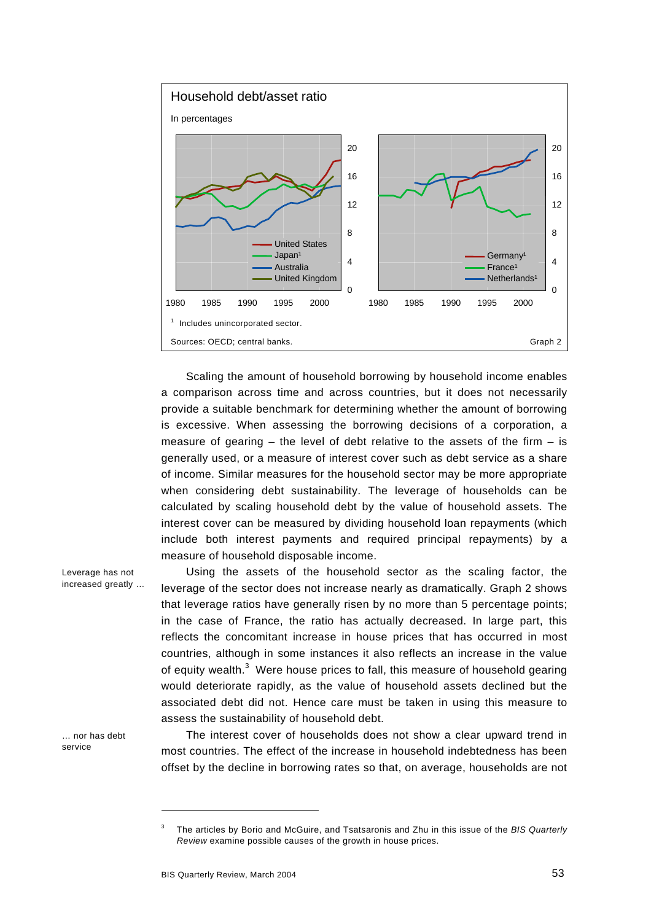**Household debt/asset ratio**

In percentages

United States
Japan[1]
Australia
United Kingdom

Germany[1]
France[1]
Netherlands[1]

[1] Includes unincorporated sector.

Sources: OECD; central banks.

Graph 2

Scaling the amount of household borrowing by household income enables a comparison across time and across countries, but it does not necessarily provide a suitable benchmark for determining whether the amount of borrowing is excessive. When assessing the borrowing decisions of a corporation, a measure of gearing – the level of debt relative to the assets of the firm – is generally used, or a measure of interest cover such as debt service as a share of income. Similar measures for the household sector may be more appropriate when considering debt sustainability. The leverage of households can be calculated by scaling household debt by the value of household assets. The interest cover can be measured by dividing household loan repayments (which include both interest payments and required principal repayments) by a measure of household disposable income.

Leverage has not increased greatly …

Using the assets of the household sector as the scaling factor, the leverage of the sector does not increase nearly as dramatically. Graph 2 shows that leverage ratios have generally risen by no more than 5 percentage points; in the case of France, the ratio has actually decreased. In large part, this reflects the concomitant increase in house prices that has occurred in most countries, although in some instances it also reflects an increase in the value of equity wealth.[3] Were house prices to fall, this measure of household gearing would deteriorate rapidly, as the value of household assets declined but the associated debt did not. Hence care must be taken in using this measure to assess the sustainability of household debt.

… nor has debt service

The interest cover of households does not show a clear upward trend in most countries. The effect of the increase in household indebtedness has been offset by the decline in borrowing rates so that, on average, households are not

---

[3] The articles by Borio and McGuire, and Tsatsaronis and Zhu in this issue of the *BIS Quarterly Review* examine possible causes of the growth in house prices.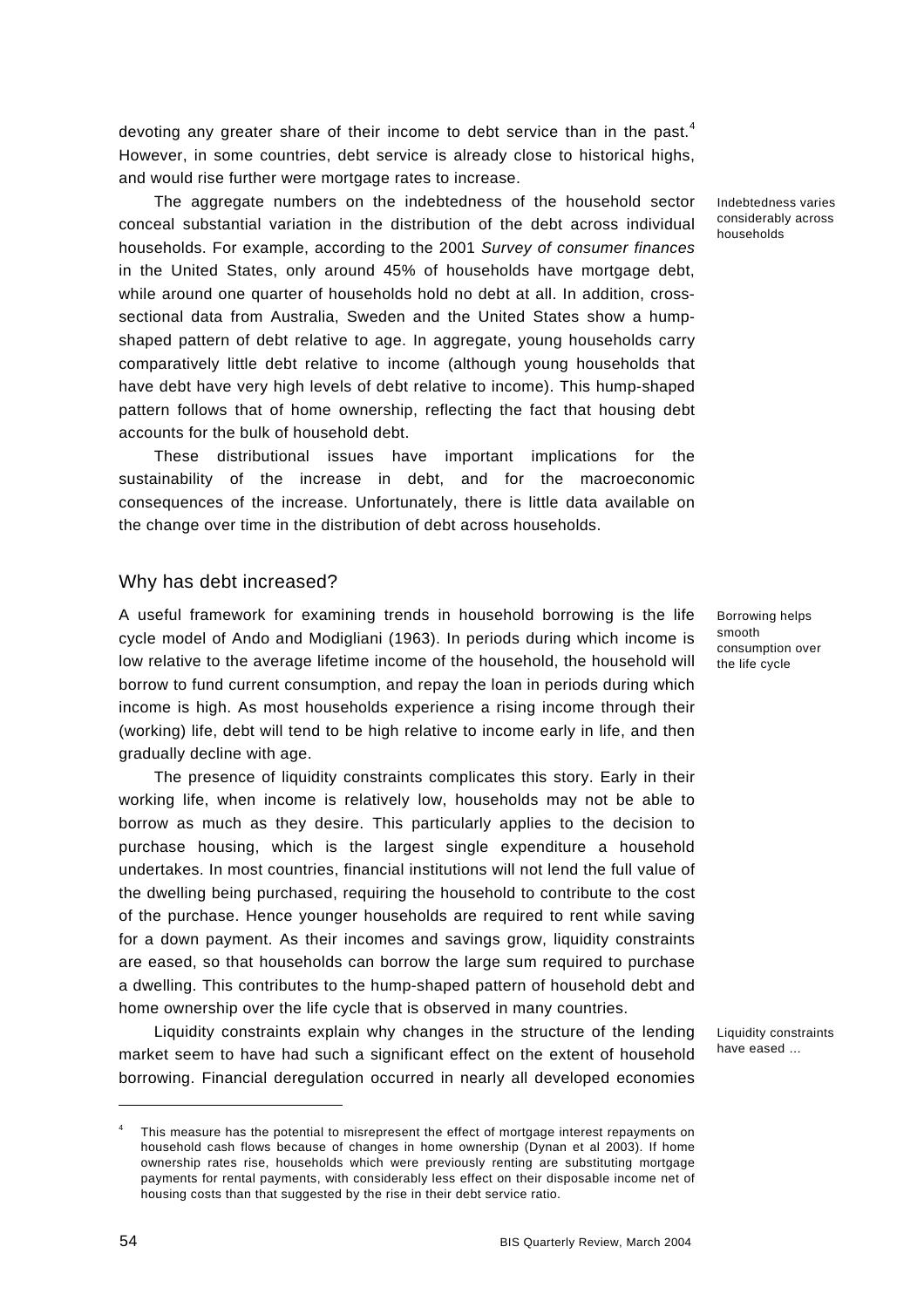devoting any greater share of their income to debt service than in the past.[4] However, in some countries, debt service is already close to historical highs, and would rise further were mortgage rates to increase.

*Indebtedness varies considerably across households*

The aggregate numbers on the indebtedness of the household sector conceal substantial variation in the distribution of the debt across individual households. For example, according to the 2001 *Survey of consumer finances* in the United States, only around 45% of households have mortgage debt, while around one quarter of households hold no debt at all. In addition, cross-sectional data from Australia, Sweden and the United States show a hump-shaped pattern of debt relative to age. In aggregate, young households carry comparatively little debt relative to income (although young households that have debt have very high levels of debt relative to income). This hump-shaped pattern follows that of home ownership, reflecting the fact that housing debt accounts for the bulk of household debt.

These distributional issues have important implications for the sustainability of the increase in debt, and for the macroeconomic consequences of the increase. Unfortunately, there is little data available on the change over time in the distribution of debt across households.

## Why has debt increased?

*Borrowing helps smooth consumption over the life cycle*

A useful framework for examining trends in household borrowing is the life cycle model of Ando and Modigliani (1963). In periods during which income is low relative to the average lifetime income of the household, the household will borrow to fund current consumption, and repay the loan in periods during which income is high. As most households experience a rising income through their (working) life, debt will tend to be high relative to income early in life, and then gradually decline with age.

The presence of liquidity constraints complicates this story. Early in their working life, when income is relatively low, households may not be able to borrow as much as they desire. This particularly applies to the decision to purchase housing, which is the largest single expenditure a household undertakes. In most countries, financial institutions will not lend the full value of the dwelling being purchased, requiring the household to contribute to the cost of the purchase. Hence younger households are required to rent while saving for a down payment. As their incomes and savings grow, liquidity constraints are eased, so that households can borrow the large sum required to purchase a dwelling. This contributes to the hump-shaped pattern of household debt and home ownership over the life cycle that is observed in many countries.

*Liquidity constraints have eased …*

Liquidity constraints explain why changes in the structure of the lending market seem to have had such a significant effect on the extent of household borrowing. Financial deregulation occurred in nearly all developed economies

---

[4] This measure has the potential to misrepresent the effect of mortgage interest repayments on household cash flows because of changes in home ownership (Dynan et al 2003). If home ownership rates rise, households which were previously renting are substituting mortgage payments for rental payments, with considerably less effect on their disposable income net of housing costs than that suggested by the rise in their debt service ratio.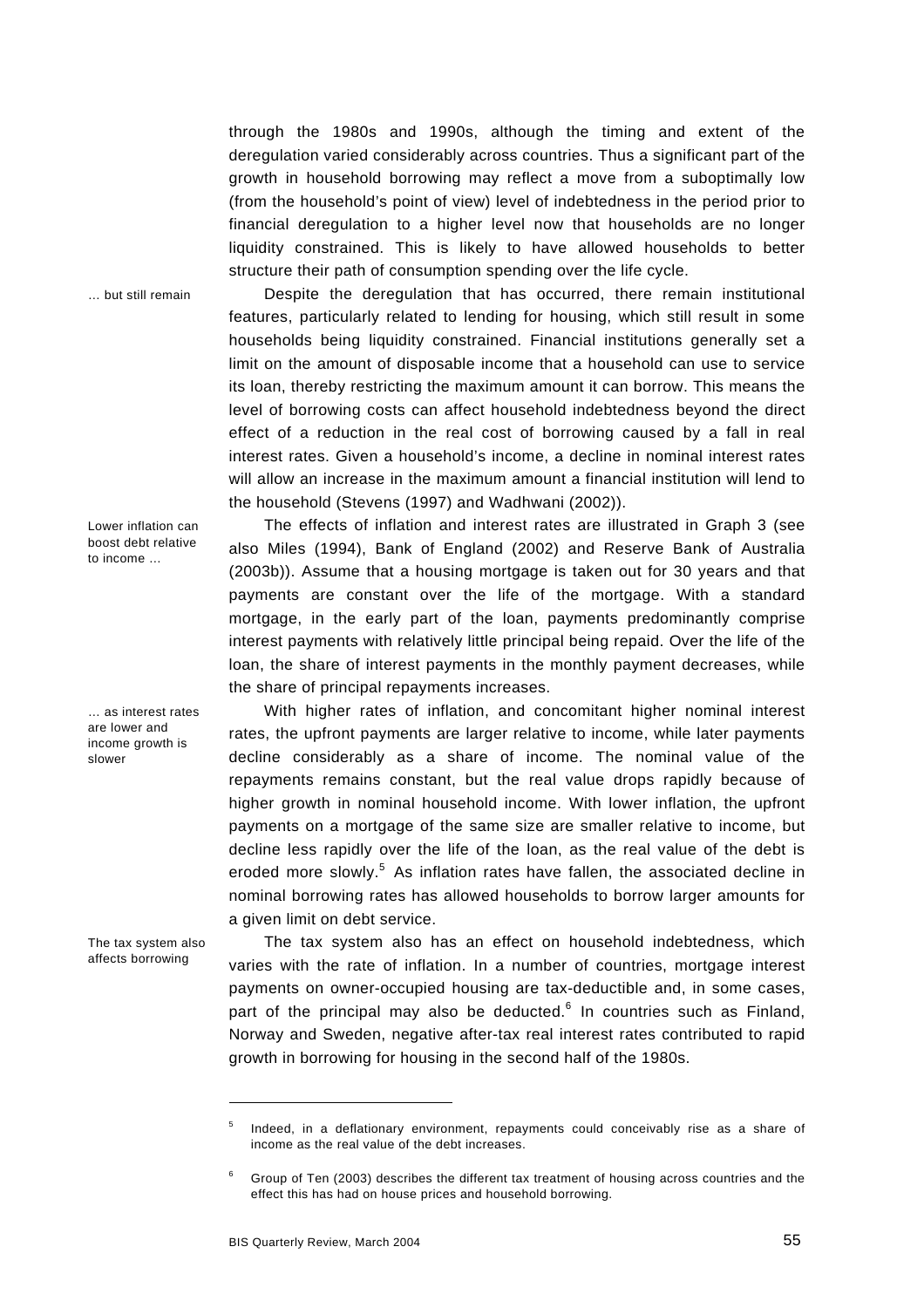through the 1980s and 1990s, although the timing and extent of the deregulation varied considerably across countries. Thus a significant part of the growth in household borrowing may reflect a move from a suboptimally low (from the household's point of view) level of indebtedness in the period prior to financial deregulation to a higher level now that households are no longer liquidity constrained. This is likely to have allowed households to better structure their path of consumption spending over the life cycle.

*… but still remain*

Despite the deregulation that has occurred, there remain institutional features, particularly related to lending for housing, which still result in some households being liquidity constrained. Financial institutions generally set a limit on the amount of disposable income that a household can use to service its loan, thereby restricting the maximum amount it can borrow. This means the level of borrowing costs can affect household indebtedness beyond the direct effect of a reduction in the real cost of borrowing caused by a fall in real interest rates. Given a household's income, a decline in nominal interest rates will allow an increase in the maximum amount a financial institution will lend to the household (Stevens (1997) and Wadhwani (2002)).

*Lower inflation can boost debt relative to income …*

The effects of inflation and interest rates are illustrated in Graph 3 (see also Miles (1994), Bank of England (2002) and Reserve Bank of Australia (2003b)). Assume that a housing mortgage is taken out for 30 years and that payments are constant over the life of the mortgage. With a standard mortgage, in the early part of the loan, payments predominantly comprise interest payments with relatively little principal being repaid. Over the life of the loan, the share of interest payments in the monthly payment decreases, while the share of principal repayments increases.

*… as interest rates are lower and income growth is slower*

With higher rates of inflation, and concomitant higher nominal interest rates, the upfront payments are larger relative to income, while later payments decline considerably as a share of income. The nominal value of the repayments remains constant, but the real value drops rapidly because of higher growth in nominal household income. With lower inflation, the upfront payments on a mortgage of the same size are smaller relative to income, but decline less rapidly over the life of the loan, as the real value of the debt is eroded more slowly.[5] As inflation rates have fallen, the associated decline in nominal borrowing rates has allowed households to borrow larger amounts for a given limit on debt service.

*The tax system also affects borrowing*

The tax system also has an effect on household indebtedness, which varies with the rate of inflation. In a number of countries, mortgage interest payments on owner-occupied housing are tax-deductible and, in some cases, part of the principal may also be deducted.[6] In countries such as Finland, Norway and Sweden, negative after-tax real interest rates contributed to rapid growth in borrowing for housing in the second half of the 1980s.

---

[5] Indeed, in a deflationary environment, repayments could conceivably rise as a share of income as the real value of the debt increases.

[6] Group of Ten (2003) describes the different tax treatment of housing across countries and the effect this has had on house prices and household borrowing.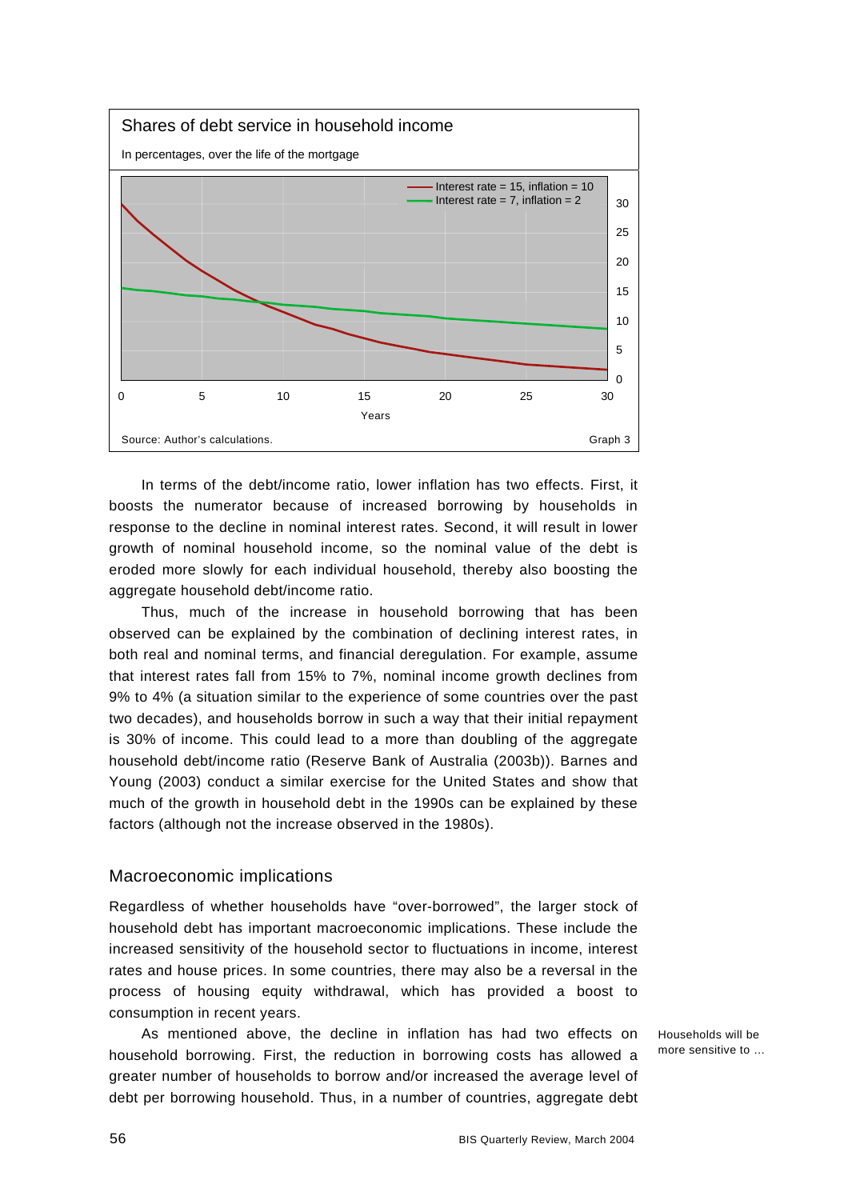**Shares of debt service in household income**

In percentages, over the life of the mortgage

— Interest rate = 15, inflation = 10
— Interest rate = 7, inflation = 2

Years

Source: Author's calculations.

Graph 3

In terms of the debt/income ratio, lower inflation has two effects. First, it boosts the numerator because of increased borrowing by households in response to the decline in nominal interest rates. Second, it will result in lower growth of nominal household income, so the nominal value of the debt is eroded more slowly for each individual household, thereby also boosting the aggregate household debt/income ratio.

Thus, much of the increase in household borrowing that has been observed can be explained by the combination of declining interest rates, in both real and nominal terms, and financial deregulation. For example, assume that interest rates fall from 15% to 7%, nominal income growth declines from 9% to 4% (a situation similar to the experience of some countries over the past two decades), and households borrow in such a way that their initial repayment is 30% of income. This could lead to a more than doubling of the aggregate household debt/income ratio (Reserve Bank of Australia (2003b)). Barnes and Young (2003) conduct a similar exercise for the United States and show that much of the growth in household debt in the 1990s can be explained by these factors (although not the increase observed in the 1980s).

## Macroeconomic implications

Regardless of whether households have "over-borrowed", the larger stock of household debt has important macroeconomic implications. These include the increased sensitivity of the household sector to fluctuations in income, interest rates and house prices. In some countries, there may also be a reversal in the process of housing equity withdrawal, which has provided a boost to consumption in recent years.

Households will be more sensitive to …

As mentioned above, the decline in inflation has had two effects on household borrowing. First, the reduction in borrowing costs has allowed a greater number of households to borrow and/or increased the average level of debt per borrowing household. Thus, in a number of countries, aggregate debt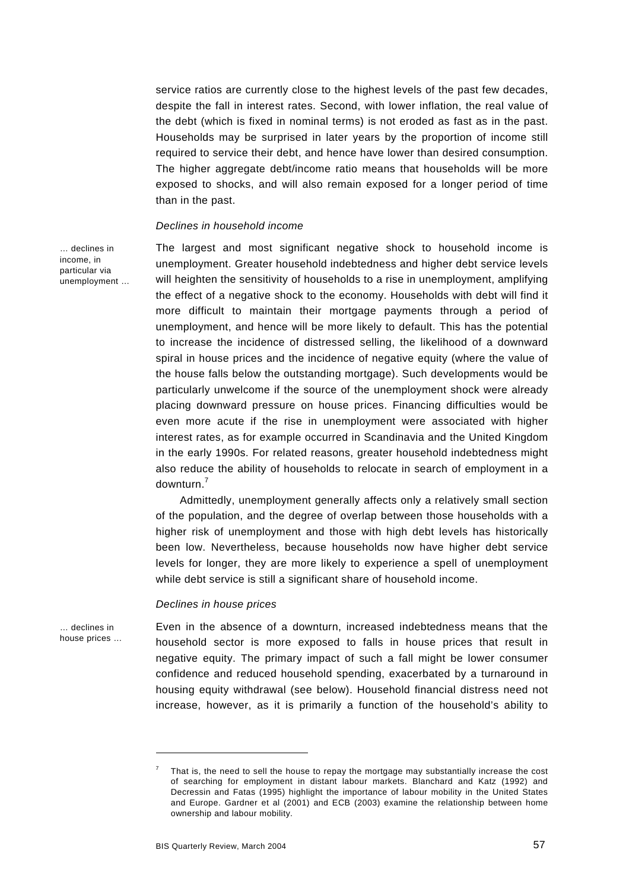service ratios are currently close to the highest levels of the past few decades, despite the fall in interest rates. Second, with lower inflation, the real value of the debt (which is fixed in nominal terms) is not eroded as fast as in the past. Households may be surprised in later years by the proportion of income still required to service their debt, and hence have lower than desired consumption. The higher aggregate debt/income ratio means that households will be more exposed to shocks, and will also remain exposed for a longer period of time than in the past.

*Declines in household income*

… declines in income, in particular via unemployment …

The largest and most significant negative shock to household income is unemployment. Greater household indebtedness and higher debt service levels will heighten the sensitivity of households to a rise in unemployment, amplifying the effect of a negative shock to the economy. Households with debt will find it more difficult to maintain their mortgage payments through a period of unemployment, and hence will be more likely to default. This has the potential to increase the incidence of distressed selling, the likelihood of a downward spiral in house prices and the incidence of negative equity (where the value of the house falls below the outstanding mortgage). Such developments would be particularly unwelcome if the source of the unemployment shock were already placing downward pressure on house prices. Financing difficulties would be even more acute if the rise in unemployment were associated with higher interest rates, as for example occurred in Scandinavia and the United Kingdom in the early 1990s. For related reasons, greater household indebtedness might also reduce the ability of households to relocate in search of employment in a downturn.[7]

Admittedly, unemployment generally affects only a relatively small section of the population, and the degree of overlap between those households with a higher risk of unemployment and those with high debt levels has historically been low. Nevertheless, because households now have higher debt service levels for longer, they are more likely to experience a spell of unemployment while debt service is still a significant share of household income.

*Declines in house prices*

… declines in house prices …

Even in the absence of a downturn, increased indebtedness means that the household sector is more exposed to falls in house prices that result in negative equity. The primary impact of such a fall might be lower consumer confidence and reduced household spending, exacerbated by a turnaround in housing equity withdrawal (see below). Household financial distress need not increase, however, as it is primarily a function of the household's ability to

---

[7] That is, the need to sell the house to repay the mortgage may substantially increase the cost of searching for employment in distant labour markets. Blanchard and Katz (1992) and Decressin and Fatas (1995) highlight the importance of labour mobility in the United States and Europe. Gardner et al (2001) and ECB (2003) examine the relationship between home ownership and labour mobility.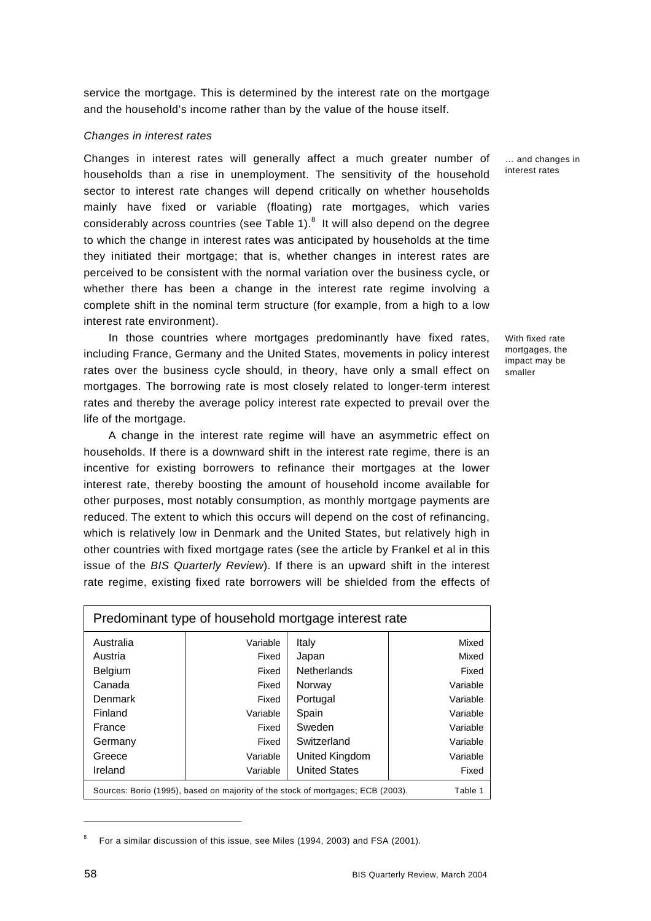service the mortgage. This is determined by the interest rate on the mortgage and the household's income rather than by the value of the house itself.

*Changes in interest rates*

… and changes in interest rates

Changes in interest rates will generally affect a much greater number of households than a rise in unemployment. The sensitivity of the household sector to interest rate changes will depend critically on whether households mainly have fixed or variable (floating) rate mortgages, which varies considerably across countries (see Table 1).[8] It will also depend on the degree to which the change in interest rates was anticipated by households at the time they initiated their mortgage; that is, whether changes in interest rates are perceived to be consistent with the normal variation over the business cycle, or whether there has been a change in the interest rate regime involving a complete shift in the nominal term structure (for example, from a high to a low interest rate environment).

With fixed rate mortgages, the impact may be smaller

In those countries where mortgages predominantly have fixed rates, including France, Germany and the United States, movements in policy interest rates over the business cycle should, in theory, have only a small effect on mortgages. The borrowing rate is most closely related to longer-term interest rates and thereby the average policy interest rate expected to prevail over the life of the mortgage.

A change in the interest rate regime will have an asymmetric effect on households. If there is a downward shift in the interest rate regime, there is an incentive for existing borrowers to refinance their mortgages at the lower interest rate, thereby boosting the amount of household income available for other purposes, most notably consumption, as monthly mortgage payments are reduced. The extent to which this occurs will depend on the cost of refinancing, which is relatively low in Denmark and the United States, but relatively high in other countries with fixed mortgage rates (see the article by Frankel et al in this issue of the *BIS Quarterly Review*). If there is an upward shift in the interest rate regime, existing fixed rate borrowers will be shielded from the effects of

**Predominant type of household mortgage interest rate**

| Country | Type | Country | Type |
|---|---|---|---|
| Australia | Variable | Italy | Mixed |
| Austria | Fixed | Japan | Mixed |
| Belgium | Fixed | Netherlands | Fixed |
| Canada | Fixed | Norway | Variable |
| Denmark | Fixed | Portugal | Variable |
| Finland | Variable | Spain | Variable |
| France | Fixed | Sweden | Variable |
| Germany | Fixed | Switzerland | Variable |
| Greece | Variable | United Kingdom | Variable |
| Ireland | Variable | United States | Fixed |

Sources: Borio (1995), based on majority of the stock of mortgages; ECB (2003). Table 1

[8] For a similar discussion of this issue, see Miles (1994, 2003) and FSA (2001).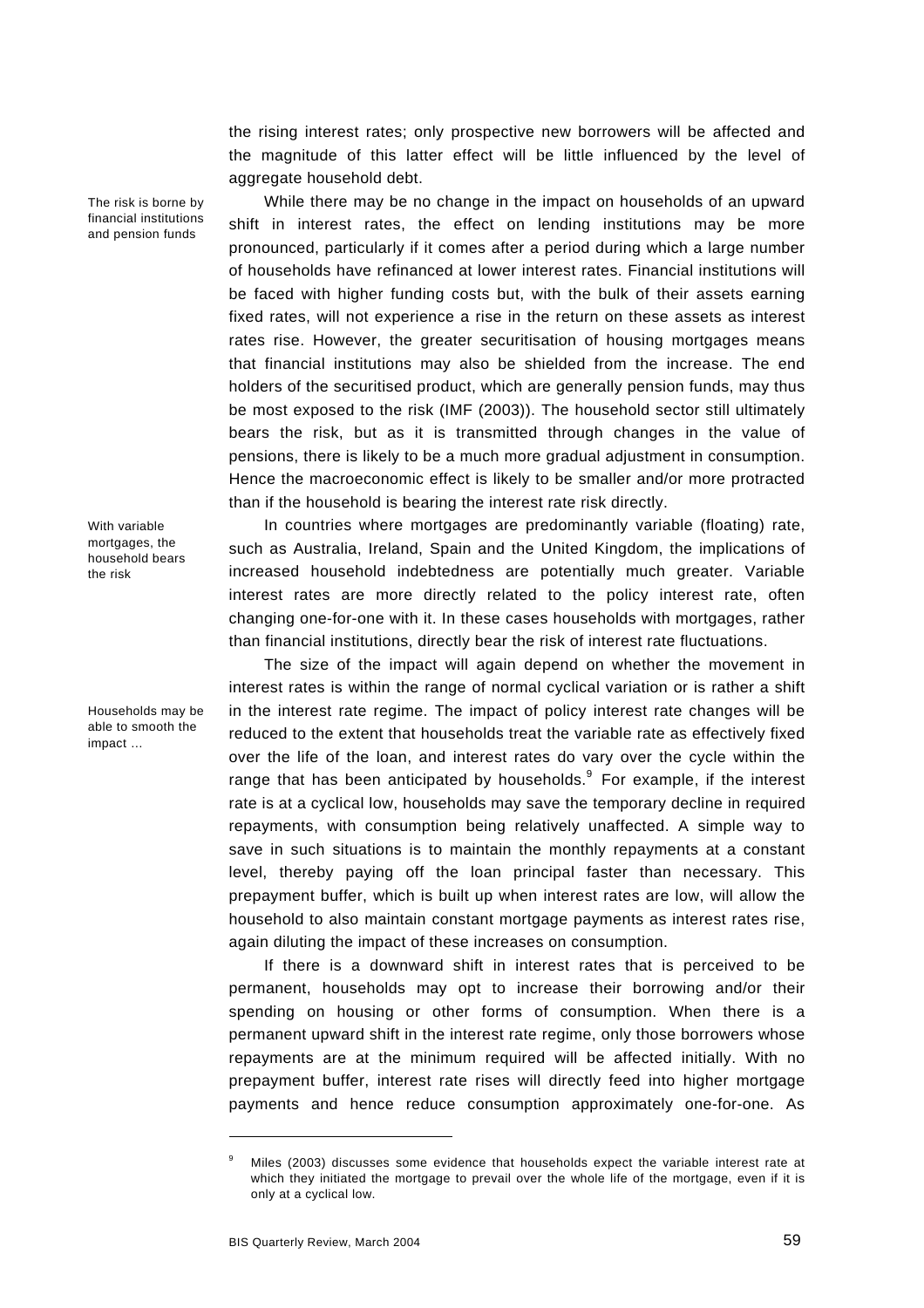the rising interest rates; only prospective new borrowers will be affected and the magnitude of this latter effect will be little influenced by the level of aggregate household debt.

*The risk is borne by financial institutions and pension funds*

While there may be no change in the impact on households of an upward shift in interest rates, the effect on lending institutions may be more pronounced, particularly if it comes after a period during which a large number of households have refinanced at lower interest rates. Financial institutions will be faced with higher funding costs but, with the bulk of their assets earning fixed rates, will not experience a rise in the return on these assets as interest rates rise. However, the greater securitisation of housing mortgages means that financial institutions may also be shielded from the increase. The end holders of the securitised product, which are generally pension funds, may thus be most exposed to the risk (IMF (2003)). The household sector still ultimately bears the risk, but as it is transmitted through changes in the value of pensions, there is likely to be a much more gradual adjustment in consumption. Hence the macroeconomic effect is likely to be smaller and/or more protracted than if the household is bearing the interest rate risk directly.

*With variable mortgages, the household bears the risk*

In countries where mortgages are predominantly variable (floating) rate, such as Australia, Ireland, Spain and the United Kingdom, the implications of increased household indebtedness are potentially much greater. Variable interest rates are more directly related to the policy interest rate, often changing one-for-one with it. In these cases households with mortgages, rather than financial institutions, directly bear the risk of interest rate fluctuations.

*Households may be able to smooth the impact …*

The size of the impact will again depend on whether the movement in interest rates is within the range of normal cyclical variation or is rather a shift in the interest rate regime. The impact of policy interest rate changes will be reduced to the extent that households treat the variable rate as effectively fixed over the life of the loan, and interest rates do vary over the cycle within the range that has been anticipated by households.[9] For example, if the interest rate is at a cyclical low, households may save the temporary decline in required repayments, with consumption being relatively unaffected. A simple way to save in such situations is to maintain the monthly repayments at a constant level, thereby paying off the loan principal faster than necessary. This prepayment buffer, which is built up when interest rates are low, will allow the household to also maintain constant mortgage payments as interest rates rise, again diluting the impact of these increases on consumption.

If there is a downward shift in interest rates that is perceived to be permanent, households may opt to increase their borrowing and/or their spending on housing or other forms of consumption. When there is a permanent upward shift in the interest rate regime, only those borrowers whose repayments are at the minimum required will be affected initially. With no prepayment buffer, interest rate rises will directly feed into higher mortgage payments and hence reduce consumption approximately one-for-one. As

---

[9] Miles (2003) discusses some evidence that households expect the variable interest rate at which they initiated the mortgage to prevail over the whole life of the mortgage, even if it is only at a cyclical low.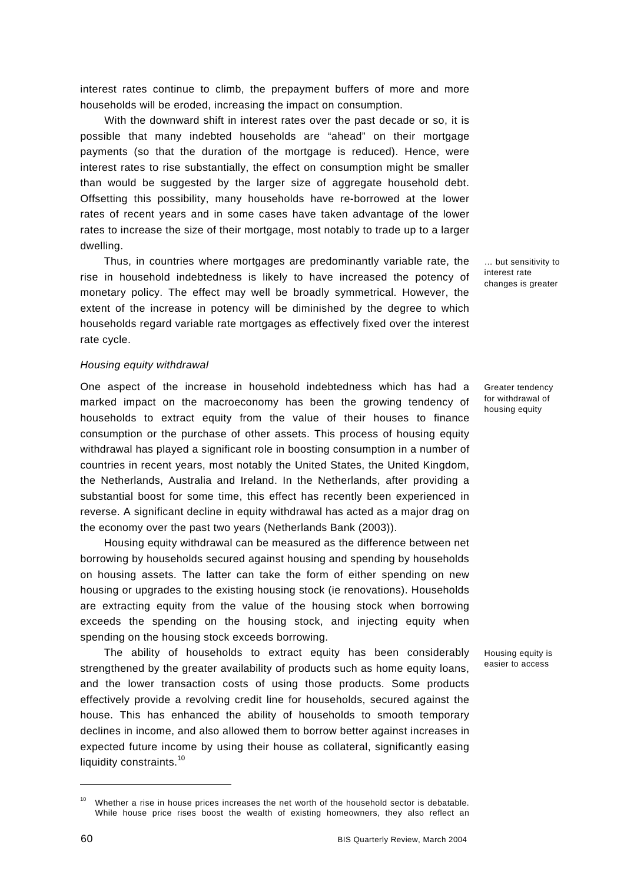interest rates continue to climb, the prepayment buffers of more and more households will be eroded, increasing the impact on consumption.

With the downward shift in interest rates over the past decade or so, it is possible that many indebted households are "ahead" on their mortgage payments (so that the duration of the mortgage is reduced). Hence, were interest rates to rise substantially, the effect on consumption might be smaller than would be suggested by the larger size of aggregate household debt. Offsetting this possibility, many households have re-borrowed at the lower rates of recent years and in some cases have taken advantage of the lower rates to increase the size of their mortgage, most notably to trade up to a larger dwelling.

… but sensitivity to interest rate changes is greater

Thus, in countries where mortgages are predominantly variable rate, the rise in household indebtedness is likely to have increased the potency of monetary policy. The effect may well be broadly symmetrical. However, the extent of the increase in potency will be diminished by the degree to which households regard variable rate mortgages as effectively fixed over the interest rate cycle.

*Housing equity withdrawal*

Greater tendency for withdrawal of housing equity

One aspect of the increase in household indebtedness which has had a marked impact on the macroeconomy has been the growing tendency of households to extract equity from the value of their houses to finance consumption or the purchase of other assets. This process of housing equity withdrawal has played a significant role in boosting consumption in a number of countries in recent years, most notably the United States, the United Kingdom, the Netherlands, Australia and Ireland. In the Netherlands, after providing a substantial boost for some time, this effect has recently been experienced in reverse. A significant decline in equity withdrawal has acted as a major drag on the economy over the past two years (Netherlands Bank (2003)).

Housing equity withdrawal can be measured as the difference between net borrowing by households secured against housing and spending by households on housing assets. The latter can take the form of either spending on new housing or upgrades to the existing housing stock (ie renovations). Households are extracting equity from the value of the housing stock when borrowing exceeds the spending on the housing stock, and injecting equity when spending on the housing stock exceeds borrowing.

Housing equity is easier to access

The ability of households to extract equity has been considerably strengthened by the greater availability of products such as home equity loans, and the lower transaction costs of using those products. Some products effectively provide a revolving credit line for households, secured against the house. This has enhanced the ability of households to smooth temporary declines in income, and also allowed them to borrow better against increases in expected future income by using their house as collateral, significantly easing liquidity constraints.[10]

[10] Whether a rise in house prices increases the net worth of the household sector is debatable. While house price rises boost the wealth of existing homeowners, they also reflect an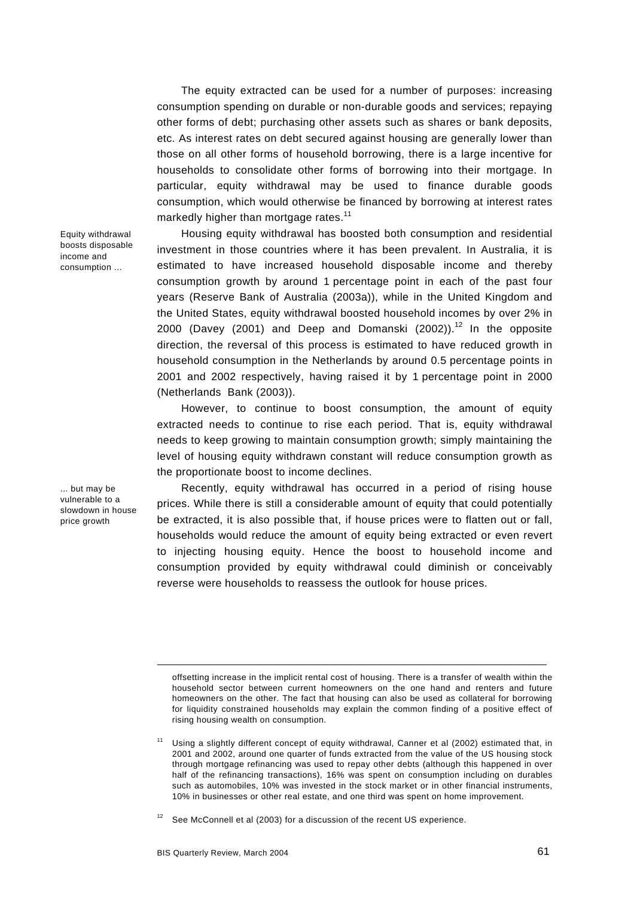The equity extracted can be used for a number of purposes: increasing consumption spending on durable or non-durable goods and services; repaying other forms of debt; purchasing other assets such as shares or bank deposits, etc. As interest rates on debt secured against housing are generally lower than those on all other forms of household borrowing, there is a large incentive for households to consolidate other forms of borrowing into their mortgage. In particular, equity withdrawal may be used to finance durable goods consumption, which would otherwise be financed by borrowing at interest rates markedly higher than mortgage rates.[11]

*Equity withdrawal boosts disposable income and consumption ...*

Housing equity withdrawal has boosted both consumption and residential investment in those countries where it has been prevalent. In Australia, it is estimated to have increased household disposable income and thereby consumption growth by around 1 percentage point in each of the past four years (Reserve Bank of Australia (2003a)), while in the United Kingdom and the United States, equity withdrawal boosted household incomes by over 2% in 2000 (Davey (2001) and Deep and Domanski (2002)).[12] In the opposite direction, the reversal of this process is estimated to have reduced growth in household consumption in the Netherlands by around 0.5 percentage points in 2001 and 2002 respectively, having raised it by 1 percentage point in 2000 (Netherlands Bank (2003)).

However, to continue to boost consumption, the amount of equity extracted needs to continue to rise each period. That is, equity withdrawal needs to keep growing to maintain consumption growth; simply maintaining the level of housing equity withdrawn constant will reduce consumption growth as the proportionate boost to income declines.

*... but may be vulnerable to a slowdown in house price growth*

Recently, equity withdrawal has occurred in a period of rising house prices. While there is still a considerable amount of equity that could potentially be extracted, it is also possible that, if house prices were to flatten out or fall, households would reduce the amount of equity being extracted or even revert to injecting housing equity. Hence the boost to household income and consumption provided by equity withdrawal could diminish or conceivably reverse were households to reassess the outlook for house prices.

---

offsetting increase in the implicit rental cost of housing. There is a transfer of wealth within the household sector between current homeowners on the one hand and renters and future homeowners on the other. The fact that housing can also be used as collateral for borrowing for liquidity constrained households may explain the common finding of a positive effect of rising housing wealth on consumption.

[11] Using a slightly different concept of equity withdrawal, Canner et al (2002) estimated that, in 2001 and 2002, around one quarter of funds extracted from the value of the US housing stock through mortgage refinancing was used to repay other debts (although this happened in over half of the refinancing transactions), 16% was spent on consumption including on durables such as automobiles, 10% was invested in the stock market or in other financial instruments, 10% in businesses or other real estate, and one third was spent on home improvement.

[12] See McConnell et al (2003) for a discussion of the recent US experience.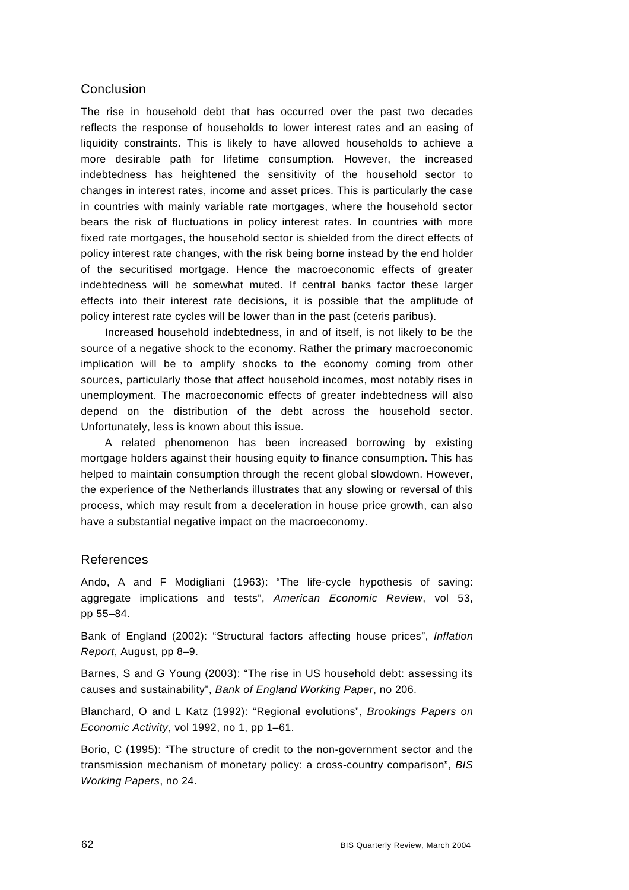## Conclusion

The rise in household debt that has occurred over the past two decades reflects the response of households to lower interest rates and an easing of liquidity constraints. This is likely to have allowed households to achieve a more desirable path for lifetime consumption. However, the increased indebtedness has heightened the sensitivity of the household sector to changes in interest rates, income and asset prices. This is particularly the case in countries with mainly variable rate mortgages, where the household sector bears the risk of fluctuations in policy interest rates. In countries with more fixed rate mortgages, the household sector is shielded from the direct effects of policy interest rate changes, with the risk being borne instead by the end holder of the securitised mortgage. Hence the macroeconomic effects of greater indebtedness will be somewhat muted. If central banks factor these larger effects into their interest rate decisions, it is possible that the amplitude of policy interest rate cycles will be lower than in the past (ceteris paribus).

Increased household indebtedness, in and of itself, is not likely to be the source of a negative shock to the economy. Rather the primary macroeconomic implication will be to amplify shocks to the economy coming from other sources, particularly those that affect household incomes, most notably rises in unemployment. The macroeconomic effects of greater indebtedness will also depend on the distribution of the debt across the household sector. Unfortunately, less is known about this issue.

A related phenomenon has been increased borrowing by existing mortgage holders against their housing equity to finance consumption. This has helped to maintain consumption through the recent global slowdown. However, the experience of the Netherlands illustrates that any slowing or reversal of this process, which may result from a deceleration in house price growth, can also have a substantial negative impact on the macroeconomy.

## References

Ando, A and F Modigliani (1963): "The life-cycle hypothesis of saving: aggregate implications and tests", *American Economic Review*, vol 53, pp 55–84.

Bank of England (2002): "Structural factors affecting house prices", *Inflation Report*, August, pp 8–9.

Barnes, S and G Young (2003): "The rise in US household debt: assessing its causes and sustainability", *Bank of England Working Paper*, no 206.

Blanchard, O and L Katz (1992): "Regional evolutions", *Brookings Papers on Economic Activity*, vol 1992, no 1, pp 1–61.

Borio, C (1995): "The structure of credit to the non-government sector and the transmission mechanism of monetary policy: a cross-country comparison", *BIS Working Papers*, no 24.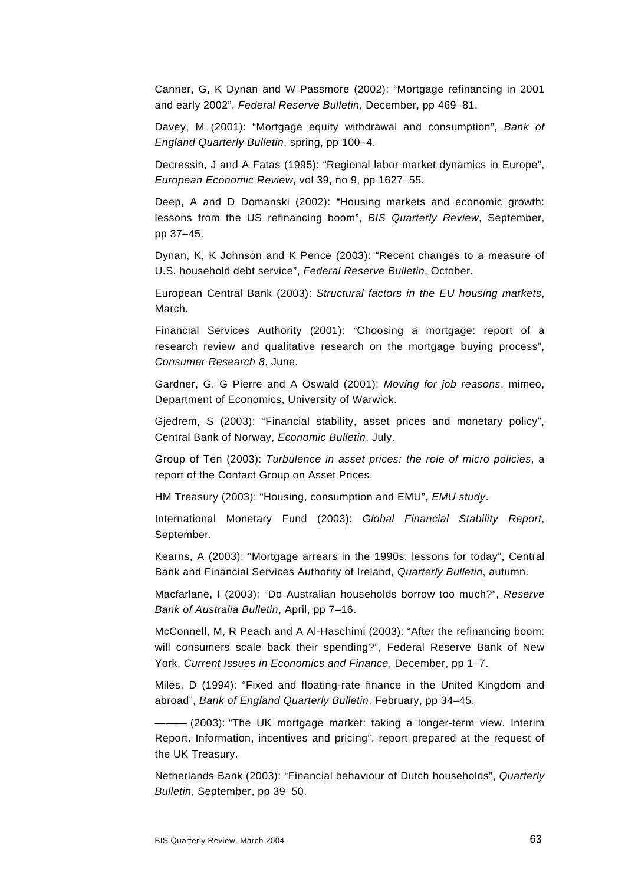Canner, G, K Dynan and W Passmore (2002): "Mortgage refinancing in 2001 and early 2002", *Federal Reserve Bulletin*, December, pp 469–81.

Davey, M (2001): "Mortgage equity withdrawal and consumption", *Bank of England Quarterly Bulletin*, spring, pp 100–4.

Decressin, J and A Fatas (1995): "Regional labor market dynamics in Europe", *European Economic Review*, vol 39, no 9, pp 1627–55.

Deep, A and D Domanski (2002): "Housing markets and economic growth: lessons from the US refinancing boom", *BIS Quarterly Review*, September, pp 37–45.

Dynan, K, K Johnson and K Pence (2003): "Recent changes to a measure of U.S. household debt service", *Federal Reserve Bulletin*, October.

European Central Bank (2003): *Structural factors in the EU housing markets*, March.

Financial Services Authority (2001): "Choosing a mortgage: report of a research review and qualitative research on the mortgage buying process", *Consumer Research 8*, June.

Gardner, G, G Pierre and A Oswald (2001): *Moving for job reasons*, mimeo, Department of Economics, University of Warwick.

Gjedrem, S (2003): "Financial stability, asset prices and monetary policy", Central Bank of Norway, *Economic Bulletin*, July.

Group of Ten (2003): *Turbulence in asset prices: the role of micro policies*, a report of the Contact Group on Asset Prices.

HM Treasury (2003): "Housing, consumption and EMU", *EMU study*.

International Monetary Fund (2003): *Global Financial Stability Report*, September.

Kearns, A (2003): "Mortgage arrears in the 1990s: lessons for today", Central Bank and Financial Services Authority of Ireland, *Quarterly Bulletin*, autumn.

Macfarlane, I (2003): "Do Australian households borrow too much?", *Reserve Bank of Australia Bulletin*, April, pp 7–16.

McConnell, M, R Peach and A Al-Haschimi (2003): "After the refinancing boom: will consumers scale back their spending?", Federal Reserve Bank of New York, *Current Issues in Economics and Finance*, December, pp 1–7.

Miles, D (1994): "Fixed and floating-rate finance in the United Kingdom and abroad", *Bank of England Quarterly Bulletin*, February, pp 34–45.

——— (2003): "The UK mortgage market: taking a longer-term view. Interim Report. Information, incentives and pricing", report prepared at the request of the UK Treasury.

Netherlands Bank (2003): "Financial behaviour of Dutch households", *Quarterly Bulletin*, September, pp 39–50.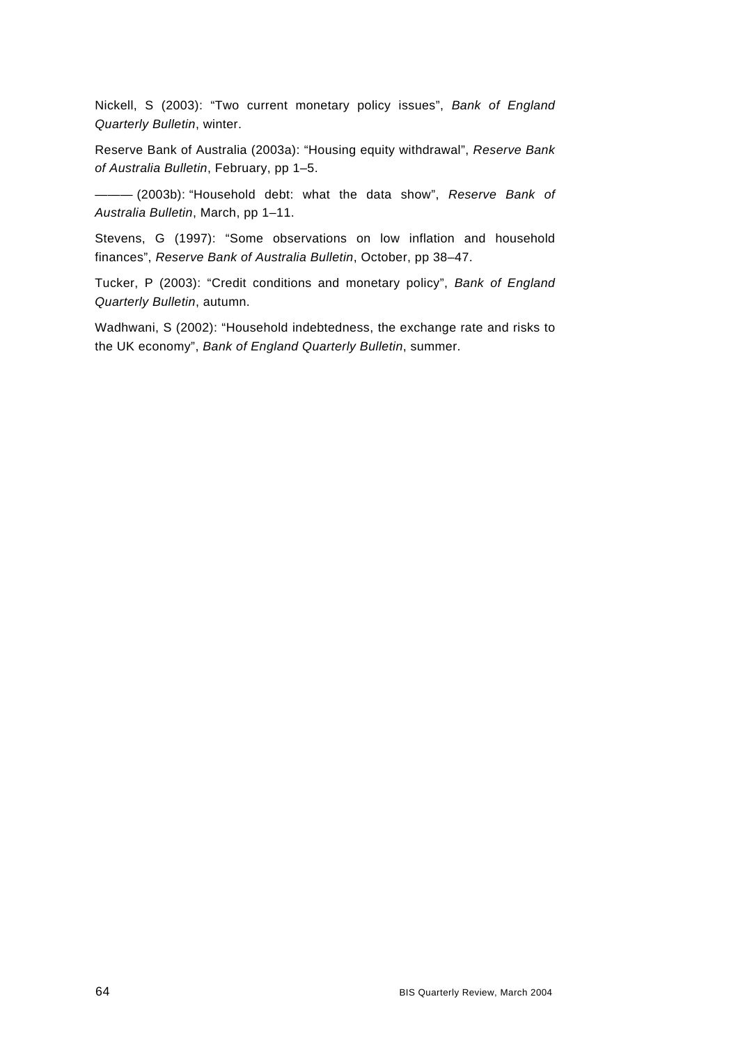Nickell, S (2003): "Two current monetary policy issues", *Bank of England Quarterly Bulletin*, winter.

Reserve Bank of Australia (2003a): "Housing equity withdrawal", *Reserve Bank of Australia Bulletin*, February, pp 1–5.

——— (2003b): "Household debt: what the data show", *Reserve Bank of Australia Bulletin*, March, pp 1–11.

Stevens, G (1997): "Some observations on low inflation and household finances", *Reserve Bank of Australia Bulletin*, October, pp 38–47.

Tucker, P (2003): "Credit conditions and monetary policy", *Bank of England Quarterly Bulletin*, autumn.

Wadhwani, S (2002): "Household indebtedness, the exchange rate and risks to the UK economy", *Bank of England Quarterly Bulletin*, summer.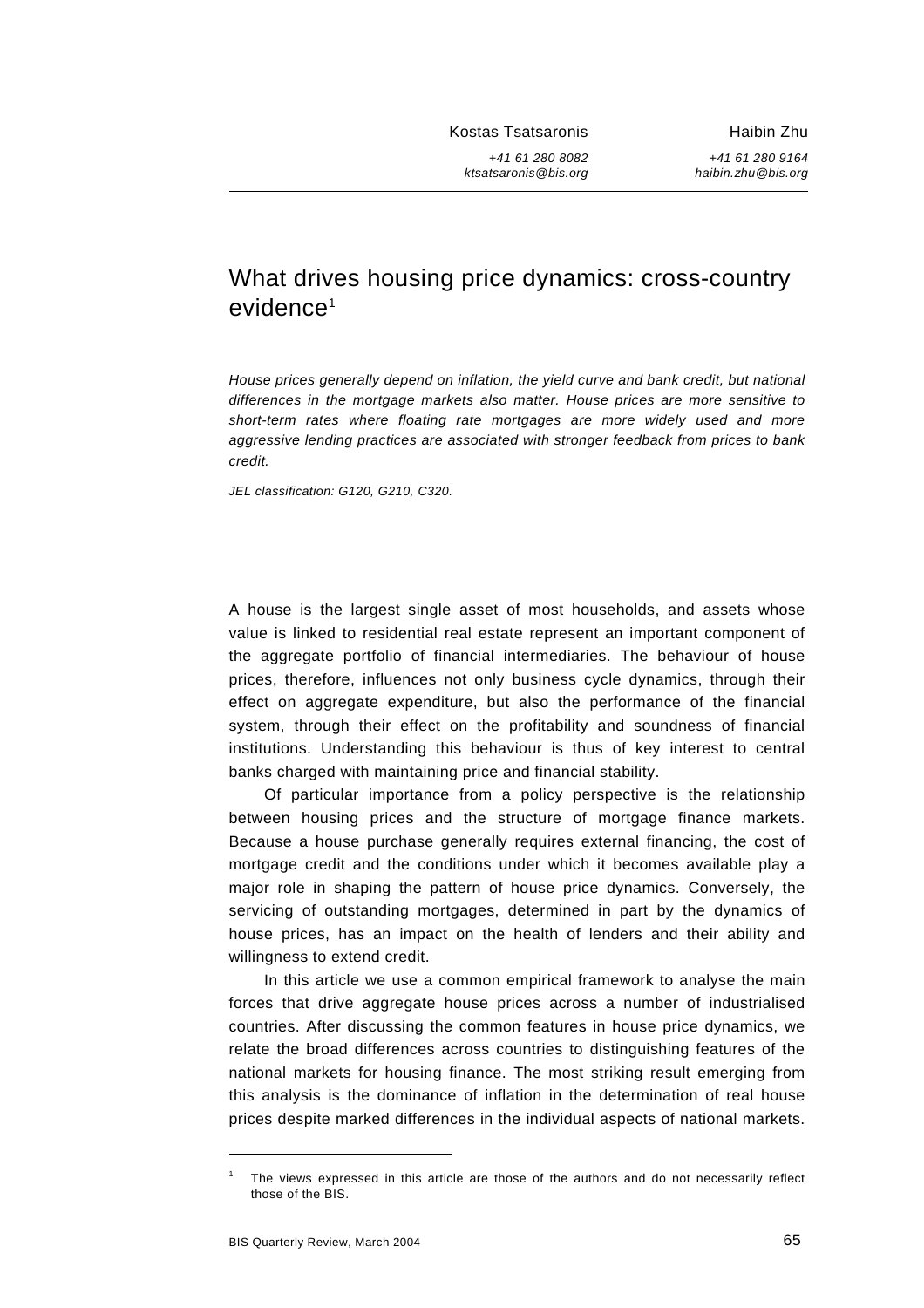Kostas Tsatsaronis

*+41 61 280 8082*
*ktsatsaronis@bis.org*

Haibin Zhu

*+41 61 280 9164*
*haibin.zhu@bis.org*

# What drives housing price dynamics: cross-country evidence[1]

*House prices generally depend on inflation, the yield curve and bank credit, but national differences in the mortgage markets also matter. House prices are more sensitive to short-term rates where floating rate mortgages are more widely used and more aggressive lending practices are associated with stronger feedback from prices to bank credit.*

*JEL classification: G120, G210, C320.*

A house is the largest single asset of most households, and assets whose value is linked to residential real estate represent an important component of the aggregate portfolio of financial intermediaries. The behaviour of house prices, therefore, influences not only business cycle dynamics, through their effect on aggregate expenditure, but also the performance of the financial system, through their effect on the profitability and soundness of financial institutions. Understanding this behaviour is thus of key interest to central banks charged with maintaining price and financial stability.

Of particular importance from a policy perspective is the relationship between housing prices and the structure of mortgage finance markets. Because a house purchase generally requires external financing, the cost of mortgage credit and the conditions under which it becomes available play a major role in shaping the pattern of house price dynamics. Conversely, the servicing of outstanding mortgages, determined in part by the dynamics of house prices, has an impact on the health of lenders and their ability and willingness to extend credit.

In this article we use a common empirical framework to analyse the main forces that drive aggregate house prices across a number of industrialised countries. After discussing the common features in house price dynamics, we relate the broad differences across countries to distinguishing features of the national markets for housing finance. The most striking result emerging from this analysis is the dominance of inflation in the determination of real house prices despite marked differences in the individual aspects of national markets.

[1] The views expressed in this article are those of the authors and do not necessarily reflect those of the BIS.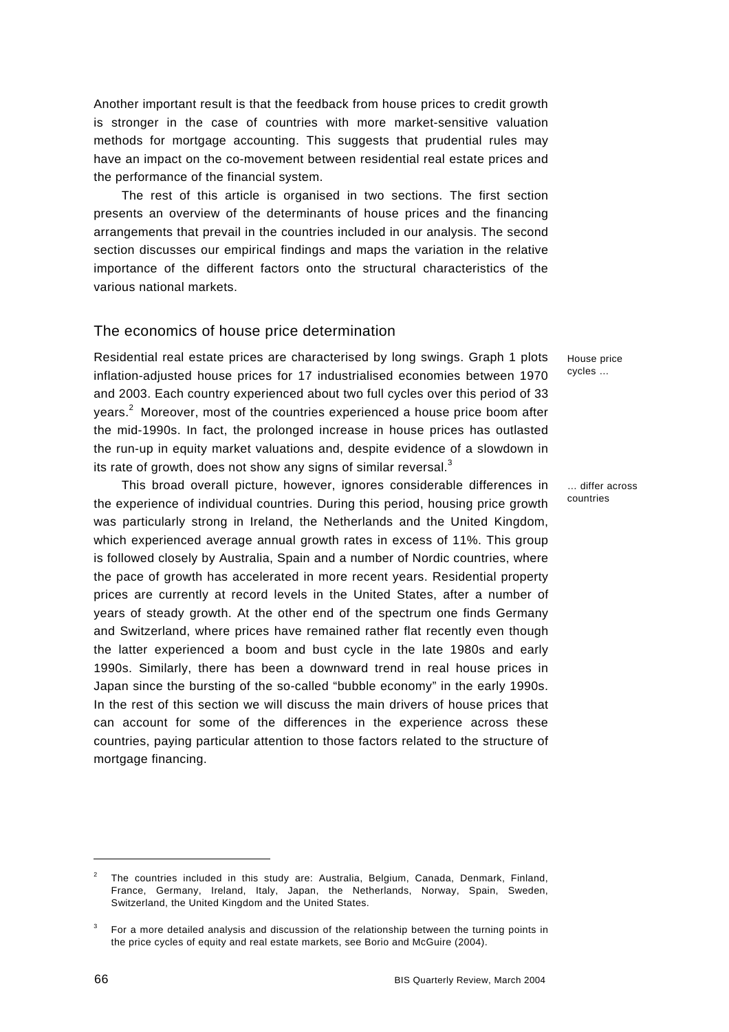Another important result is that the feedback from house prices to credit growth is stronger in the case of countries with more market-sensitive valuation methods for mortgage accounting. This suggests that prudential rules may have an impact on the co-movement between residential real estate prices and the performance of the financial system.

The rest of this article is organised in two sections. The first section presents an overview of the determinants of house prices and the financing arrangements that prevail in the countries included in our analysis. The second section discusses our empirical findings and maps the variation in the relative importance of the different factors onto the structural characteristics of the various national markets.

## The economics of house price determination

House price cycles …

Residential real estate prices are characterised by long swings. Graph 1 plots inflation-adjusted house prices for 17 industrialised economies between 1970 and 2003. Each country experienced about two full cycles over this period of 33 years.[2] Moreover, most of the countries experienced a house price boom after the mid-1990s. In fact, the prolonged increase in house prices has outlasted the run-up in equity market valuations and, despite evidence of a slowdown in its rate of growth, does not show any signs of similar reversal.[3]

… differ across countries

This broad overall picture, however, ignores considerable differences in the experience of individual countries. During this period, housing price growth was particularly strong in Ireland, the Netherlands and the United Kingdom, which experienced average annual growth rates in excess of 11%. This group is followed closely by Australia, Spain and a number of Nordic countries, where the pace of growth has accelerated in more recent years. Residential property prices are currently at record levels in the United States, after a number of years of steady growth. At the other end of the spectrum one finds Germany and Switzerland, where prices have remained rather flat recently even though the latter experienced a boom and bust cycle in the late 1980s and early 1990s. Similarly, there has been a downward trend in real house prices in Japan since the bursting of the so-called "bubble economy" in the early 1990s. In the rest of this section we will discuss the main drivers of house prices that can account for some of the differences in the experience across these countries, paying particular attention to those factors related to the structure of mortgage financing.

---

[2] The countries included in this study are: Australia, Belgium, Canada, Denmark, Finland, France, Germany, Ireland, Italy, Japan, the Netherlands, Norway, Spain, Sweden, Switzerland, the United Kingdom and the United States.

[3] For a more detailed analysis and discussion of the relationship between the turning points in the price cycles of equity and real estate markets, see Borio and McGuire (2004).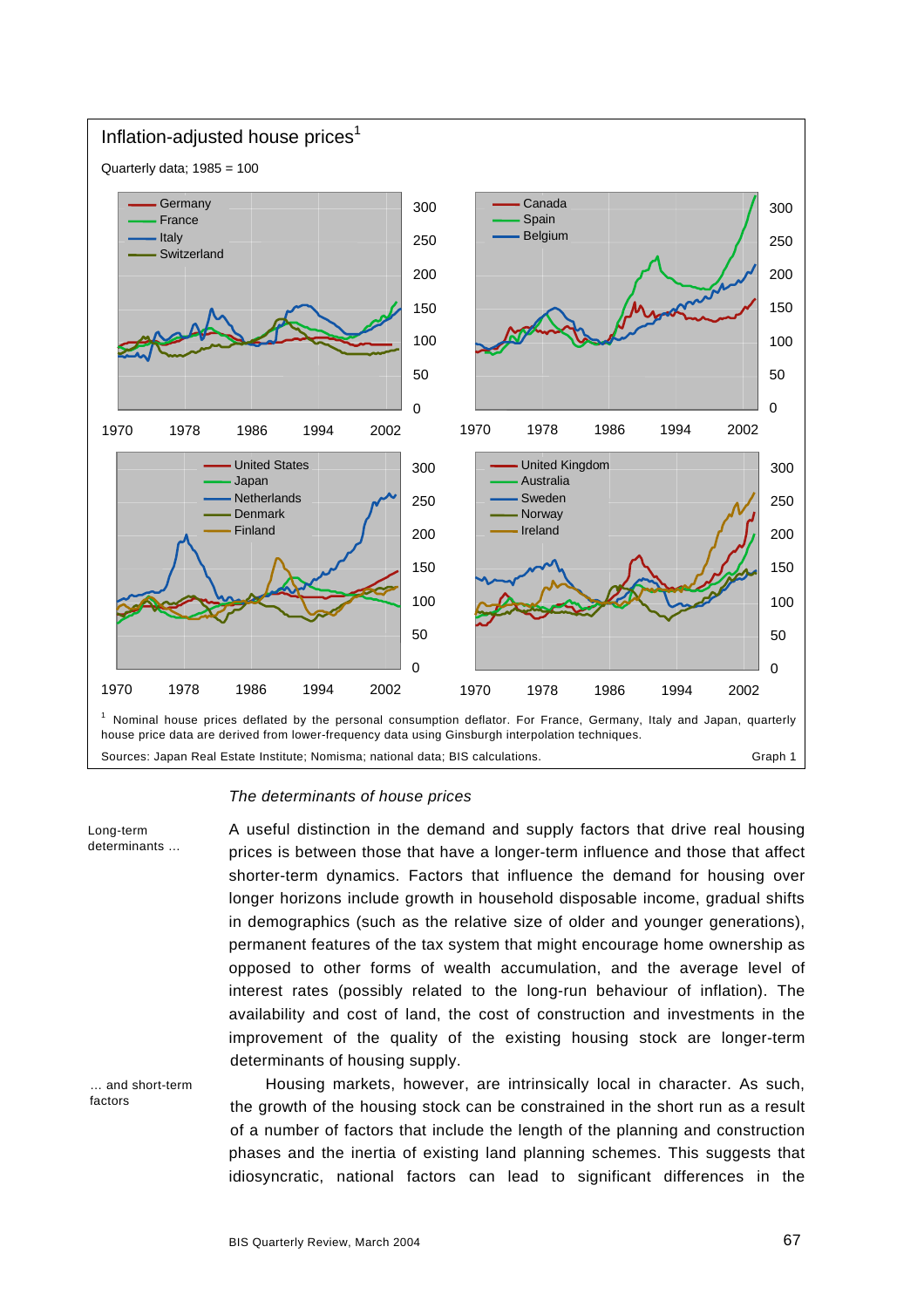**Inflation-adjusted house prices**[1]

Quarterly data; 1985 = 100

[1] Nominal house prices deflated by the personal consumption deflator. For France, Germany, Italy and Japan, quarterly house price data are derived from lower-frequency data using Ginsburgh interpolation techniques.

Sources: Japan Real Estate Institute; Nomisma; national data; BIS calculations.

Graph 1

*The determinants of house prices*

Long-term determinants ...

A useful distinction in the demand and supply factors that drive real housing prices is between those that have a longer-term influence and those that affect shorter-term dynamics. Factors that influence the demand for housing over longer horizons include growth in household disposable income, gradual shifts in demographics (such as the relative size of older and younger generations), permanent features of the tax system that might encourage home ownership as opposed to other forms of wealth accumulation, and the average level of interest rates (possibly related to the long-run behaviour of inflation). The availability and cost of land, the cost of construction and investments in the improvement of the quality of the existing housing stock are longer-term determinants of housing supply.

... and short-term factors

Housing markets, however, are intrinsically local in character. As such, the growth of the housing stock can be constrained in the short run as a result of a number of factors that include the length of the planning and construction phases and the inertia of existing land planning schemes. This suggests that idiosyncratic, national factors can lead to significant differences in the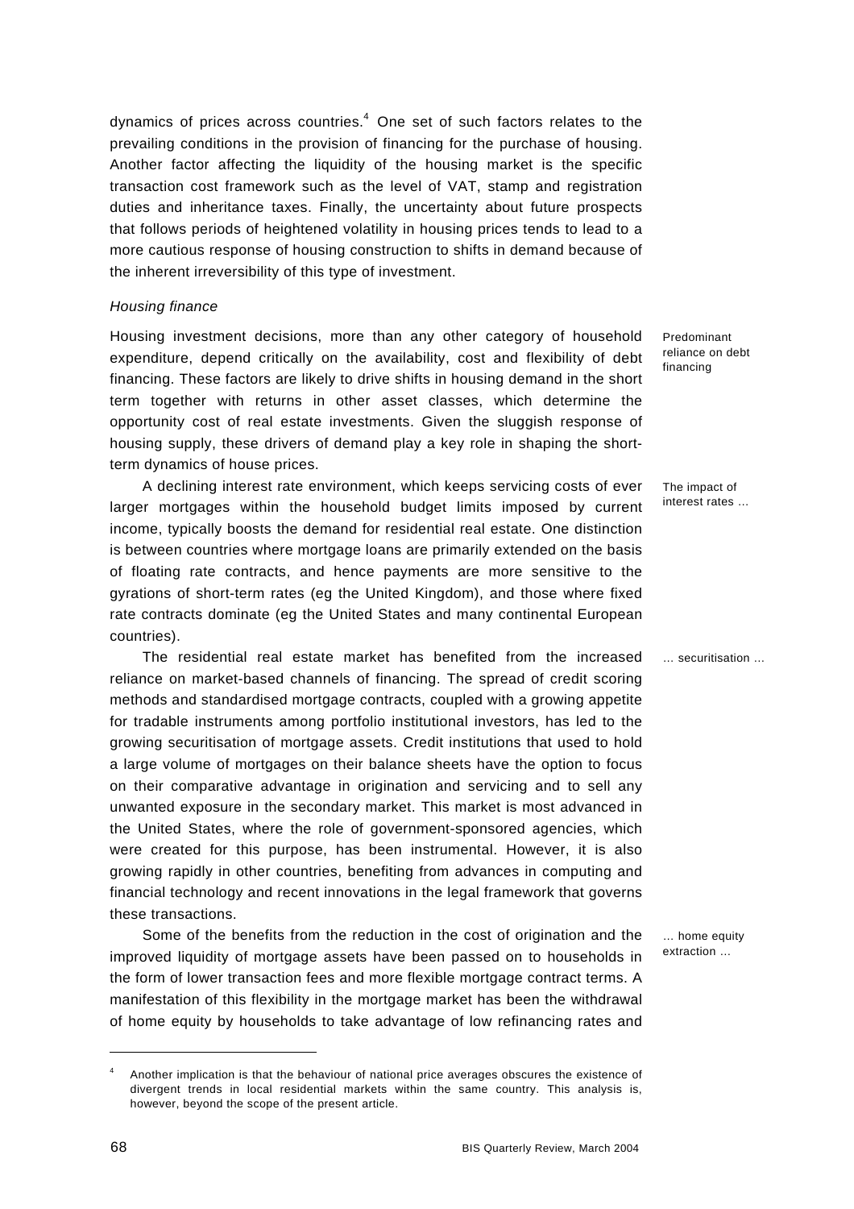dynamics of prices across countries.[4] One set of such factors relates to the prevailing conditions in the provision of financing for the purchase of housing. Another factor affecting the liquidity of the housing market is the specific transaction cost framework such as the level of VAT, stamp and registration duties and inheritance taxes. Finally, the uncertainty about future prospects that follows periods of heightened volatility in housing prices tends to lead to a more cautious response of housing construction to shifts in demand because of the inherent irreversibility of this type of investment.

*Housing finance*

Predominant reliance on debt financing

Housing investment decisions, more than any other category of household expenditure, depend critically on the availability, cost and flexibility of debt financing. These factors are likely to drive shifts in housing demand in the short term together with returns in other asset classes, which determine the opportunity cost of real estate investments. Given the sluggish response of housing supply, these drivers of demand play a key role in shaping the short-term dynamics of house prices.

The impact of interest rates …

A declining interest rate environment, which keeps servicing costs of ever larger mortgages within the household budget limits imposed by current income, typically boosts the demand for residential real estate. One distinction is between countries where mortgage loans are primarily extended on the basis of floating rate contracts, and hence payments are more sensitive to the gyrations of short-term rates (eg the United Kingdom), and those where fixed rate contracts dominate (eg the United States and many continental European countries).

… securitisation …

The residential real estate market has benefited from the increased reliance on market-based channels of financing. The spread of credit scoring methods and standardised mortgage contracts, coupled with a growing appetite for tradable instruments among portfolio institutional investors, has led to the growing securitisation of mortgage assets. Credit institutions that used to hold a large volume of mortgages on their balance sheets have the option to focus on their comparative advantage in origination and servicing and to sell any unwanted exposure in the secondary market. This market is most advanced in the United States, where the role of government-sponsored agencies, which were created for this purpose, has been instrumental. However, it is also growing rapidly in other countries, benefiting from advances in computing and financial technology and recent innovations in the legal framework that governs these transactions.

… home equity extraction …

Some of the benefits from the reduction in the cost of origination and the improved liquidity of mortgage assets have been passed on to households in the form of lower transaction fees and more flexible mortgage contract terms. A manifestation of this flexibility in the mortgage market has been the withdrawal of home equity by households to take advantage of low refinancing rates and

---

[4] Another implication is that the behaviour of national price averages obscures the existence of divergent trends in local residential markets within the same country. This analysis is, however, beyond the scope of the present article.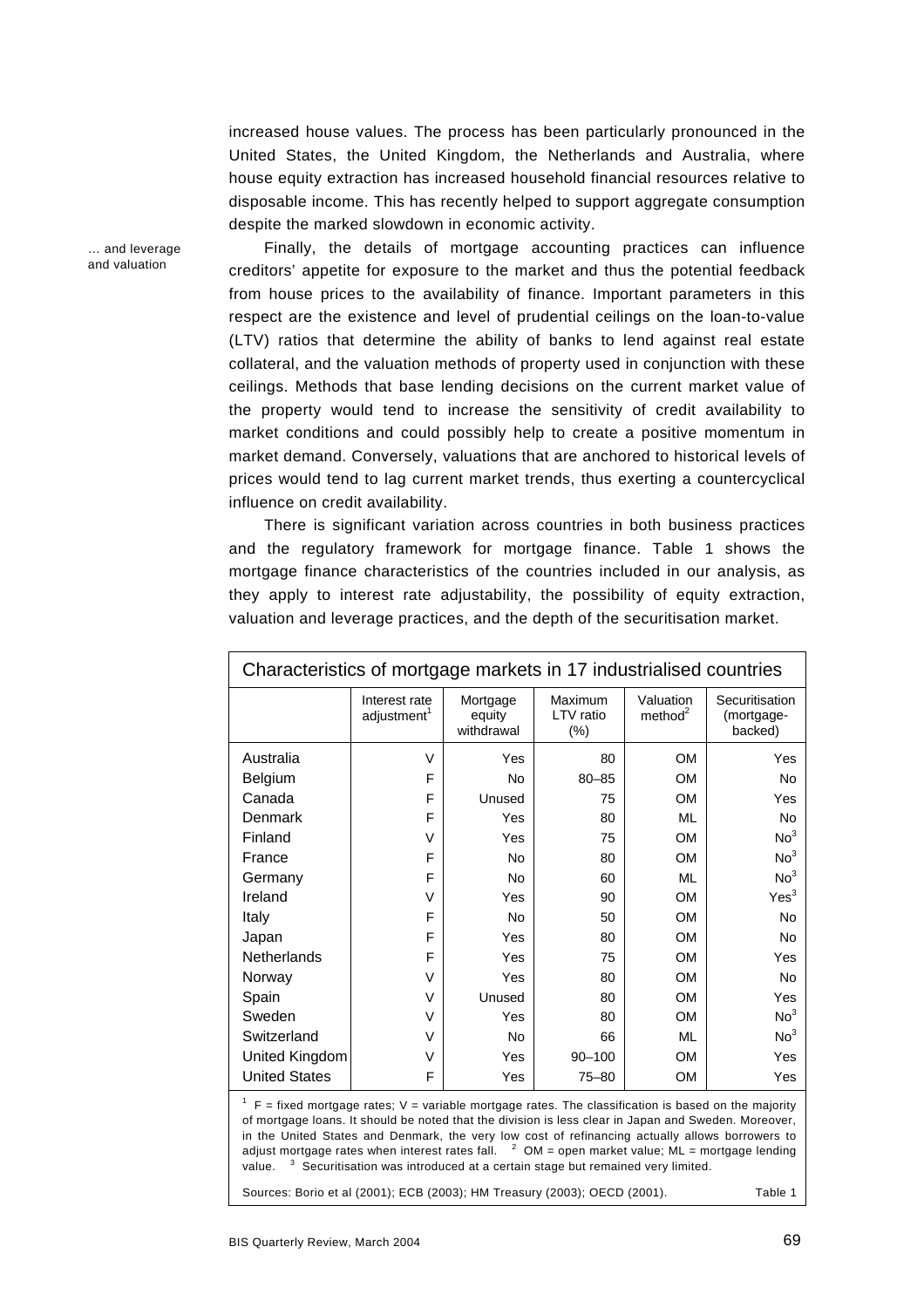increased house values. The process has been particularly pronounced in the United States, the United Kingdom, the Netherlands and Australia, where house equity extraction has increased household financial resources relative to disposable income. This has recently helped to support aggregate consumption despite the marked slowdown in economic activity.

*… and leverage and valuation*

Finally, the details of mortgage accounting practices can influence creditors' appetite for exposure to the market and thus the potential feedback from house prices to the availability of finance. Important parameters in this respect are the existence and level of prudential ceilings on the loan-to-value (LTV) ratios that determine the ability of banks to lend against real estate collateral, and the valuation methods of property used in conjunction with these ceilings. Methods that base lending decisions on the current market value of the property would tend to increase the sensitivity of credit availability to market conditions and could possibly help to create a positive momentum in market demand. Conversely, valuations that are anchored to historical levels of prices would tend to lag current market trends, thus exerting a countercyclical influence on credit availability.

There is significant variation across countries in both business practices and the regulatory framework for mortgage finance. Table 1 shows the mortgage finance characteristics of the countries included in our analysis, as they apply to interest rate adjustability, the possibility of equity extraction, valuation and leverage practices, and the depth of the securitisation market.

**Characteristics of mortgage markets in 17 industrialised countries**

| | Interest rate adjustment[1] | Mortgage equity withdrawal | Maximum LTV ratio (%) | Valuation method[2] | Securitisation (mortgage-backed) |
|---|---|---|---|---|---|
| Australia | V | Yes | 80 | OM | Yes |
| Belgium | F | No | 80–85 | OM | No |
| Canada | F | Unused | 75 | OM | Yes |
| Denmark | F | Yes | 80 | ML | No |
| Finland | V | Yes | 75 | OM | No[3] |
| France | F | No | 80 | OM | No[3] |
| Germany | F | No | 60 | ML | No[3] |
| Ireland | V | Yes | 90 | OM | Yes[3] |
| Italy | F | No | 50 | OM | No |
| Japan | F | Yes | 80 | OM | No |
| Netherlands | F | Yes | 75 | OM | Yes |
| Norway | V | Yes | 80 | OM | No |
| Spain | V | Unused | 80 | OM | Yes |
| Sweden | V | Yes | 80 | OM | No[3] |
| Switzerland | V | No | 66 | ML | No[3] |
| United Kingdom | V | Yes | 90–100 | OM | Yes |
| United States | F | Yes | 75–80 | OM | Yes |

[1] F = fixed mortgage rates; V = variable mortgage rates. The classification is based on the majority of mortgage loans. It should be noted that the division is less clear in Japan and Sweden. Moreover, in the United States and Denmark, the very low cost of refinancing actually allows borrowers to adjust mortgage rates when interest rates fall. [2] OM = open market value; ML = mortgage lending value. [3] Securitisation was introduced at a certain stage but remained very limited.

Sources: Borio et al (2001); ECB (2003); HM Treasury (2003); OECD (2001). Table 1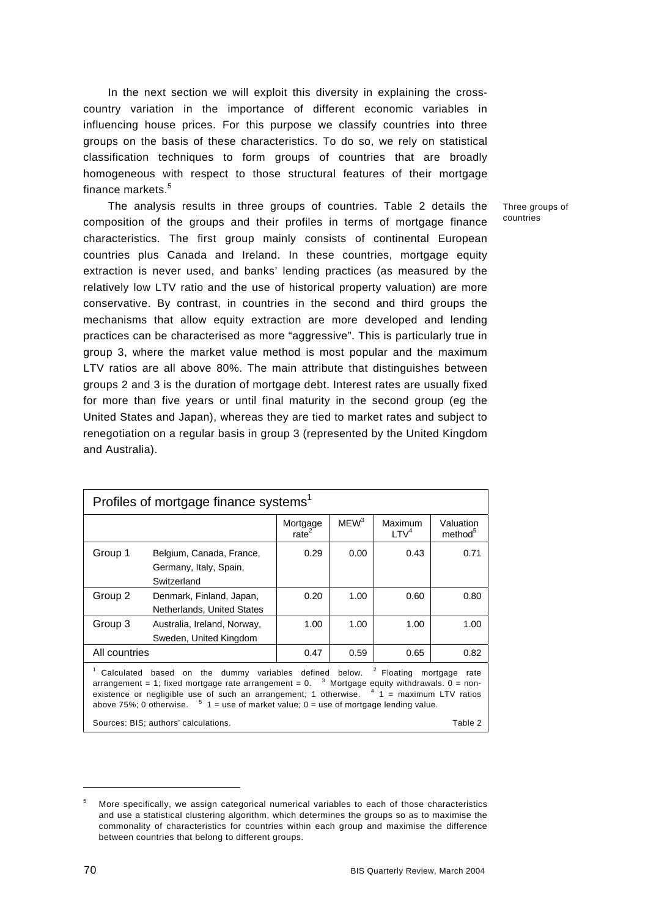In the next section we will exploit this diversity in explaining the cross-country variation in the importance of different economic variables in influencing house prices. For this purpose we classify countries into three groups on the basis of these characteristics. To do so, we rely on statistical classification techniques to form groups of countries that are broadly homogeneous with respect to those structural features of their mortgage finance markets.[5]

Three groups of countries

The analysis results in three groups of countries. Table 2 details the composition of the groups and their profiles in terms of mortgage finance characteristics. The first group mainly consists of continental European countries plus Canada and Ireland. In these countries, mortgage equity extraction is never used, and banks' lending practices (as measured by the relatively low LTV ratio and the use of historical property valuation) are more conservative. By contrast, in countries in the second and third groups the mechanisms that allow equity extraction are more developed and lending practices can be characterised as more "aggressive". This is particularly true in group 3, where the market value method is most popular and the maximum LTV ratios are all above 80%. The main attribute that distinguishes between groups 2 and 3 is the duration of mortgage debt. Interest rates are usually fixed for more than five years or until final maturity in the second group (eg the United States and Japan), whereas they are tied to market rates and subject to renegotiation on a regular basis in group 3 (represented by the United Kingdom and Australia).

**Profiles of mortgage finance systems[1]**

| | | Mortgage rate[2] | MEW[3] | Maximum LTV[4] | Valuation method[5] |
|---|---|---|---|---|---|
| Group 1 | Belgium, Canada, France, Germany, Italy, Spain, Switzerland | 0.29 | 0.00 | 0.43 | 0.71 |
| Group 2 | Denmark, Finland, Japan, Netherlands, United States | 0.20 | 1.00 | 0.60 | 0.80 |
| Group 3 | Australia, Ireland, Norway, Sweden, United Kingdom | 1.00 | 1.00 | 1.00 | 1.00 |
| All countries | | 0.47 | 0.59 | 0.65 | 0.82 |

[1] Calculated based on the dummy variables defined below. [2] Floating mortgage rate arrangement = 1; fixed mortgage rate arrangement = 0. [3] Mortgage equity withdrawals. 0 = non-existence or negligible use of such an arrangement; 1 otherwise. [4] 1 = maximum LTV ratios above 75%; 0 otherwise. [5] 1 = use of market value; 0 = use of mortgage lending value.

Sources: BIS; authors' calculations. Table 2

[5] More specifically, we assign categorical numerical variables to each of those characteristics and use a statistical clustering algorithm, which determines the groups so as to maximise the commonality of characteristics for countries within each group and maximise the difference between countries that belong to different groups.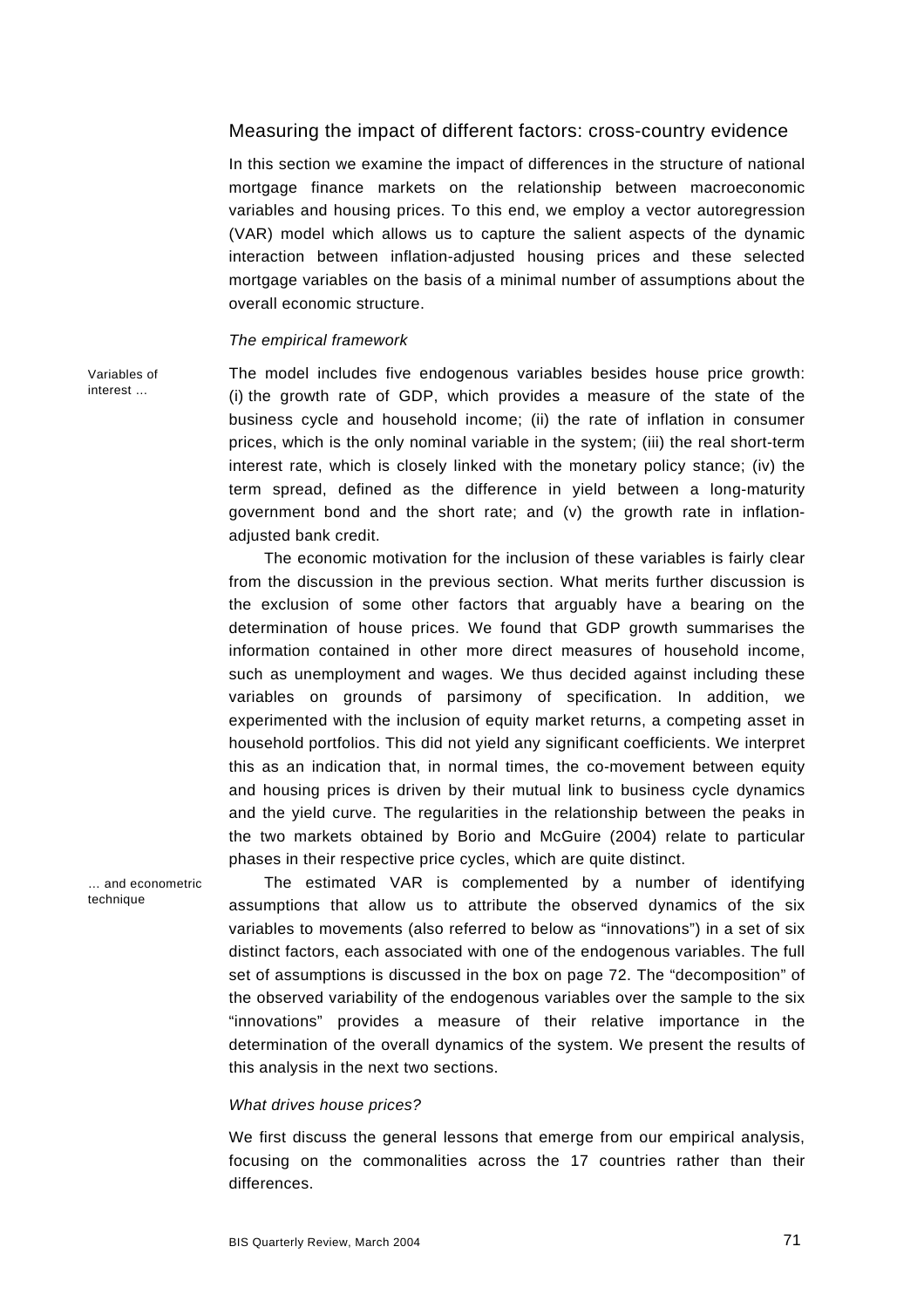## Measuring the impact of different factors: cross-country evidence

In this section we examine the impact of differences in the structure of national mortgage finance markets on the relationship between macroeconomic variables and housing prices. To this end, we employ a vector autoregression (VAR) model which allows us to capture the salient aspects of the dynamic interaction between inflation-adjusted housing prices and these selected mortgage variables on the basis of a minimal number of assumptions about the overall economic structure.

### *The empirical framework*

Variables of interest ...

The model includes five endogenous variables besides house price growth: (i) the growth rate of GDP, which provides a measure of the state of the business cycle and household income; (ii) the rate of inflation in consumer prices, which is the only nominal variable in the system; (iii) the real short-term interest rate, which is closely linked with the monetary policy stance; (iv) the term spread, defined as the difference in yield between a long-maturity government bond and the short rate; and (v) the growth rate in inflation-adjusted bank credit.

The economic motivation for the inclusion of these variables is fairly clear from the discussion in the previous section. What merits further discussion is the exclusion of some other factors that arguably have a bearing on the determination of house prices. We found that GDP growth summarises the information contained in other more direct measures of household income, such as unemployment and wages. We thus decided against including these variables on grounds of parsimony of specification. In addition, we experimented with the inclusion of equity market returns, a competing asset in household portfolios. This did not yield any significant coefficients. We interpret this as an indication that, in normal times, the co-movement between equity and housing prices is driven by their mutual link to business cycle dynamics and the yield curve. The regularities in the relationship between the peaks in the two markets obtained by Borio and McGuire (2004) relate to particular phases in their respective price cycles, which are quite distinct.

... and econometric technique

The estimated VAR is complemented by a number of identifying assumptions that allow us to attribute the observed dynamics of the six variables to movements (also referred to below as "innovations") in a set of six distinct factors, each associated with one of the endogenous variables. The full set of assumptions is discussed in the box on page 72. The "decomposition" of the observed variability of the endogenous variables over the sample to the six "innovations" provides a measure of their relative importance in the determination of the overall dynamics of the system. We present the results of this analysis in the next two sections.

### *What drives house prices?*

We first discuss the general lessons that emerge from our empirical analysis, focusing on the commonalities across the 17 countries rather than their differences.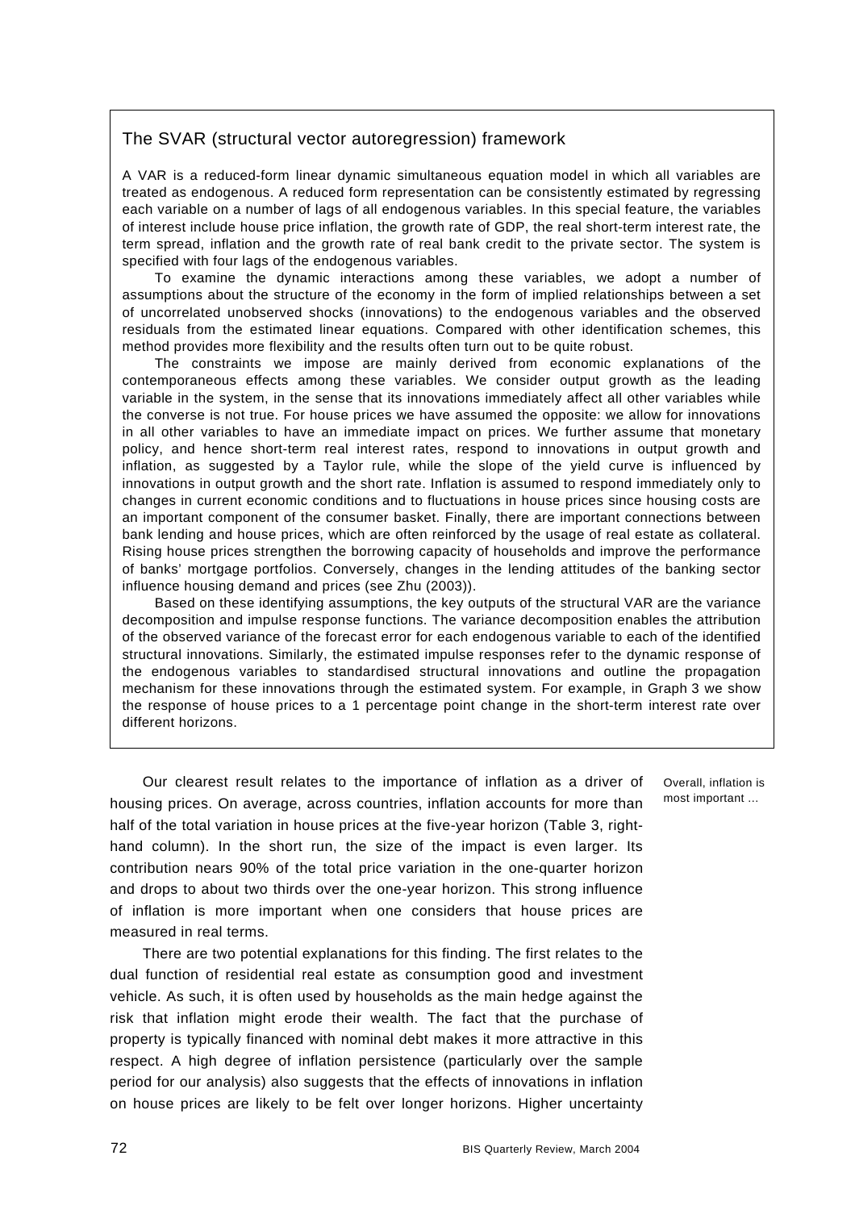## The SVAR (structural vector autoregression) framework

A VAR is a reduced-form linear dynamic simultaneous equation model in which all variables are treated as endogenous. A reduced form representation can be consistently estimated by regressing each variable on a number of lags of all endogenous variables. In this special feature, the variables of interest include house price inflation, the growth rate of GDP, the real short-term interest rate, the term spread, inflation and the growth rate of real bank credit to the private sector. The system is specified with four lags of the endogenous variables.

To examine the dynamic interactions among these variables, we adopt a number of assumptions about the structure of the economy in the form of implied relationships between a set of uncorrelated unobserved shocks (innovations) to the endogenous variables and the observed residuals from the estimated linear equations. Compared with other identification schemes, this method provides more flexibility and the results often turn out to be quite robust.

The constraints we impose are mainly derived from economic explanations of the contemporaneous effects among these variables. We consider output growth as the leading variable in the system, in the sense that its innovations immediately affect all other variables while the converse is not true. For house prices we have assumed the opposite: we allow for innovations in all other variables to have an immediate impact on prices. We further assume that monetary policy, and hence short-term real interest rates, respond to innovations in output growth and inflation, as suggested by a Taylor rule, while the slope of the yield curve is influenced by innovations in output growth and the short rate. Inflation is assumed to respond immediately only to changes in current economic conditions and to fluctuations in house prices since housing costs are an important component of the consumer basket. Finally, there are important connections between bank lending and house prices, which are often reinforced by the usage of real estate as collateral. Rising house prices strengthen the borrowing capacity of households and improve the performance of banks' mortgage portfolios. Conversely, changes in the lending attitudes of the banking sector influence housing demand and prices (see Zhu (2003)).

Based on these identifying assumptions, the key outputs of the structural VAR are the variance decomposition and impulse response functions. The variance decomposition enables the attribution of the observed variance of the forecast error for each endogenous variable to each of the identified structural innovations. Similarly, the estimated impulse responses refer to the dynamic response of the endogenous variables to standardised structural innovations and outline the propagation mechanism for these innovations through the estimated system. For example, in Graph 3 we show the response of house prices to a 1 percentage point change in the short-term interest rate over different horizons.

Overall, inflation is most important ...

Our clearest result relates to the importance of inflation as a driver of housing prices. On average, across countries, inflation accounts for more than half of the total variation in house prices at the five-year horizon (Table 3, right-hand column). In the short run, the size of the impact is even larger. Its contribution nears 90% of the total price variation in the one-quarter horizon and drops to about two thirds over the one-year horizon. This strong influence of inflation is more important when one considers that house prices are measured in real terms.

There are two potential explanations for this finding. The first relates to the dual function of residential real estate as consumption good and investment vehicle. As such, it is often used by households as the main hedge against the risk that inflation might erode their wealth. The fact that the purchase of property is typically financed with nominal debt makes it more attractive in this respect. A high degree of inflation persistence (particularly over the sample period for our analysis) also suggests that the effects of innovations in inflation on house prices are likely to be felt over longer horizons. Higher uncertainty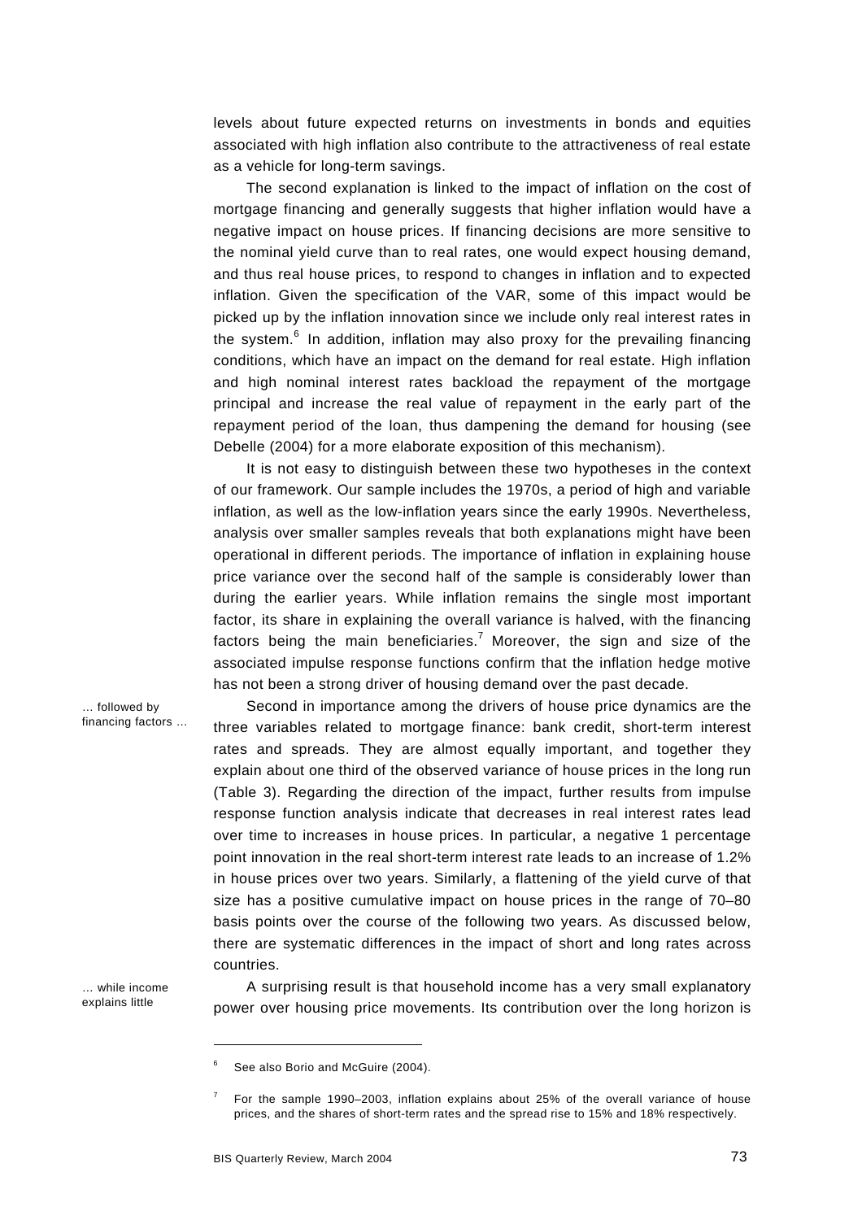levels about future expected returns on investments in bonds and equities associated with high inflation also contribute to the attractiveness of real estate as a vehicle for long-term savings.

The second explanation is linked to the impact of inflation on the cost of mortgage financing and generally suggests that higher inflation would have a negative impact on house prices. If financing decisions are more sensitive to the nominal yield curve than to real rates, one would expect housing demand, and thus real house prices, to respond to changes in inflation and to expected inflation. Given the specification of the VAR, some of this impact would be picked up by the inflation innovation since we include only real interest rates in the system.[6] In addition, inflation may also proxy for the prevailing financing conditions, which have an impact on the demand for real estate. High inflation and high nominal interest rates backload the repayment of the mortgage principal and increase the real value of repayment in the early part of the repayment period of the loan, thus dampening the demand for housing (see Debelle (2004) for a more elaborate exposition of this mechanism).

It is not easy to distinguish between these two hypotheses in the context of our framework. Our sample includes the 1970s, a period of high and variable inflation, as well as the low-inflation years since the early 1990s. Nevertheless, analysis over smaller samples reveals that both explanations might have been operational in different periods. The importance of inflation in explaining house price variance over the second half of the sample is considerably lower than during the earlier years. While inflation remains the single most important factor, its share in explaining the overall variance is halved, with the financing factors being the main beneficiaries.[7] Moreover, the sign and size of the associated impulse response functions confirm that the inflation hedge motive has not been a strong driver of housing demand over the past decade.

*… followed by financing factors …*

Second in importance among the drivers of house price dynamics are the three variables related to mortgage finance: bank credit, short-term interest rates and spreads. They are almost equally important, and together they explain about one third of the observed variance of house prices in the long run (Table 3). Regarding the direction of the impact, further results from impulse response function analysis indicate that decreases in real interest rates lead over time to increases in house prices. In particular, a negative 1 percentage point innovation in the real short-term interest rate leads to an increase of 1.2% in house prices over two years. Similarly, a flattening of the yield curve of that size has a positive cumulative impact on house prices in the range of 70–80 basis points over the course of the following two years. As discussed below, there are systematic differences in the impact of short and long rates across countries.

*… while income explains little*

A surprising result is that household income has a very small explanatory power over housing price movements. Its contribution over the long horizon is

---

[6] See also Borio and McGuire (2004).

[7] For the sample 1990–2003, inflation explains about 25% of the overall variance of house prices, and the shares of short-term rates and the spread rise to 15% and 18% respectively.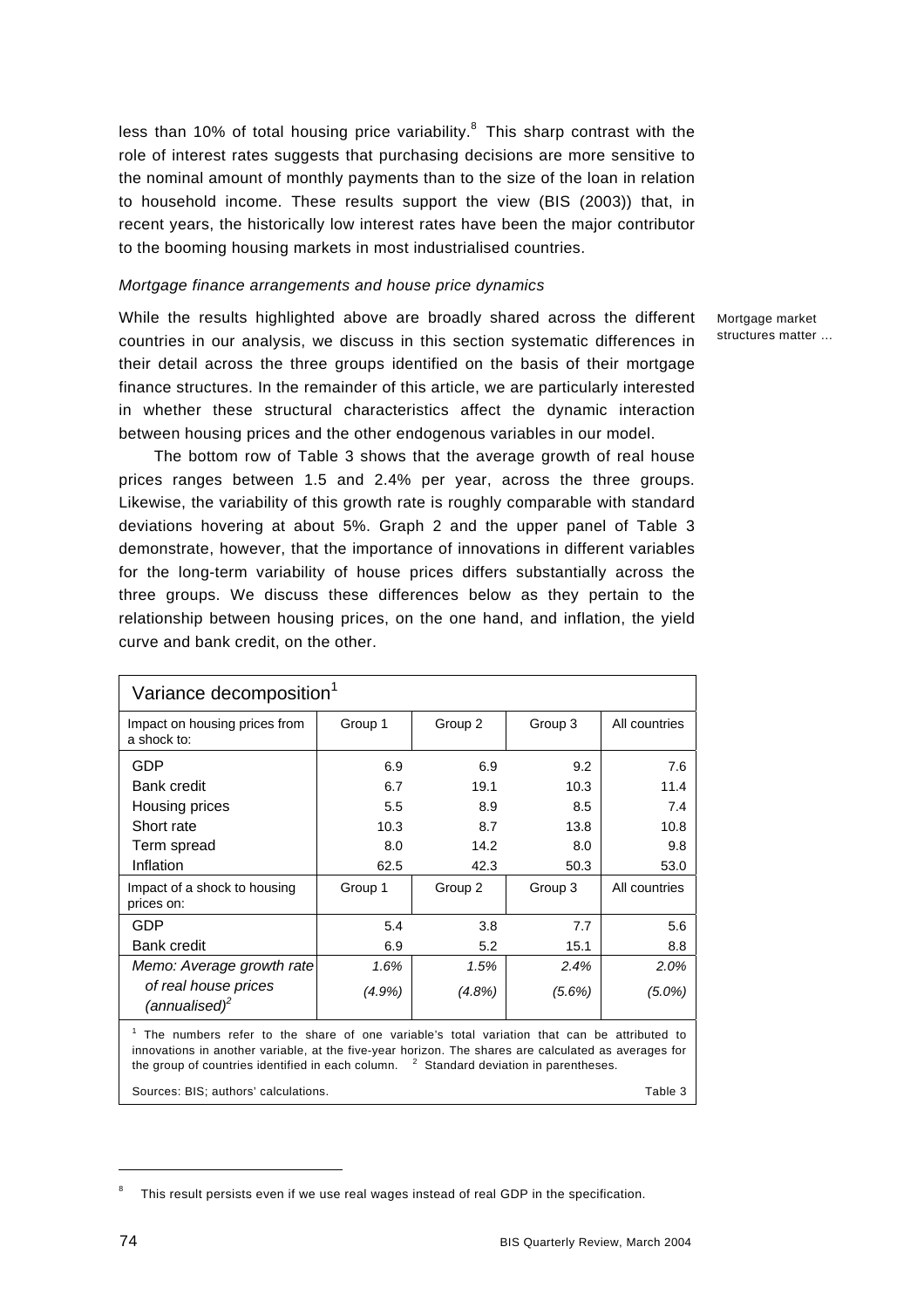less than 10% of total housing price variability.[8] This sharp contrast with the role of interest rates suggests that purchasing decisions are more sensitive to the nominal amount of monthly payments than to the size of the loan in relation to household income. These results support the view (BIS (2003)) that, in recent years, the historically low interest rates have been the major contributor to the booming housing markets in most industrialised countries.

### *Mortgage finance arrangements and house price dynamics*

Mortgage market structures matter ...

While the results highlighted above are broadly shared across the different countries in our analysis, we discuss in this section systematic differences in their detail across the three groups identified on the basis of their mortgage finance structures. In the remainder of this article, we are particularly interested in whether these structural characteristics affect the dynamic interaction between housing prices and the other endogenous variables in our model.

The bottom row of Table 3 shows that the average growth of real house prices ranges between 1.5 and 2.4% per year, across the three groups. Likewise, the variability of this growth rate is roughly comparable with standard deviations hovering at about 5%. Graph 2 and the upper panel of Table 3 demonstrate, however, that the importance of innovations in different variables for the long-term variability of house prices differs substantially across the three groups. We discuss these differences below as they pertain to the relationship between housing prices, on the one hand, and inflation, the yield curve and bank credit, on the other.

**Variance decomposition**[1]

| Impact on housing prices from a shock to: | Group 1 | Group 2 | Group 3 | All countries |
|---|---|---|---|---|
| GDP | 6.9 | 6.9 | 9.2 | 7.6 |
| Bank credit | 6.7 | 19.1 | 10.3 | 11.4 |
| Housing prices | 5.5 | 8.9 | 8.5 | 7.4 |
| Short rate | 10.3 | 8.7 | 13.8 | 10.8 |
| Term spread | 8.0 | 14.2 | 8.0 | 9.8 |
| Inflation | 62.5 | 42.3 | 50.3 | 53.0 |
| **Impact of a shock to housing prices on:** | **Group 1** | **Group 2** | **Group 3** | **All countries** |
| GDP | 5.4 | 3.8 | 7.7 | 5.6 |
| Bank credit | 6.9 | 5.2 | 15.1 | 8.8 |
| *Memo: Average growth rate of real house prices (annualised)*[2] | *1.6%* | *1.5%* | *2.4%* | *2.0%* |
| | *(4.9%)* | *(4.8%)* | *(5.6%)* | *(5.0%)* |

[1] The numbers refer to the share of one variable's total variation that can be attributed to innovations in another variable, at the five-year horizon. The shares are calculated as averages for the group of countries identified in each column. [2] Standard deviation in parentheses.

Sources: BIS; authors' calculations. Table 3

[8] This result persists even if we use real wages instead of real GDP in the specification.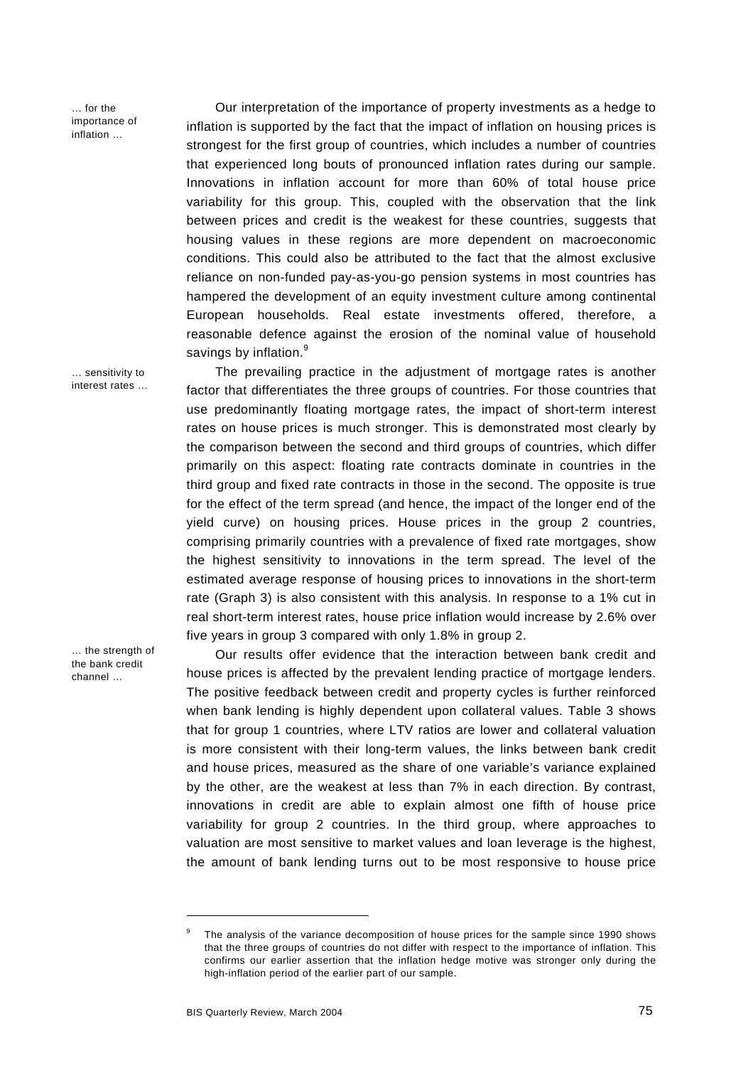*… for the importance of inflation …*

Our interpretation of the importance of property investments as a hedge to inflation is supported by the fact that the impact of inflation on housing prices is strongest for the first group of countries, which includes a number of countries that experienced long bouts of pronounced inflation rates during our sample. Innovations in inflation account for more than 60% of total house price variability for this group. This, coupled with the observation that the link between prices and credit is the weakest for these countries, suggests that housing values in these regions are more dependent on macroeconomic conditions. This could also be attributed to the fact that the almost exclusive reliance on non-funded pay-as-you-go pension systems in most countries has hampered the development of an equity investment culture among continental European households. Real estate investments offered, therefore, a reasonable defence against the erosion of the nominal value of household savings by inflation.[9]

*… sensitivity to interest rates …*

The prevailing practice in the adjustment of mortgage rates is another factor that differentiates the three groups of countries. For those countries that use predominantly floating mortgage rates, the impact of short-term interest rates on house prices is much stronger. This is demonstrated most clearly by the comparison between the second and third groups of countries, which differ primarily on this aspect: floating rate contracts dominate in countries in the third group and fixed rate contracts in those in the second. The opposite is true for the effect of the term spread (and hence, the impact of the longer end of the yield curve) on housing prices. House prices in the group 2 countries, comprising primarily countries with a prevalence of fixed rate mortgages, show the highest sensitivity to innovations in the term spread. The level of the estimated average response of housing prices to innovations in the short-term rate (Graph 3) is also consistent with this analysis. In response to a 1% cut in real short-term interest rates, house price inflation would increase by 2.6% over five years in group 3 compared with only 1.8% in group 2.

*… the strength of the bank credit channel …*

Our results offer evidence that the interaction between bank credit and house prices is affected by the prevalent lending practice of mortgage lenders. The positive feedback between credit and property cycles is further reinforced when bank lending is highly dependent upon collateral values. Table 3 shows that for group 1 countries, where LTV ratios are lower and collateral valuation is more consistent with their long-term values, the links between bank credit and house prices, measured as the share of one variable's variance explained by the other, are the weakest at less than 7% in each direction. By contrast, innovations in credit are able to explain almost one fifth of house price variability for group 2 countries. In the third group, where approaches to valuation are most sensitive to market values and loan leverage is the highest, the amount of bank lending turns out to be most responsive to house price

---

[9] The analysis of the variance decomposition of house prices for the sample since 1990 shows that the three groups of countries do not differ with respect to the importance of inflation. This confirms our earlier assertion that the inflation hedge motive was stronger only during the high-inflation period of the earlier part of our sample.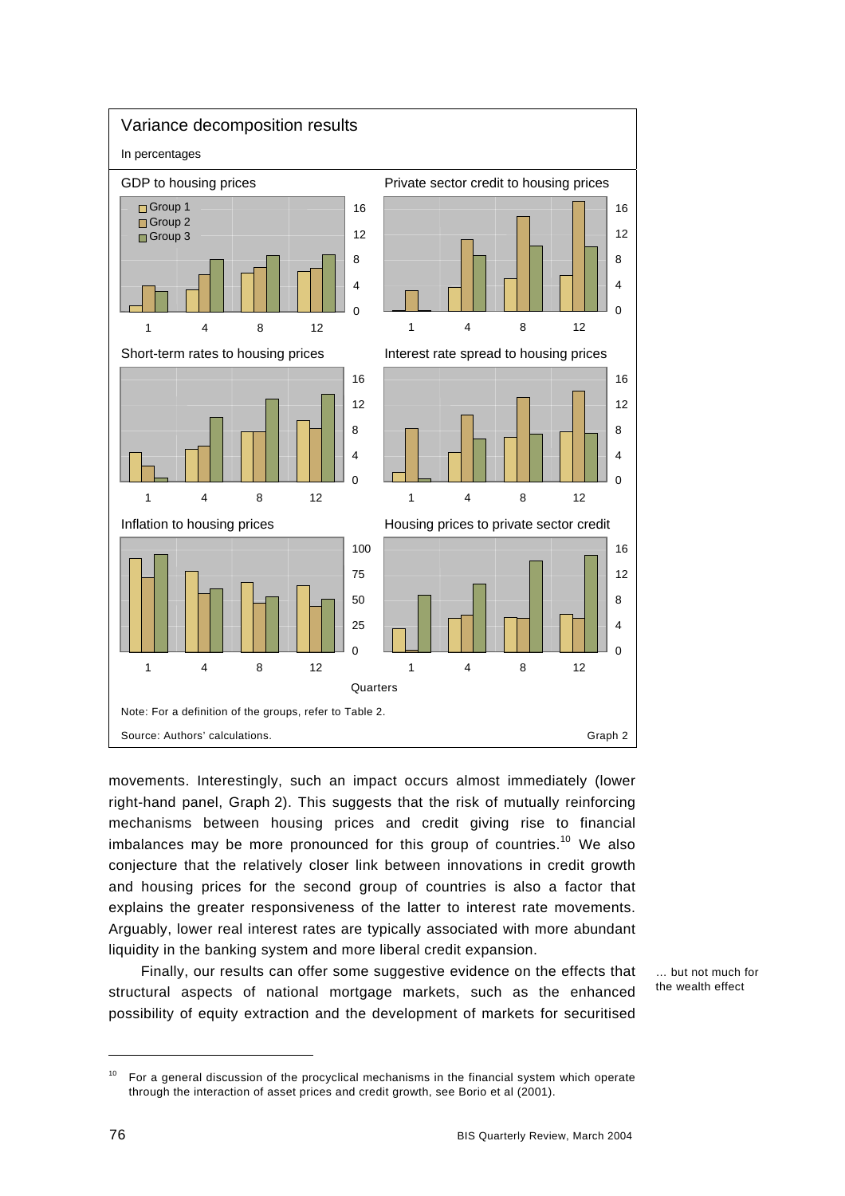**Variance decomposition results**

In percentages

Note: For a definition of the groups, refer to Table 2.

Source: Authors' calculations.

Graph 2

movements. Interestingly, such an impact occurs almost immediately (lower right-hand panel, Graph 2). This suggests that the risk of mutually reinforcing mechanisms between housing prices and credit giving rise to financial imbalances may be more pronounced for this group of countries.[10] We also conjecture that the relatively closer link between innovations in credit growth and housing prices for the second group of countries is also a factor that explains the greater responsiveness of the latter to interest rate movements. Arguably, lower real interest rates are typically associated with more abundant liquidity in the banking system and more liberal credit expansion.

*... but not much for the wealth effect*

Finally, our results can offer some suggestive evidence on the effects that structural aspects of national mortgage markets, such as the enhanced possibility of equity extraction and the development of markets for securitised

---

[10] For a general discussion of the procyclical mechanisms in the financial system which operate through the interaction of asset prices and credit growth, see Borio et al (2001).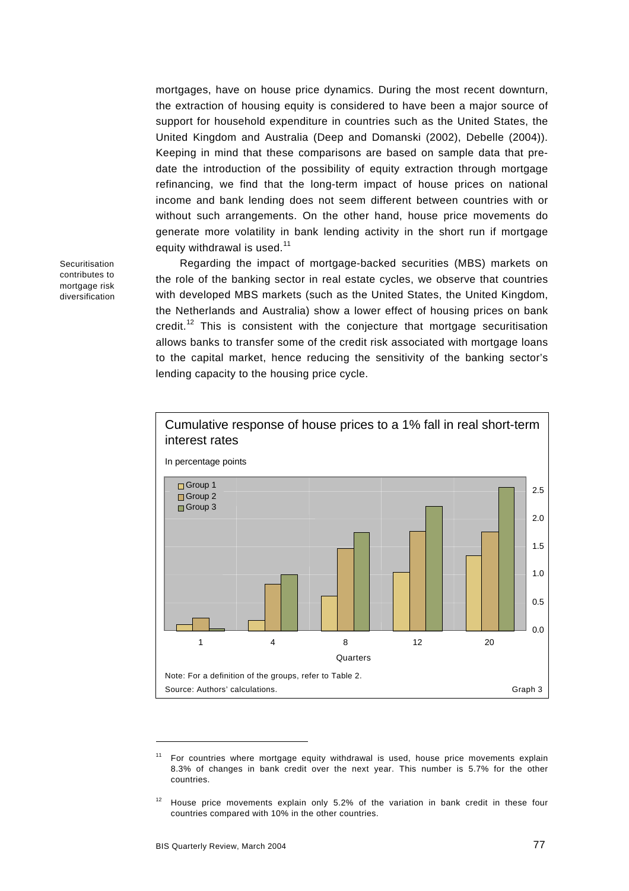mortgages, have on house price dynamics. During the most recent downturn, the extraction of housing equity is considered to have been a major source of support for household expenditure in countries such as the United States, the United Kingdom and Australia (Deep and Domanski (2002), Debelle (2004)). Keeping in mind that these comparisons are based on sample data that predate the introduction of the possibility of equity extraction through mortgage refinancing, we find that the long-term impact of house prices on national income and bank lending does not seem different between countries with or without such arrangements. On the other hand, house price movements do generate more volatility in bank lending activity in the short run if mortgage equity withdrawal is used.[11]

Securitisation contributes to mortgage risk diversification

Regarding the impact of mortgage-backed securities (MBS) markets on the role of the banking sector in real estate cycles, we observe that countries with developed MBS markets (such as the United States, the United Kingdom, the Netherlands and Australia) show a lower effect of housing prices on bank credit.[12] This is consistent with the conjecture that mortgage securitisation allows banks to transfer some of the credit risk associated with mortgage loans to the capital market, hence reducing the sensitivity of the banking sector's lending capacity to the housing price cycle.

**Cumulative response of house prices to a 1% fall in real short-term interest rates**

In percentage points

Note: For a definition of the groups, refer to Table 2.
Source: Authors' calculations.

Graph 3

---

[11] For countries where mortgage equity withdrawal is used, house price movements explain 8.3% of changes in bank credit over the next year. This number is 5.7% for the other countries.

[12] House price movements explain only 5.2% of the variation in bank credit in these four countries compared with 10% in the other countries.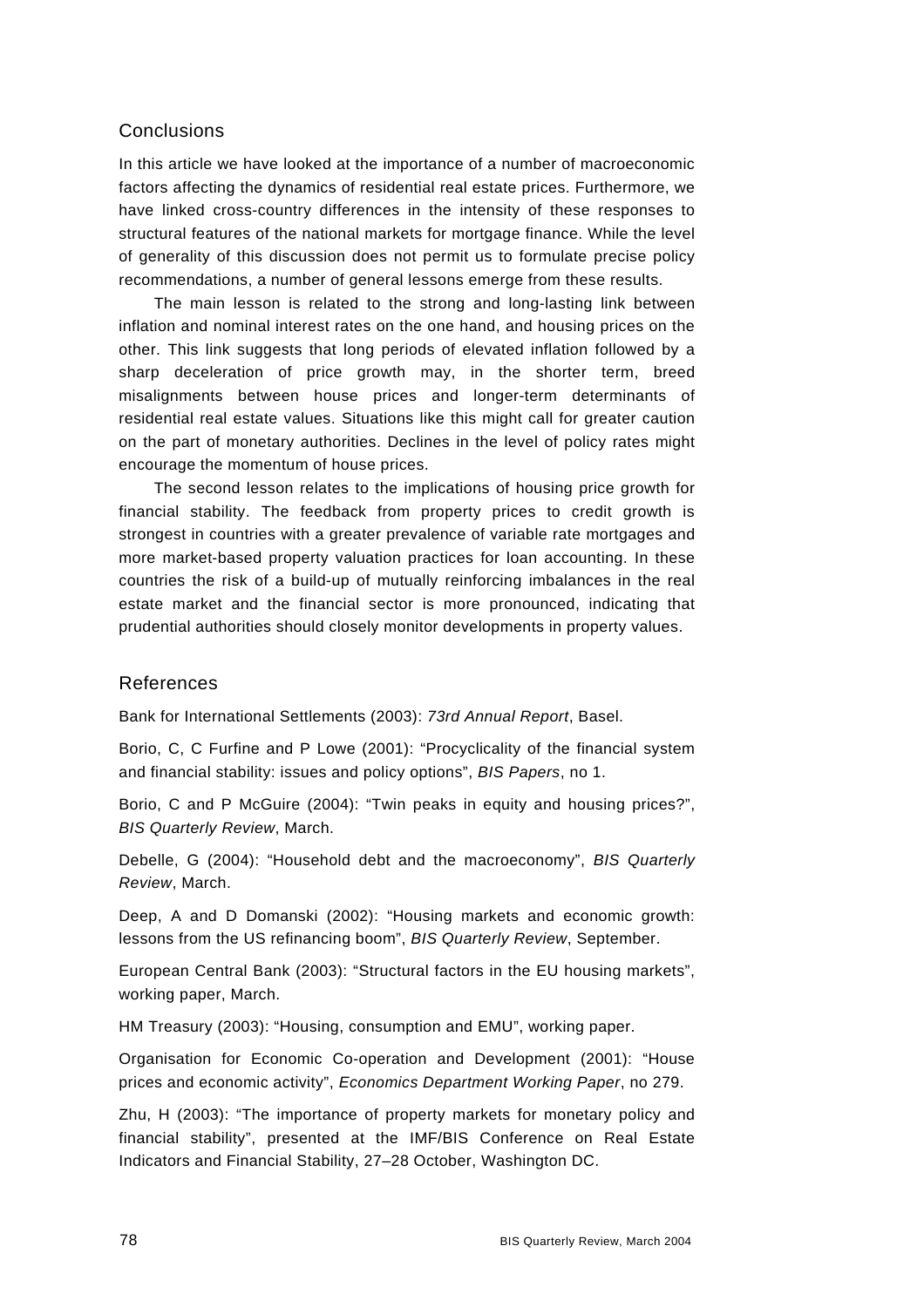## Conclusions

In this article we have looked at the importance of a number of macroeconomic factors affecting the dynamics of residential real estate prices. Furthermore, we have linked cross-country differences in the intensity of these responses to structural features of the national markets for mortgage finance. While the level of generality of this discussion does not permit us to formulate precise policy recommendations, a number of general lessons emerge from these results.

The main lesson is related to the strong and long-lasting link between inflation and nominal interest rates on the one hand, and housing prices on the other. This link suggests that long periods of elevated inflation followed by a sharp deceleration of price growth may, in the shorter term, breed misalignments between house prices and longer-term determinants of residential real estate values. Situations like this might call for greater caution on the part of monetary authorities. Declines in the level of policy rates might encourage the momentum of house prices.

The second lesson relates to the implications of housing price growth for financial stability. The feedback from property prices to credit growth is strongest in countries with a greater prevalence of variable rate mortgages and more market-based property valuation practices for loan accounting. In these countries the risk of a build-up of mutually reinforcing imbalances in the real estate market and the financial sector is more pronounced, indicating that prudential authorities should closely monitor developments in property values.

## References

Bank for International Settlements (2003): *73rd Annual Report*, Basel.

Borio, C, C Furfine and P Lowe (2001): "Procyclicality of the financial system and financial stability: issues and policy options", *BIS Papers*, no 1.

Borio, C and P McGuire (2004): "Twin peaks in equity and housing prices?", *BIS Quarterly Review*, March.

Debelle, G (2004): "Household debt and the macroeconomy", *BIS Quarterly Review*, March.

Deep, A and D Domanski (2002): "Housing markets and economic growth: lessons from the US refinancing boom", *BIS Quarterly Review*, September.

European Central Bank (2003): "Structural factors in the EU housing markets", working paper, March.

HM Treasury (2003): "Housing, consumption and EMU", working paper.

Organisation for Economic Co-operation and Development (2001): "House prices and economic activity", *Economics Department Working Paper*, no 279.

Zhu, H (2003): "The importance of property markets for monetary policy and financial stability", presented at the IMF/BIS Conference on Real Estate Indicators and Financial Stability, 27–28 October, Washington DC.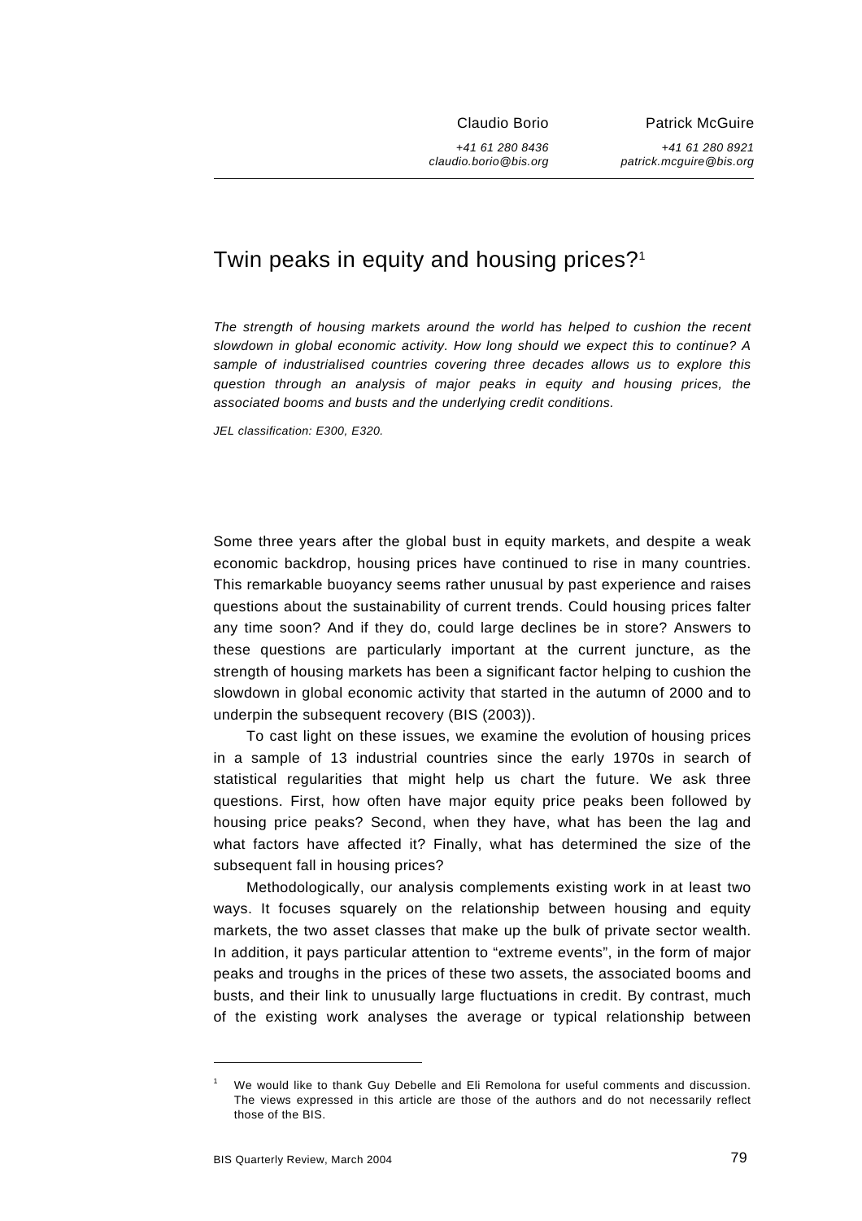Claudio Borio
+41 61 280 8436
claudio.borio@bis.org

Patrick McGuire
+41 61 280 8921
patrick.mcguire@bis.org

# Twin peaks in equity and housing prices?[1]

*The strength of housing markets around the world has helped to cushion the recent slowdown in global economic activity. How long should we expect this to continue? A sample of industrialised countries covering three decades allows us to explore this question through an analysis of major peaks in equity and housing prices, the associated booms and busts and the underlying credit conditions.*

*JEL classification: E300, E320.*

Some three years after the global bust in equity markets, and despite a weak economic backdrop, housing prices have continued to rise in many countries. This remarkable buoyancy seems rather unusual by past experience and raises questions about the sustainability of current trends. Could housing prices falter any time soon? And if they do, could large declines be in store? Answers to these questions are particularly important at the current juncture, as the strength of housing markets has been a significant factor helping to cushion the slowdown in global economic activity that started in the autumn of 2000 and to underpin the subsequent recovery (BIS (2003)).

To cast light on these issues, we examine the evolution of housing prices in a sample of 13 industrial countries since the early 1970s in search of statistical regularities that might help us chart the future. We ask three questions. First, how often have major equity price peaks been followed by housing price peaks? Second, when they have, what has been the lag and what factors have affected it? Finally, what has determined the size of the subsequent fall in housing prices?

Methodologically, our analysis complements existing work in at least two ways. It focuses squarely on the relationship between housing and equity markets, the two asset classes that make up the bulk of private sector wealth. In addition, it pays particular attention to "extreme events", in the form of major peaks and troughs in the prices of these two assets, the associated booms and busts, and their link to unusually large fluctuations in credit. By contrast, much of the existing work analyses the average or typical relationship between

[1] We would like to thank Guy Debelle and Eli Remolona for useful comments and discussion. The views expressed in this article are those of the authors and do not necessarily reflect those of the BIS.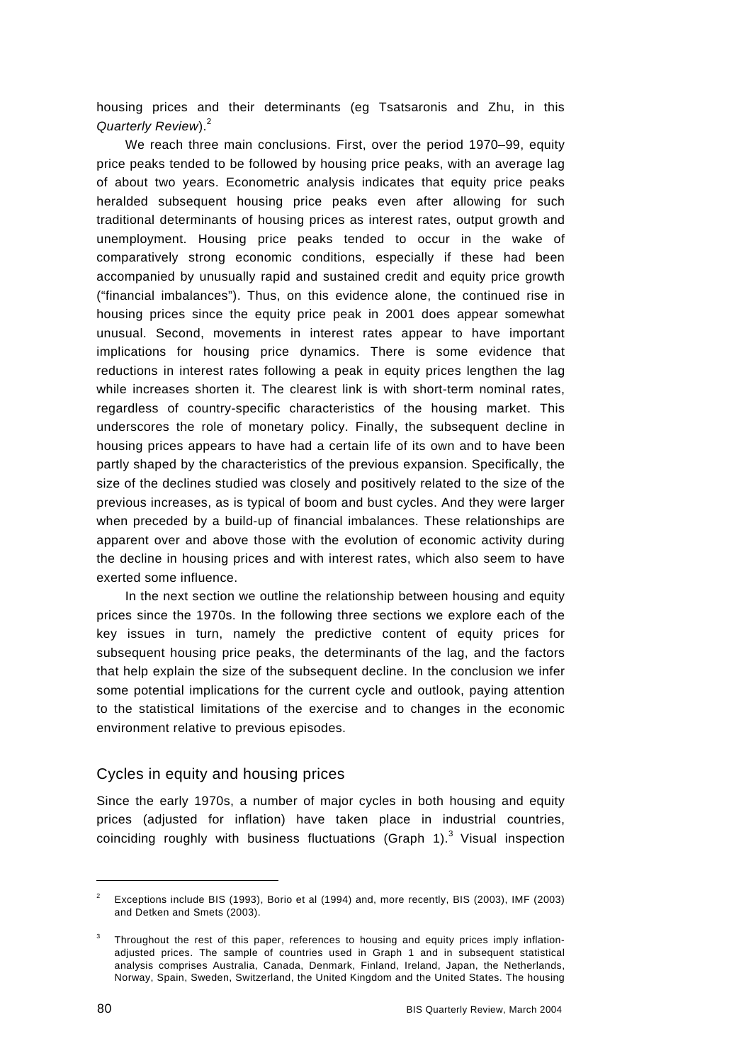housing prices and their determinants (eg Tsatsaronis and Zhu, in this *Quarterly Review*).[2]

We reach three main conclusions. First, over the period 1970–99, equity price peaks tended to be followed by housing price peaks, with an average lag of about two years. Econometric analysis indicates that equity price peaks heralded subsequent housing price peaks even after allowing for such traditional determinants of housing prices as interest rates, output growth and unemployment. Housing price peaks tended to occur in the wake of comparatively strong economic conditions, especially if these had been accompanied by unusually rapid and sustained credit and equity price growth ("financial imbalances"). Thus, on this evidence alone, the continued rise in housing prices since the equity price peak in 2001 does appear somewhat unusual. Second, movements in interest rates appear to have important implications for housing price dynamics. There is some evidence that reductions in interest rates following a peak in equity prices lengthen the lag while increases shorten it. The clearest link is with short-term nominal rates, regardless of country-specific characteristics of the housing market. This underscores the role of monetary policy. Finally, the subsequent decline in housing prices appears to have had a certain life of its own and to have been partly shaped by the characteristics of the previous expansion. Specifically, the size of the declines studied was closely and positively related to the size of the previous increases, as is typical of boom and bust cycles. And they were larger when preceded by a build-up of financial imbalances. These relationships are apparent over and above those with the evolution of economic activity during the decline in housing prices and with interest rates, which also seem to have exerted some influence.

In the next section we outline the relationship between housing and equity prices since the 1970s. In the following three sections we explore each of the key issues in turn, namely the predictive content of equity prices for subsequent housing price peaks, the determinants of the lag, and the factors that help explain the size of the subsequent decline. In the conclusion we infer some potential implications for the current cycle and outlook, paying attention to the statistical limitations of the exercise and to changes in the economic environment relative to previous episodes.

## Cycles in equity and housing prices

Since the early 1970s, a number of major cycles in both housing and equity prices (adjusted for inflation) have taken place in industrial countries, coinciding roughly with business fluctuations (Graph 1).[3] Visual inspection

---

[2] Exceptions include BIS (1993), Borio et al (1994) and, more recently, BIS (2003), IMF (2003) and Detken and Smets (2003).

[3] Throughout the rest of this paper, references to housing and equity prices imply inflation-adjusted prices. The sample of countries used in Graph 1 and in subsequent statistical analysis comprises Australia, Canada, Denmark, Finland, Ireland, Japan, the Netherlands, Norway, Spain, Sweden, Switzerland, the United Kingdom and the United States. The housing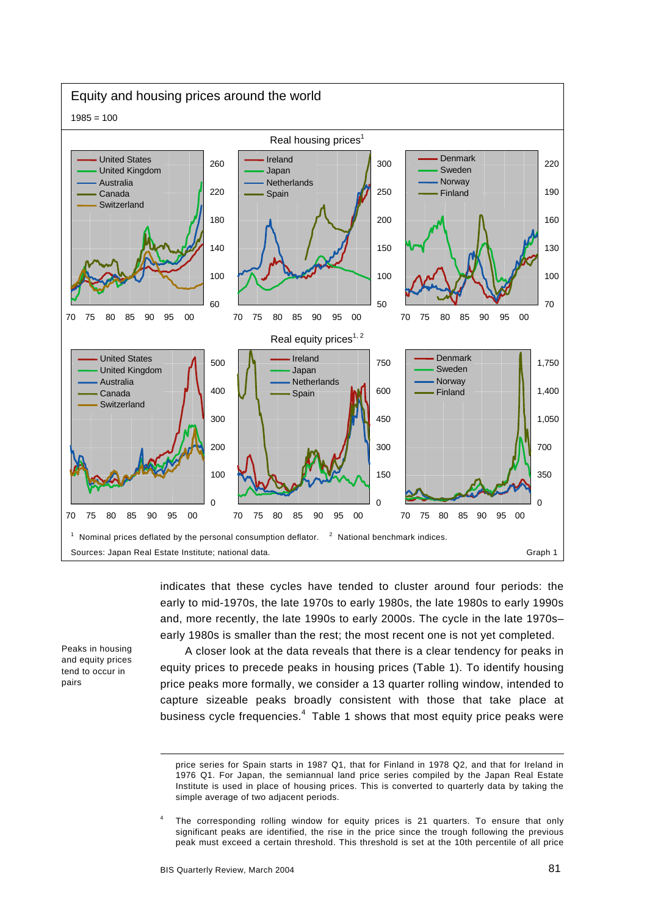**Equity and housing prices around the world**

1985 = 100

Real housing prices[1]

Real equity prices[1, 2]

[1] Nominal prices deflated by the personal consumption deflator. [2] National benchmark indices.

Sources: Japan Real Estate Institute; national data.

Graph 1

indicates that these cycles have tended to cluster around four periods: the early to mid-1970s, the late 1970s to early 1980s, the late 1980s to early 1990s and, more recently, the late 1990s to early 2000s. The cycle in the late 1970s–early 1980s is smaller than the rest; the most recent one is not yet completed.

*Peaks in housing and equity prices tend to occur in pairs*

A closer look at the data reveals that there is a clear tendency for peaks in equity prices to precede peaks in housing prices (Table 1). To identify housing price peaks more formally, we consider a 13 quarter rolling window, intended to capture sizeable peaks broadly consistent with those that take place at business cycle frequencies.[4] Table 1 shows that most equity price peaks were

---

price series for Spain starts in 1987 Q1, that for Finland in 1978 Q2, and that for Ireland in 1976 Q1. For Japan, the semiannual land price series compiled by the Japan Real Estate Institute is used in place of housing prices. This is converted to quarterly data by taking the simple average of two adjacent periods.

[4] The corresponding rolling window for equity prices is 21 quarters. To ensure that only significant peaks are identified, the rise in the price since the trough following the previous peak must exceed a certain threshold. This threshold is set at the 10th percentile of all price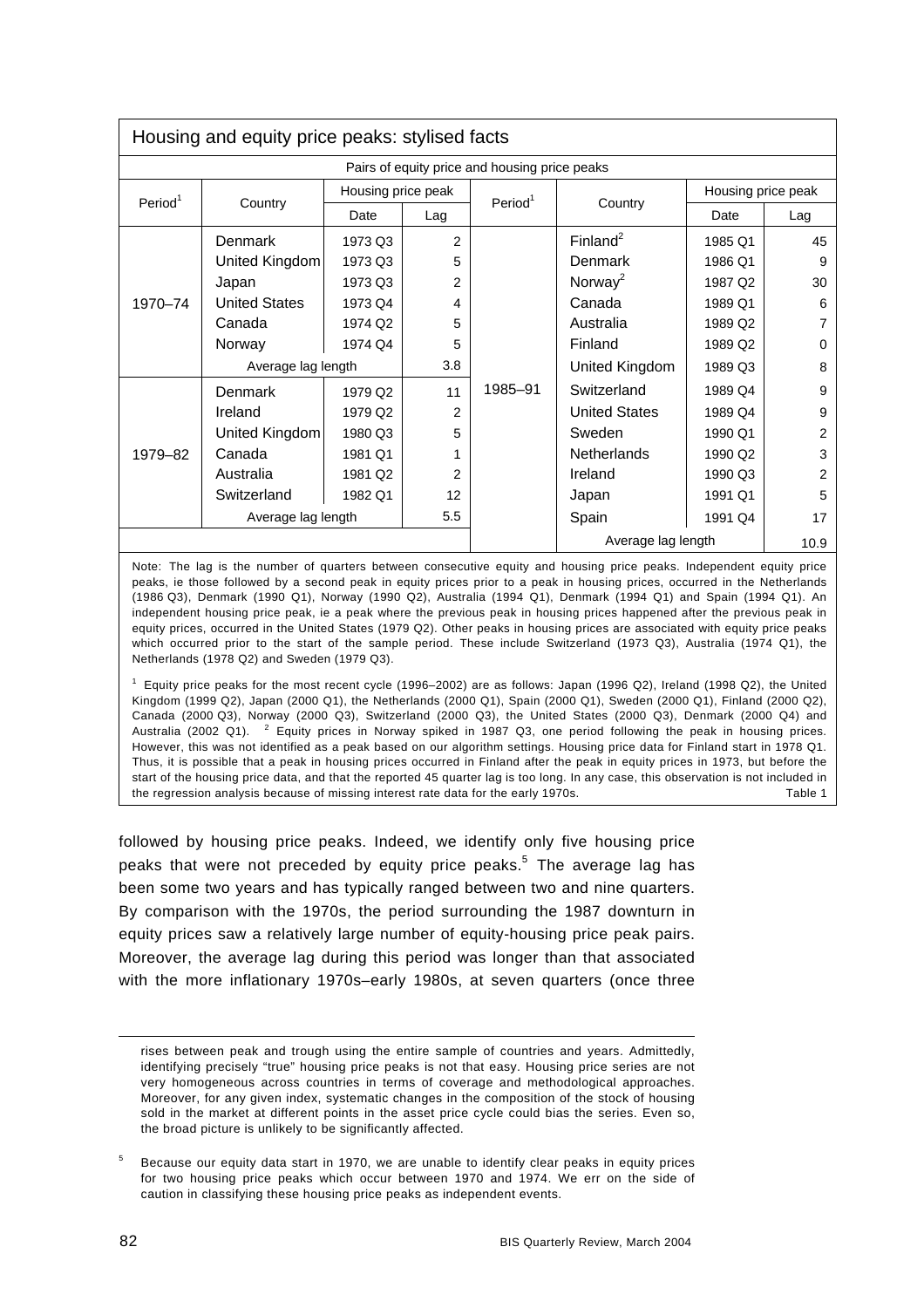**Housing and equity price peaks: stylised facts**

Pairs of equity price and housing price peaks

| Period[1] | Country | Housing price peak | | Period[1] | Country | Housing price peak | |
|---|---|---|---|---|---|---|---|
| | | Date | Lag | | | Date | Lag |
| 1970–74 | Denmark | 1973 Q3 | 2 | 1985–91 | Finland[2] | 1985 Q1 | 45 |
| | United Kingdom | 1973 Q3 | 5 | | Denmark | 1986 Q1 | 9 |
| | Japan | 1973 Q3 | 2 | | Norway[2] | 1987 Q2 | 30 |
| | United States | 1973 Q4 | 4 | | Canada | 1989 Q1 | 6 |
| | Canada | 1974 Q2 | 5 | | Australia | 1989 Q2 | 7 |
| | Norway | 1974 Q4 | 5 | | Finland | 1989 Q2 | 0 |
| | Average lag length | | 3.8 | | United Kingdom | 1989 Q3 | 8 |
| 1979–82 | Denmark | 1979 Q2 | 11 | | Switzerland | 1989 Q4 | 9 |
| | Ireland | 1979 Q2 | 2 | | United States | 1989 Q4 | 9 |
| | United Kingdom | 1980 Q3 | 5 | | Sweden | 1990 Q1 | 2 |
| | Canada | 1981 Q1 | 1 | | Netherlands | 1990 Q2 | 3 |
| | Australia | 1981 Q2 | 2 | | Ireland | 1990 Q3 | 2 |
| | Switzerland | 1982 Q1 | 12 | | Japan | 1991 Q1 | 5 |
| | Average lag length | | 5.5 | | Spain | 1991 Q4 | 17 |
| | | | | | Average lag length | | 10.9 |

Note: The lag is the number of quarters between consecutive equity and housing price peaks. Independent equity price peaks, ie those followed by a second peak in equity prices prior to a peak in housing prices, occurred in the Netherlands (1986 Q3), Denmark (1990 Q1), Norway (1990 Q2), Australia (1994 Q1), Denmark (1994 Q1) and Spain (1994 Q1). An independent housing price peak, ie a peak where the previous peak in housing prices happened after the previous peak in equity prices, occurred in the United States (1979 Q2). Other peaks in housing prices are associated with equity price peaks which occurred prior to the start of the sample period. These include Switzerland (1973 Q3), Australia (1974 Q1), the Netherlands (1978 Q2) and Sweden (1979 Q3).

[1] Equity price peaks for the most recent cycle (1996–2002) are as follows: Japan (1996 Q2), Ireland (1998 Q2), the United Kingdom (1999 Q2), Japan (2000 Q1), the Netherlands (2000 Q1), Spain (2000 Q1), Sweden (2000 Q1), Finland (2000 Q2), Canada (2000 Q3), Norway (2000 Q3), Switzerland (2000 Q3), the United States (2000 Q3), Denmark (2000 Q4) and Australia (2002 Q1). [2] Equity prices in Norway spiked in 1987 Q3, one period following the peak in housing prices. However, this was not identified as a peak based on our algorithm settings. Housing price data for Finland start in 1978 Q1. Thus, it is possible that a peak in housing prices occurred in Finland after the peak in equity prices in 1973, but before the start of the housing price data, and that the reported 45 quarter lag is too long. In any case, this observation is not included in the regression analysis because of missing interest rate data for the early 1970s. Table 1

followed by housing price peaks. Indeed, we identify only five housing price peaks that were not preceded by equity price peaks.[5] The average lag has been some two years and has typically ranged between two and nine quarters. By comparison with the 1970s, the period surrounding the 1987 downturn in equity prices saw a relatively large number of equity-housing price peak pairs. Moreover, the average lag during this period was longer than that associated with the more inflationary 1970s–early 1980s, at seven quarters (once three

rises between peak and trough using the entire sample of countries and years. Admittedly, identifying precisely "true" housing price peaks is not that easy. Housing price series are not very homogeneous across countries in terms of coverage and methodological approaches. Moreover, for any given index, systematic changes in the composition of the stock of housing sold in the market at different points in the asset price cycle could bias the series. Even so, the broad picture is unlikely to be significantly affected.

[5] Because our equity data start in 1970, we are unable to identify clear peaks in equity prices for two housing price peaks which occur between 1970 and 1974. We err on the side of caution in classifying these housing price peaks as independent events.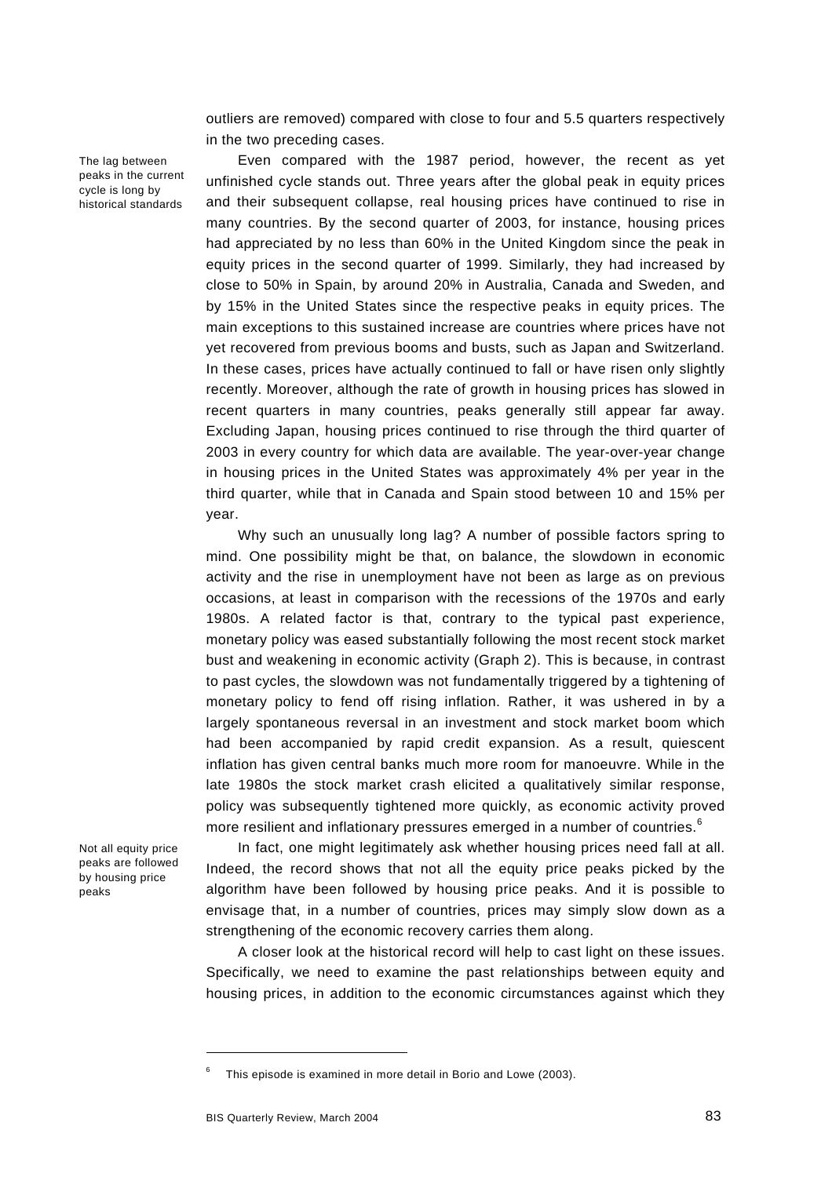outliers are removed) compared with close to four and 5.5 quarters respectively in the two preceding cases.

The lag between peaks in the current cycle is long by historical standards

Even compared with the 1987 period, however, the recent as yet unfinished cycle stands out. Three years after the global peak in equity prices and their subsequent collapse, real housing prices have continued to rise in many countries. By the second quarter of 2003, for instance, housing prices had appreciated by no less than 60% in the United Kingdom since the peak in equity prices in the second quarter of 1999. Similarly, they had increased by close to 50% in Spain, by around 20% in Australia, Canada and Sweden, and by 15% in the United States since the respective peaks in equity prices. The main exceptions to this sustained increase are countries where prices have not yet recovered from previous booms and busts, such as Japan and Switzerland. In these cases, prices have actually continued to fall or have risen only slightly recently. Moreover, although the rate of growth in housing prices has slowed in recent quarters in many countries, peaks generally still appear far away. Excluding Japan, housing prices continued to rise through the third quarter of 2003 in every country for which data are available. The year-over-year change in housing prices in the United States was approximately 4% per year in the third quarter, while that in Canada and Spain stood between 10 and 15% per year.

Why such an unusually long lag? A number of possible factors spring to mind. One possibility might be that, on balance, the slowdown in economic activity and the rise in unemployment have not been as large as on previous occasions, at least in comparison with the recessions of the 1970s and early 1980s. A related factor is that, contrary to the typical past experience, monetary policy was eased substantially following the most recent stock market bust and weakening in economic activity (Graph 2). This is because, in contrast to past cycles, the slowdown was not fundamentally triggered by a tightening of monetary policy to fend off rising inflation. Rather, it was ushered in by a largely spontaneous reversal in an investment and stock market boom which had been accompanied by rapid credit expansion. As a result, quiescent inflation has given central banks much more room for manoeuvre. While in the late 1980s the stock market crash elicited a qualitatively similar response, policy was subsequently tightened more quickly, as economic activity proved more resilient and inflationary pressures emerged in a number of countries.[6]

Not all equity price peaks are followed by housing price peaks

In fact, one might legitimately ask whether housing prices need fall at all. Indeed, the record shows that not all the equity price peaks picked by the algorithm have been followed by housing price peaks. And it is possible to envisage that, in a number of countries, prices may simply slow down as a strengthening of the economic recovery carries them along.

A closer look at the historical record will help to cast light on these issues. Specifically, we need to examine the past relationships between equity and housing prices, in addition to the economic circumstances against which they

[6] This episode is examined in more detail in Borio and Lowe (2003).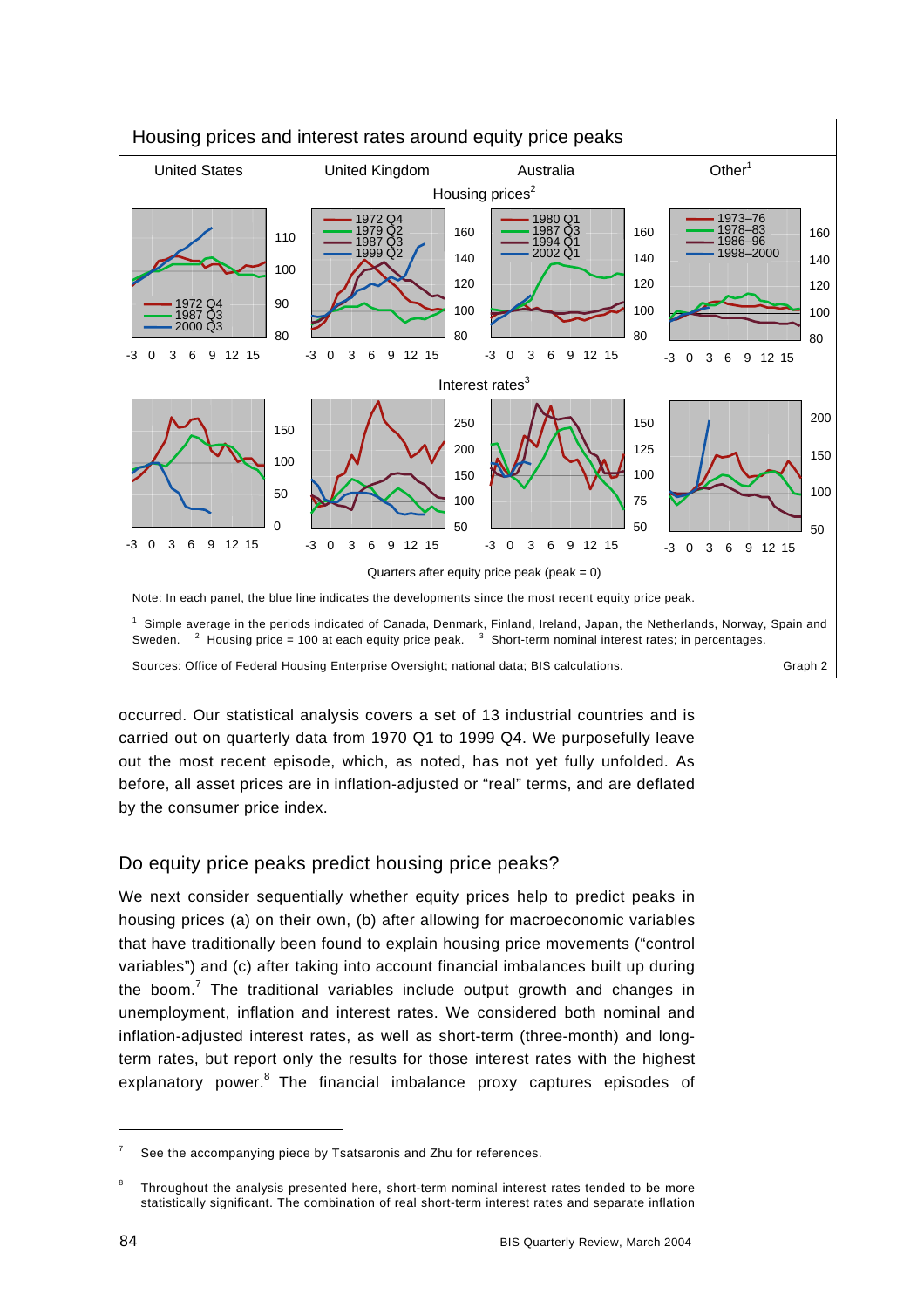**Housing prices and interest rates around equity price peaks**

United States | United Kingdom | Australia | Other[1]

Housing prices[2]

United States: 1972 Q4, 1987 Q3, 2000 Q3

United Kingdom: 1972 Q4, 1979 Q2, 1987 Q3, 1999 Q2

Australia: 1980 Q1, 1987 Q3, 1994 Q1, 2002 Q1

Other: 1973–76, 1978–83, 1986–96, 1998–2000

Interest rates[3]

Quarters after equity price peak (peak = 0)

Note: In each panel, the blue line indicates the developments since the most recent equity price peak.

[1] Simple average in the periods indicated of Canada, Denmark, Finland, Ireland, Japan, the Netherlands, Norway, Spain and Sweden. [2] Housing price = 100 at each equity price peak. [3] Short-term nominal interest rates; in percentages.

Sources: Office of Federal Housing Enterprise Oversight; national data; BIS calculations.

Graph 2

occurred. Our statistical analysis covers a set of 13 industrial countries and is carried out on quarterly data from 1970 Q1 to 1999 Q4. We purposefully leave out the most recent episode, which, as noted, has not yet fully unfolded. As before, all asset prices are in inflation-adjusted or "real" terms, and are deflated by the consumer price index.

## Do equity price peaks predict housing price peaks?

We next consider sequentially whether equity prices help to predict peaks in housing prices (a) on their own, (b) after allowing for macroeconomic variables that have traditionally been found to explain housing price movements ("control variables") and (c) after taking into account financial imbalances built up during the boom.[7] The traditional variables include output growth and changes in unemployment, inflation and interest rates. We considered both nominal and inflation-adjusted interest rates, as well as short-term (three-month) and long-term rates, but report only the results for those interest rates with the highest explanatory power.[8] The financial imbalance proxy captures episodes of

[7] See the accompanying piece by Tsatsaronis and Zhu for references.

[8] Throughout the analysis presented here, short-term nominal interest rates tended to be more statistically significant. The combination of real short-term interest rates and separate inflation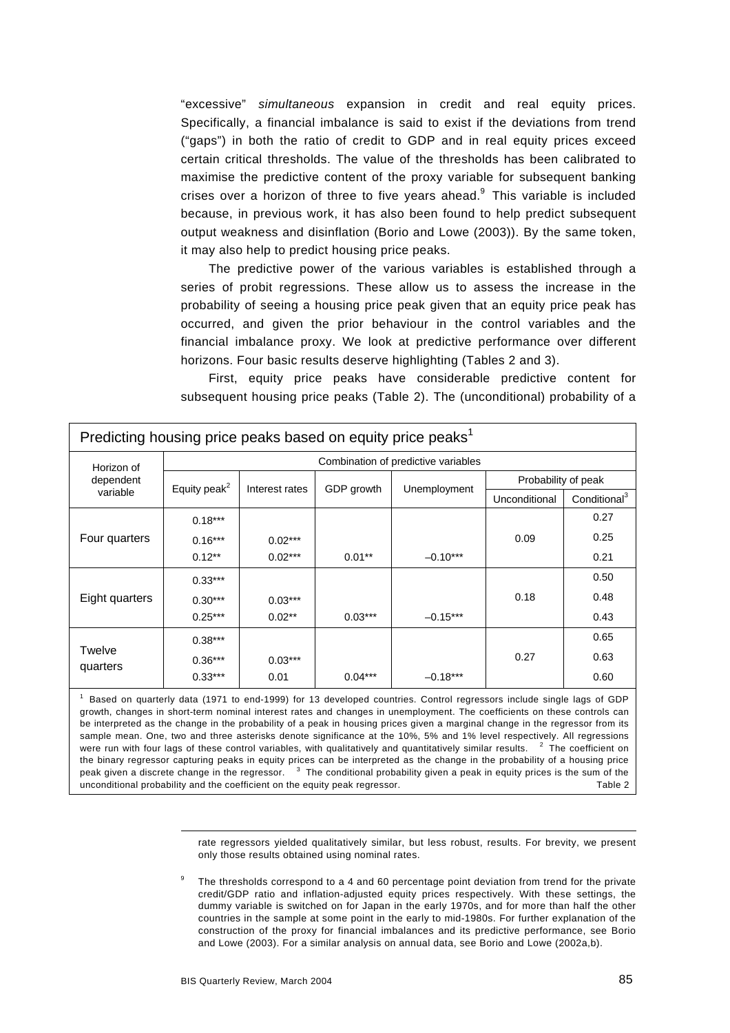"excessive" *simultaneous* expansion in credit and real equity prices. Specifically, a financial imbalance is said to exist if the deviations from trend ("gaps") in both the ratio of credit to GDP and in real equity prices exceed certain critical thresholds. The value of the thresholds has been calibrated to maximise the predictive content of the proxy variable for subsequent banking crises over a horizon of three to five years ahead.[9] This variable is included because, in previous work, it has also been found to help predict subsequent output weakness and disinflation (Borio and Lowe (2003)). By the same token, it may also help to predict housing price peaks.

The predictive power of the various variables is established through a series of probit regressions. These allow us to assess the increase in the probability of seeing a housing price peak given that an equity price peak has occurred, and given the prior behaviour in the control variables and the financial imbalance proxy. We look at predictive performance over different horizons. Four basic results deserve highlighting (Tables 2 and 3).

First, equity price peaks have considerable predictive content for subsequent housing price peaks (Table 2). The (unconditional) probability of a

**Predicting housing price peaks based on equity price peaks[1]**

| Horizon of dependent variable | Combination of predictive variables | | | | | |
|---|---|---|---|---|---|---|
| | Equity peak[2] | Interest rates | GDP growth | Unemployment | Probability of peak | |
| | | | | | Unconditional | Conditional[3] |
| Four quarters | 0.18*** | | | | 0.09 | 0.27 |
| | 0.16*** | 0.02*** | | | | 0.25 |
| | 0.12** | 0.02*** | 0.01** | –0.10*** | | 0.21 |
| Eight quarters | 0.33*** | | | | 0.18 | 0.50 |
| | 0.30*** | 0.03*** | | | | 0.48 |
| | 0.25*** | 0.02** | 0.03*** | –0.15*** | | 0.43 |
| Twelve quarters | 0.38*** | | | | 0.27 | 0.65 |
| | 0.36*** | 0.03*** | | | | 0.63 |
| | 0.33*** | 0.01 | 0.04*** | –0.18*** | | 0.60 |

[1] Based on quarterly data (1971 to end-1999) for 13 developed countries. Control regressors include single lags of GDP growth, changes in short-term nominal interest rates and changes in unemployment. The coefficients on these controls can be interpreted as the change in the probability of a peak in housing prices given a marginal change in the regressor from its sample mean. One, two and three asterisks denote significance at the 10%, 5% and 1% level respectively. All regressions were run with four lags of these control variables, with qualitatively and quantitatively similar results. [2] The coefficient on the binary regressor capturing peaks in equity prices can be interpreted as the change in the probability of a housing price peak given a discrete change in the regressor. [3] The conditional probability given a peak in equity prices is the sum of the unconditional probability and the coefficient on the equity peak regressor.

Table 2

---

rate regressors yielded qualitatively similar, but less robust, results. For brevity, we present only those results obtained using nominal rates.

[9] The thresholds correspond to a 4 and 60 percentage point deviation from trend for the private credit/GDP ratio and inflation-adjusted equity prices respectively. With these settings, the dummy variable is switched on for Japan in the early 1970s, and for more than half the other countries in the sample at some point in the early to mid-1980s. For further explanation of the construction of the proxy for financial imbalances and its predictive performance, see Borio and Lowe (2003). For a similar analysis on annual data, see Borio and Lowe (2002a,b).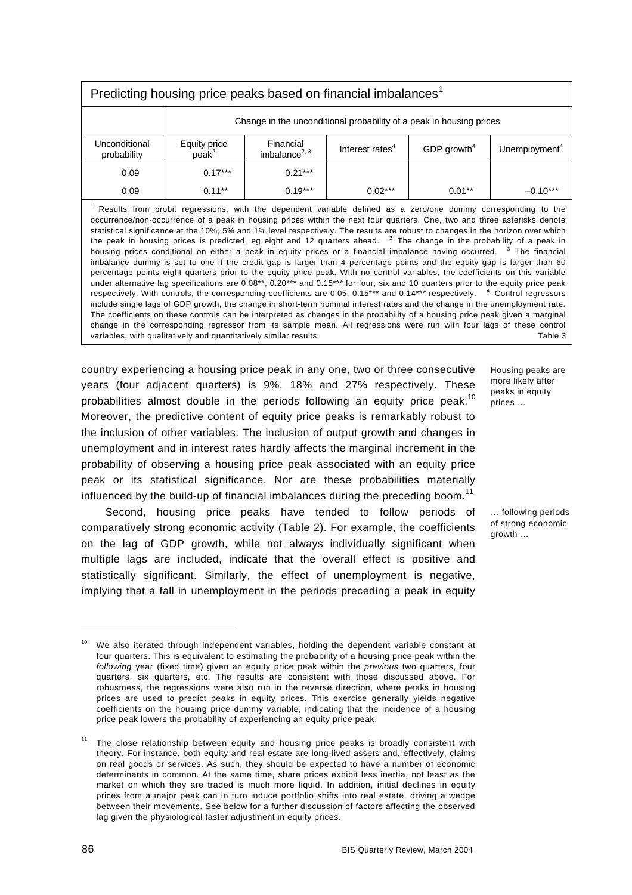**Predicting housing price peaks based on financial imbalances[1]**

| | Change in the unconditional probability of a peak in housing prices | | | | |
|---|---|---|---|---|---|
| Unconditional probability | Equity price peak[2] | Financial imbalance[2, 3] | Interest rates[4] | GDP growth[4] | Unemployment[4] |
| 0.09 | 0.17*** | 0.21*** | | | |
| 0.09 | 0.11** | 0.19*** | 0.02*** | 0.01** | –0.10*** |

[1] Results from probit regressions, with the dependent variable defined as a zero/one dummy corresponding to the occurrence/non-occurrence of a peak in housing prices within the next four quarters. One, two and three asterisks denote statistical significance at the 10%, 5% and 1% level respectively. The results are robust to changes in the horizon over which the peak in housing prices is predicted, eg eight and 12 quarters ahead. [2] The change in the probability of a peak in housing prices conditional on either a peak in equity prices or a financial imbalance having occurred. [3] The financial imbalance dummy is set to one if the credit gap is larger than 4 percentage points and the equity gap is larger than 60 percentage points eight quarters prior to the equity price peak. With no control variables, the coefficients on this variable under alternative lag specifications are 0.08**, 0.20*** and 0.15*** for four, six and 10 quarters prior to the equity price peak respectively. With controls, the corresponding coefficients are 0.05, 0.15*** and 0.14*** respectively. [4] Control regressors include single lags of GDP growth, the change in short-term nominal interest rates and the change in the unemployment rate. The coefficients on these controls can be interpreted as changes in the probability of a housing price peak given a marginal change in the corresponding regressor from its sample mean. All regressions were run with four lags of these control variables, with qualitatively and quantitatively similar results.

Table 3

country experiencing a housing price peak in any one, two or three consecutive years (four adjacent quarters) is 9%, 18% and 27% respectively. These probabilities almost double in the periods following an equity price peak.[10] Moreover, the predictive content of equity price peaks is remarkably robust to the inclusion of other variables. The inclusion of output growth and changes in unemployment and in interest rates hardly affects the marginal increment in the probability of observing a housing price peak associated with an equity price peak or its statistical significance. Nor are these probabilities materially influenced by the build-up of financial imbalances during the preceding boom.[11]

*Housing peaks are more likely after peaks in equity prices …*

Second, housing price peaks have tended to follow periods of comparatively strong economic activity (Table 2). For example, the coefficients on the lag of GDP growth, while not always individually significant when multiple lags are included, indicate that the overall effect is positive and statistically significant. Similarly, the effect of unemployment is negative, implying that a fall in unemployment in the periods preceding a peak in equity

*… following periods of strong economic growth …*

---

[10] We also iterated through independent variables, holding the dependent variable constant at four quarters. This is equivalent to estimating the probability of a housing price peak within the *following* year (fixed time) given an equity price peak within the *previous* two quarters, four quarters, six quarters, etc. The results are consistent with those discussed above. For robustness, the regressions were also run in the reverse direction, where peaks in housing prices are used to predict peaks in equity prices. This exercise generally yields negative coefficients on the housing price dummy variable, indicating that the incidence of a housing price peak lowers the probability of experiencing an equity price peak.

[11] The close relationship between equity and housing price peaks is broadly consistent with theory. For instance, both equity and real estate are long-lived assets and, effectively, claims on real goods or services. As such, they should be expected to have a number of economic determinants in common. At the same time, share prices exhibit less inertia, not least as the market on which they are traded is much more liquid. In addition, initial declines in equity prices from a major peak can in turn induce portfolio shifts into real estate, driving a wedge between their movements. See below for a further discussion of factors affecting the observed lag given the physiological faster adjustment in equity prices.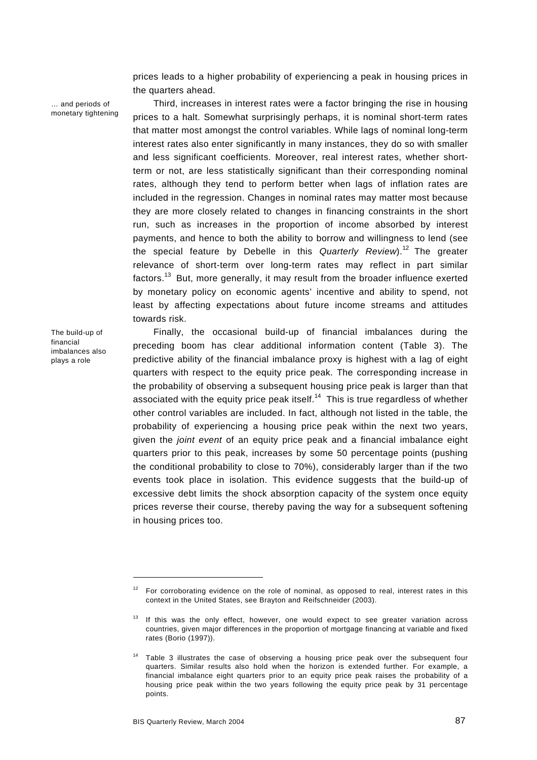prices leads to a higher probability of experiencing a peak in housing prices in the quarters ahead.

*… and periods of monetary tightening*

Third, increases in interest rates were a factor bringing the rise in housing prices to a halt. Somewhat surprisingly perhaps, it is nominal short-term rates that matter most amongst the control variables. While lags of nominal long-term interest rates also enter significantly in many instances, they do so with smaller and less significant coefficients. Moreover, real interest rates, whether short-term or not, are less statistically significant than their corresponding nominal rates, although they tend to perform better when lags of inflation rates are included in the regression. Changes in nominal rates may matter most because they are more closely related to changes in financing constraints in the short run, such as increases in the proportion of income absorbed by interest payments, and hence to both the ability to borrow and willingness to lend (see the special feature by Debelle in this *Quarterly Review*).[12] The greater relevance of short-term over long-term rates may reflect in part similar factors.[13] But, more generally, it may result from the broader influence exerted by monetary policy on economic agents' incentive and ability to spend, not least by affecting expectations about future income streams and attitudes towards risk.

*The build-up of financial imbalances also plays a role*

Finally, the occasional build-up of financial imbalances during the preceding boom has clear additional information content (Table 3). The predictive ability of the financial imbalance proxy is highest with a lag of eight quarters with respect to the equity price peak. The corresponding increase in the probability of observing a subsequent housing price peak is larger than that associated with the equity price peak itself.[14] This is true regardless of whether other control variables are included. In fact, although not listed in the table, the probability of experiencing a housing price peak within the next two years, given the *joint event* of an equity price peak and a financial imbalance eight quarters prior to this peak, increases by some 50 percentage points (pushing the conditional probability to close to 70%), considerably larger than if the two events took place in isolation. This evidence suggests that the build-up of excessive debt limits the shock absorption capacity of the system once equity prices reverse their course, thereby paving the way for a subsequent softening in housing prices too.

---

[12] For corroborating evidence on the role of nominal, as opposed to real, interest rates in this context in the United States, see Brayton and Reifschneider (2003).

[13] If this was the only effect, however, one would expect to see greater variation across countries, given major differences in the proportion of mortgage financing at variable and fixed rates (Borio (1997)).

[14] Table 3 illustrates the case of observing a housing price peak over the subsequent four quarters. Similar results also hold when the horizon is extended further. For example, a financial imbalance eight quarters prior to an equity price peak raises the probability of a housing price peak within the two years following the equity price peak by 31 percentage points.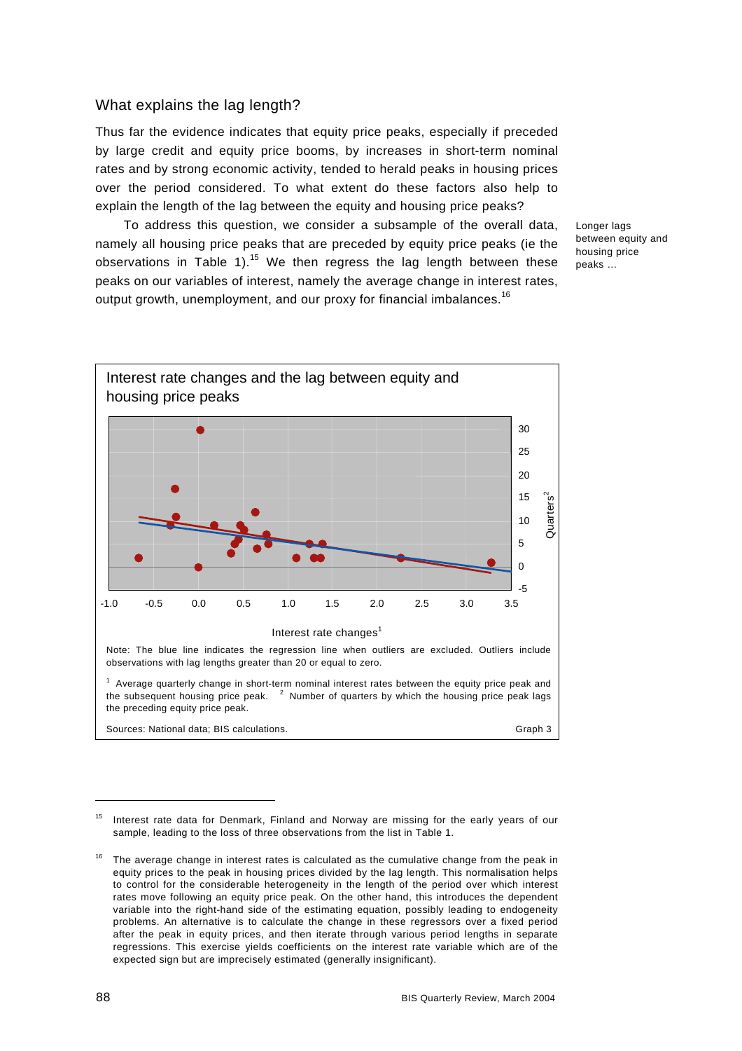## What explains the lag length?

Thus far the evidence indicates that equity price peaks, especially if preceded by large credit and equity price booms, by increases in short-term nominal rates and by strong economic activity, tended to herald peaks in housing prices over the period considered. To what extent do these factors also help to explain the length of the lag between the equity and housing price peaks?

Longer lags between equity and housing price peaks ...

To address this question, we consider a subsample of the overall data, namely all housing price peaks that are preceded by equity price peaks (ie the observations in Table 1).[15] We then regress the lag length between these peaks on our variables of interest, namely the average change in interest rates, output growth, unemployment, and our proxy for financial imbalances.[16]

**Interest rate changes and the lag between equity and housing price peaks**

Note: The blue line indicates the regression line when outliers are excluded. Outliers include observations with lag lengths greater than 20 or equal to zero.

[1] Average quarterly change in short-term nominal interest rates between the equity price peak and the subsequent housing price peak. [2] Number of quarters by which the housing price peak lags the preceding equity price peak.

Sources: National data; BIS calculations. Graph 3

---

[15] Interest rate data for Denmark, Finland and Norway are missing for the early years of our sample, leading to the loss of three observations from the list in Table 1.

[16] The average change in interest rates is calculated as the cumulative change from the peak in equity prices to the peak in housing prices divided by the lag length. This normalisation helps to control for the considerable heterogeneity in the length of the period over which interest rates move following an equity price peak. On the other hand, this introduces the dependent variable into the right-hand side of the estimating equation, possibly leading to endogeneity problems. An alternative is to calculate the change in these regressors over a fixed period after the peak in equity prices, and then iterate through various period lengths in separate regressions. This exercise yields coefficients on the interest rate variable which are of the expected sign but are imprecisely estimated (generally insignificant).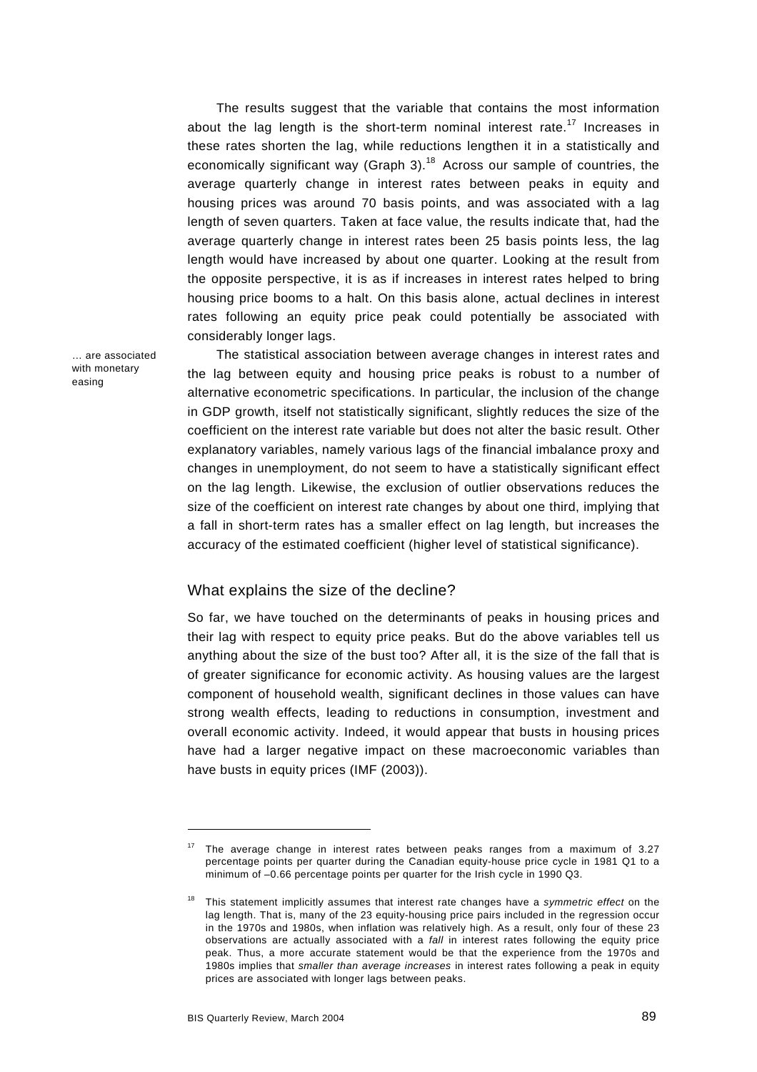The results suggest that the variable that contains the most information about the lag length is the short-term nominal interest rate.[17] Increases in these rates shorten the lag, while reductions lengthen it in a statistically and economically significant way (Graph 3).[18] Across our sample of countries, the average quarterly change in interest rates between peaks in equity and housing prices was around 70 basis points, and was associated with a lag length of seven quarters. Taken at face value, the results indicate that, had the average quarterly change in interest rates been 25 basis points less, the lag length would have increased by about one quarter. Looking at the result from the opposite perspective, it is as if increases in interest rates helped to bring housing price booms to a halt. On this basis alone, actual declines in interest rates following an equity price peak could potentially be associated with considerably longer lags.

… are associated with monetary easing

The statistical association between average changes in interest rates and the lag between equity and housing price peaks is robust to a number of alternative econometric specifications. In particular, the inclusion of the change in GDP growth, itself not statistically significant, slightly reduces the size of the coefficient on the interest rate variable but does not alter the basic result. Other explanatory variables, namely various lags of the financial imbalance proxy and changes in unemployment, do not seem to have a statistically significant effect on the lag length. Likewise, the exclusion of outlier observations reduces the size of the coefficient on interest rate changes by about one third, implying that a fall in short-term rates has a smaller effect on lag length, but increases the accuracy of the estimated coefficient (higher level of statistical significance).

## What explains the size of the decline?

So far, we have touched on the determinants of peaks in housing prices and their lag with respect to equity price peaks. But do the above variables tell us anything about the size of the bust too? After all, it is the size of the fall that is of greater significance for economic activity. As housing values are the largest component of household wealth, significant declines in those values can have strong wealth effects, leading to reductions in consumption, investment and overall economic activity. Indeed, it would appear that busts in housing prices have had a larger negative impact on these macroeconomic variables than have busts in equity prices (IMF (2003)).

---

[17] The average change in interest rates between peaks ranges from a maximum of 3.27 percentage points per quarter during the Canadian equity-house price cycle in 1981 Q1 to a minimum of –0.66 percentage points per quarter for the Irish cycle in 1990 Q3.

[18] This statement implicitly assumes that interest rate changes have a *symmetric effect* on the lag length. That is, many of the 23 equity-housing price pairs included in the regression occur in the 1970s and 1980s, when inflation was relatively high. As a result, only four of these 23 observations are actually associated with a *fall* in interest rates following the equity price peak. Thus, a more accurate statement would be that the experience from the 1970s and 1980s implies that *smaller than average increases* in interest rates following a peak in equity prices are associated with longer lags between peaks.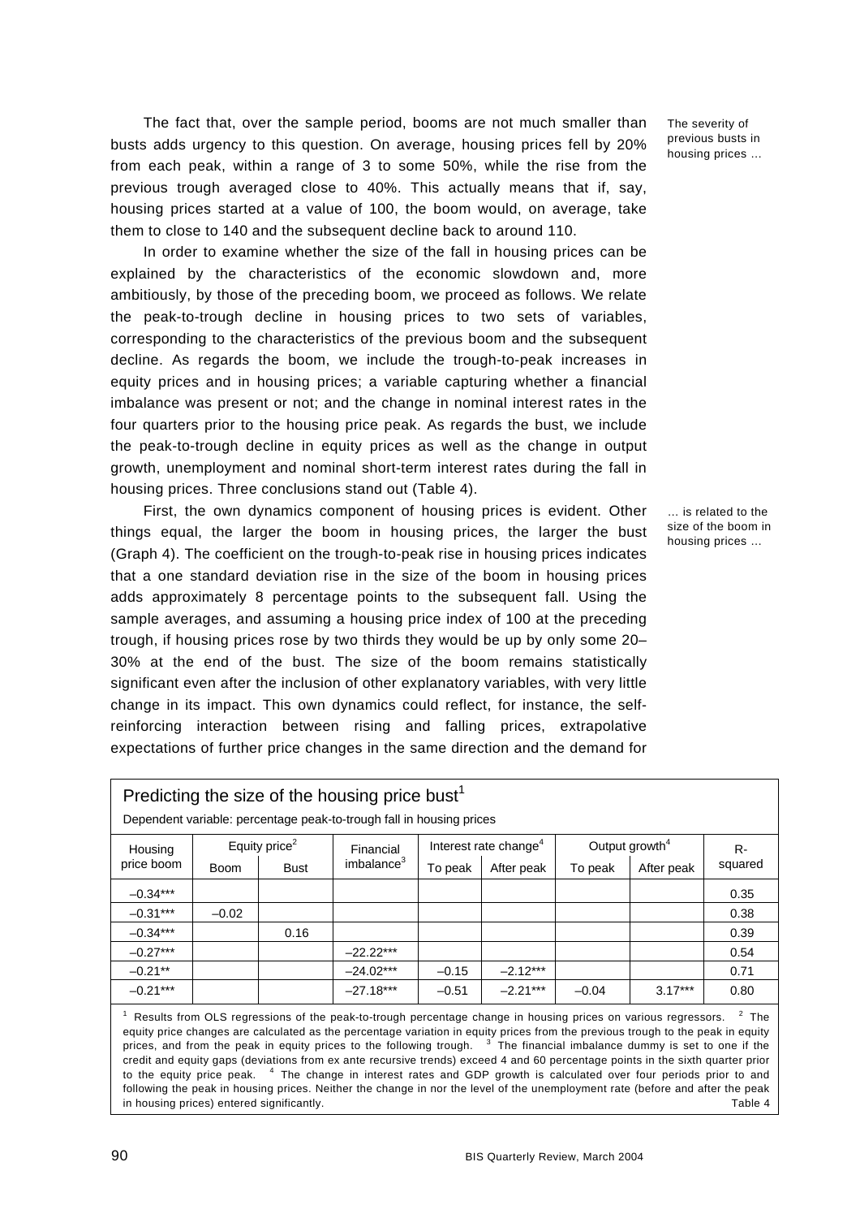The fact that, over the sample period, booms are not much smaller than busts adds urgency to this question. On average, housing prices fell by 20% from each peak, within a range of 3 to some 50%, while the rise from the previous trough averaged close to 40%. This actually means that if, say, housing prices started at a value of 100, the boom would, on average, take them to close to 140 and the subsequent decline back to around 110.

The severity of previous busts in housing prices ...

In order to examine whether the size of the fall in housing prices can be explained by the characteristics of the economic slowdown and, more ambitiously, by those of the preceding boom, we proceed as follows. We relate the peak-to-trough decline in housing prices to two sets of variables, corresponding to the characteristics of the previous boom and the subsequent decline. As regards the boom, we include the trough-to-peak increases in equity prices and in housing prices; a variable capturing whether a financial imbalance was present or not; and the change in nominal interest rates in the four quarters prior to the housing price peak. As regards the bust, we include the peak-to-trough decline in equity prices as well as the change in output growth, unemployment and nominal short-term interest rates during the fall in housing prices. Three conclusions stand out (Table 4).

First, the own dynamics component of housing prices is evident. Other things equal, the larger the boom in housing prices, the larger the bust (Graph 4). The coefficient on the trough-to-peak rise in housing prices indicates that a one standard deviation rise in the size of the boom in housing prices adds approximately 8 percentage points to the subsequent fall. Using the sample averages, and assuming a housing price index of 100 at the preceding trough, if housing prices rose by two thirds they would be up by only some 20–30% at the end of the bust. The size of the boom remains statistically significant even after the inclusion of other explanatory variables, with very little change in its impact. This own dynamics could reflect, for instance, the self-reinforcing interaction between rising and falling prices, extrapolative expectations of further price changes in the same direction and the demand for

... is related to the size of the boom in housing prices ...

**Predicting the size of the housing price bust[1]**

Dependent variable: percentage peak-to-trough fall in housing prices

| Housing price boom | Equity price[2] | | Financial imbalance[3] | Interest rate change[4] | | Output growth[4] | | R-squared |
|---|---|---|---|---|---|---|---|---|
| | Boom | Bust | | To peak | After peak | To peak | After peak | |
| –0.34*** | | | | | | | | 0.35 |
| –0.31*** | –0.02 | | | | | | | 0.38 |
| –0.34*** | | 0.16 | | | | | | 0.39 |
| –0.27*** | | | –22.22*** | | | | | 0.54 |
| –0.21** | | | –24.02*** | –0.15 | –2.12*** | | | 0.71 |
| –0.21*** | | | –27.18*** | –0.51 | –2.21*** | –0.04 | 3.17*** | 0.80 |

[1] Results from OLS regressions of the peak-to-trough percentage change in housing prices on various regressors. [2] The equity price changes are calculated as the percentage variation in equity prices from the previous trough to the peak in equity prices, and from the peak in equity prices to the following trough. [3] The financial imbalance dummy is set to one if the credit and equity gaps (deviations from ex ante recursive trends) exceed 4 and 60 percentage points in the sixth quarter prior to the equity price peak. [4] The change in interest rates and GDP growth is calculated over four periods prior to and following the peak in housing prices. Neither the change in nor the level of the unemployment rate (before and after the peak in housing prices) entered significantly.

Table 4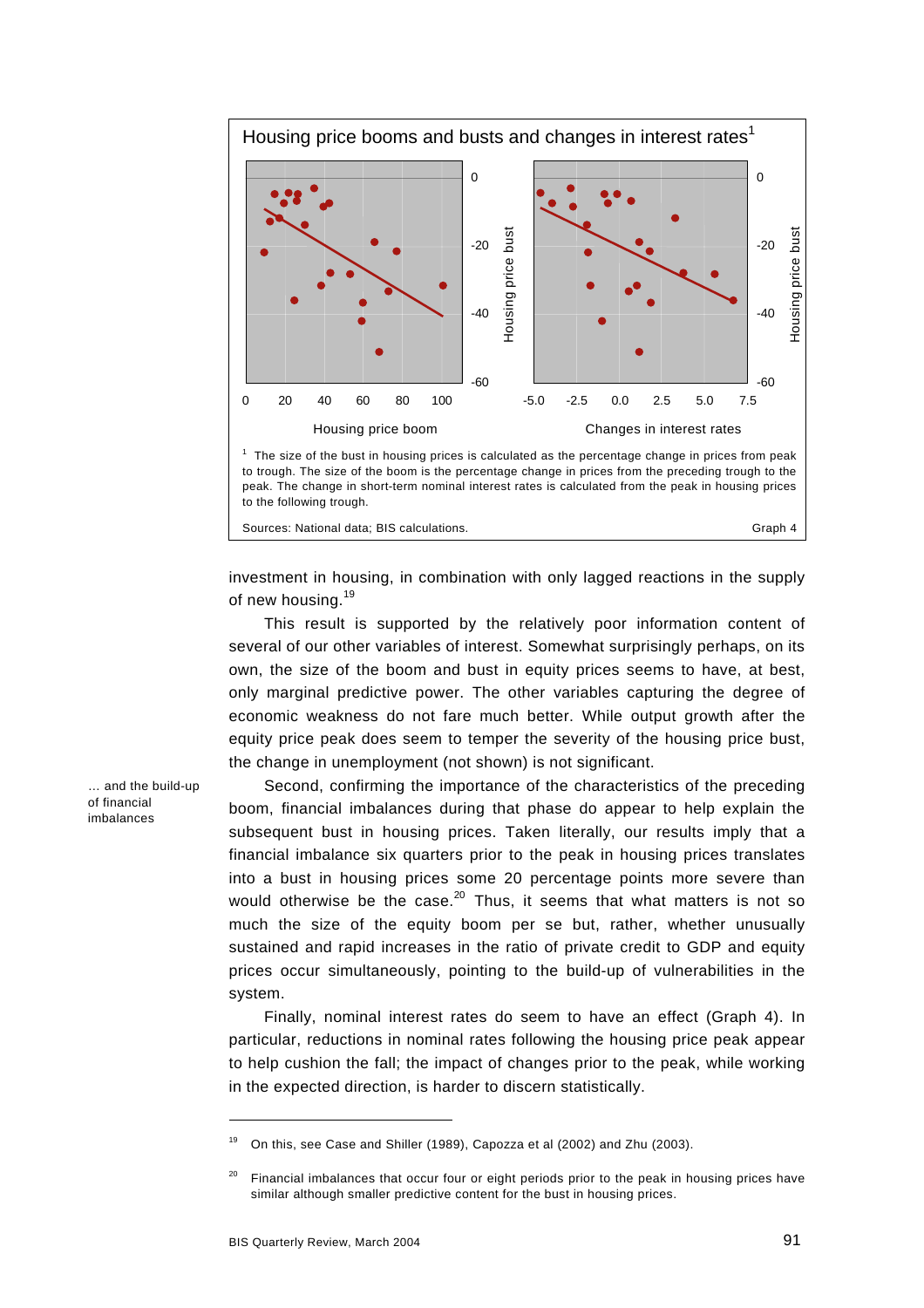**Housing price booms and busts and changes in interest rates**[1]

Housing price boom — Housing price bust

Changes in interest rates — Housing price bust

[1] The size of the bust in housing prices is calculated as the percentage change in prices from peak to trough. The size of the boom is the percentage change in prices from the preceding trough to the peak. The change in short-term nominal interest rates is calculated from the peak in housing prices to the following trough.

Sources: National data; BIS calculations.

Graph 4

investment in housing, in combination with only lagged reactions in the supply of new housing.[19]

This result is supported by the relatively poor information content of several of our other variables of interest. Somewhat surprisingly perhaps, on its own, the size of the boom and bust in equity prices seems to have, at best, only marginal predictive power. The other variables capturing the degree of economic weakness do not fare much better. While output growth after the equity price peak does seem to temper the severity of the housing price bust, the change in unemployment (not shown) is not significant.

*… and the build-up of financial imbalances*

Second, confirming the importance of the characteristics of the preceding boom, financial imbalances during that phase do appear to help explain the subsequent bust in housing prices. Taken literally, our results imply that a financial imbalance six quarters prior to the peak in housing prices translates into a bust in housing prices some 20 percentage points more severe than would otherwise be the case.[20] Thus, it seems that what matters is not so much the size of the equity boom per se but, rather, whether unusually sustained and rapid increases in the ratio of private credit to GDP and equity prices occur simultaneously, pointing to the build-up of vulnerabilities in the system.

Finally, nominal interest rates do seem to have an effect (Graph 4). In particular, reductions in nominal rates following the housing price peak appear to help cushion the fall; the impact of changes prior to the peak, while working in the expected direction, is harder to discern statistically.

---

[19] On this, see Case and Shiller (1989), Capozza et al (2002) and Zhu (2003).

[20] Financial imbalances that occur four or eight periods prior to the peak in housing prices have similar although smaller predictive content for the bust in housing prices.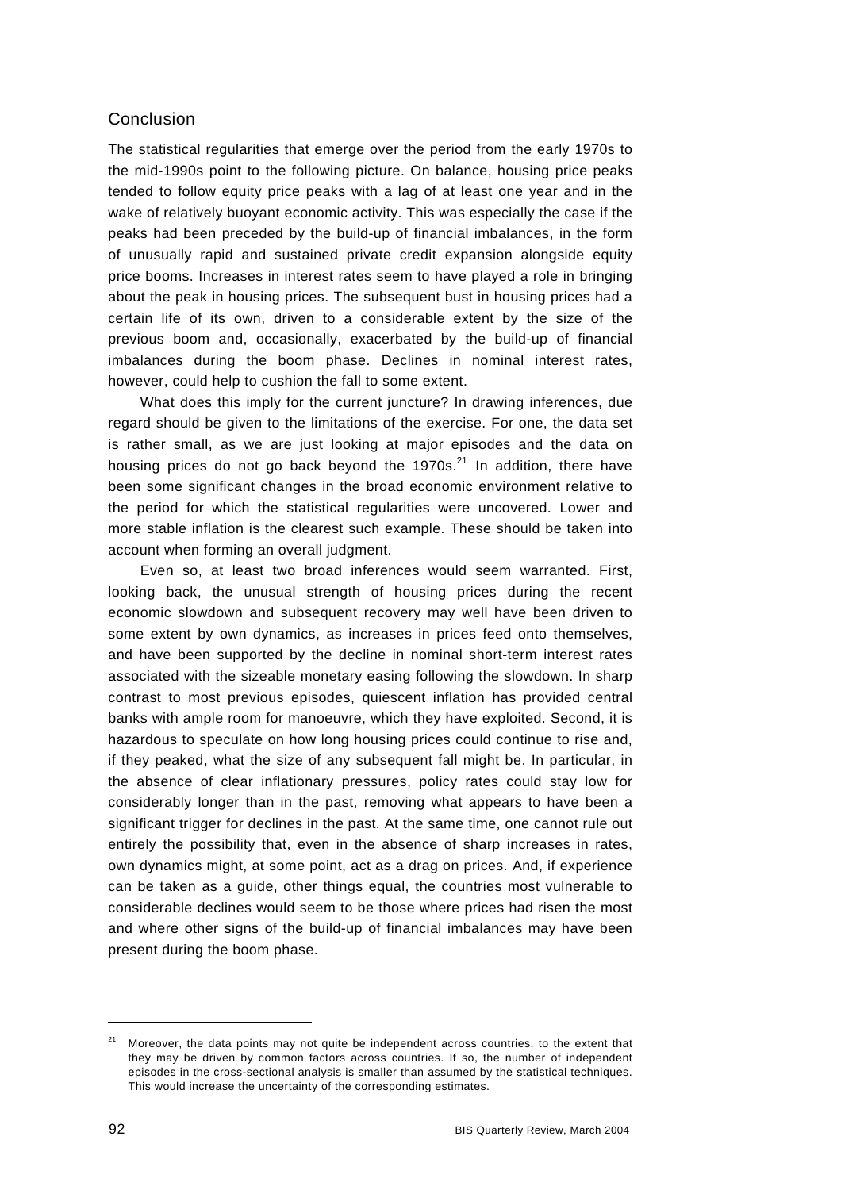## Conclusion

The statistical regularities that emerge over the period from the early 1970s to the mid-1990s point to the following picture. On balance, housing price peaks tended to follow equity price peaks with a lag of at least one year and in the wake of relatively buoyant economic activity. This was especially the case if the peaks had been preceded by the build-up of financial imbalances, in the form of unusually rapid and sustained private credit expansion alongside equity price booms. Increases in interest rates seem to have played a role in bringing about the peak in housing prices. The subsequent bust in housing prices had a certain life of its own, driven to a considerable extent by the size of the previous boom and, occasionally, exacerbated by the build-up of financial imbalances during the boom phase. Declines in nominal interest rates, however, could help to cushion the fall to some extent.

What does this imply for the current juncture? In drawing inferences, due regard should be given to the limitations of the exercise. For one, the data set is rather small, as we are just looking at major episodes and the data on housing prices do not go back beyond the 1970s.[21] In addition, there have been some significant changes in the broad economic environment relative to the period for which the statistical regularities were uncovered. Lower and more stable inflation is the clearest such example. These should be taken into account when forming an overall judgment.

Even so, at least two broad inferences would seem warranted. First, looking back, the unusual strength of housing prices during the recent economic slowdown and subsequent recovery may well have been driven to some extent by own dynamics, as increases in prices feed onto themselves, and have been supported by the decline in nominal short-term interest rates associated with the sizeable monetary easing following the slowdown. In sharp contrast to most previous episodes, quiescent inflation has provided central banks with ample room for manoeuvre, which they have exploited. Second, it is hazardous to speculate on how long housing prices could continue to rise and, if they peaked, what the size of any subsequent fall might be. In particular, in the absence of clear inflationary pressures, policy rates could stay low for considerably longer than in the past, removing what appears to have been a significant trigger for declines in the past. At the same time, one cannot rule out entirely the possibility that, even in the absence of sharp increases in rates, own dynamics might, at some point, act as a drag on prices. And, if experience can be taken as a guide, other things equal, the countries most vulnerable to considerable declines would seem to be those where prices had risen the most and where other signs of the build-up of financial imbalances may have been present during the boom phase.

---

[21] Moreover, the data points may not quite be independent across countries, to the extent that they may be driven by common factors across countries. If so, the number of independent episodes in the cross-sectional analysis is smaller than assumed by the statistical techniques. This would increase the uncertainty of the corresponding estimates.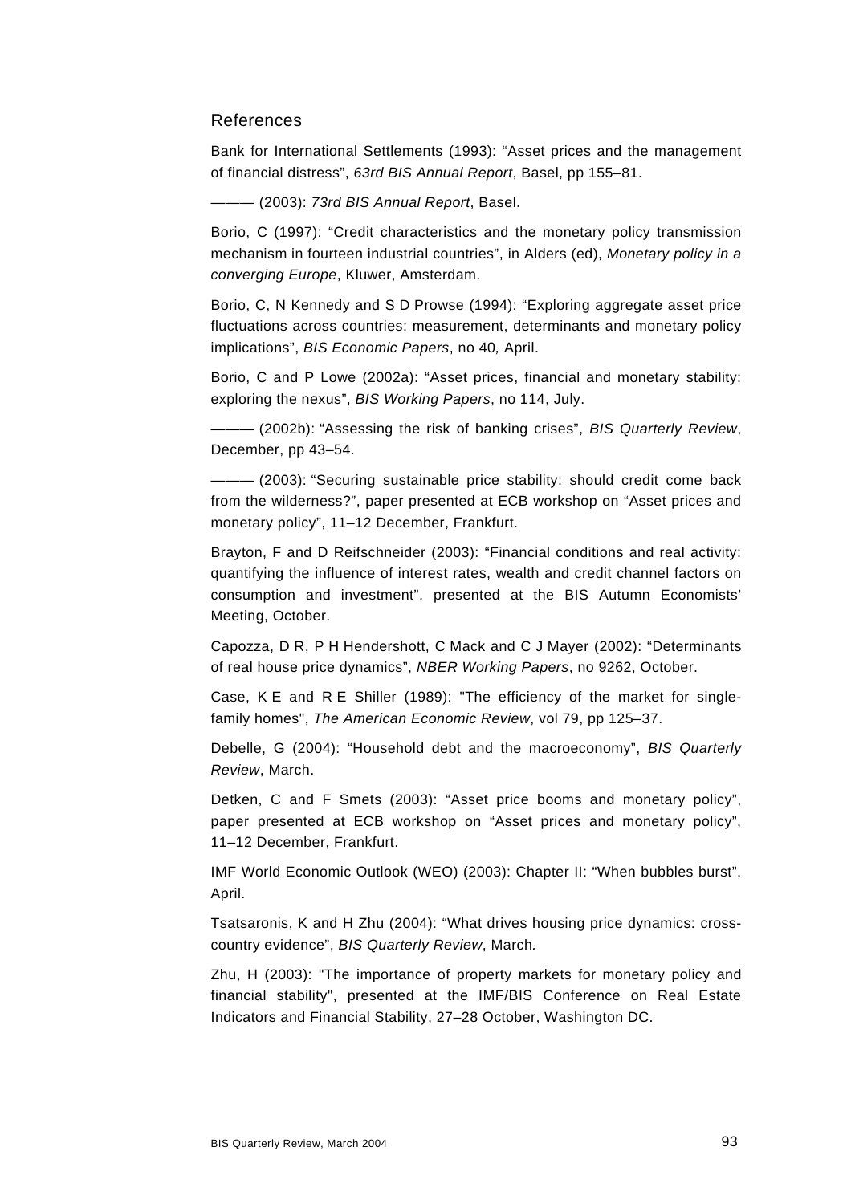## References

Bank for International Settlements (1993): "Asset prices and the management of financial distress", *63rd BIS Annual Report*, Basel, pp 155–81.

——— (2003): *73rd BIS Annual Report*, Basel.

Borio, C (1997): "Credit characteristics and the monetary policy transmission mechanism in fourteen industrial countries", in Alders (ed), *Monetary policy in a converging Europe*, Kluwer, Amsterdam.

Borio, C, N Kennedy and S D Prowse (1994): "Exploring aggregate asset price fluctuations across countries: measurement, determinants and monetary policy implications", *BIS Economic Papers*, no 40*,* April.

Borio, C and P Lowe (2002a): "Asset prices, financial and monetary stability: exploring the nexus", *BIS Working Papers*, no 114, July.

——— (2002b): "Assessing the risk of banking crises", *BIS Quarterly Review*, December, pp 43–54.

——— (2003): "Securing sustainable price stability: should credit come back from the wilderness?", paper presented at ECB workshop on "Asset prices and monetary policy", 11–12 December, Frankfurt.

Brayton, F and D Reifschneider (2003): "Financial conditions and real activity: quantifying the influence of interest rates, wealth and credit channel factors on consumption and investment", presented at the BIS Autumn Economists' Meeting, October.

Capozza, D R, P H Hendershott, C Mack and C J Mayer (2002): "Determinants of real house price dynamics", *NBER Working Papers*, no 9262, October.

Case, K E and R E Shiller (1989): "The efficiency of the market for single-family homes", *The American Economic Review*, vol 79, pp 125–37.

Debelle, G (2004): "Household debt and the macroeconomy", *BIS Quarterly Review*, March.

Detken, C and F Smets (2003): "Asset price booms and monetary policy", paper presented at ECB workshop on "Asset prices and monetary policy", 11–12 December, Frankfurt.

IMF World Economic Outlook (WEO) (2003): Chapter II: "When bubbles burst", April.

Tsatsaronis, K and H Zhu (2004): "What drives housing price dynamics: cross-country evidence", *BIS Quarterly Review*, March*.*

Zhu, H (2003): "The importance of property markets for monetary policy and financial stability", presented at the IMF/BIS Conference on Real Estate Indicators and Financial Stability, 27–28 October, Washington DC.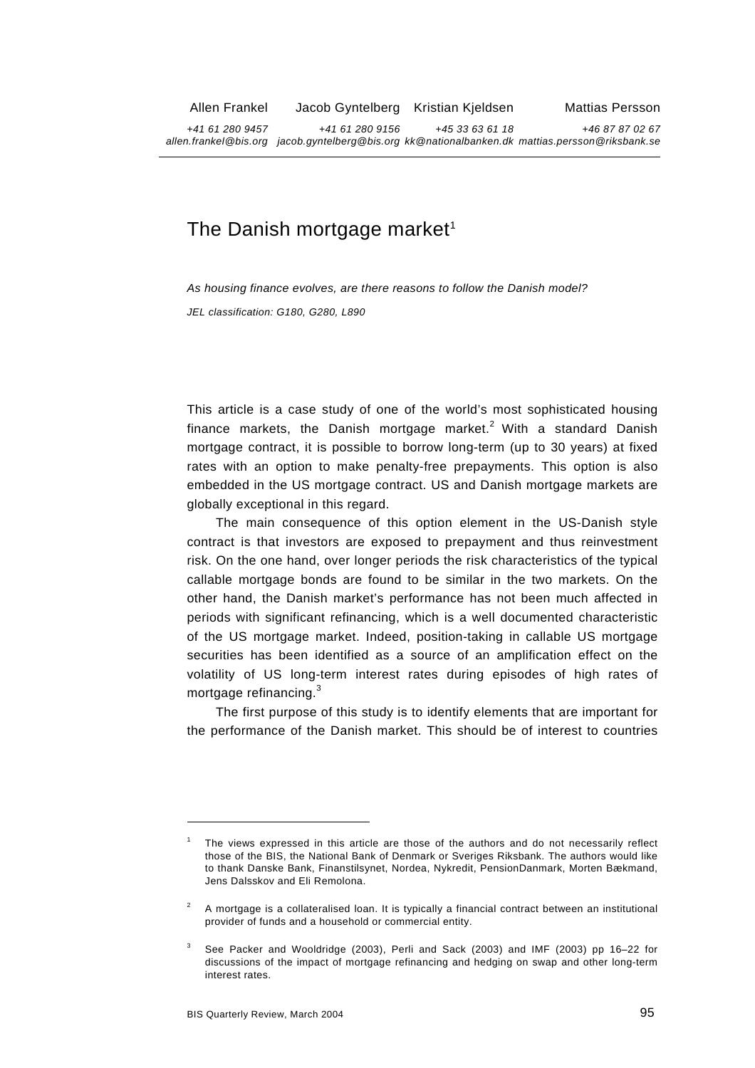Allen Frankel | Jacob Gyntelberg | Kristian Kjeldsen | Mattias Persson

*+41 61 280 9457* | *+41 61 280 9156* | *+45 33 63 61 18* | *+46 87 87 02 67*

*allen.frankel@bis.org* | *jacob.gyntelberg@bis.org* | *kk@nationalbanken.dk* | *mattias.persson@riksbank.se*

# The Danish mortgage market[1]

*As housing finance evolves, are there reasons to follow the Danish model?*

*JEL classification: G180, G280, L890*

This article is a case study of one of the world's most sophisticated housing finance markets, the Danish mortgage market.[2] With a standard Danish mortgage contract, it is possible to borrow long-term (up to 30 years) at fixed rates with an option to make penalty-free prepayments. This option is also embedded in the US mortgage contract. US and Danish mortgage markets are globally exceptional in this regard.

The main consequence of this option element in the US-Danish style contract is that investors are exposed to prepayment and thus reinvestment risk. On the one hand, over longer periods the risk characteristics of the typical callable mortgage bonds are found to be similar in the two markets. On the other hand, the Danish market's performance has not been much affected in periods with significant refinancing, which is a well documented characteristic of the US mortgage market. Indeed, position-taking in callable US mortgage securities has been identified as a source of an amplification effect on the volatility of US long-term interest rates during episodes of high rates of mortgage refinancing.[3]

The first purpose of this study is to identify elements that are important for the performance of the Danish market. This should be of interest to countries

---

[1] The views expressed in this article are those of the authors and do not necessarily reflect those of the BIS, the National Bank of Denmark or Sveriges Riksbank. The authors would like to thank Danske Bank, Finanstilsynet, Nordea, Nykredit, PensionDanmark, Morten Bækmand, Jens Dalsskov and Eli Remolona.

[2] A mortgage is a collateralised loan. It is typically a financial contract between an institutional provider of funds and a household or commercial entity.

[3] See Packer and Wooldridge (2003), Perli and Sack (2003) and IMF (2003) pp 16–22 for discussions of the impact of mortgage refinancing and hedging on swap and other long-term interest rates.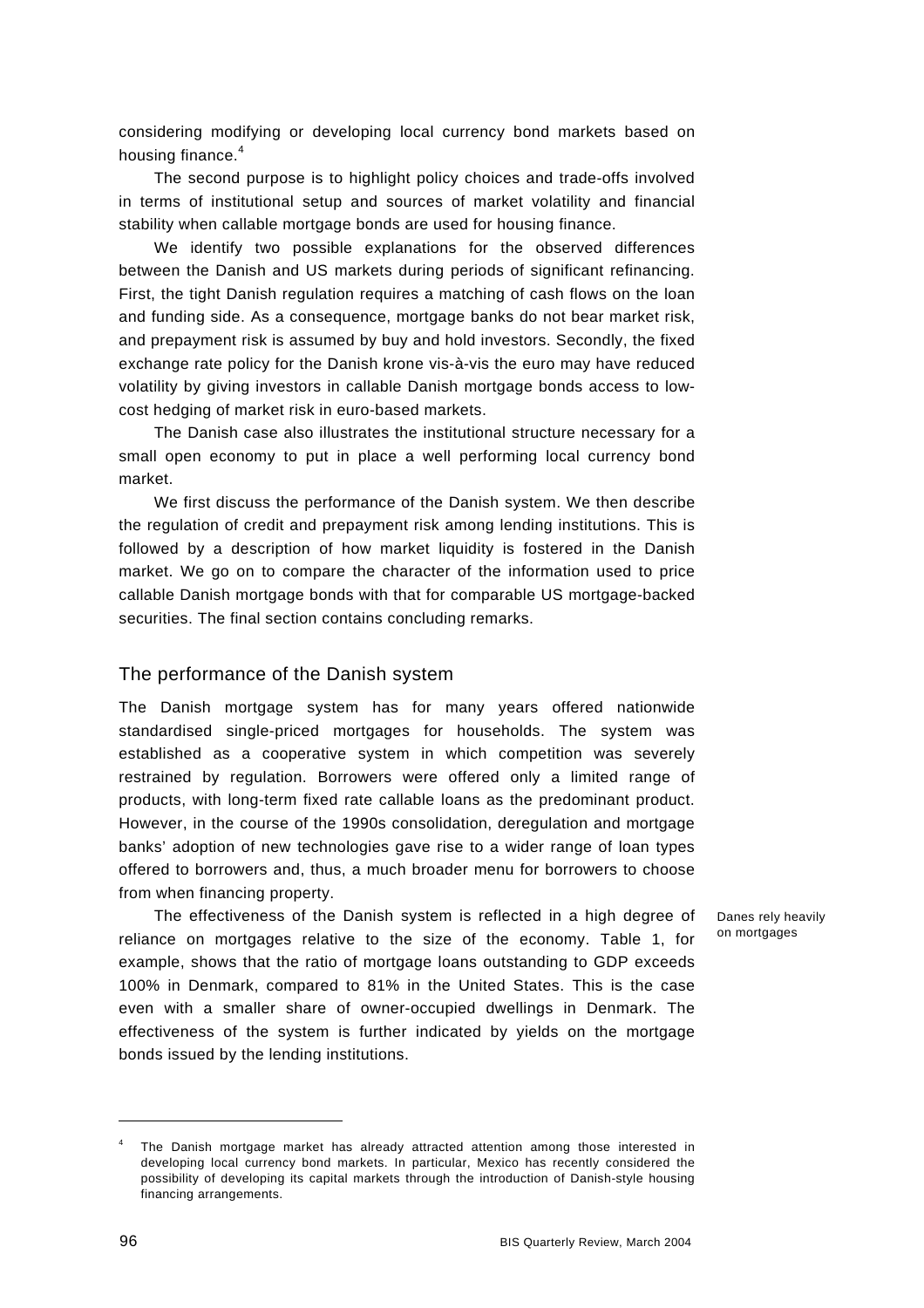considering modifying or developing local currency bond markets based on housing finance.[4]

The second purpose is to highlight policy choices and trade-offs involved in terms of institutional setup and sources of market volatility and financial stability when callable mortgage bonds are used for housing finance.

We identify two possible explanations for the observed differences between the Danish and US markets during periods of significant refinancing. First, the tight Danish regulation requires a matching of cash flows on the loan and funding side. As a consequence, mortgage banks do not bear market risk, and prepayment risk is assumed by buy and hold investors. Secondly, the fixed exchange rate policy for the Danish krone vis-à-vis the euro may have reduced volatility by giving investors in callable Danish mortgage bonds access to low-cost hedging of market risk in euro-based markets.

The Danish case also illustrates the institutional structure necessary for a small open economy to put in place a well performing local currency bond market.

We first discuss the performance of the Danish system. We then describe the regulation of credit and prepayment risk among lending institutions. This is followed by a description of how market liquidity is fostered in the Danish market. We go on to compare the character of the information used to price callable Danish mortgage bonds with that for comparable US mortgage-backed securities. The final section contains concluding remarks.

## The performance of the Danish system

The Danish mortgage system has for many years offered nationwide standardised single-priced mortgages for households. The system was established as a cooperative system in which competition was severely restrained by regulation. Borrowers were offered only a limited range of products, with long-term fixed rate callable loans as the predominant product. However, in the course of the 1990s consolidation, deregulation and mortgage banks' adoption of new technologies gave rise to a wider range of loan types offered to borrowers and, thus, a much broader menu for borrowers to choose from when financing property.

*Danes rely heavily on mortgages*

The effectiveness of the Danish system is reflected in a high degree of reliance on mortgages relative to the size of the economy. Table 1, for example, shows that the ratio of mortgage loans outstanding to GDP exceeds 100% in Denmark, compared to 81% in the United States. This is the case even with a smaller share of owner-occupied dwellings in Denmark. The effectiveness of the system is further indicated by yields on the mortgage bonds issued by the lending institutions.

---

[4] The Danish mortgage market has already attracted attention among those interested in developing local currency bond markets. In particular, Mexico has recently considered the possibility of developing its capital markets through the introduction of Danish-style housing financing arrangements.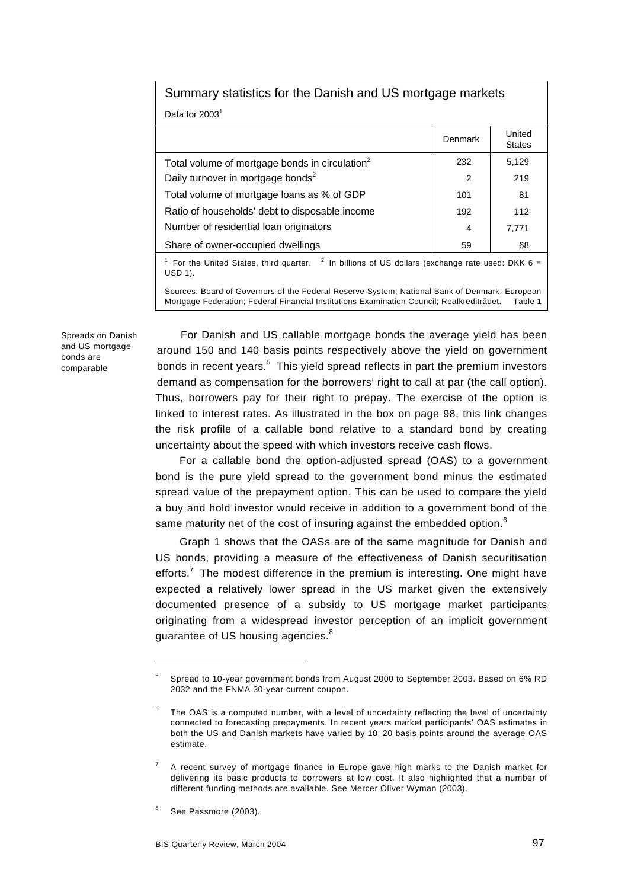### Summary statistics for the Danish and US mortgage markets

Data for 2003[1]

| | Denmark | United States |
|---|---|---|
| Total volume of mortgage bonds in circulation[2] | 232 | 5,129 |
| Daily turnover in mortgage bonds[2] | 2 | 219 |
| Total volume of mortgage loans as % of GDP | 101 | 81 |
| Ratio of households' debt to disposable income | 192 | 112 |
| Number of residential loan originators | 4 | 7,771 |
| Share of owner-occupied dwellings | 59 | 68 |

[1] For the United States, third quarter. [2] In billions of US dollars (exchange rate used: DKK 6 = USD 1).

Sources: Board of Governors of the Federal Reserve System; National Bank of Denmark; European Mortgage Federation; Federal Financial Institutions Examination Council; Realkreditrådet. Table 1

*Spreads on Danish and US mortgage bonds are comparable*

For Danish and US callable mortgage bonds the average yield has been around 150 and 140 basis points respectively above the yield on government bonds in recent years.[5] This yield spread reflects in part the premium investors demand as compensation for the borrowers' right to call at par (the call option). Thus, borrowers pay for their right to prepay. The exercise of the option is linked to interest rates. As illustrated in the box on page 98, this link changes the risk profile of a callable bond relative to a standard bond by creating uncertainty about the speed with which investors receive cash flows.

For a callable bond the option-adjusted spread (OAS) to a government bond is the pure yield spread to the government bond minus the estimated spread value of the prepayment option. This can be used to compare the yield a buy and hold investor would receive in addition to a government bond of the same maturity net of the cost of insuring against the embedded option.[6]

Graph 1 shows that the OASs are of the same magnitude for Danish and US bonds, providing a measure of the effectiveness of Danish securitisation efforts.[7] The modest difference in the premium is interesting. One might have expected a relatively lower spread in the US market given the extensively documented presence of a subsidy to US mortgage market participants originating from a widespread investor perception of an implicit government guarantee of US housing agencies.[8]

---

[5] Spread to 10-year government bonds from August 2000 to September 2003. Based on 6% RD 2032 and the FNMA 30-year current coupon.

[6] The OAS is a computed number, with a level of uncertainty reflecting the level of uncertainty connected to forecasting prepayments. In recent years market participants' OAS estimates in both the US and Danish markets have varied by 10–20 basis points around the average OAS estimate.

[7] A recent survey of mortgage finance in Europe gave high marks to the Danish market for delivering its basic products to borrowers at low cost. It also highlighted that a number of different funding methods are available. See Mercer Oliver Wyman (2003).

[8] See Passmore (2003).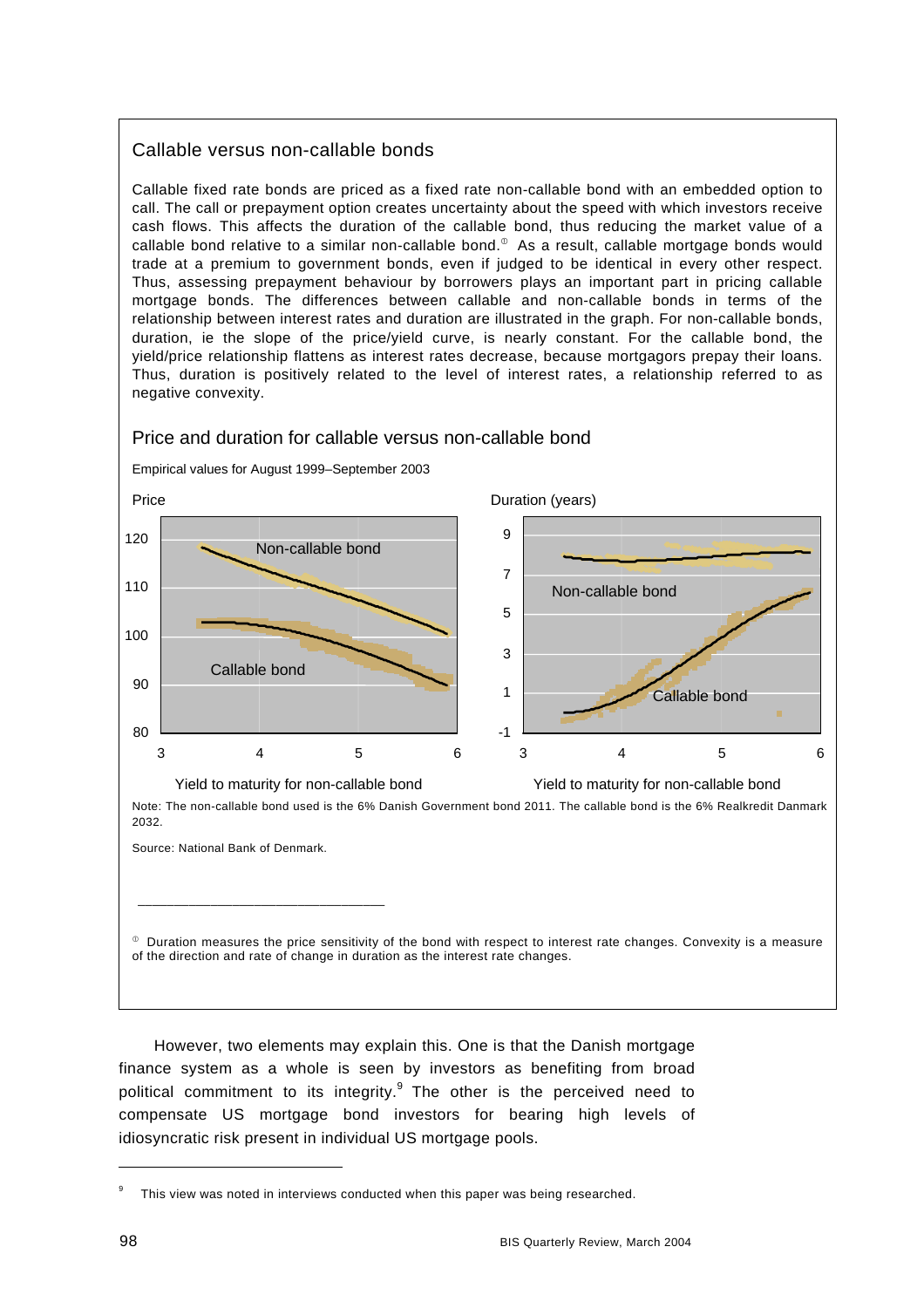## Callable versus non-callable bonds

Callable fixed rate bonds are priced as a fixed rate non-callable bond with an embedded option to call. The call or prepayment option creates uncertainty about the speed with which investors receive cash flows. This affects the duration of the callable bond, thus reducing the market value of a callable bond relative to a similar non-callable bond.[①] As a result, callable mortgage bonds would trade at a premium to government bonds, even if judged to be identical in every other respect. Thus, assessing prepayment behaviour by borrowers plays an important part in pricing callable mortgage bonds. The differences between callable and non-callable bonds in terms of the relationship between interest rates and duration are illustrated in the graph. For non-callable bonds, duration, ie the slope of the price/yield curve, is nearly constant. For the callable bond, the yield/price relationship flattens as interest rates decrease, because mortgagors prepay their loans. Thus, duration is positively related to the level of interest rates, a relationship referred to as negative convexity.

### Price and duration for callable versus non-callable bond

Empirical values for August 1999–September 2003

Note: The non-callable bond used is the 6% Danish Government bond 2011. The callable bond is the 6% Realkredit Danmark 2032.

Source: National Bank of Denmark.

[①] Duration measures the price sensitivity of the bond with respect to interest rate changes. Convexity is a measure of the direction and rate of change in duration as the interest rate changes.

However, two elements may explain this. One is that the Danish mortgage finance system as a whole is seen by investors as benefiting from broad political commitment to its integrity.[9] The other is the perceived need to compensate US mortgage bond investors for bearing high levels of idiosyncratic risk present in individual US mortgage pools.

[9] This view was noted in interviews conducted when this paper was being researched.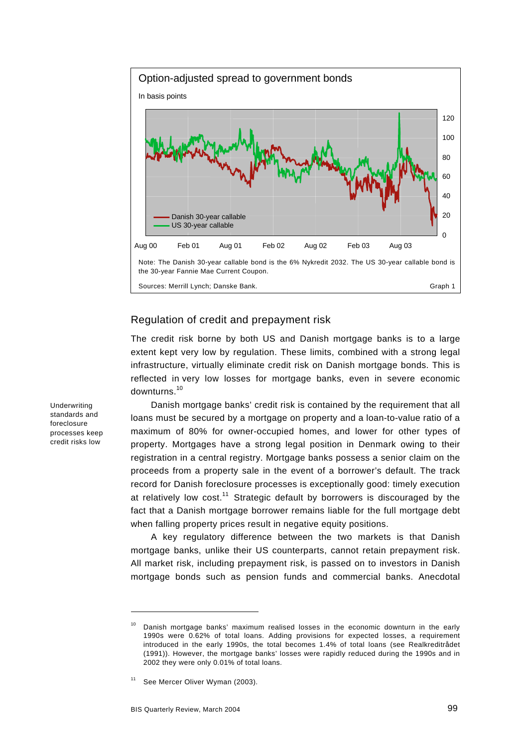**Option-adjusted spread to government bonds**

In basis points

Note: The Danish 30-year callable bond is the 6% Nykredit 2032. The US 30-year callable bond is the 30-year Fannie Mae Current Coupon.

Sources: Merrill Lynch; Danske Bank. Graph 1

## Regulation of credit and prepayment risk

The credit risk borne by both US and Danish mortgage banks is to a large extent kept very low by regulation. These limits, combined with a strong legal infrastructure, virtually eliminate credit risk on Danish mortgage bonds. This is reflected in very low losses for mortgage banks, even in severe economic downturns.[10]

*Underwriting standards and foreclosure processes keep credit risks low*

Danish mortgage banks' credit risk is contained by the requirement that all loans must be secured by a mortgage on property and a loan-to-value ratio of a maximum of 80% for owner-occupied homes, and lower for other types of property. Mortgages have a strong legal position in Denmark owing to their registration in a central registry. Mortgage banks possess a senior claim on the proceeds from a property sale in the event of a borrower's default. The track record for Danish foreclosure processes is exceptionally good: timely execution at relatively low cost.[11] Strategic default by borrowers is discouraged by the fact that a Danish mortgage borrower remains liable for the full mortgage debt when falling property prices result in negative equity positions.

A key regulatory difference between the two markets is that Danish mortgage banks, unlike their US counterparts, cannot retain prepayment risk. All market risk, including prepayment risk, is passed on to investors in Danish mortgage bonds such as pension funds and commercial banks. Anecdotal

---

[10] Danish mortgage banks' maximum realised losses in the economic downturn in the early 1990s were 0.62% of total loans. Adding provisions for expected losses, a requirement introduced in the early 1990s, the total becomes 1.4% of total loans (see Realkreditrådet (1991)). However, the mortgage banks' losses were rapidly reduced during the 1990s and in 2002 they were only 0.01% of total loans.

[11] See Mercer Oliver Wyman (2003).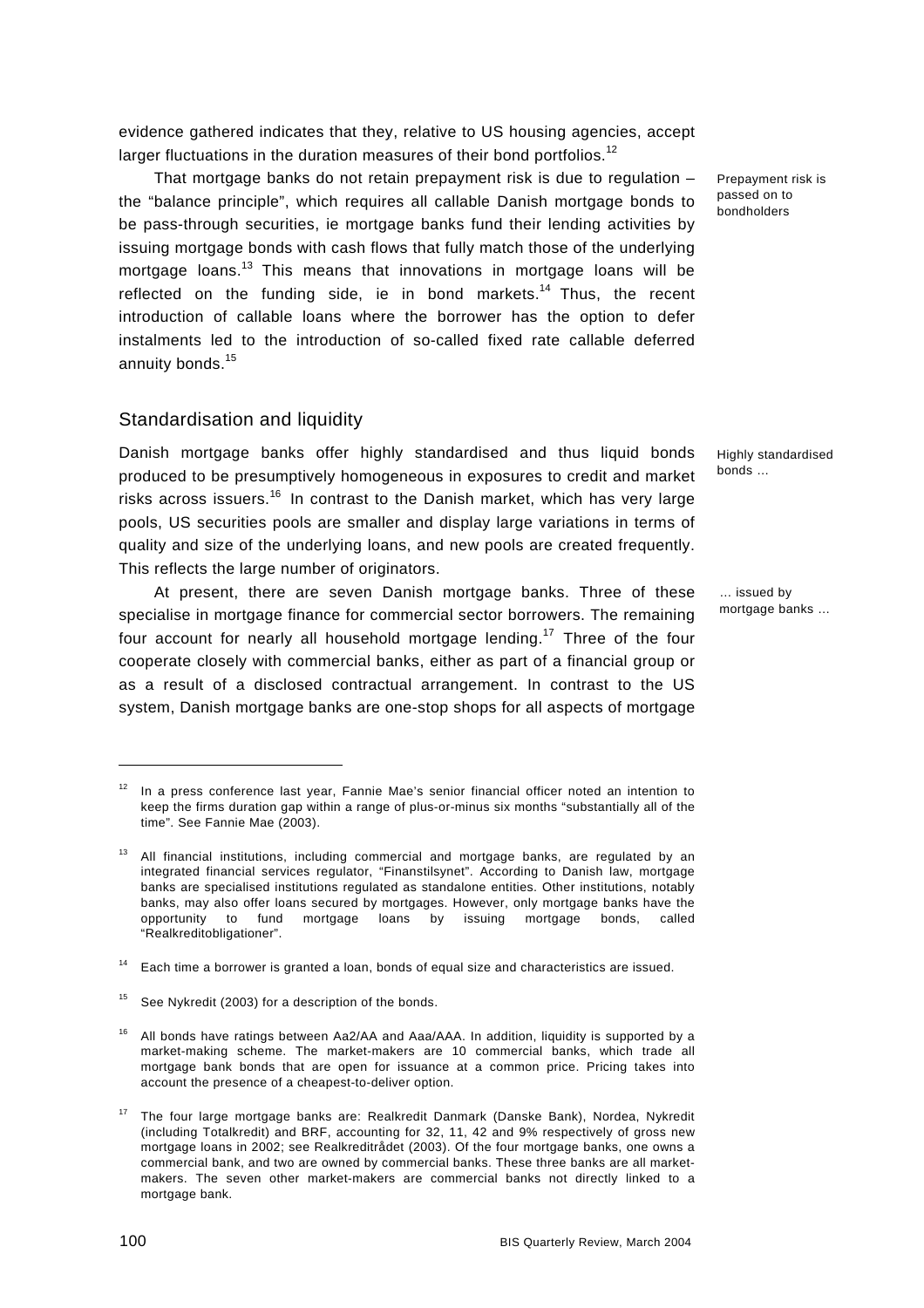evidence gathered indicates that they, relative to US housing agencies, accept larger fluctuations in the duration measures of their bond portfolios.[12]

*Prepayment risk is passed on to bondholders*

That mortgage banks do not retain prepayment risk is due to regulation – the "balance principle", which requires all callable Danish mortgage bonds to be pass-through securities, ie mortgage banks fund their lending activities by issuing mortgage bonds with cash flows that fully match those of the underlying mortgage loans.[13] This means that innovations in mortgage loans will be reflected on the funding side, ie in bond markets.[14] Thus, the recent introduction of callable loans where the borrower has the option to defer instalments led to the introduction of so-called fixed rate callable deferred annuity bonds.[15]

## Standardisation and liquidity

*Highly standardised bonds …*

Danish mortgage banks offer highly standardised and thus liquid bonds produced to be presumptively homogeneous in exposures to credit and market risks across issuers.[16] In contrast to the Danish market, which has very large pools, US securities pools are smaller and display large variations in terms of quality and size of the underlying loans, and new pools are created frequently. This reflects the large number of originators.

*… issued by mortgage banks …*

At present, there are seven Danish mortgage banks. Three of these specialise in mortgage finance for commercial sector borrowers. The remaining four account for nearly all household mortgage lending.[17] Three of the four cooperate closely with commercial banks, either as part of a financial group or as a result of a disclosed contractual arrangement. In contrast to the US system, Danish mortgage banks are one-stop shops for all aspects of mortgage

---

[12] In a press conference last year, Fannie Mae's senior financial officer noted an intention to keep the firms duration gap within a range of plus-or-minus six months "substantially all of the time". See Fannie Mae (2003).

[13] All financial institutions, including commercial and mortgage banks, are regulated by an integrated financial services regulator, "Finanstilsynet". According to Danish law, mortgage banks are specialised institutions regulated as standalone entities. Other institutions, notably banks, may also offer loans secured by mortgages. However, only mortgage banks have the opportunity to fund mortgage loans by issuing mortgage bonds, called "Realkreditobligationer".

[14] Each time a borrower is granted a loan, bonds of equal size and characteristics are issued.

[15] See Nykredit (2003) for a description of the bonds.

[16] All bonds have ratings between Aa2/AA and Aaa/AAA. In addition, liquidity is supported by a market-making scheme. The market-makers are 10 commercial banks, which trade all mortgage bank bonds that are open for issuance at a common price. Pricing takes into account the presence of a cheapest-to-deliver option.

[17] The four large mortgage banks are: Realkredit Danmark (Danske Bank), Nordea, Nykredit (including Totalkredit) and BRF, accounting for 32, 11, 42 and 9% respectively of gross new mortgage loans in 2002; see Realkreditrådet (2003). Of the four mortgage banks, one owns a commercial bank, and two are owned by commercial banks. These three banks are all market-makers. The seven other market-makers are commercial banks not directly linked to a mortgage bank.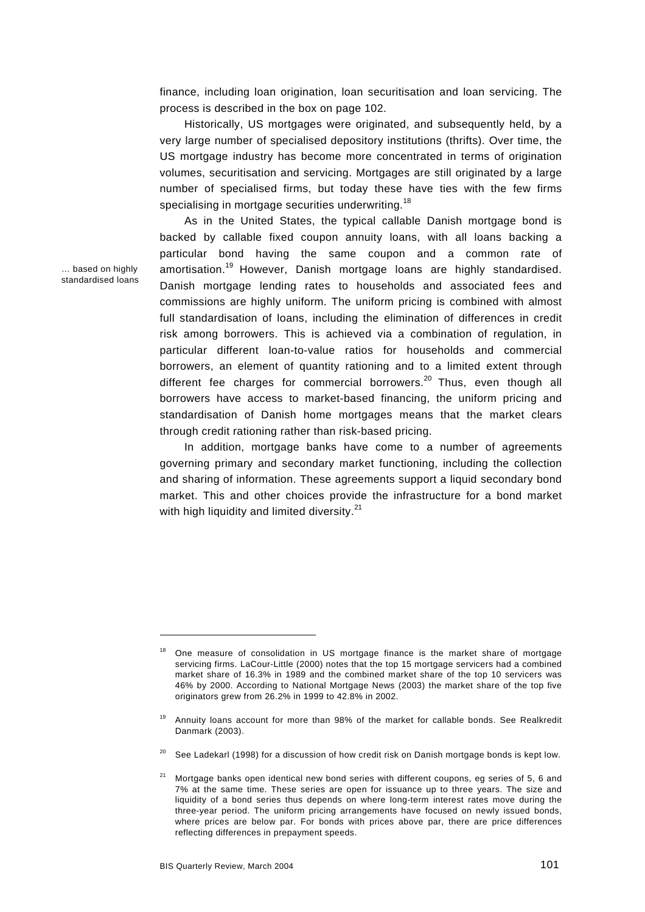finance, including loan origination, loan securitisation and loan servicing. The process is described in the box on page 102.

Historically, US mortgages were originated, and subsequently held, by a very large number of specialised depository institutions (thrifts). Over time, the US mortgage industry has become more concentrated in terms of origination volumes, securitisation and servicing. Mortgages are still originated by a large number of specialised firms, but today these have ties with the few firms specialising in mortgage securities underwriting.[18]

*... based on highly standardised loans*

As in the United States, the typical callable Danish mortgage bond is backed by callable fixed coupon annuity loans, with all loans backing a particular bond having the same coupon and a common rate of amortisation.[19] However, Danish mortgage loans are highly standardised. Danish mortgage lending rates to households and associated fees and commissions are highly uniform. The uniform pricing is combined with almost full standardisation of loans, including the elimination of differences in credit risk among borrowers. This is achieved via a combination of regulation, in particular different loan-to-value ratios for households and commercial borrowers, an element of quantity rationing and to a limited extent through different fee charges for commercial borrowers.[20] Thus, even though all borrowers have access to market-based financing, the uniform pricing and standardisation of Danish home mortgages means that the market clears through credit rationing rather than risk-based pricing.

In addition, mortgage banks have come to a number of agreements governing primary and secondary market functioning, including the collection and sharing of information. These agreements support a liquid secondary bond market. This and other choices provide the infrastructure for a bond market with high liquidity and limited diversity.[21]

---

[18] One measure of consolidation in US mortgage finance is the market share of mortgage servicing firms. LaCour-Little (2000) notes that the top 15 mortgage servicers had a combined market share of 16.3% in 1989 and the combined market share of the top 10 servicers was 46% by 2000. According to National Mortgage News (2003) the market share of the top five originators grew from 26.2% in 1999 to 42.8% in 2002.

[19] Annuity loans account for more than 98% of the market for callable bonds. See Realkredit Danmark (2003).

[20] See Ladekarl (1998) for a discussion of how credit risk on Danish mortgage bonds is kept low.

[21] Mortgage banks open identical new bond series with different coupons, eg series of 5, 6 and 7% at the same time. These series are open for issuance up to three years. The size and liquidity of a bond series thus depends on where long-term interest rates move during the three-year period. The uniform pricing arrangements have focused on newly issued bonds, where prices are below par. For bonds with prices above par, there are price differences reflecting differences in prepayment speeds.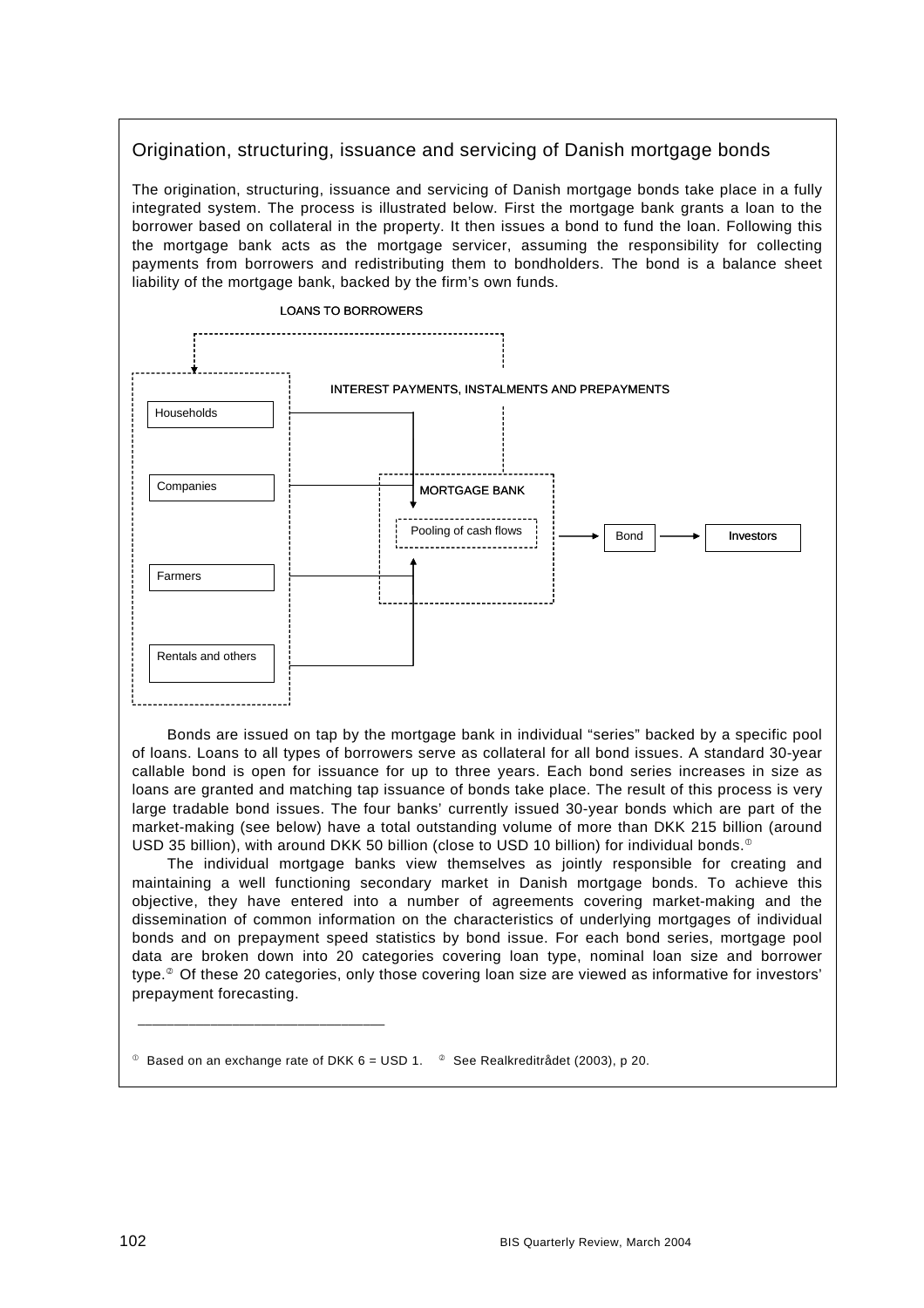## Origination, structuring, issuance and servicing of Danish mortgage bonds

The origination, structuring, issuance and servicing of Danish mortgage bonds take place in a fully integrated system. The process is illustrated below. First the mortgage bank grants a loan to the borrower based on collateral in the property. It then issues a bond to fund the loan. Following this the mortgage bank acts as the mortgage servicer, assuming the responsibility for collecting payments from borrowers and redistributing them to bondholders. The bond is a balance sheet liability of the mortgage bank, backed by the firm's own funds.

LOANS TO BORROWERS

INTEREST PAYMENTS, INSTALMENTS AND PREPAYMENTS

Households

Companies

Farmers

Rentals and others

MORTGAGE BANK

Pooling of cash flows

Bond

Investors

Bonds are issued on tap by the mortgage bank in individual "series" backed by a specific pool of loans. Loans to all types of borrowers serve as collateral for all bond issues. A standard 30-year callable bond is open for issuance for up to three years. Each bond series increases in size as loans are granted and matching tap issuance of bonds take place. The result of this process is very large tradable bond issues. The four banks' currently issued 30-year bonds which are part of the market-making (see below) have a total outstanding volume of more than DKK 215 billion (around USD 35 billion), with around DKK 50 billion (close to USD 10 billion) for individual bonds.[1]

The individual mortgage banks view themselves as jointly responsible for creating and maintaining a well functioning secondary market in Danish mortgage bonds. To achieve this objective, they have entered into a number of agreements covering market-making and the dissemination of common information on the characteristics of underlying mortgages of individual bonds and on prepayment speed statistics by bond issue. For each bond series, mortgage pool data are broken down into 20 categories covering loan type, nominal loan size and borrower type.[2] Of these 20 categories, only those covering loan size are viewed as informative for investors' prepayment forecasting.

---

[1] Based on an exchange rate of DKK 6 = USD 1. [2] See Realkreditrådet (2003), p 20.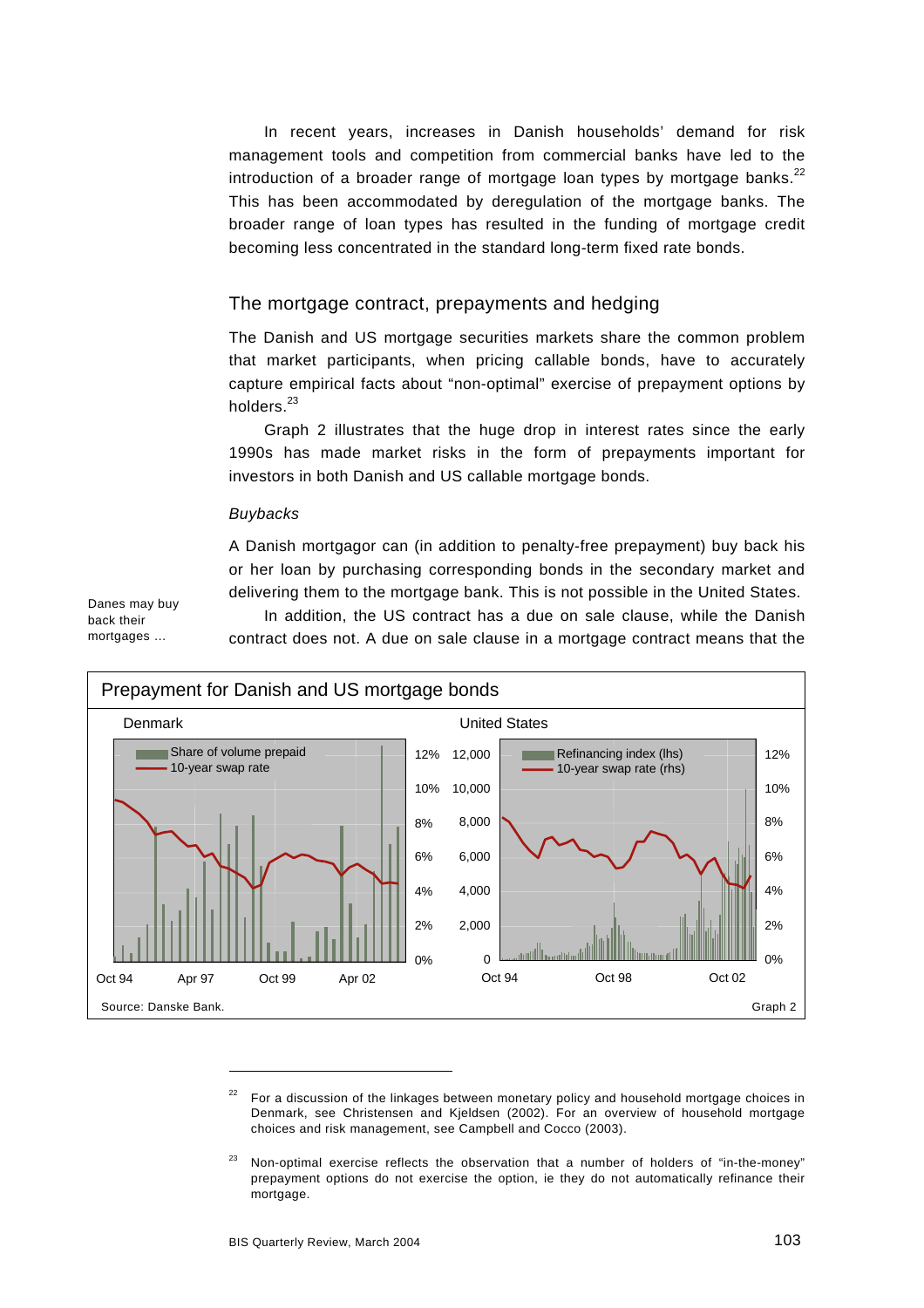In recent years, increases in Danish households' demand for risk management tools and competition from commercial banks have led to the introduction of a broader range of mortgage loan types by mortgage banks.[22] This has been accommodated by deregulation of the mortgage banks. The broader range of loan types has resulted in the funding of mortgage credit becoming less concentrated in the standard long-term fixed rate bonds.

## The mortgage contract, prepayments and hedging

The Danish and US mortgage securities markets share the common problem that market participants, when pricing callable bonds, have to accurately capture empirical facts about "non-optimal" exercise of prepayment options by holders.[23]

Graph 2 illustrates that the huge drop in interest rates since the early 1990s has made market risks in the form of prepayments important for investors in both Danish and US callable mortgage bonds.

*Buybacks*

A Danish mortgagor can (in addition to penalty-free prepayment) buy back his or her loan by purchasing corresponding bonds in the secondary market and delivering them to the mortgage bank. This is not possible in the United States.

Danes may buy back their mortgages ...

In addition, the US contract has a due on sale clause, while the Danish contract does not. A due on sale clause in a mortgage contract means that the

**Prepayment for Danish and US mortgage bonds**

Denmark: Share of volume prepaid; 10-year swap rate

United States: Refinancing index (lhs); 10-year swap rate (rhs)

Source: Danske Bank. Graph 2

---

[22] For a discussion of the linkages between monetary policy and household mortgage choices in Denmark, see Christensen and Kjeldsen (2002). For an overview of household mortgage choices and risk management, see Campbell and Cocco (2003).

[23] Non-optimal exercise reflects the observation that a number of holders of "in-the-money" prepayment options do not exercise the option, ie they do not automatically refinance their mortgage.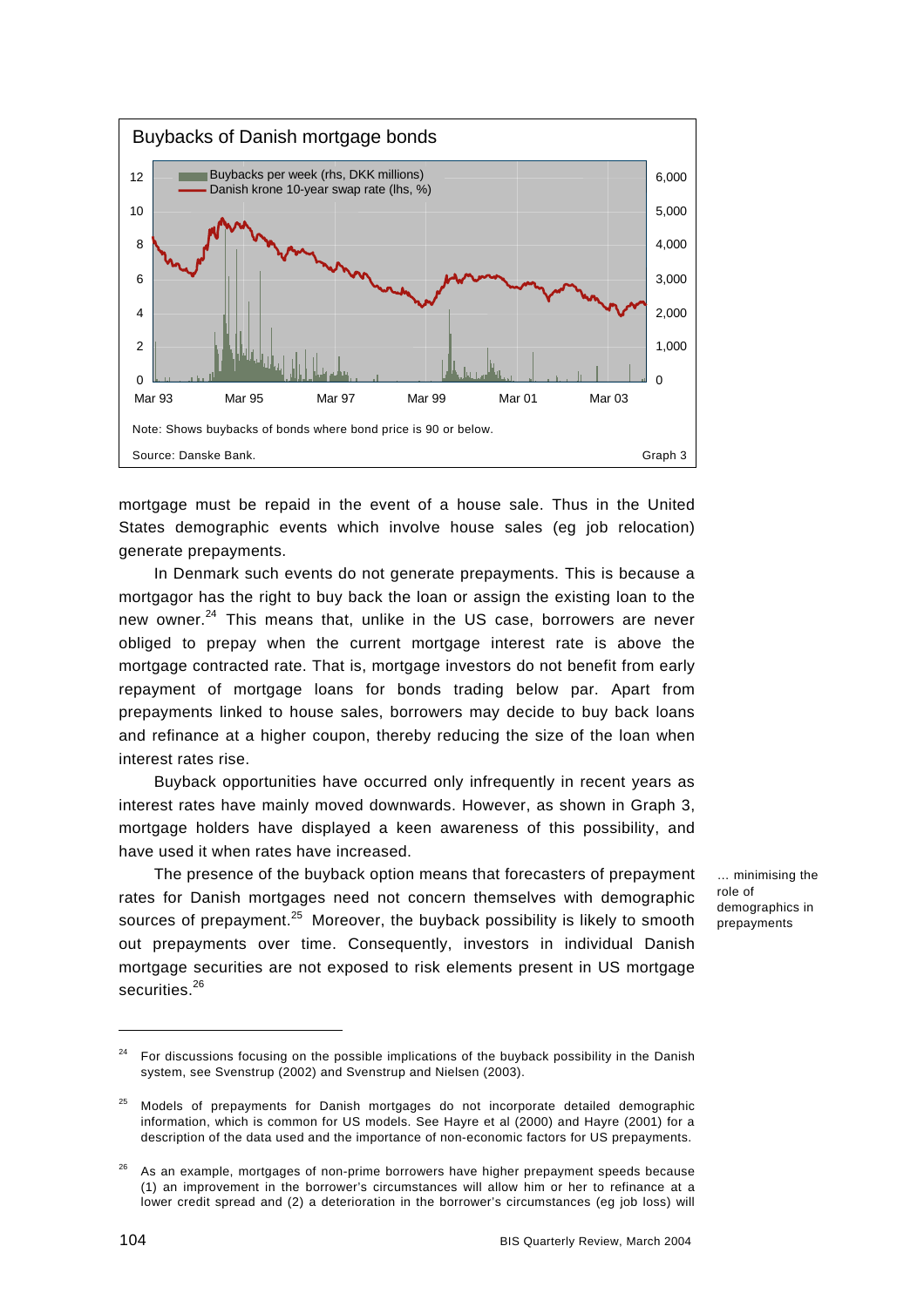**Buybacks of Danish mortgage bonds**

Note: Shows buybacks of bonds where bond price is 90 or below.

Source: Danske Bank. Graph 3

mortgage must be repaid in the event of a house sale. Thus in the United States demographic events which involve house sales (eg job relocation) generate prepayments.

In Denmark such events do not generate prepayments. This is because a mortgagor has the right to buy back the loan or assign the existing loan to the new owner.[24] This means that, unlike in the US case, borrowers are never obliged to prepay when the current mortgage interest rate is above the mortgage contracted rate. That is, mortgage investors do not benefit from early repayment of mortgage loans for bonds trading below par. Apart from prepayments linked to house sales, borrowers may decide to buy back loans and refinance at a higher coupon, thereby reducing the size of the loan when interest rates rise.

Buyback opportunities have occurred only infrequently in recent years as interest rates have mainly moved downwards. However, as shown in Graph 3, mortgage holders have displayed a keen awareness of this possibility, and have used it when rates have increased.

… minimising the role of demographics in prepayments

The presence of the buyback option means that forecasters of prepayment rates for Danish mortgages need not concern themselves with demographic sources of prepayment.[25] Moreover, the buyback possibility is likely to smooth out prepayments over time. Consequently, investors in individual Danish mortgage securities are not exposed to risk elements present in US mortgage securities.[26]

---

[24] For discussions focusing on the possible implications of the buyback possibility in the Danish system, see Svenstrup (2002) and Svenstrup and Nielsen (2003).

[25] Models of prepayments for Danish mortgages do not incorporate detailed demographic information, which is common for US models. See Hayre et al (2000) and Hayre (2001) for a description of the data used and the importance of non-economic factors for US prepayments.

[26] As an example, mortgages of non-prime borrowers have higher prepayment speeds because (1) an improvement in the borrower's circumstances will allow him or her to refinance at a lower credit spread and (2) a deterioration in the borrower's circumstances (eg job loss) will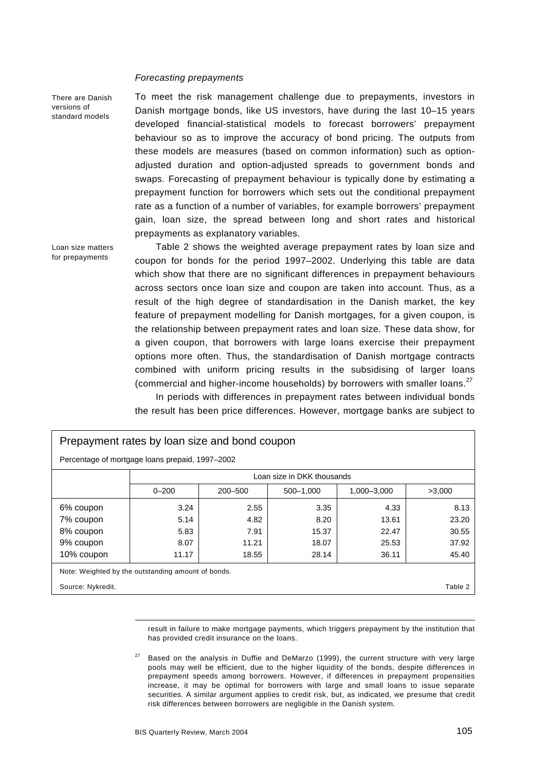*Forecasting prepayments*

There are Danish versions of standard models

To meet the risk management challenge due to prepayments, investors in Danish mortgage bonds, like US investors, have during the last 10–15 years developed financial-statistical models to forecast borrowers' prepayment behaviour so as to improve the accuracy of bond pricing. The outputs from these models are measures (based on common information) such as option-adjusted duration and option-adjusted spreads to government bonds and swaps. Forecasting of prepayment behaviour is typically done by estimating a prepayment function for borrowers which sets out the conditional prepayment rate as a function of a number of variables, for example borrowers' prepayment gain, loan size, the spread between long and short rates and historical prepayments as explanatory variables.

Loan size matters for prepayments

Table 2 shows the weighted average prepayment rates by loan size and coupon for bonds for the period 1997–2002. Underlying this table are data which show that there are no significant differences in prepayment behaviours across sectors once loan size and coupon are taken into account. Thus, as a result of the high degree of standardisation in the Danish market, the key feature of prepayment modelling for Danish mortgages, for a given coupon, is the relationship between prepayment rates and loan size. These data show, for a given coupon, that borrowers with large loans exercise their prepayment options more often. Thus, the standardisation of Danish mortgage contracts combined with uniform pricing results in the subsidising of larger loans (commercial and higher-income households) by borrowers with smaller loans.[27]

In periods with differences in prepayment rates between individual bonds the result has been price differences. However, mortgage banks are subject to

**Prepayment rates by loan size and bond coupon**

Percentage of mortgage loans prepaid, 1997–2002

| | Loan size in DKK thousands | | | | |
|---|---|---|---|---|---|
| | 0–200 | 200–500 | 500–1,000 | 1,000–3,000 | >3,000 |
| 6% coupon | 3.24 | 2.55 | 3.35 | 4.33 | 8.13 |
| 7% coupon | 5.14 | 4.82 | 8.20 | 13.61 | 23.20 |
| 8% coupon | 5.83 | 7.91 | 15.37 | 22.47 | 30.55 |
| 9% coupon | 8.07 | 11.21 | 18.07 | 25.53 | 37.92 |
| 10% coupon | 11.17 | 18.55 | 28.14 | 36.11 | 45.40 |

Note: Weighted by the outstanding amount of bonds.

Source: Nykredit. Table 2

---

result in failure to make mortgage payments, which triggers prepayment by the institution that has provided credit insurance on the loans.

[27] Based on the analysis in Duffie and DeMarzo (1999), the current structure with very large pools may well be efficient, due to the higher liquidity of the bonds, despite differences in prepayment speeds among borrowers. However, if differences in prepayment propensities increase, it may be optimal for borrowers with large and small loans to issue separate securities. A similar argument applies to credit risk, but, as indicated, we presume that credit risk differences between borrowers are negligible in the Danish system.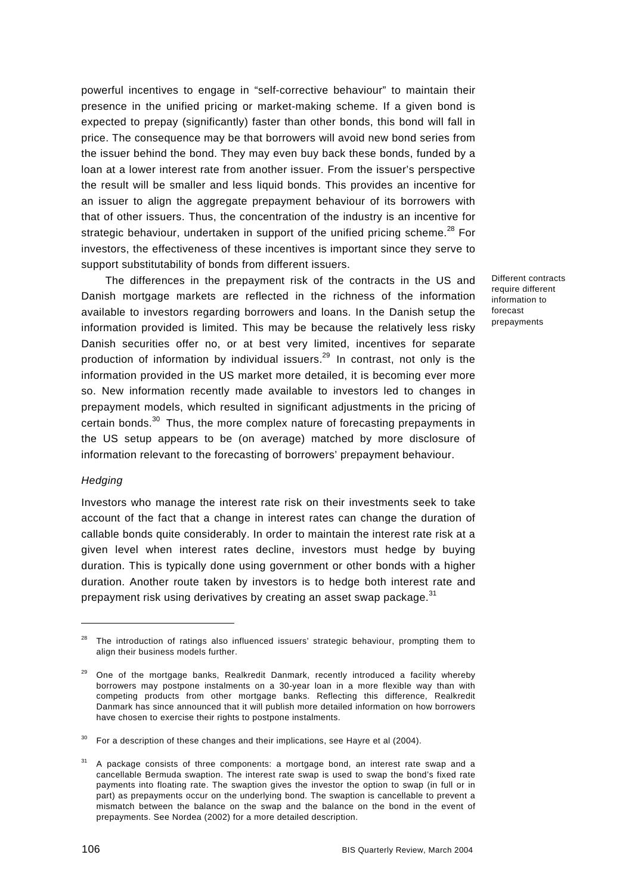powerful incentives to engage in "self-corrective behaviour" to maintain their presence in the unified pricing or market-making scheme. If a given bond is expected to prepay (significantly) faster than other bonds, this bond will fall in price. The consequence may be that borrowers will avoid new bond series from the issuer behind the bond. They may even buy back these bonds, funded by a loan at a lower interest rate from another issuer. From the issuer's perspective the result will be smaller and less liquid bonds. This provides an incentive for an issuer to align the aggregate prepayment behaviour of its borrowers with that of other issuers. Thus, the concentration of the industry is an incentive for strategic behaviour, undertaken in support of the unified pricing scheme.[28] For investors, the effectiveness of these incentives is important since they serve to support substitutability of bonds from different issuers.

Different contracts require different information to forecast prepayments

The differences in the prepayment risk of the contracts in the US and Danish mortgage markets are reflected in the richness of the information available to investors regarding borrowers and loans. In the Danish setup the information provided is limited. This may be because the relatively less risky Danish securities offer no, or at best very limited, incentives for separate production of information by individual issuers.[29] In contrast, not only is the information provided in the US market more detailed, it is becoming ever more so. New information recently made available to investors led to changes in prepayment models, which resulted in significant adjustments in the pricing of certain bonds.[30] Thus, the more complex nature of forecasting prepayments in the US setup appears to be (on average) matched by more disclosure of information relevant to the forecasting of borrowers' prepayment behaviour.

### *Hedging*

Investors who manage the interest rate risk on their investments seek to take account of the fact that a change in interest rates can change the duration of callable bonds quite considerably. In order to maintain the interest rate risk at a given level when interest rates decline, investors must hedge by buying duration. This is typically done using government or other bonds with a higher duration. Another route taken by investors is to hedge both interest rate and prepayment risk using derivatives by creating an asset swap package.[31]

---

[28] The introduction of ratings also influenced issuers' strategic behaviour, prompting them to align their business models further.

[29] One of the mortgage banks, Realkredit Danmark, recently introduced a facility whereby borrowers may postpone instalments on a 30-year loan in a more flexible way than with competing products from other mortgage banks. Reflecting this difference, Realkredit Danmark has since announced that it will publish more detailed information on how borrowers have chosen to exercise their rights to postpone instalments.

[30] For a description of these changes and their implications, see Hayre et al (2004).

[31] A package consists of three components: a mortgage bond, an interest rate swap and a cancellable Bermuda swaption. The interest rate swap is used to swap the bond's fixed rate payments into floating rate. The swaption gives the investor the option to swap (in full or in part) as prepayments occur on the underlying bond. The swaption is cancellable to prevent a mismatch between the balance on the swap and the balance on the bond in the event of prepayments. See Nordea (2002) for a more detailed description.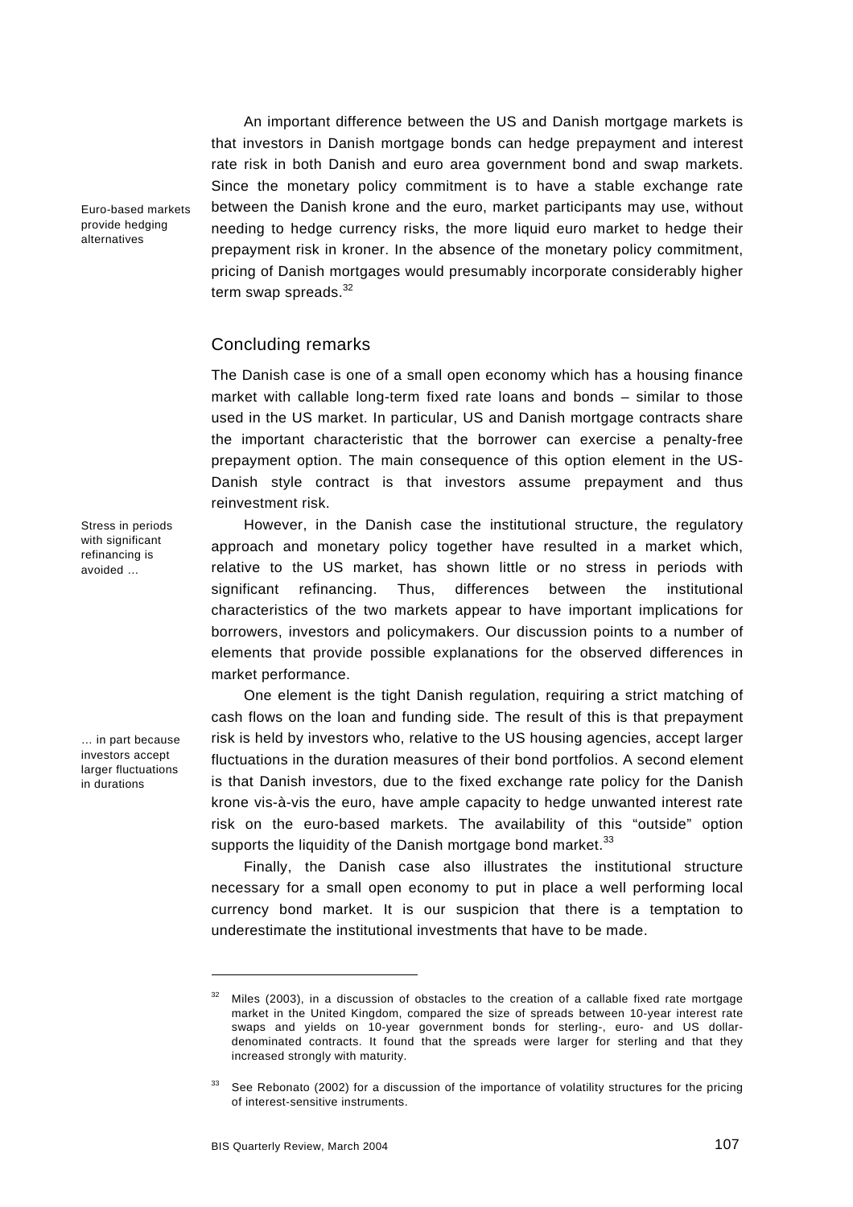An important difference between the US and Danish mortgage markets is that investors in Danish mortgage bonds can hedge prepayment and interest rate risk in both Danish and euro area government bond and swap markets. Since the monetary policy commitment is to have a stable exchange rate between the Danish krone and the euro, market participants may use, without needing to hedge currency risks, the more liquid euro market to hedge their prepayment risk in kroner. In the absence of the monetary policy commitment, pricing of Danish mortgages would presumably incorporate considerably higher term swap spreads.[32]

Euro-based markets provide hedging alternatives

## Concluding remarks

The Danish case is one of a small open economy which has a housing finance market with callable long-term fixed rate loans and bonds – similar to those used in the US market. In particular, US and Danish mortgage contracts share the important characteristic that the borrower can exercise a penalty-free prepayment option. The main consequence of this option element in the US-Danish style contract is that investors assume prepayment and thus reinvestment risk.

Stress in periods with significant refinancing is avoided …

However, in the Danish case the institutional structure, the regulatory approach and monetary policy together have resulted in a market which, relative to the US market, has shown little or no stress in periods with significant refinancing. Thus, differences between the institutional characteristics of the two markets appear to have important implications for borrowers, investors and policymakers. Our discussion points to a number of elements that provide possible explanations for the observed differences in market performance.

… in part because investors accept larger fluctuations in durations

One element is the tight Danish regulation, requiring a strict matching of cash flows on the loan and funding side. The result of this is that prepayment risk is held by investors who, relative to the US housing agencies, accept larger fluctuations in the duration measures of their bond portfolios. A second element is that Danish investors, due to the fixed exchange rate policy for the Danish krone vis-à-vis the euro, have ample capacity to hedge unwanted interest rate risk on the euro-based markets. The availability of this "outside" option supports the liquidity of the Danish mortgage bond market.[33]

Finally, the Danish case also illustrates the institutional structure necessary for a small open economy to put in place a well performing local currency bond market. It is our suspicion that there is a temptation to underestimate the institutional investments that have to be made.

---

[32] Miles (2003), in a discussion of obstacles to the creation of a callable fixed rate mortgage market in the United Kingdom, compared the size of spreads between 10-year interest rate swaps and yields on 10-year government bonds for sterling-, euro- and US dollar-denominated contracts. It found that the spreads were larger for sterling and that they increased strongly with maturity.

[33] See Rebonato (2002) for a discussion of the importance of volatility structures for the pricing of interest-sensitive instruments.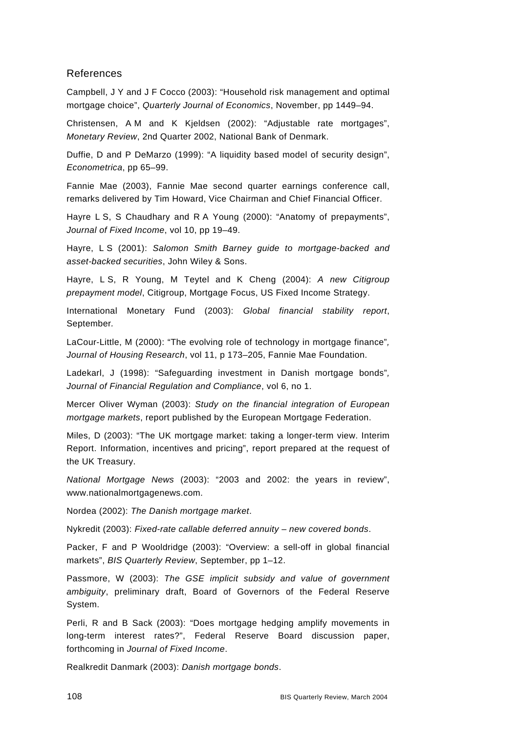## References

Campbell, J Y and J F Cocco (2003): "Household risk management and optimal mortgage choice", *Quarterly Journal of Economics*, November, pp 1449–94.

Christensen, A M and K Kjeldsen (2002): "Adjustable rate mortgages", *Monetary Review*, 2nd Quarter 2002, National Bank of Denmark.

Duffie, D and P DeMarzo (1999): "A liquidity based model of security design", *Econometrica*, pp 65–99.

Fannie Mae (2003), Fannie Mae second quarter earnings conference call, remarks delivered by Tim Howard, Vice Chairman and Chief Financial Officer.

Hayre L S, S Chaudhary and R A Young (2000): "Anatomy of prepayments", *Journal of Fixed Income*, vol 10, pp 19–49.

Hayre, L S (2001): *Salomon Smith Barney guide to mortgage-backed and asset-backed securities*, John Wiley & Sons.

Hayre, L S, R Young, M Teytel and K Cheng (2004): *A new Citigroup prepayment model*, Citigroup, Mortgage Focus, US Fixed Income Strategy.

International Monetary Fund (2003): *Global financial stability report*, September.

LaCour-Little, M (2000): "The evolving role of technology in mortgage finance", *Journal of Housing Research*, vol 11, p 173–205, Fannie Mae Foundation.

Ladekarl, J (1998): "Safeguarding investment in Danish mortgage bonds", *Journal of Financial Regulation and Compliance*, vol 6, no 1.

Mercer Oliver Wyman (2003): *Study on the financial integration of European mortgage markets*, report published by the European Mortgage Federation.

Miles, D (2003): "The UK mortgage market: taking a longer-term view. Interim Report. Information, incentives and pricing", report prepared at the request of the UK Treasury.

*National Mortgage News* (2003): "2003 and 2002: the years in review", www.nationalmortgagenews.com.

Nordea (2002): *The Danish mortgage market*.

Nykredit (2003): *Fixed-rate callable deferred annuity – new covered bonds*.

Packer, F and P Wooldridge (2003): "Overview: a sell-off in global financial markets", *BIS Quarterly Review*, September, pp 1–12.

Passmore, W (2003): *The GSE implicit subsidy and value of government ambiguity*, preliminary draft, Board of Governors of the Federal Reserve System.

Perli, R and B Sack (2003): "Does mortgage hedging amplify movements in long-term interest rates?", Federal Reserve Board discussion paper, forthcoming in *Journal of Fixed Income*.

Realkredit Danmark (2003): *Danish mortgage bonds*.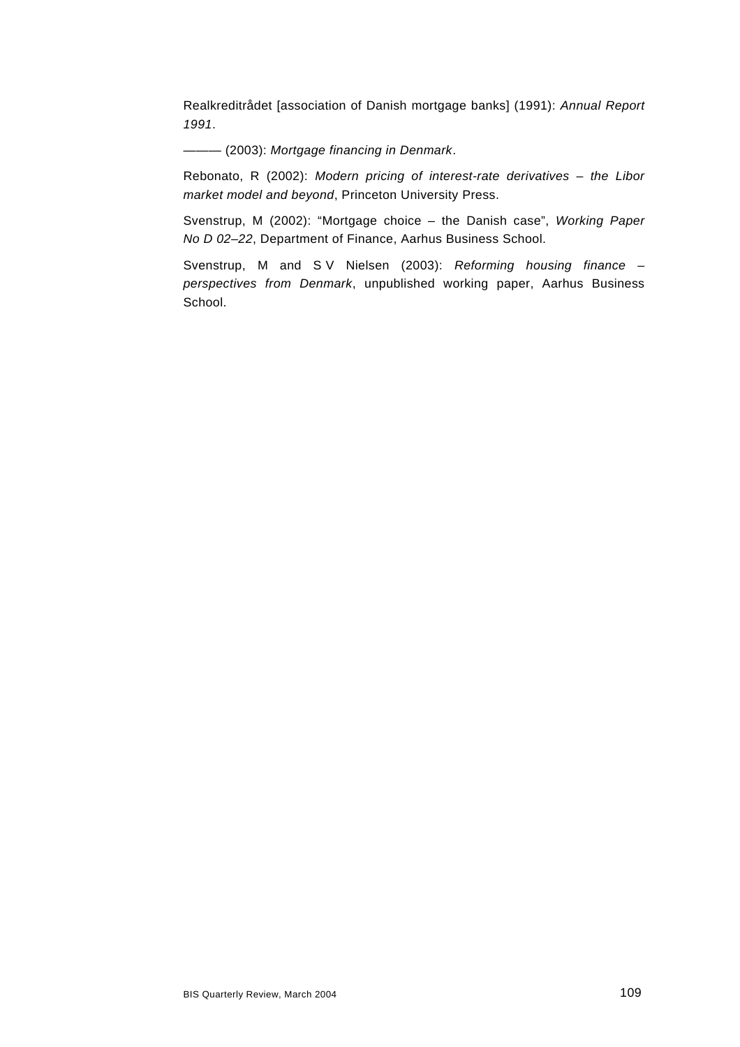Realkreditrådet [association of Danish mortgage banks] (1991): *Annual Report 1991*.

——— (2003): *Mortgage financing in Denmark*.

Rebonato, R (2002): *Modern pricing of interest-rate derivatives – the Libor market model and beyond*, Princeton University Press.

Svenstrup, M (2002): "Mortgage choice – the Danish case", *Working Paper No D 02–22*, Department of Finance, Aarhus Business School.

Svenstrup, M and S V Nielsen (2003): *Reforming housing finance – perspectives from Denmark*, unpublished working paper, Aarhus Business School.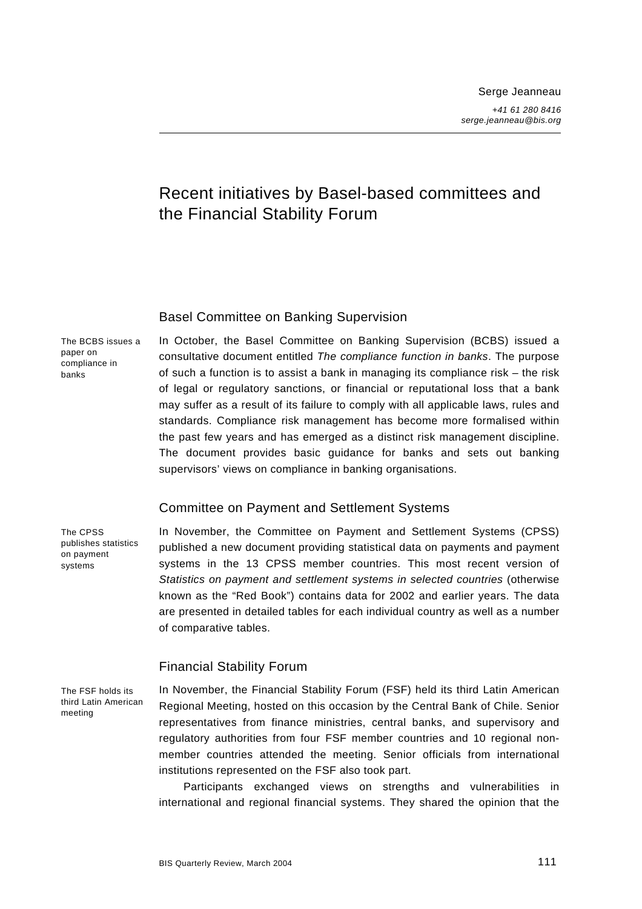Serge Jeanneau

*+41 61 280 8416*
*serge.jeanneau@bis.org*

# Recent initiatives by Basel-based committees and the Financial Stability Forum

## Basel Committee on Banking Supervision

The BCBS issues a paper on compliance in banks

In October, the Basel Committee on Banking Supervision (BCBS) issued a consultative document entitled *The compliance function in banks*. The purpose of such a function is to assist a bank in managing its compliance risk – the risk of legal or regulatory sanctions, or financial or reputational loss that a bank may suffer as a result of its failure to comply with all applicable laws, rules and standards. Compliance risk management has become more formalised within the past few years and has emerged as a distinct risk management discipline. The document provides basic guidance for banks and sets out banking supervisors' views on compliance in banking organisations.

## Committee on Payment and Settlement Systems

The CPSS publishes statistics on payment systems

In November, the Committee on Payment and Settlement Systems (CPSS) published a new document providing statistical data on payments and payment systems in the 13 CPSS member countries. This most recent version of *Statistics on payment and settlement systems in selected countries* (otherwise known as the "Red Book") contains data for 2002 and earlier years. The data are presented in detailed tables for each individual country as well as a number of comparative tables.

## Financial Stability Forum

The FSF holds its third Latin American meeting

In November, the Financial Stability Forum (FSF) held its third Latin American Regional Meeting, hosted on this occasion by the Central Bank of Chile. Senior representatives from finance ministries, central banks, and supervisory and regulatory authorities from four FSF member countries and 10 regional non-member countries attended the meeting. Senior officials from international institutions represented on the FSF also took part.

Participants exchanged views on strengths and vulnerabilities in international and regional financial systems. They shared the opinion that the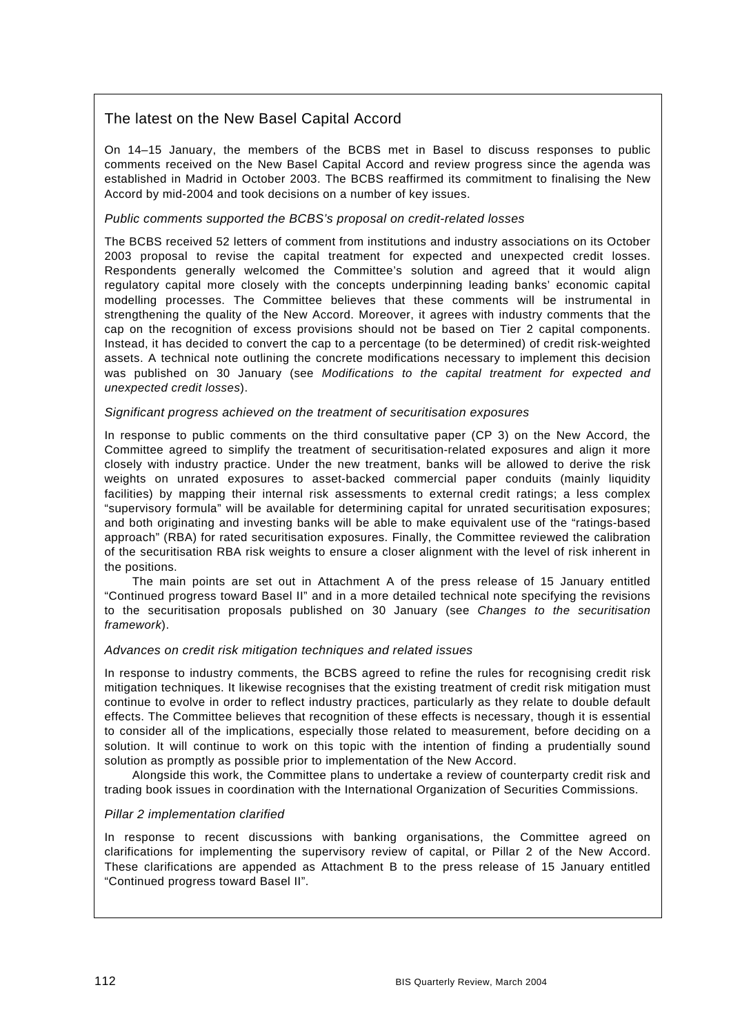## The latest on the New Basel Capital Accord

On 14–15 January, the members of the BCBS met in Basel to discuss responses to public comments received on the New Basel Capital Accord and review progress since the agenda was established in Madrid in October 2003. The BCBS reaffirmed its commitment to finalising the New Accord by mid-2004 and took decisions on a number of key issues.

*Public comments supported the BCBS's proposal on credit-related losses*

The BCBS received 52 letters of comment from institutions and industry associations on its October 2003 proposal to revise the capital treatment for expected and unexpected credit losses. Respondents generally welcomed the Committee's solution and agreed that it would align regulatory capital more closely with the concepts underpinning leading banks' economic capital modelling processes. The Committee believes that these comments will be instrumental in strengthening the quality of the New Accord. Moreover, it agrees with industry comments that the cap on the recognition of excess provisions should not be based on Tier 2 capital components. Instead, it has decided to convert the cap to a percentage (to be determined) of credit risk-weighted assets. A technical note outlining the concrete modifications necessary to implement this decision was published on 30 January (see *Modifications to the capital treatment for expected and unexpected credit losses*).

*Significant progress achieved on the treatment of securitisation exposures*

In response to public comments on the third consultative paper (CP 3) on the New Accord, the Committee agreed to simplify the treatment of securitisation-related exposures and align it more closely with industry practice. Under the new treatment, banks will be allowed to derive the risk weights on unrated exposures to asset-backed commercial paper conduits (mainly liquidity facilities) by mapping their internal risk assessments to external credit ratings; a less complex "supervisory formula" will be available for determining capital for unrated securitisation exposures; and both originating and investing banks will be able to make equivalent use of the "ratings-based approach" (RBA) for rated securitisation exposures. Finally, the Committee reviewed the calibration of the securitisation RBA risk weights to ensure a closer alignment with the level of risk inherent in the positions.

The main points are set out in Attachment A of the press release of 15 January entitled "Continued progress toward Basel II" and in a more detailed technical note specifying the revisions to the securitisation proposals published on 30 January (see *Changes to the securitisation framework*).

*Advances on credit risk mitigation techniques and related issues*

In response to industry comments, the BCBS agreed to refine the rules for recognising credit risk mitigation techniques. It likewise recognises that the existing treatment of credit risk mitigation must continue to evolve in order to reflect industry practices, particularly as they relate to double default effects. The Committee believes that recognition of these effects is necessary, though it is essential to consider all of the implications, especially those related to measurement, before deciding on a solution. It will continue to work on this topic with the intention of finding a prudentially sound solution as promptly as possible prior to implementation of the New Accord.

Alongside this work, the Committee plans to undertake a review of counterparty credit risk and trading book issues in coordination with the International Organization of Securities Commissions.

*Pillar 2 implementation clarified*

In response to recent discussions with banking organisations, the Committee agreed on clarifications for implementing the supervisory review of capital, or Pillar 2 of the New Accord. These clarifications are appended as Attachment B to the press release of 15 January entitled "Continued progress toward Basel II".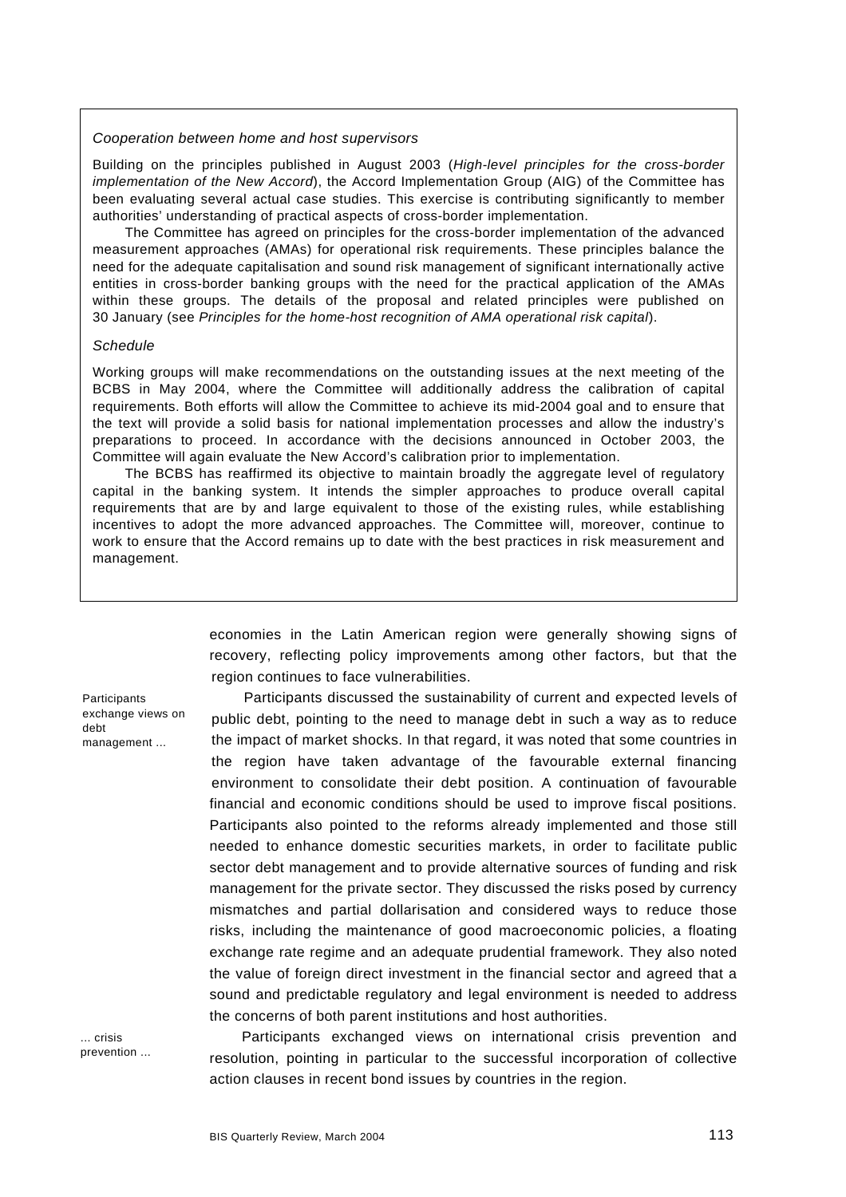*Cooperation between home and host supervisors*

Building on the principles published in August 2003 (*High-level principles for the cross-border implementation of the New Accord*), the Accord Implementation Group (AIG) of the Committee has been evaluating several actual case studies. This exercise is contributing significantly to member authorities' understanding of practical aspects of cross-border implementation.

The Committee has agreed on principles for the cross-border implementation of the advanced measurement approaches (AMAs) for operational risk requirements. These principles balance the need for the adequate capitalisation and sound risk management of significant internationally active entities in cross-border banking groups with the need for the practical application of the AMAs within these groups. The details of the proposal and related principles were published on 30 January (see *Principles for the home-host recognition of AMA operational risk capital*).

*Schedule*

Working groups will make recommendations on the outstanding issues at the next meeting of the BCBS in May 2004, where the Committee will additionally address the calibration of capital requirements. Both efforts will allow the Committee to achieve its mid-2004 goal and to ensure that the text will provide a solid basis for national implementation processes and allow the industry's preparations to proceed. In accordance with the decisions announced in October 2003, the Committee will again evaluate the New Accord's calibration prior to implementation.

The BCBS has reaffirmed its objective to maintain broadly the aggregate level of regulatory capital in the banking system. It intends the simpler approaches to produce overall capital requirements that are by and large equivalent to those of the existing rules, while establishing incentives to adopt the more advanced approaches. The Committee will, moreover, continue to work to ensure that the Accord remains up to date with the best practices in risk measurement and management.

---

economies in the Latin American region were generally showing signs of recovery, reflecting policy improvements among other factors, but that the region continues to face vulnerabilities.

Participants exchange views on debt management ...

Participants discussed the sustainability of current and expected levels of public debt, pointing to the need to manage debt in such a way as to reduce the impact of market shocks. In that regard, it was noted that some countries in the region have taken advantage of the favourable external financing environment to consolidate their debt position. A continuation of favourable financial and economic conditions should be used to improve fiscal positions. Participants also pointed to the reforms already implemented and those still needed to enhance domestic securities markets, in order to facilitate public sector debt management and to provide alternative sources of funding and risk management for the private sector. They discussed the risks posed by currency mismatches and partial dollarisation and considered ways to reduce those risks, including the maintenance of good macroeconomic policies, a floating exchange rate regime and an adequate prudential framework. They also noted the value of foreign direct investment in the financial sector and agreed that a sound and predictable regulatory and legal environment is needed to address the concerns of both parent institutions and host authorities.

... crisis prevention ...

Participants exchanged views on international crisis prevention and resolution, pointing in particular to the successful incorporation of collective action clauses in recent bond issues by countries in the region.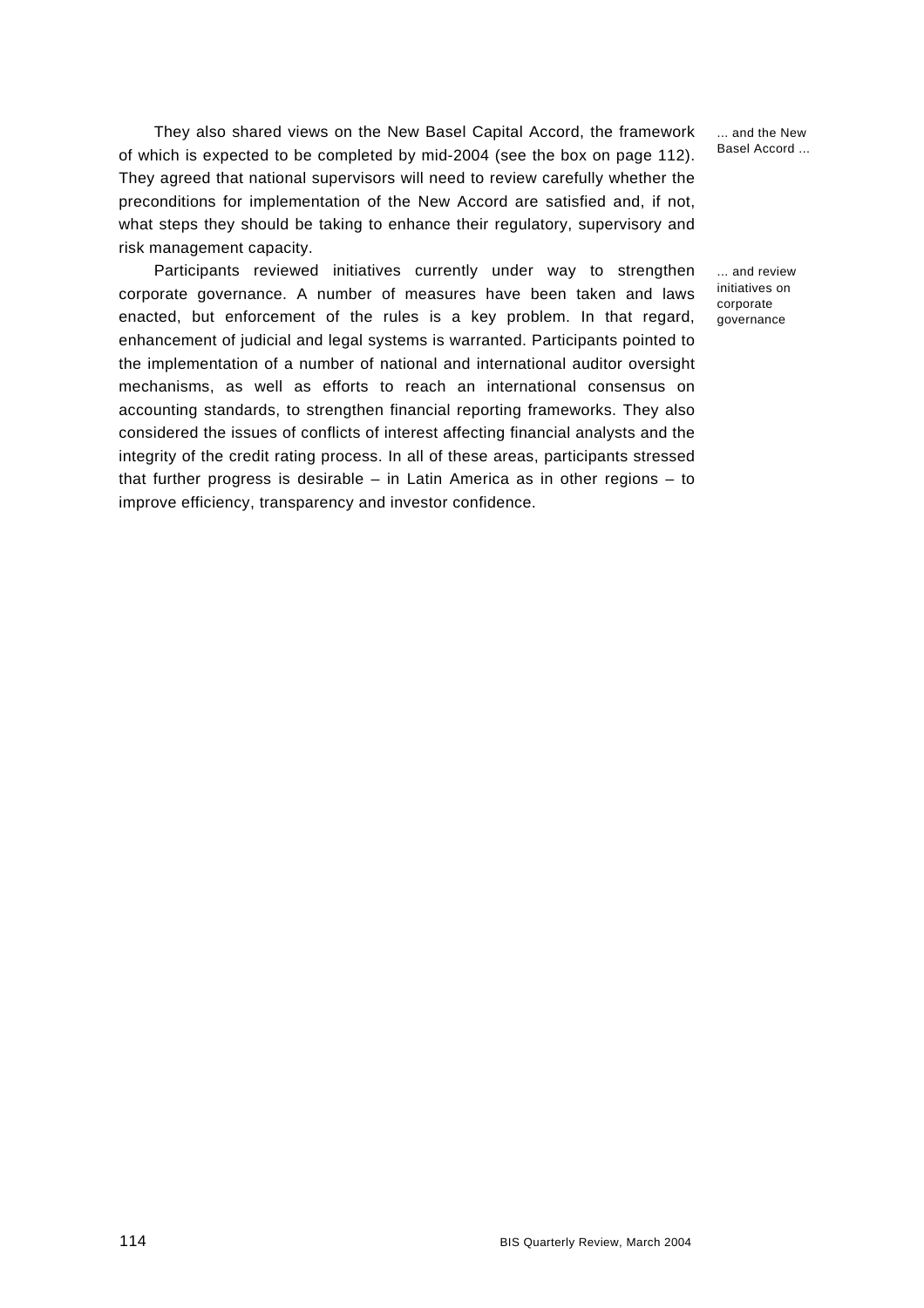They also shared views on the New Basel Capital Accord, the framework of which is expected to be completed by mid-2004 (see the box on page 112). They agreed that national supervisors will need to review carefully whether the preconditions for implementation of the New Accord are satisfied and, if not, what steps they should be taking to enhance their regulatory, supervisory and risk management capacity.

... and the New Basel Accord ...

Participants reviewed initiatives currently under way to strengthen corporate governance. A number of measures have been taken and laws enacted, but enforcement of the rules is a key problem. In that regard, enhancement of judicial and legal systems is warranted. Participants pointed to the implementation of a number of national and international auditor oversight mechanisms, as well as efforts to reach an international consensus on accounting standards, to strengthen financial reporting frameworks. They also considered the issues of conflicts of interest affecting financial analysts and the integrity of the credit rating process. In all of these areas, participants stressed that further progress is desirable – in Latin America as in other regions – to improve efficiency, transparency and investor confidence.

... and review initiatives on corporate governance